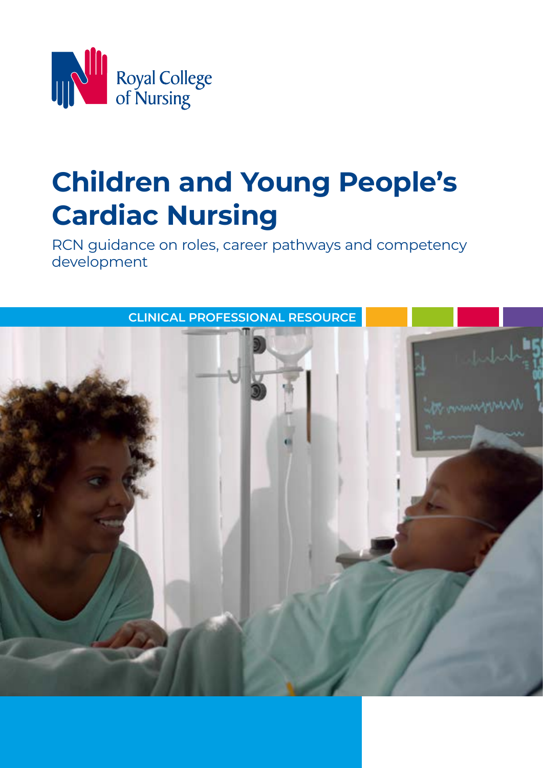Royal College of Nursing

# Children and Young People's Cardiac Nursing

RCN guidance on roles, career pathways and competency development

CLINICAL PROFESSIONAL RESOURCE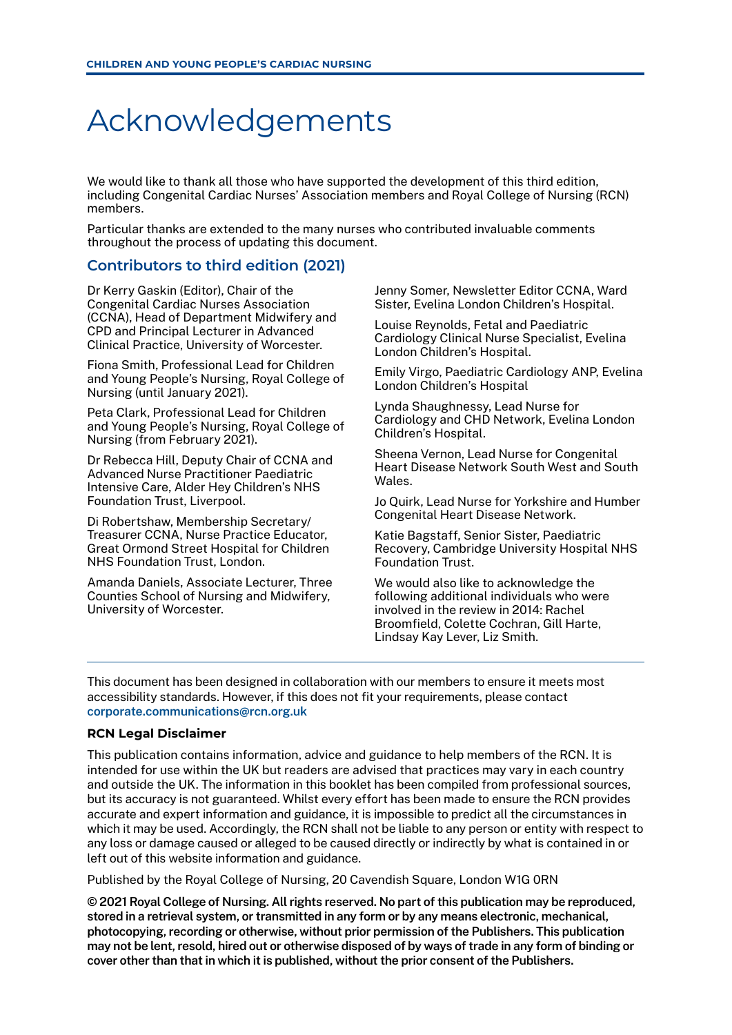# Acknowledgements

We would like to thank all those who have supported the development of this third edition, including Congenital Cardiac Nurses' Association members and Royal College of Nursing (RCN) members.

Particular thanks are extended to the many nurses who contributed invaluable comments throughout the process of updating this document.

## Contributors to third edition (2021)

Dr Kerry Gaskin (Editor), Chair of the Congenital Cardiac Nurses Association (CCNA), Head of Department Midwifery and CPD and Principal Lecturer in Advanced Clinical Practice, University of Worcester.

Fiona Smith, Professional Lead for Children and Young People's Nursing, Royal College of Nursing (until January 2021).

Peta Clark, Professional Lead for Children and Young People's Nursing, Royal College of Nursing (from February 2021).

Dr Rebecca Hill, Deputy Chair of CCNA and Advanced Nurse Practitioner Paediatric Intensive Care, Alder Hey Children's NHS Foundation Trust, Liverpool.

Di Robertshaw, Membership Secretary/ Treasurer CCNA, Nurse Practice Educator, Great Ormond Street Hospital for Children NHS Foundation Trust, London.

Amanda Daniels, Associate Lecturer, Three Counties School of Nursing and Midwifery, University of Worcester.

Jenny Somer, Newsletter Editor CCNA, Ward Sister, Evelina London Children's Hospital.

Louise Reynolds, Fetal and Paediatric Cardiology Clinical Nurse Specialist, Evelina London Children's Hospital.

Emily Virgo, Paediatric Cardiology ANP, Evelina London Children's Hospital

Lynda Shaughnessy, Lead Nurse for Cardiology and CHD Network, Evelina London Children's Hospital.

Sheena Vernon, Lead Nurse for Congenital Heart Disease Network South West and South Wales.

Jo Quirk, Lead Nurse for Yorkshire and Humber Congenital Heart Disease Network.

Katie Bagstaff, Senior Sister, Paediatric Recovery, Cambridge University Hospital NHS Foundation Trust.

We would also like to acknowledge the following additional individuals who were involved in the review in 2014: Rachel Broomfield, Colette Cochran, Gill Harte, Lindsay Kay Lever, Liz Smith.

---

This document has been designed in collaboration with our members to ensure it meets most accessibility standards. However, if this does not fit your requirements, please contact **corporate.communications@rcn.org.uk**

**RCN Legal Disclaimer**

This publication contains information, advice and guidance to help members of the RCN. It is intended for use within the UK but readers are advised that practices may vary in each country and outside the UK. The information in this booklet has been compiled from professional sources, but its accuracy is not guaranteed. Whilst every effort has been made to ensure the RCN provides accurate and expert information and guidance, it is impossible to predict all the circumstances in which it may be used. Accordingly, the RCN shall not be liable to any person or entity with respect to any loss or damage caused or alleged to be caused directly or indirectly by what is contained in or left out of this website information and guidance.

Published by the Royal College of Nursing, 20 Cavendish Square, London W1G 0RN

**© 2021 Royal College of Nursing. All rights reserved. No part of this publication may be reproduced, stored in a retrieval system, or transmitted in any form or by any means electronic, mechanical, photocopying, recording or otherwise, without prior permission of the Publishers. This publication may not be lent, resold, hired out or otherwise disposed of by ways of trade in any form of binding or cover other than that in which it is published, without the prior consent of the Publishers.**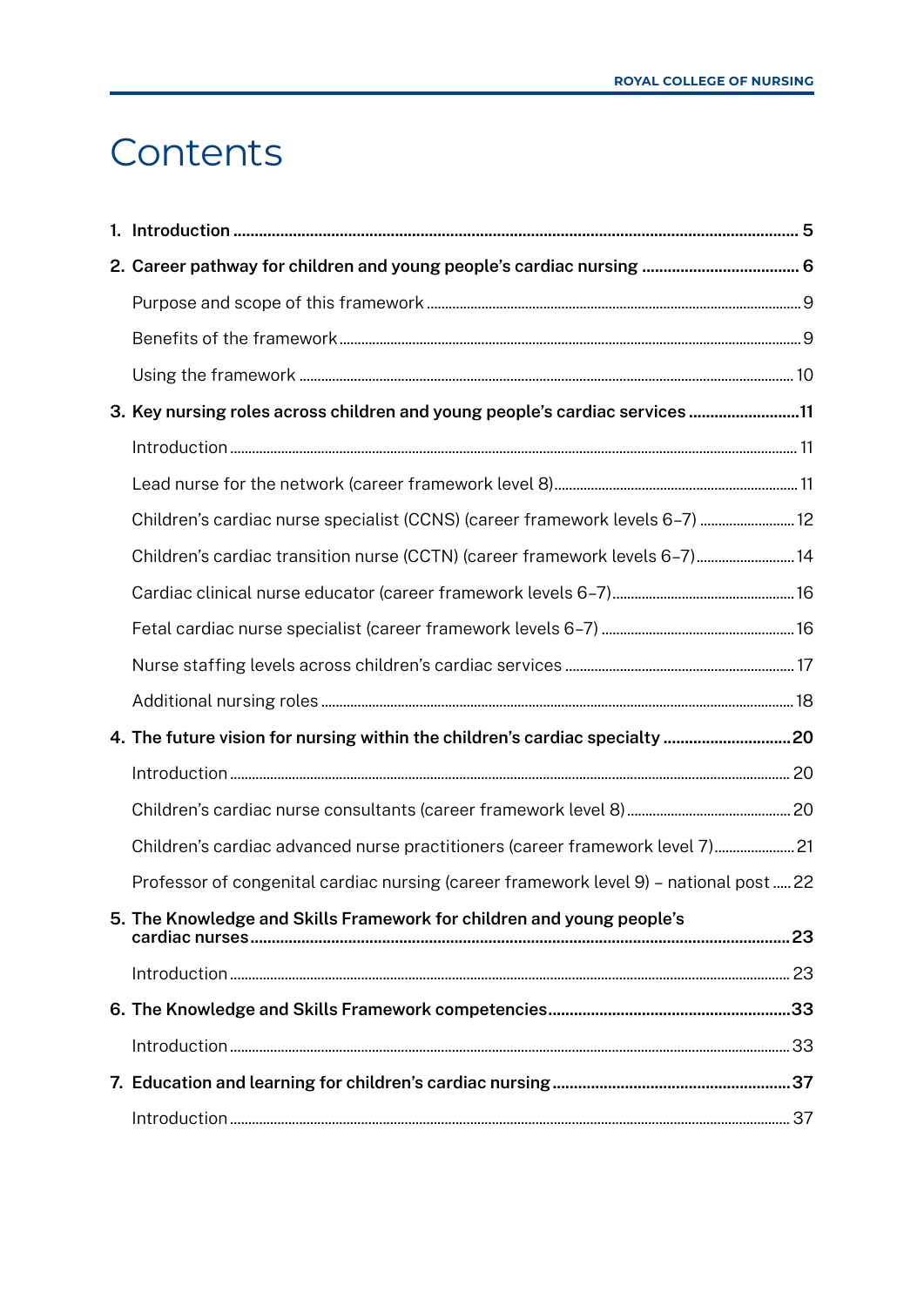# Contents

1. **Introduction** ........ 5
2. **Career pathway for children and young people's cardiac nursing** ........ 6
   - Purpose and scope of this framework ........ 9
   - Benefits of the framework ........ 9
   - Using the framework ........ 10
3. **Key nursing roles across children and young people's cardiac services** ........ 11
   - Introduction ........ 11
   - Lead nurse for the network (career framework level 8) ........ 11
   - Children's cardiac nurse specialist (CCNS) (career framework levels 6–7) ........ 12
   - Children's cardiac transition nurse (CCTN) (career framework levels 6–7) ........ 14
   - Cardiac clinical nurse educator (career framework levels 6–7) ........ 16
   - Fetal cardiac nurse specialist (career framework levels 6–7) ........ 16
   - Nurse staffing levels across children's cardiac services ........ 17
   - Additional nursing roles ........ 18
4. **The future vision for nursing within the children's cardiac specialty** ........ 20
   - Introduction ........ 20
   - Children's cardiac nurse consultants (career framework level 8) ........ 20
   - Children's cardiac advanced nurse practitioners (career framework level 7) ........ 21
   - Professor of congenital cardiac nursing (career framework level 9) – national post ........ 22
5. **The Knowledge and Skills Framework for children and young people's cardiac nurses** ........ 23
   - Introduction ........ 23
6. **The Knowledge and Skills Framework competencies** ........ 33
   - Introduction ........ 33
7. **Education and learning for children's cardiac nursing** ........ 37
   - Introduction ........ 37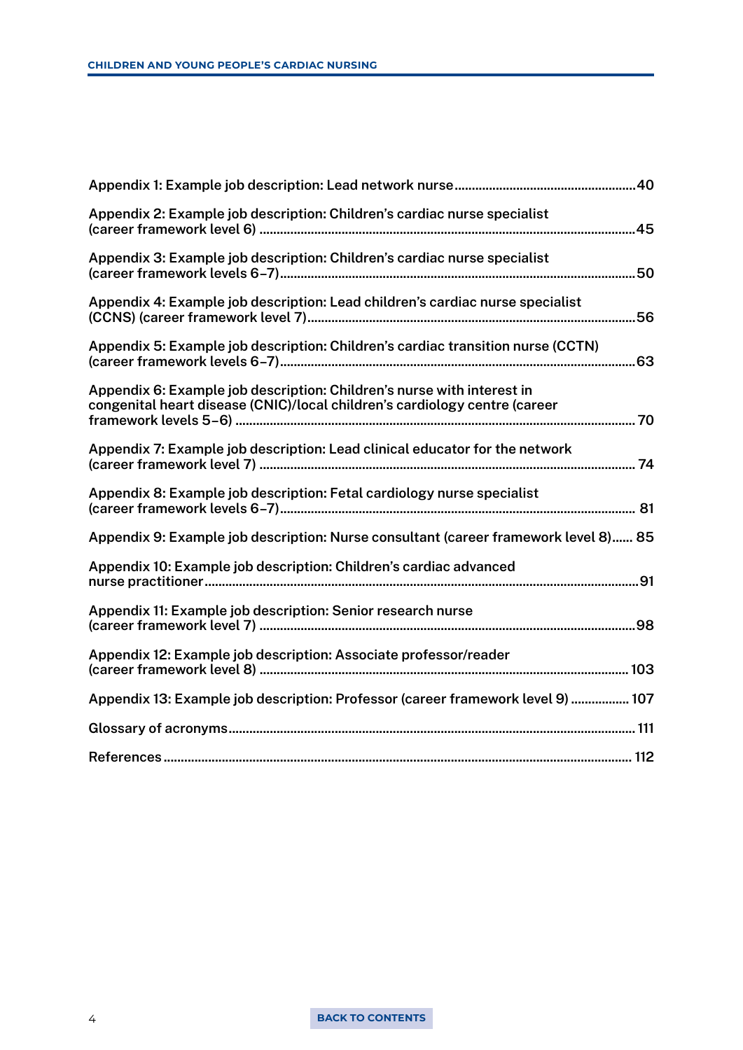Appendix 1: Example job description: Lead network nurse....................................................40

Appendix 2: Example job description: Children's cardiac nurse specialist (career framework level 6) ..........................................................................................................45

Appendix 3: Example job description: Children's cardiac nurse specialist (career framework levels 6–7)....................................................................................................50

Appendix 4: Example job description: Lead children's cardiac nurse specialist (CCNS) (career framework level 7)...............................................................................56

Appendix 5: Example job description: Children's cardiac transition nurse (CCTN) (career framework levels 6–7)....................................................................................................63

Appendix 6: Example job description: Children's nurse with interest in congenital heart disease (CNIC)/local children's cardiology centre (career framework levels 5–6) ............................................................................................................. 70

Appendix 7: Example job description: Lead clinical educator for the network (career framework level 7) ........................................................................................................ 74

Appendix 8: Example job description: Fetal cardiology nurse specialist (career framework levels 6–7)................................................................................................... 81

Appendix 9: Example job description: Nurse consultant (career framework level 8)...... 85

Appendix 10: Example job description: Children's cardiac advanced nurse practitioner..........................................................................................................................91

Appendix 11: Example job description: Senior research nurse (career framework level 7) .........................................................................................................98

Appendix 12: Example job description: Associate professor/reader (career framework level 8) ...................................................................................................... 103

Appendix 13: Example job description: Professor (career framework level 9) ................. 107

Glossary of acronyms............................................................................................................. 111

References .............................................................................................................................. 112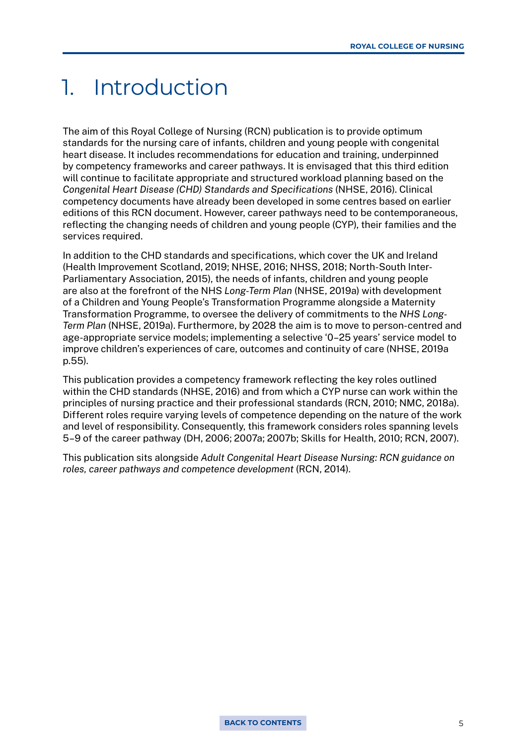# 1. Introduction

The aim of this Royal College of Nursing (RCN) publication is to provide optimum standards for the nursing care of infants, children and young people with congenital heart disease. It includes recommendations for education and training, underpinned by competency frameworks and career pathways. It is envisaged that this third edition will continue to facilitate appropriate and structured workload planning based on the *Congenital Heart Disease (CHD) Standards and Specifications* (NHSE, 2016). Clinical competency documents have already been developed in some centres based on earlier editions of this RCN document. However, career pathways need to be contemporaneous, reflecting the changing needs of children and young people (CYP), their families and the services required.

In addition to the CHD standards and specifications, which cover the UK and Ireland (Health Improvement Scotland, 2019; NHSE, 2016; NHSS, 2018; North-South Inter-Parliamentary Association, 2015), the needs of infants, children and young people are also at the forefront of the NHS *Long-Term Plan* (NHSE, 2019a) with development of a Children and Young People's Transformation Programme alongside a Maternity Transformation Programme, to oversee the delivery of commitments to the *NHS Long-Term Plan* (NHSE, 2019a). Furthermore, by 2028 the aim is to move to person-centred and age-appropriate service models; implementing a selective '0–25 years' service model to improve children's experiences of care, outcomes and continuity of care (NHSE, 2019a p.55).

This publication provides a competency framework reflecting the key roles outlined within the CHD standards (NHSE, 2016) and from which a CYP nurse can work within the principles of nursing practice and their professional standards (RCN, 2010; NMC, 2018a). Different roles require varying levels of competence depending on the nature of the work and level of responsibility. Consequently, this framework considers roles spanning levels 5–9 of the career pathway (DH, 2006; 2007a; 2007b; Skills for Health, 2010; RCN, 2007).

This publication sits alongside *Adult Congenital Heart Disease Nursing: RCN guidance on roles, career pathways and competence development* (RCN, 2014).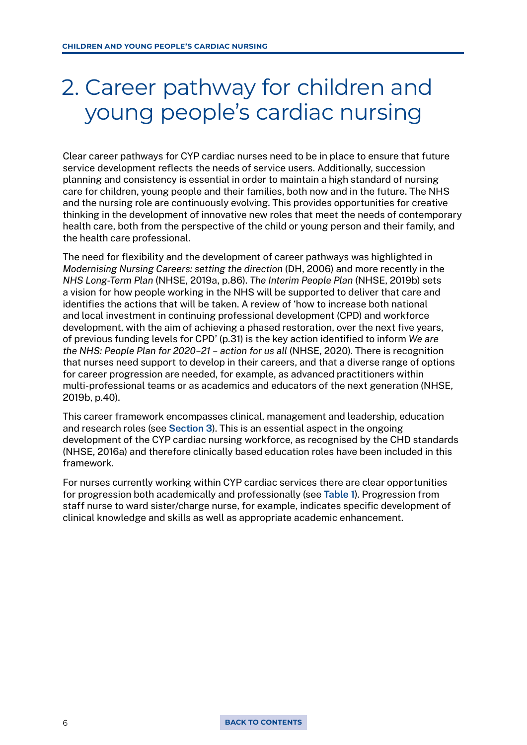# 2. Career pathway for children and young people's cardiac nursing

Clear career pathways for CYP cardiac nurses need to be in place to ensure that future service development reflects the needs of service users. Additionally, succession planning and consistency is essential in order to maintain a high standard of nursing care for children, young people and their families, both now and in the future. The NHS and the nursing role are continuously evolving. This provides opportunities for creative thinking in the development of innovative new roles that meet the needs of contemporary health care, both from the perspective of the child or young person and their family, and the health care professional.

The need for flexibility and the development of career pathways was highlighted in *Modernising Nursing Careers: setting the direction* (DH, 2006) and more recently in the *NHS Long-Term Plan* (NHSE, 2019a, p.86). *The Interim People Plan* (NHSE, 2019b) sets a vision for how people working in the NHS will be supported to deliver that care and identifies the actions that will be taken. A review of 'how to increase both national and local investment in continuing professional development (CPD) and workforce development, with the aim of achieving a phased restoration, over the next five years, of previous funding levels for CPD' (p.31) is the key action identified to inform *We are the NHS: People Plan for 2020–21 – action for us all* (NHSE, 2020). There is recognition that nurses need support to develop in their careers, and that a diverse range of options for career progression are needed, for example, as advanced practitioners within multi-professional teams or as academics and educators of the next generation (NHSE, 2019b, p.40).

This career framework encompasses clinical, management and leadership, education and research roles (see **Section 3**). This is an essential aspect in the ongoing development of the CYP cardiac nursing workforce, as recognised by the CHD standards (NHSE, 2016a) and therefore clinically based education roles have been included in this framework.

For nurses currently working within CYP cardiac services there are clear opportunities for progression both academically and professionally (see **Table 1**). Progression from staff nurse to ward sister/charge nurse, for example, indicates specific development of clinical knowledge and skills as well as appropriate academic enhancement.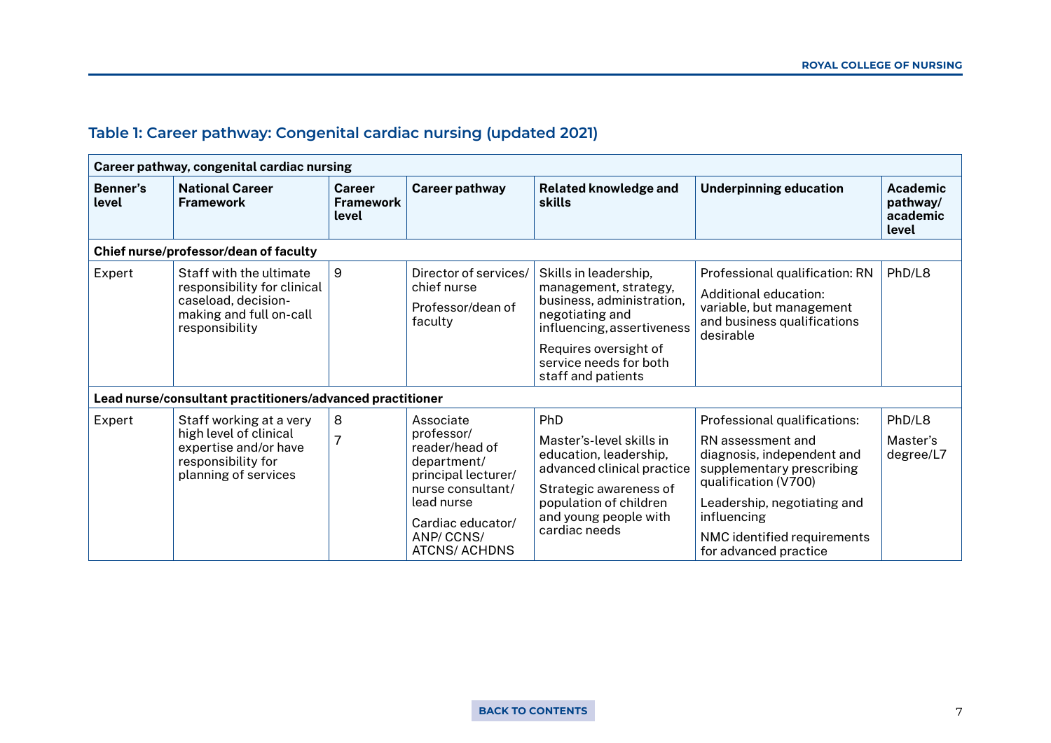### Table 1: Career pathway: Congenital cardiac nursing (updated 2021)

| Career pathway, congenital cardiac nursing | | | | | | |
|---|---|---|---|---|---|---|
| **Benner's level** | **National Career Framework** | **Career Framework level** | **Career pathway** | **Related knowledge and skills** | **Underpinning education** | **Academic pathway/ academic level** |
| **Chief nurse/professor/dean of faculty** | | | | | | |
| Expert | Staff with the ultimate responsibility for clinical caseload, decision-making and full on-call responsibility | 9 | Director of services/ chief nurse<br>Professor/dean of faculty | Skills in leadership, management, strategy, business, administration, negotiating and influencing, assertiveness<br>Requires oversight of service needs for both staff and patients | Professional qualification: RN<br>Additional education: variable, but management and business qualifications desirable | PhD/L8 |
| **Lead nurse/consultant practitioners/advanced practitioner** | | | | | | |
| Expert | Staff working at a very high level of clinical expertise and/or have responsibility for planning of services | 8<br>7 | Associate professor/ reader/head of department/ principal lecturer/ nurse consultant/ lead nurse<br>Cardiac educator/ ANP/ CCNS/ ATCNS/ ACHDNS | PhD<br>Master's-level skills in education, leadership, advanced clinical practice<br>Strategic awareness of population of children and young people with cardiac needs | Professional qualifications:<br>RN assessment and diagnosis, independent and supplementary prescribing qualification (V700)<br>Leadership, negotiating and influencing<br>NMC identified requirements for advanced practice | PhD/L8<br>Master's degree/L7 |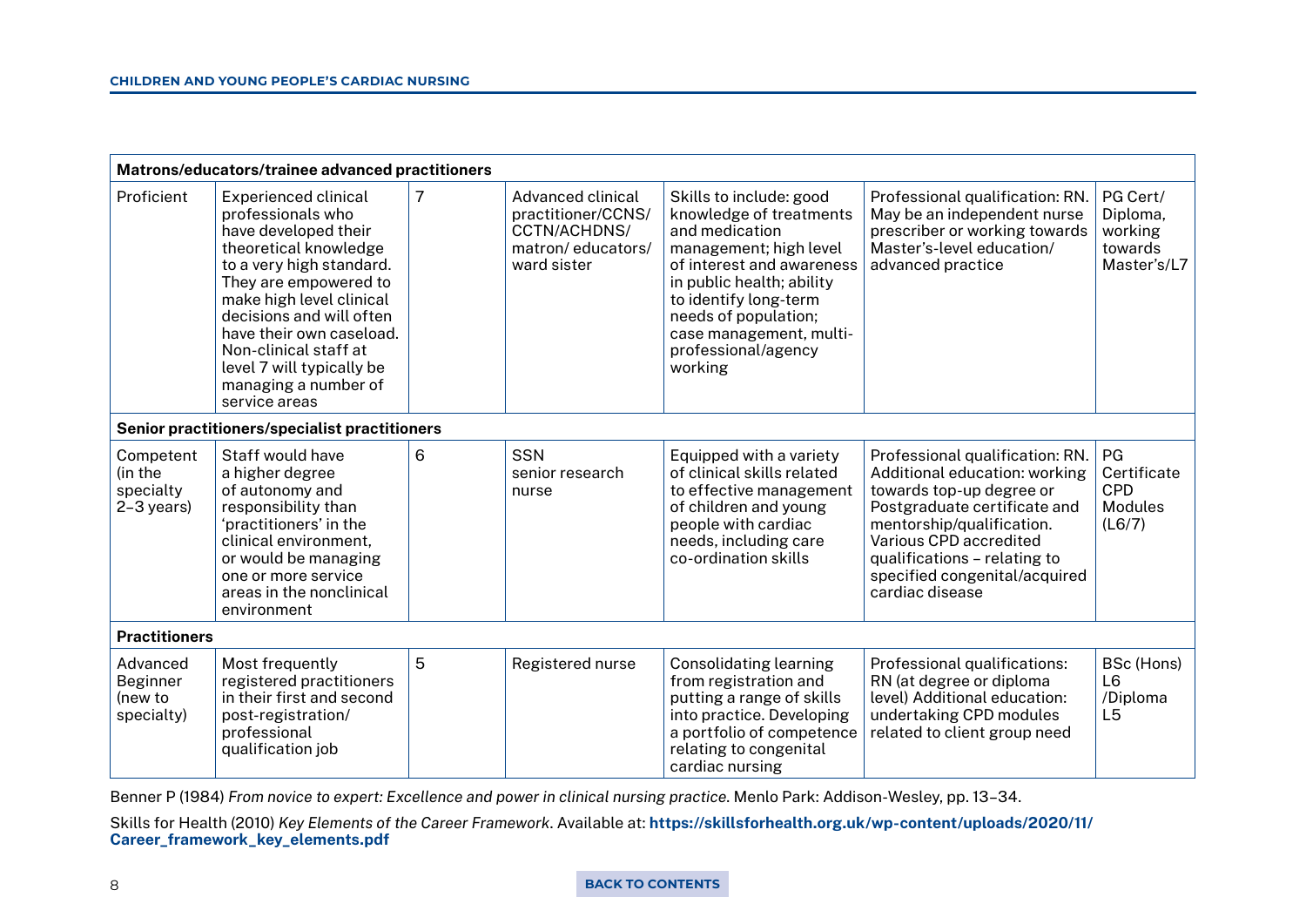| Matrons/educators/trainee advanced practitioners | | | | | | |
|---|---|---|---|---|---|---|
| Proficient | Experienced clinical professionals who have developed their theoretical knowledge to a very high standard. They are empowered to make high level clinical decisions and will often have their own caseload. Non-clinical staff at level 7 will typically be managing a number of service areas | 7 | Advanced clinical practitioner/CCNS/ CCTN/ACHDNS/ matron/ educators/ ward sister | Skills to include: good knowledge of treatments and medication management; high level of interest and awareness in public health; ability to identify long-term needs of population; case management, multi-professional/agency working | Professional qualification: RN. May be an independent nurse prescriber or working towards Master's-level education/ advanced practice | PG Cert/ Diploma, working towards Master's/L7 |
| **Senior practitioners/specialist practitioners** | | | | | | |
| Competent (in the specialty 2–3 years) | Staff would have a higher degree of autonomy and responsibility than 'practitioners' in the clinical environment, or would be managing one or more service areas in the nonclinical environment | 6 | SSN senior research nurse | Equipped with a variety of clinical skills related to effective management of children and young people with cardiac needs, including care co-ordination skills | Professional qualification: RN. Additional education: working towards top-up degree or Postgraduate certificate and mentorship/qualification. Various CPD accredited qualifications – relating to specified congenital/acquired cardiac disease | PG Certificate CPD Modules (L6/7) |
| **Practitioners** | | | | | | |
| Advanced Beginner (new to specialty) | Most frequently registered practitioners in their first and second post-registration/ professional qualification job | 5 | Registered nurse | Consolidating learning from registration and putting a range of skills into practice. Developing a portfolio of competence relating to congenital cardiac nursing | Professional qualifications: RN (at degree or diploma level) Additional education: undertaking CPD modules related to client group need | BSc (Hons) L6 /Diploma L5 |

Benner P (1984) *From novice to expert: Excellence and power in clinical nursing practice*. Menlo Park: Addison-Wesley, pp. 13–34.

Skills for Health (2010) *Key Elements of the Career Framework*. Available at: **https://skillsforhealth.org.uk/wp-content/uploads/2020/11/Career_framework_key_elements.pdf**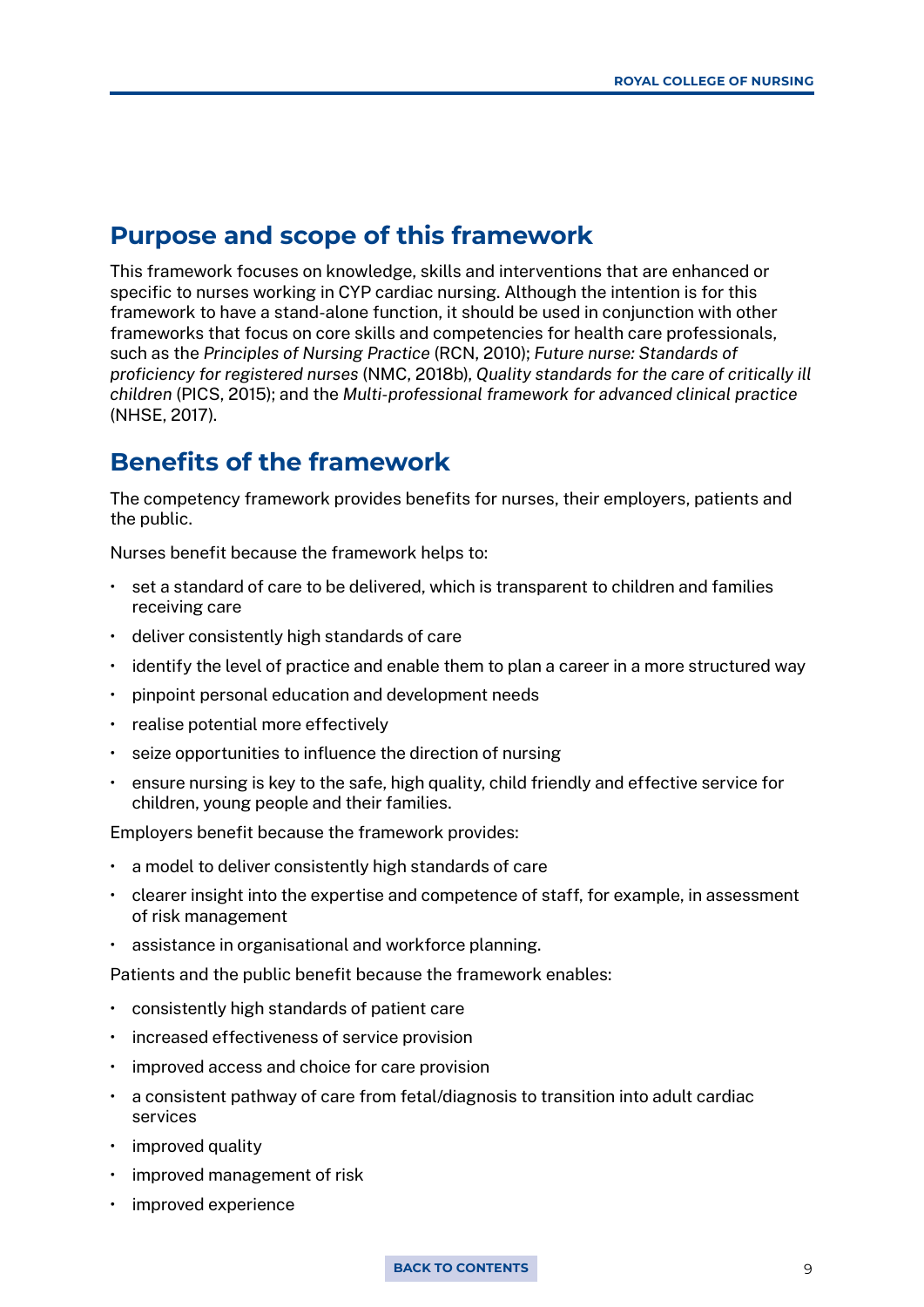## Purpose and scope of this framework

This framework focuses on knowledge, skills and interventions that are enhanced or specific to nurses working in CYP cardiac nursing. Although the intention is for this framework to have a stand-alone function, it should be used in conjunction with other frameworks that focus on core skills and competencies for health care professionals, such as the *Principles of Nursing Practice* (RCN, 2010); *Future nurse: Standards of proficiency for registered nurses* (NMC, 2018b), *Quality standards for the care of critically ill children* (PICS, 2015); and the *Multi-professional framework for advanced clinical practice* (NHSE, 2017).

## Benefits of the framework

The competency framework provides benefits for nurses, their employers, patients and the public.

Nurses benefit because the framework helps to:

- set a standard of care to be delivered, which is transparent to children and families receiving care
- deliver consistently high standards of care
- identify the level of practice and enable them to plan a career in a more structured way
- pinpoint personal education and development needs
- realise potential more effectively
- seize opportunities to influence the direction of nursing
- ensure nursing is key to the safe, high quality, child friendly and effective service for children, young people and their families.

Employers benefit because the framework provides:

- a model to deliver consistently high standards of care
- clearer insight into the expertise and competence of staff, for example, in assessment of risk management
- assistance in organisational and workforce planning.

Patients and the public benefit because the framework enables:

- consistently high standards of patient care
- increased effectiveness of service provision
- improved access and choice for care provision
- a consistent pathway of care from fetal/diagnosis to transition into adult cardiac services
- improved quality
- improved management of risk
- improved experience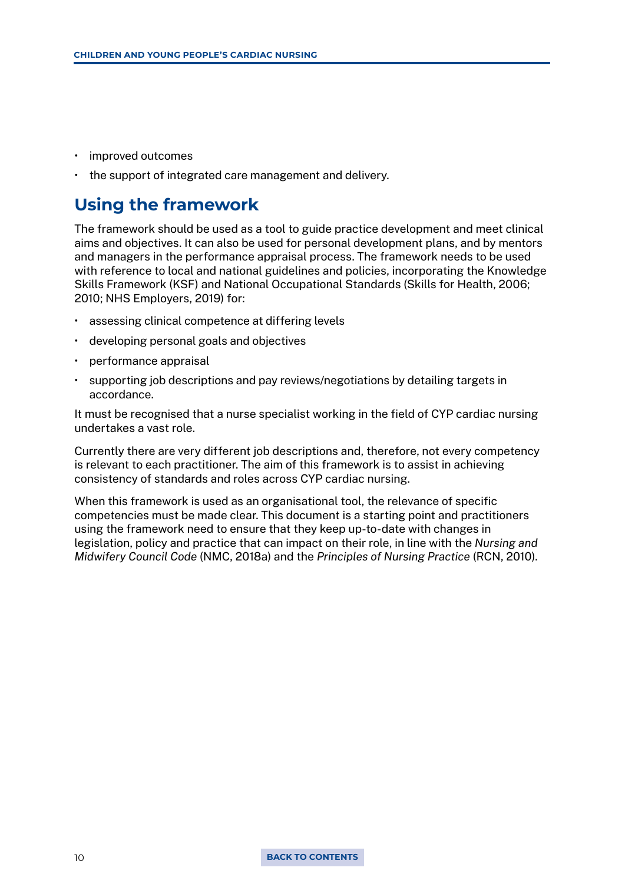- improved outcomes
- the support of integrated care management and delivery.

## Using the framework

The framework should be used as a tool to guide practice development and meet clinical aims and objectives. It can also be used for personal development plans, and by mentors and managers in the performance appraisal process. The framework needs to be used with reference to local and national guidelines and policies, incorporating the Knowledge Skills Framework (KSF) and National Occupational Standards (Skills for Health, 2006; 2010; NHS Employers, 2019) for:

- assessing clinical competence at differing levels
- developing personal goals and objectives
- performance appraisal
- supporting job descriptions and pay reviews/negotiations by detailing targets in accordance.

It must be recognised that a nurse specialist working in the field of CYP cardiac nursing undertakes a vast role.

Currently there are very different job descriptions and, therefore, not every competency is relevant to each practitioner. The aim of this framework is to assist in achieving consistency of standards and roles across CYP cardiac nursing.

When this framework is used as an organisational tool, the relevance of specific competencies must be made clear. This document is a starting point and practitioners using the framework need to ensure that they keep up-to-date with changes in legislation, policy and practice that can impact on their role, in line with the *Nursing and Midwifery Council Code* (NMC, 2018a) and the *Principles of Nursing Practice* (RCN, 2010).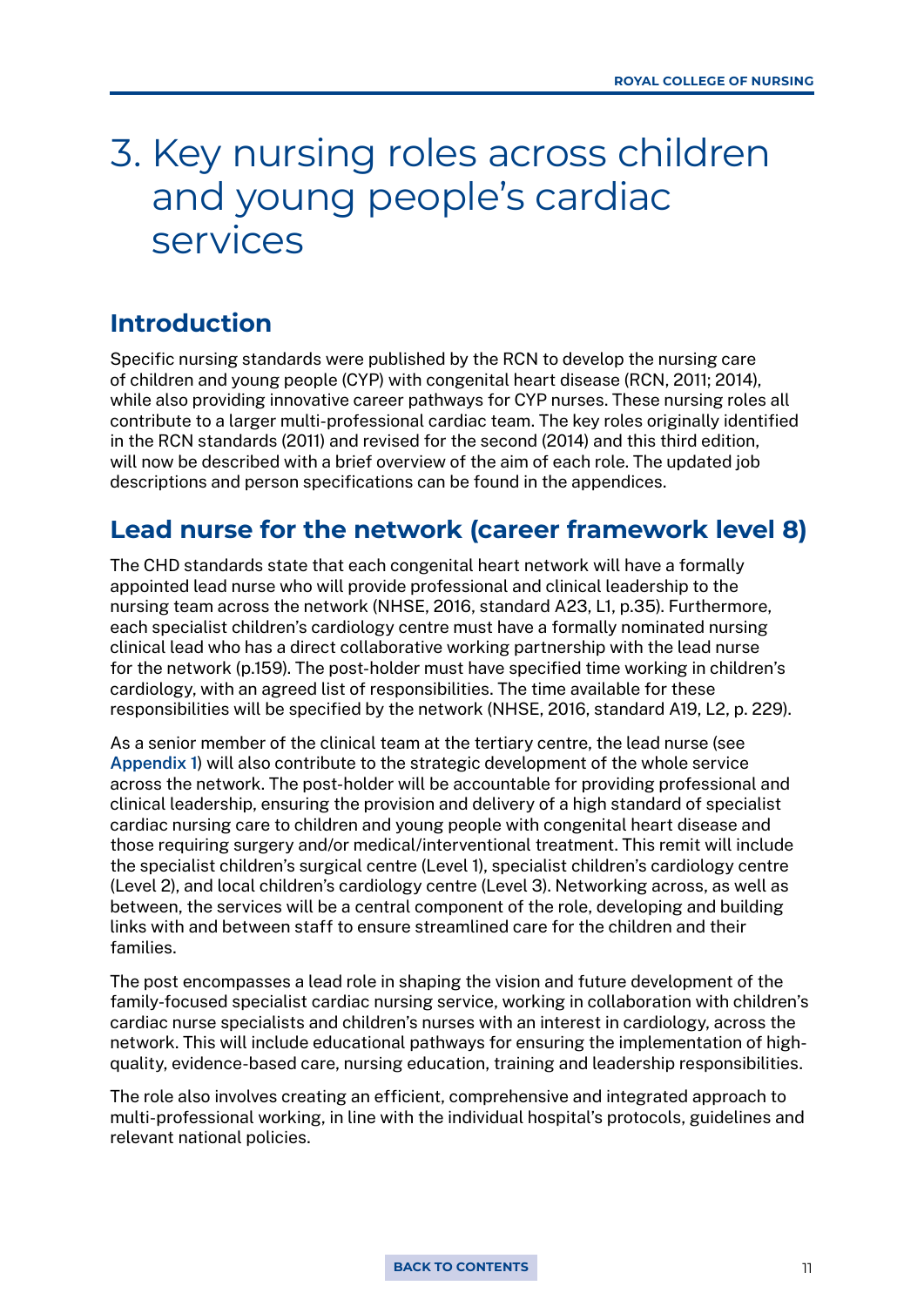# 3. Key nursing roles across children and young people's cardiac services

## Introduction

Specific nursing standards were published by the RCN to develop the nursing care of children and young people (CYP) with congenital heart disease (RCN, 2011; 2014), while also providing innovative career pathways for CYP nurses. These nursing roles all contribute to a larger multi-professional cardiac team. The key roles originally identified in the RCN standards (2011) and revised for the second (2014) and this third edition, will now be described with a brief overview of the aim of each role. The updated job descriptions and person specifications can be found in the appendices.

## Lead nurse for the network (career framework level 8)

The CHD standards state that each congenital heart network will have a formally appointed lead nurse who will provide professional and clinical leadership to the nursing team across the network (NHSE, 2016, standard A23, L1, p.35). Furthermore, each specialist children's cardiology centre must have a formally nominated nursing clinical lead who has a direct collaborative working partnership with the lead nurse for the network (p.159). The post-holder must have specified time working in children's cardiology, with an agreed list of responsibilities. The time available for these responsibilities will be specified by the network (NHSE, 2016, standard A19, L2, p. 229).

As a senior member of the clinical team at the tertiary centre, the lead nurse (see Appendix 1) will also contribute to the strategic development of the whole service across the network. The post-holder will be accountable for providing professional and clinical leadership, ensuring the provision and delivery of a high standard of specialist cardiac nursing care to children and young people with congenital heart disease and those requiring surgery and/or medical/interventional treatment. This remit will include the specialist children's surgical centre (Level 1), specialist children's cardiology centre (Level 2), and local children's cardiology centre (Level 3). Networking across, as well as between, the services will be a central component of the role, developing and building links with and between staff to ensure streamlined care for the children and their families.

The post encompasses a lead role in shaping the vision and future development of the family-focused specialist cardiac nursing service, working in collaboration with children's cardiac nurse specialists and children's nurses with an interest in cardiology, across the network. This will include educational pathways for ensuring the implementation of high-quality, evidence-based care, nursing education, training and leadership responsibilities.

The role also involves creating an efficient, comprehensive and integrated approach to multi-professional working, in line with the individual hospital's protocols, guidelines and relevant national policies.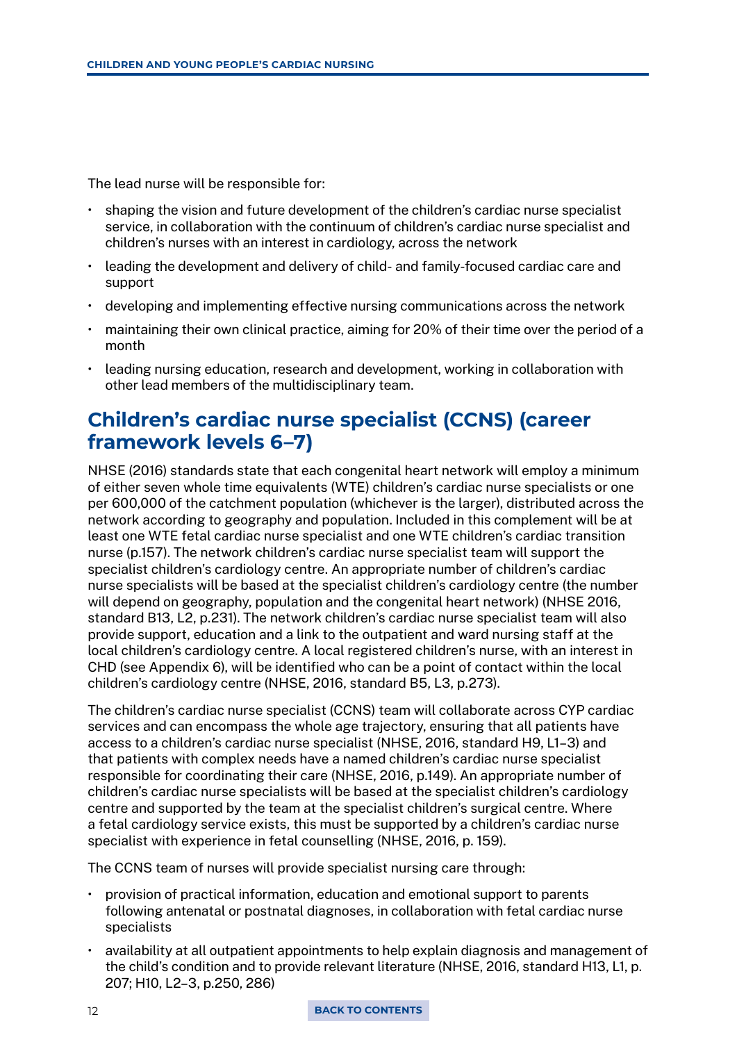The lead nurse will be responsible for:

- shaping the vision and future development of the children's cardiac nurse specialist service, in collaboration with the continuum of children's cardiac nurse specialist and children's nurses with an interest in cardiology, across the network
- leading the development and delivery of child- and family-focused cardiac care and support
- developing and implementing effective nursing communications across the network
- maintaining their own clinical practice, aiming for 20% of their time over the period of a month
- leading nursing education, research and development, working in collaboration with other lead members of the multidisciplinary team.

## Children's cardiac nurse specialist (CCNS) (career framework levels 6–7)

NHSE (2016) standards state that each congenital heart network will employ a minimum of either seven whole time equivalents (WTE) children's cardiac nurse specialists or one per 600,000 of the catchment population (whichever is the larger), distributed across the network according to geography and population. Included in this complement will be at least one WTE fetal cardiac nurse specialist and one WTE children's cardiac transition nurse (p.157). The network children's cardiac nurse specialist team will support the specialist children's cardiology centre. An appropriate number of children's cardiac nurse specialists will be based at the specialist children's cardiology centre (the number will depend on geography, population and the congenital heart network) (NHSE 2016, standard B13, L2, p.231). The network children's cardiac nurse specialist team will also provide support, education and a link to the outpatient and ward nursing staff at the local children's cardiology centre. A local registered children's nurse, with an interest in CHD (see Appendix 6), will be identified who can be a point of contact within the local children's cardiology centre (NHSE, 2016, standard B5, L3, p.273).

The children's cardiac nurse specialist (CCNS) team will collaborate across CYP cardiac services and can encompass the whole age trajectory, ensuring that all patients have access to a children's cardiac nurse specialist (NHSE, 2016, standard H9, L1–3) and that patients with complex needs have a named children's cardiac nurse specialist responsible for coordinating their care (NHSE, 2016, p.149). An appropriate number of children's cardiac nurse specialists will be based at the specialist children's cardiology centre and supported by the team at the specialist children's surgical centre. Where a fetal cardiology service exists, this must be supported by a children's cardiac nurse specialist with experience in fetal counselling (NHSE, 2016, p. 159).

The CCNS team of nurses will provide specialist nursing care through:

- provision of practical information, education and emotional support to parents following antenatal or postnatal diagnoses, in collaboration with fetal cardiac nurse specialists
- availability at all outpatient appointments to help explain diagnosis and management of the child's condition and to provide relevant literature (NHSE, 2016, standard H13, L1, p. 207; H10, L2–3, p.250, 286)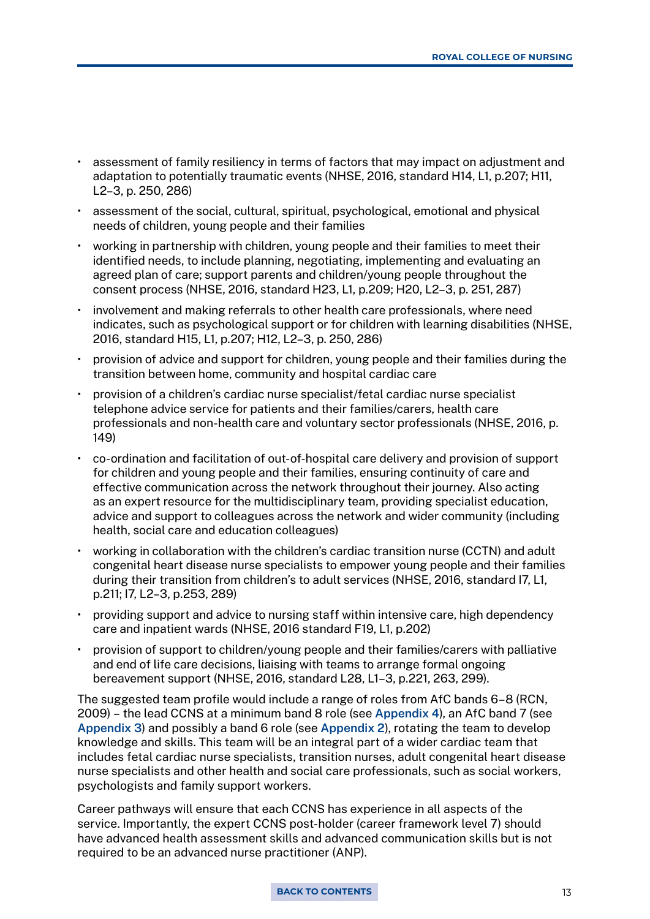- assessment of family resiliency in terms of factors that may impact on adjustment and adaptation to potentially traumatic events (NHSE, 2016, standard H14, L1, p.207; H11, L2–3, p. 250, 286)
- assessment of the social, cultural, spiritual, psychological, emotional and physical needs of children, young people and their families
- working in partnership with children, young people and their families to meet their identified needs, to include planning, negotiating, implementing and evaluating an agreed plan of care; support parents and children/young people throughout the consent process (NHSE, 2016, standard H23, L1, p.209; H20, L2–3, p. 251, 287)
- involvement and making referrals to other health care professionals, where need indicates, such as psychological support or for children with learning disabilities (NHSE, 2016, standard H15, L1, p.207; H12, L2–3, p. 250, 286)
- provision of advice and support for children, young people and their families during the transition between home, community and hospital cardiac care
- provision of a children's cardiac nurse specialist/fetal cardiac nurse specialist telephone advice service for patients and their families/carers, health care professionals and non-health care and voluntary sector professionals (NHSE, 2016, p. 149)
- co-ordination and facilitation of out-of-hospital care delivery and provision of support for children and young people and their families, ensuring continuity of care and effective communication across the network throughout their journey. Also acting as an expert resource for the multidisciplinary team, providing specialist education, advice and support to colleagues across the network and wider community (including health, social care and education colleagues)
- working in collaboration with the children's cardiac transition nurse (CCTN) and adult congenital heart disease nurse specialists to empower young people and their families during their transition from children's to adult services (NHSE, 2016, standard I7, L1, p.211; I7, L2–3, p.253, 289)
- providing support and advice to nursing staff within intensive care, high dependency care and inpatient wards (NHSE, 2016 standard F19, L1, p.202)
- provision of support to children/young people and their families/carers with palliative and end of life care decisions, liaising with teams to arrange formal ongoing bereavement support (NHSE, 2016, standard L28, L1–3, p.221, 263, 299).

The suggested team profile would include a range of roles from AfC bands 6–8 (RCN, 2009) – the lead CCNS at a minimum band 8 role (see Appendix 4), an AfC band 7 (see Appendix 3) and possibly a band 6 role (see Appendix 2), rotating the team to develop knowledge and skills. This team will be an integral part of a wider cardiac team that includes fetal cardiac nurse specialists, transition nurses, adult congenital heart disease nurse specialists and other health and social care professionals, such as social workers, psychologists and family support workers.

Career pathways will ensure that each CCNS has experience in all aspects of the service. Importantly, the expert CCNS post-holder (career framework level 7) should have advanced health assessment skills and advanced communication skills but is not required to be an advanced nurse practitioner (ANP).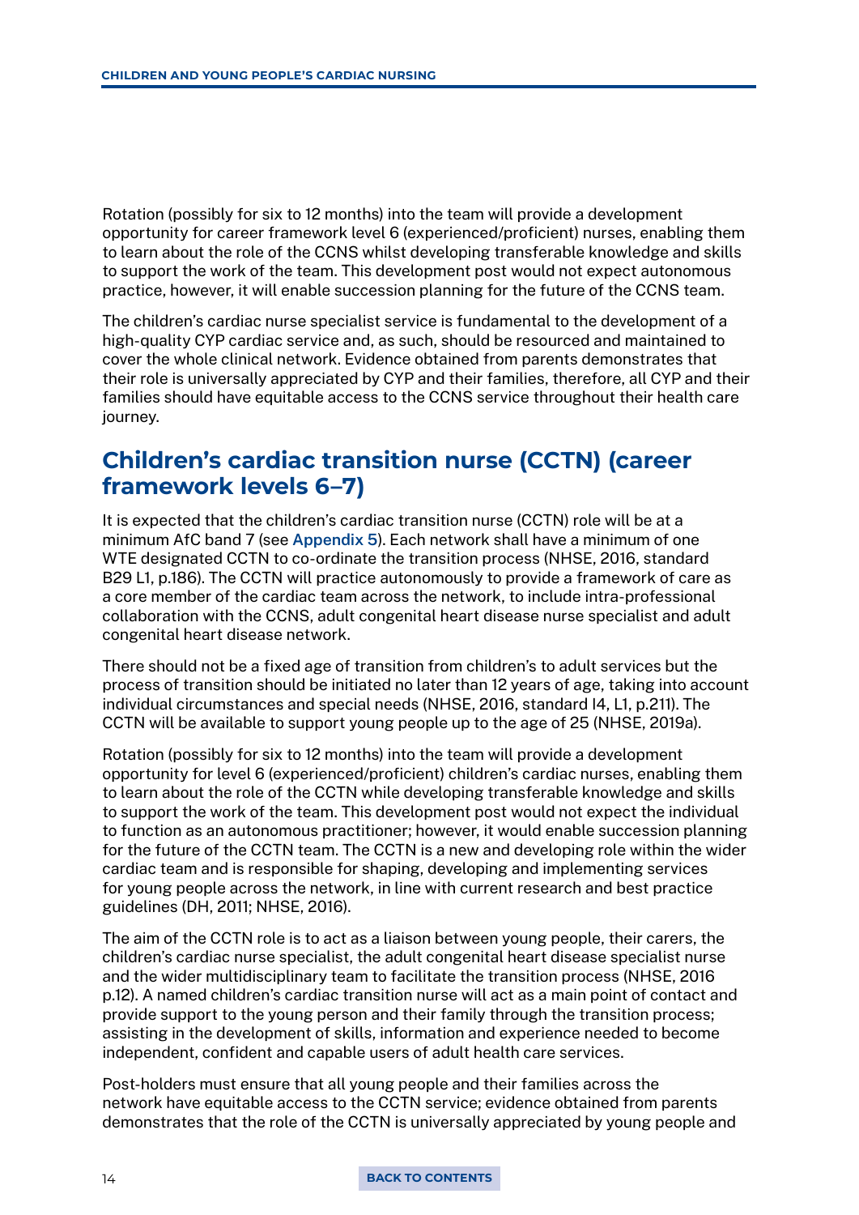Rotation (possibly for six to 12 months) into the team will provide a development opportunity for career framework level 6 (experienced/proficient) nurses, enabling them to learn about the role of the CCNS whilst developing transferable knowledge and skills to support the work of the team. This development post would not expect autonomous practice, however, it will enable succession planning for the future of the CCNS team.

The children's cardiac nurse specialist service is fundamental to the development of a high-quality CYP cardiac service and, as such, should be resourced and maintained to cover the whole clinical network. Evidence obtained from parents demonstrates that their role is universally appreciated by CYP and their families, therefore, all CYP and their families should have equitable access to the CCNS service throughout their health care journey.

## Children's cardiac transition nurse (CCTN) (career framework levels 6–7)

It is expected that the children's cardiac transition nurse (CCTN) role will be at a minimum AfC band 7 (see **Appendix 5**). Each network shall have a minimum of one WTE designated CCTN to co-ordinate the transition process (NHSE, 2016, standard B29 L1, p.186). The CCTN will practice autonomously to provide a framework of care as a core member of the cardiac team across the network, to include intra-professional collaboration with the CCNS, adult congenital heart disease nurse specialist and adult congenital heart disease network.

There should not be a fixed age of transition from children's to adult services but the process of transition should be initiated no later than 12 years of age, taking into account individual circumstances and special needs (NHSE, 2016, standard I4, L1, p.211). The CCTN will be available to support young people up to the age of 25 (NHSE, 2019a).

Rotation (possibly for six to 12 months) into the team will provide a development opportunity for level 6 (experienced/proficient) children's cardiac nurses, enabling them to learn about the role of the CCTN while developing transferable knowledge and skills to support the work of the team. This development post would not expect the individual to function as an autonomous practitioner; however, it would enable succession planning for the future of the CCTN team. The CCTN is a new and developing role within the wider cardiac team and is responsible for shaping, developing and implementing services for young people across the network, in line with current research and best practice guidelines (DH, 2011; NHSE, 2016).

The aim of the CCTN role is to act as a liaison between young people, their carers, the children's cardiac nurse specialist, the adult congenital heart disease specialist nurse and the wider multidisciplinary team to facilitate the transition process (NHSE, 2016 p.12). A named children's cardiac transition nurse will act as a main point of contact and provide support to the young person and their family through the transition process; assisting in the development of skills, information and experience needed to become independent, confident and capable users of adult health care services.

Post-holders must ensure that all young people and their families across the network have equitable access to the CCTN service; evidence obtained from parents demonstrates that the role of the CCTN is universally appreciated by young people and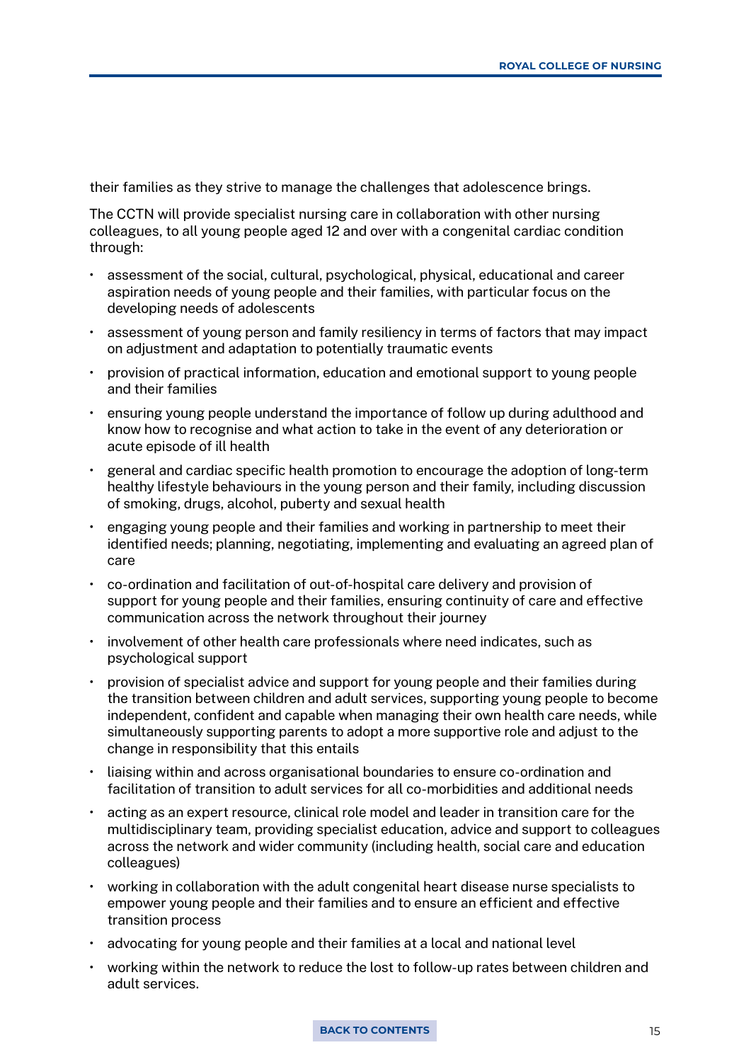their families as they strive to manage the challenges that adolescence brings.

The CCTN will provide specialist nursing care in collaboration with other nursing colleagues, to all young people aged 12 and over with a congenital cardiac condition through:

- assessment of the social, cultural, psychological, physical, educational and career aspiration needs of young people and their families, with particular focus on the developing needs of adolescents
- assessment of young person and family resiliency in terms of factors that may impact on adjustment and adaptation to potentially traumatic events
- provision of practical information, education and emotional support to young people and their families
- ensuring young people understand the importance of follow up during adulthood and know how to recognise and what action to take in the event of any deterioration or acute episode of ill health
- general and cardiac specific health promotion to encourage the adoption of long-term healthy lifestyle behaviours in the young person and their family, including discussion of smoking, drugs, alcohol, puberty and sexual health
- engaging young people and their families and working in partnership to meet their identified needs; planning, negotiating, implementing and evaluating an agreed plan of care
- co-ordination and facilitation of out-of-hospital care delivery and provision of support for young people and their families, ensuring continuity of care and effective communication across the network throughout their journey
- involvement of other health care professionals where need indicates, such as psychological support
- provision of specialist advice and support for young people and their families during the transition between children and adult services, supporting young people to become independent, confident and capable when managing their own health care needs, while simultaneously supporting parents to adopt a more supportive role and adjust to the change in responsibility that this entails
- liaising within and across organisational boundaries to ensure co-ordination and facilitation of transition to adult services for all co-morbidities and additional needs
- acting as an expert resource, clinical role model and leader in transition care for the multidisciplinary team, providing specialist education, advice and support to colleagues across the network and wider community (including health, social care and education colleagues)
- working in collaboration with the adult congenital heart disease nurse specialists to empower young people and their families and to ensure an efficient and effective transition process
- advocating for young people and their families at a local and national level
- working within the network to reduce the lost to follow-up rates between children and adult services.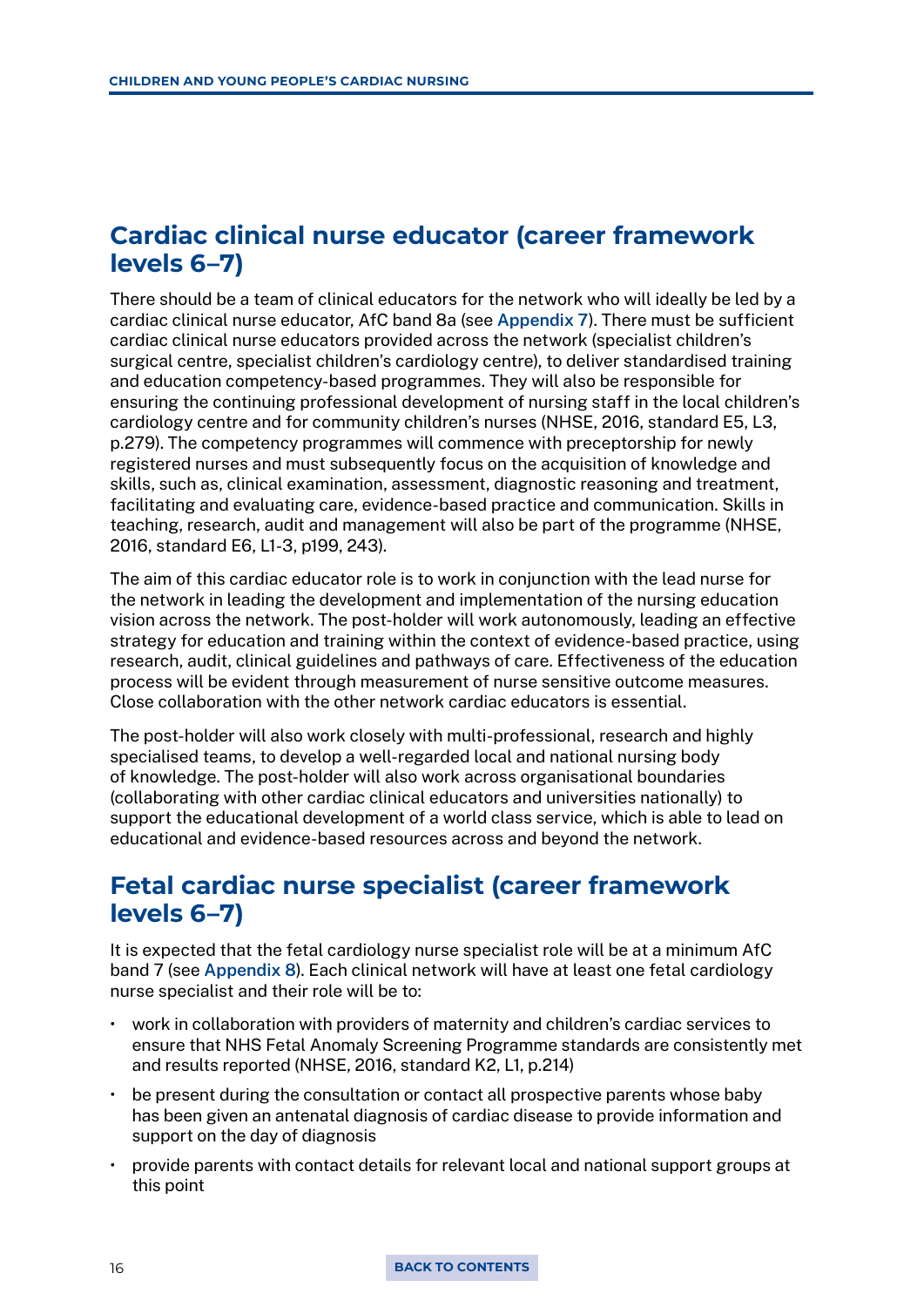## Cardiac clinical nurse educator (career framework levels 6–7)

There should be a team of clinical educators for the network who will ideally be led by a cardiac clinical nurse educator, AfC band 8a (see Appendix 7). There must be sufficient cardiac clinical nurse educators provided across the network (specialist children's surgical centre, specialist children's cardiology centre), to deliver standardised training and education competency-based programmes. They will also be responsible for ensuring the continuing professional development of nursing staff in the local children's cardiology centre and for community children's nurses (NHSE, 2016, standard E5, L3, p.279). The competency programmes will commence with preceptorship for newly registered nurses and must subsequently focus on the acquisition of knowledge and skills, such as, clinical examination, assessment, diagnostic reasoning and treatment, facilitating and evaluating care, evidence-based practice and communication. Skills in teaching, research, audit and management will also be part of the programme (NHSE, 2016, standard E6, L1-3, p199, 243).

The aim of this cardiac educator role is to work in conjunction with the lead nurse for the network in leading the development and implementation of the nursing education vision across the network. The post-holder will work autonomously, leading an effective strategy for education and training within the context of evidence-based practice, using research, audit, clinical guidelines and pathways of care. Effectiveness of the education process will be evident through measurement of nurse sensitive outcome measures. Close collaboration with the other network cardiac educators is essential.

The post-holder will also work closely with multi-professional, research and highly specialised teams, to develop a well-regarded local and national nursing body of knowledge. The post-holder will also work across organisational boundaries (collaborating with other cardiac clinical educators and universities nationally) to support the educational development of a world class service, which is able to lead on educational and evidence-based resources across and beyond the network.

## Fetal cardiac nurse specialist (career framework levels 6–7)

It is expected that the fetal cardiology nurse specialist role will be at a minimum AfC band 7 (see Appendix 8). Each clinical network will have at least one fetal cardiology nurse specialist and their role will be to:

- work in collaboration with providers of maternity and children's cardiac services to ensure that NHS Fetal Anomaly Screening Programme standards are consistently met and results reported (NHSE, 2016, standard K2, L1, p.214)
- be present during the consultation or contact all prospective parents whose baby has been given an antenatal diagnosis of cardiac disease to provide information and support on the day of diagnosis
- provide parents with contact details for relevant local and national support groups at this point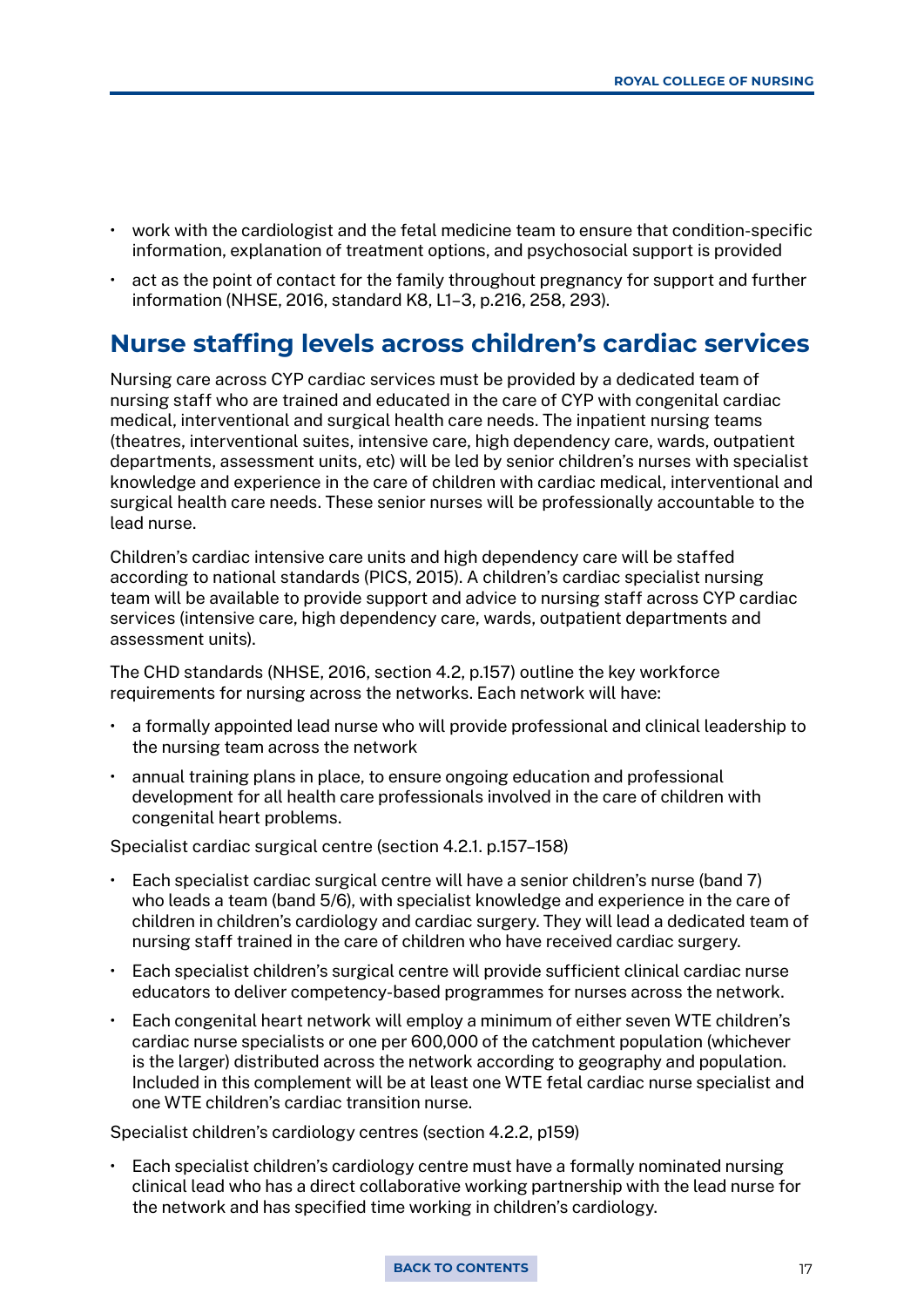- work with the cardiologist and the fetal medicine team to ensure that condition-specific information, explanation of treatment options, and psychosocial support is provided
- act as the point of contact for the family throughout pregnancy for support and further information (NHSE, 2016, standard K8, L1–3, p.216, 258, 293).

## Nurse staffing levels across children's cardiac services

Nursing care across CYP cardiac services must be provided by a dedicated team of nursing staff who are trained and educated in the care of CYP with congenital cardiac medical, interventional and surgical health care needs. The inpatient nursing teams (theatres, interventional suites, intensive care, high dependency care, wards, outpatient departments, assessment units, etc) will be led by senior children's nurses with specialist knowledge and experience in the care of children with cardiac medical, interventional and surgical health care needs. These senior nurses will be professionally accountable to the lead nurse.

Children's cardiac intensive care units and high dependency care will be staffed according to national standards (PICS, 2015). A children's cardiac specialist nursing team will be available to provide support and advice to nursing staff across CYP cardiac services (intensive care, high dependency care, wards, outpatient departments and assessment units).

The CHD standards (NHSE, 2016, section 4.2, p.157) outline the key workforce requirements for nursing across the networks. Each network will have:

- a formally appointed lead nurse who will provide professional and clinical leadership to the nursing team across the network
- annual training plans in place, to ensure ongoing education and professional development for all health care professionals involved in the care of children with congenital heart problems.

Specialist cardiac surgical centre (section 4.2.1. p.157–158)

- Each specialist cardiac surgical centre will have a senior children's nurse (band 7) who leads a team (band 5/6), with specialist knowledge and experience in the care of children in children's cardiology and cardiac surgery. They will lead a dedicated team of nursing staff trained in the care of children who have received cardiac surgery.
- Each specialist children's surgical centre will provide sufficient clinical cardiac nurse educators to deliver competency-based programmes for nurses across the network.
- Each congenital heart network will employ a minimum of either seven WTE children's cardiac nurse specialists or one per 600,000 of the catchment population (whichever is the larger) distributed across the network according to geography and population. Included in this complement will be at least one WTE fetal cardiac nurse specialist and one WTE children's cardiac transition nurse.

Specialist children's cardiology centres (section 4.2.2, p159)

- Each specialist children's cardiology centre must have a formally nominated nursing clinical lead who has a direct collaborative working partnership with the lead nurse for the network and has specified time working in children's cardiology.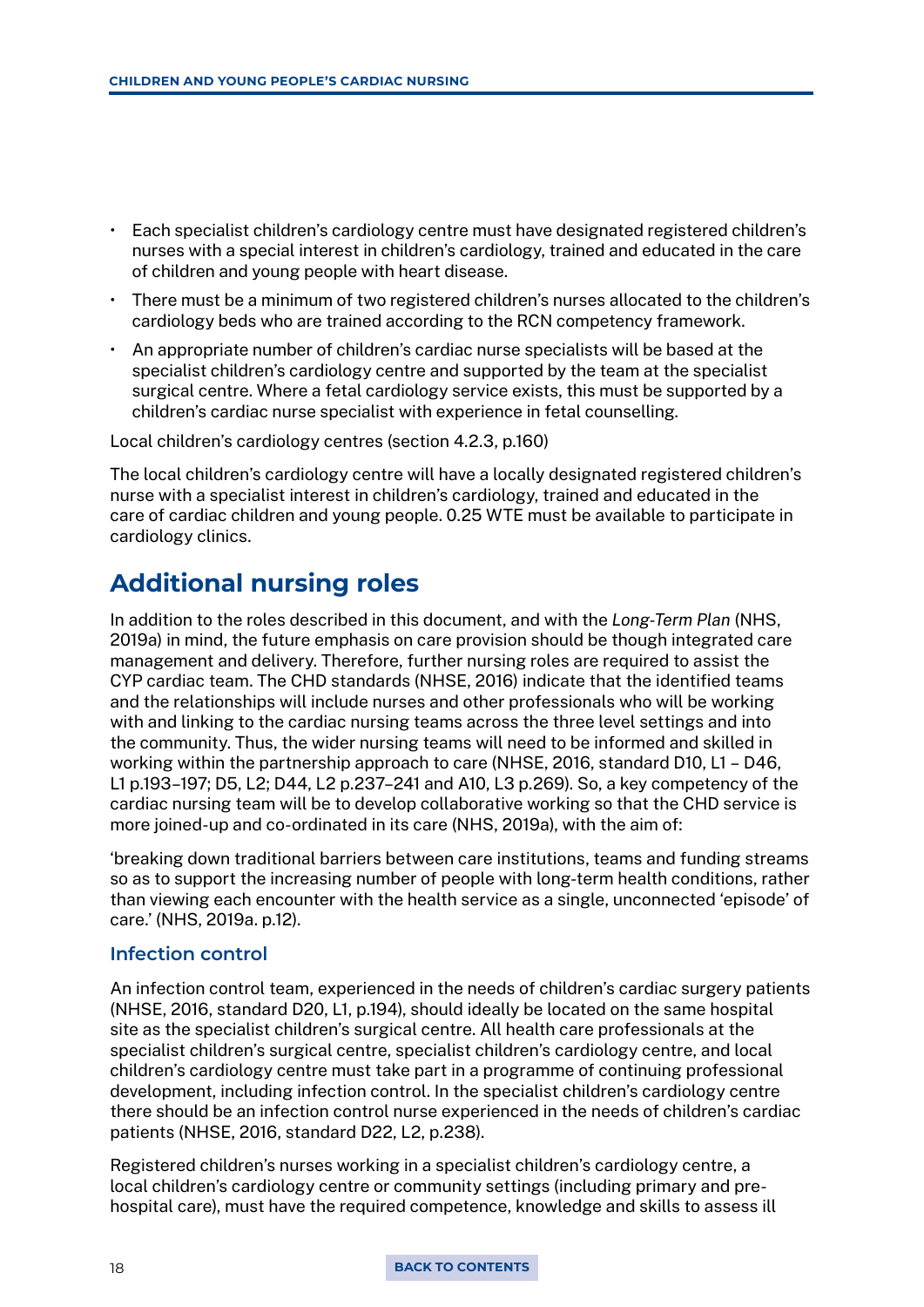- Each specialist children's cardiology centre must have designated registered children's nurses with a special interest in children's cardiology, trained and educated in the care of children and young people with heart disease.
- There must be a minimum of two registered children's nurses allocated to the children's cardiology beds who are trained according to the RCN competency framework.
- An appropriate number of children's cardiac nurse specialists will be based at the specialist children's cardiology centre and supported by the team at the specialist surgical centre. Where a fetal cardiology service exists, this must be supported by a children's cardiac nurse specialist with experience in fetal counselling.

Local children's cardiology centres (section 4.2.3, p.160)

The local children's cardiology centre will have a locally designated registered children's nurse with a specialist interest in children's cardiology, trained and educated in the care of cardiac children and young people. 0.25 WTE must be available to participate in cardiology clinics.

## Additional nursing roles

In addition to the roles described in this document, and with the *Long-Term Plan* (NHS, 2019a) in mind, the future emphasis on care provision should be though integrated care management and delivery. Therefore, further nursing roles are required to assist the CYP cardiac team. The CHD standards (NHSE, 2016) indicate that the identified teams and the relationships will include nurses and other professionals who will be working with and linking to the cardiac nursing teams across the three level settings and into the community. Thus, the wider nursing teams will need to be informed and skilled in working within the partnership approach to care (NHSE, 2016, standard D10, L1 – D46, L1 p.193–197; D5, L2; D44, L2 p.237–241 and A10, L3 p.269). So, a key competency of the cardiac nursing team will be to develop collaborative working so that the CHD service is more joined-up and co-ordinated in its care (NHS, 2019a), with the aim of:

'breaking down traditional barriers between care institutions, teams and funding streams so as to support the increasing number of people with long-term health conditions, rather than viewing each encounter with the health service as a single, unconnected 'episode' of care.' (NHS, 2019a. p.12).

### Infection control

An infection control team, experienced in the needs of children's cardiac surgery patients (NHSE, 2016, standard D20, L1, p.194), should ideally be located on the same hospital site as the specialist children's surgical centre. All health care professionals at the specialist children's surgical centre, specialist children's cardiology centre, and local children's cardiology centre must take part in a programme of continuing professional development, including infection control. In the specialist children's cardiology centre there should be an infection control nurse experienced in the needs of children's cardiac patients (NHSE, 2016, standard D22, L2, p.238).

Registered children's nurses working in a specialist children's cardiology centre, a local children's cardiology centre or community settings (including primary and pre-hospital care), must have the required competence, knowledge and skills to assess ill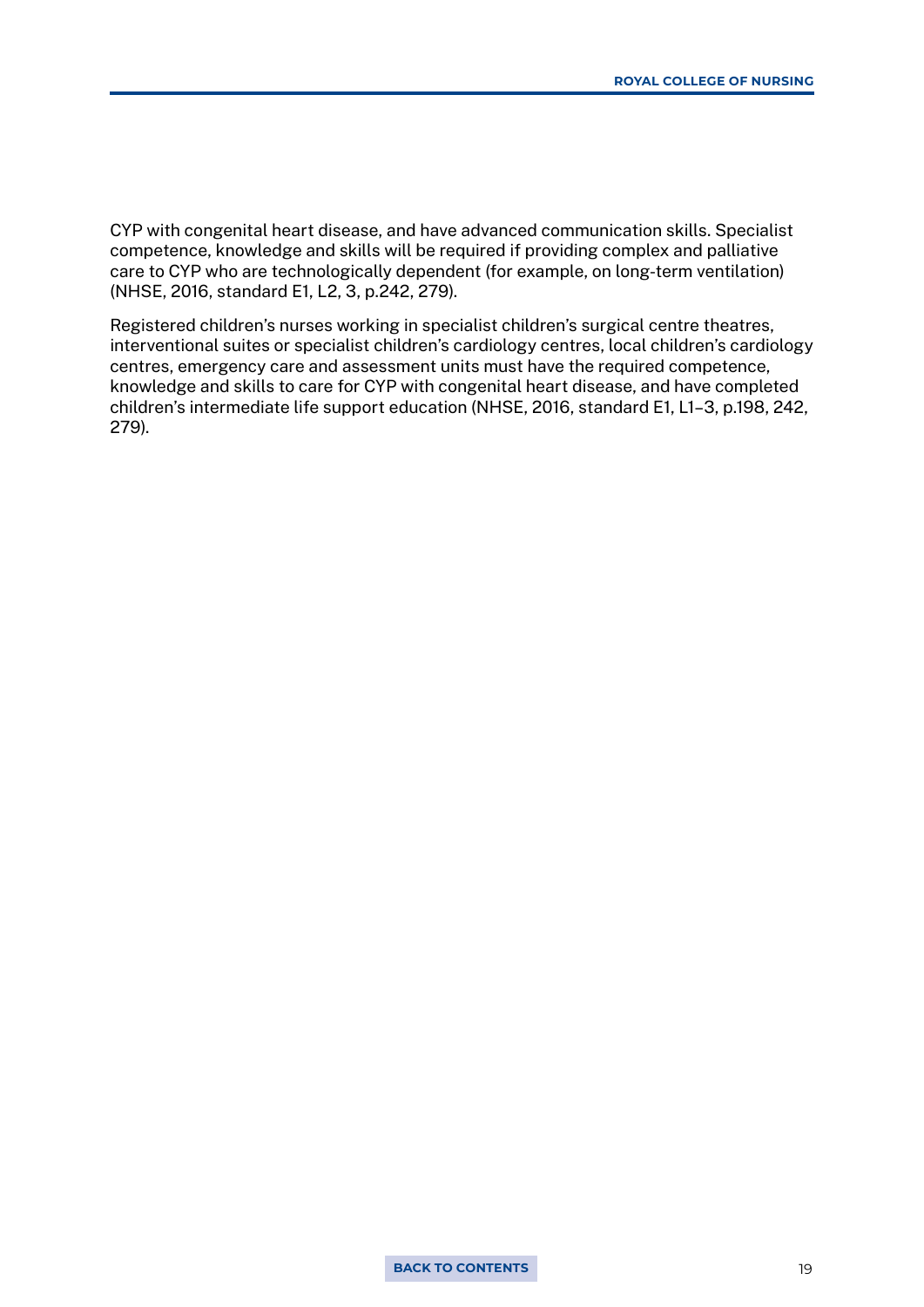CYP with congenital heart disease, and have advanced communication skills. Specialist competence, knowledge and skills will be required if providing complex and palliative care to CYP who are technologically dependent (for example, on long-term ventilation) (NHSE, 2016, standard E1, L2, 3, p.242, 279).

Registered children's nurses working in specialist children's surgical centre theatres, interventional suites or specialist children's cardiology centres, local children's cardiology centres, emergency care and assessment units must have the required competence, knowledge and skills to care for CYP with congenital heart disease, and have completed children's intermediate life support education (NHSE, 2016, standard E1, L1–3, p.198, 242, 279).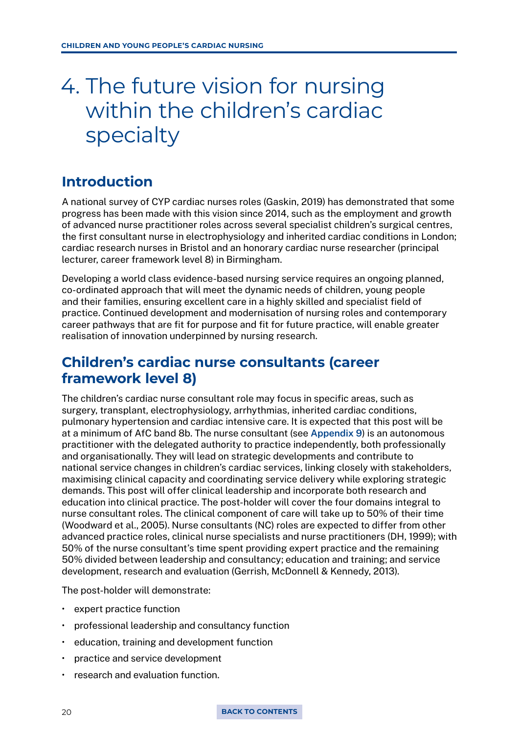# 4. The future vision for nursing within the children's cardiac specialty

## Introduction

A national survey of CYP cardiac nurses roles (Gaskin, 2019) has demonstrated that some progress has been made with this vision since 2014, such as the employment and growth of advanced nurse practitioner roles across several specialist children's surgical centres, the first consultant nurse in electrophysiology and inherited cardiac conditions in London; cardiac research nurses in Bristol and an honorary cardiac nurse researcher (principal lecturer, career framework level 8) in Birmingham.

Developing a world class evidence-based nursing service requires an ongoing planned, co-ordinated approach that will meet the dynamic needs of children, young people and their families, ensuring excellent care in a highly skilled and specialist field of practice. Continued development and modernisation of nursing roles and contemporary career pathways that are fit for purpose and fit for future practice, will enable greater realisation of innovation underpinned by nursing research.

## Children's cardiac nurse consultants (career framework level 8)

The children's cardiac nurse consultant role may focus in specific areas, such as surgery, transplant, electrophysiology, arrhythmias, inherited cardiac conditions, pulmonary hypertension and cardiac intensive care. It is expected that this post will be at a minimum of AfC band 8b. The nurse consultant (see Appendix 9) is an autonomous practitioner with the delegated authority to practice independently, both professionally and organisationally. They will lead on strategic developments and contribute to national service changes in children's cardiac services, linking closely with stakeholders, maximising clinical capacity and coordinating service delivery while exploring strategic demands. This post will offer clinical leadership and incorporate both research and education into clinical practice. The post-holder will cover the four domains integral to nurse consultant roles. The clinical component of care will take up to 50% of their time (Woodward et al., 2005). Nurse consultants (NC) roles are expected to differ from other advanced practice roles, clinical nurse specialists and nurse practitioners (DH, 1999); with 50% of the nurse consultant's time spent providing expert practice and the remaining 50% divided between leadership and consultancy; education and training; and service development, research and evaluation (Gerrish, McDonnell & Kennedy, 2013).

The post-holder will demonstrate:

- expert practice function
- professional leadership and consultancy function
- education, training and development function
- practice and service development
- research and evaluation function.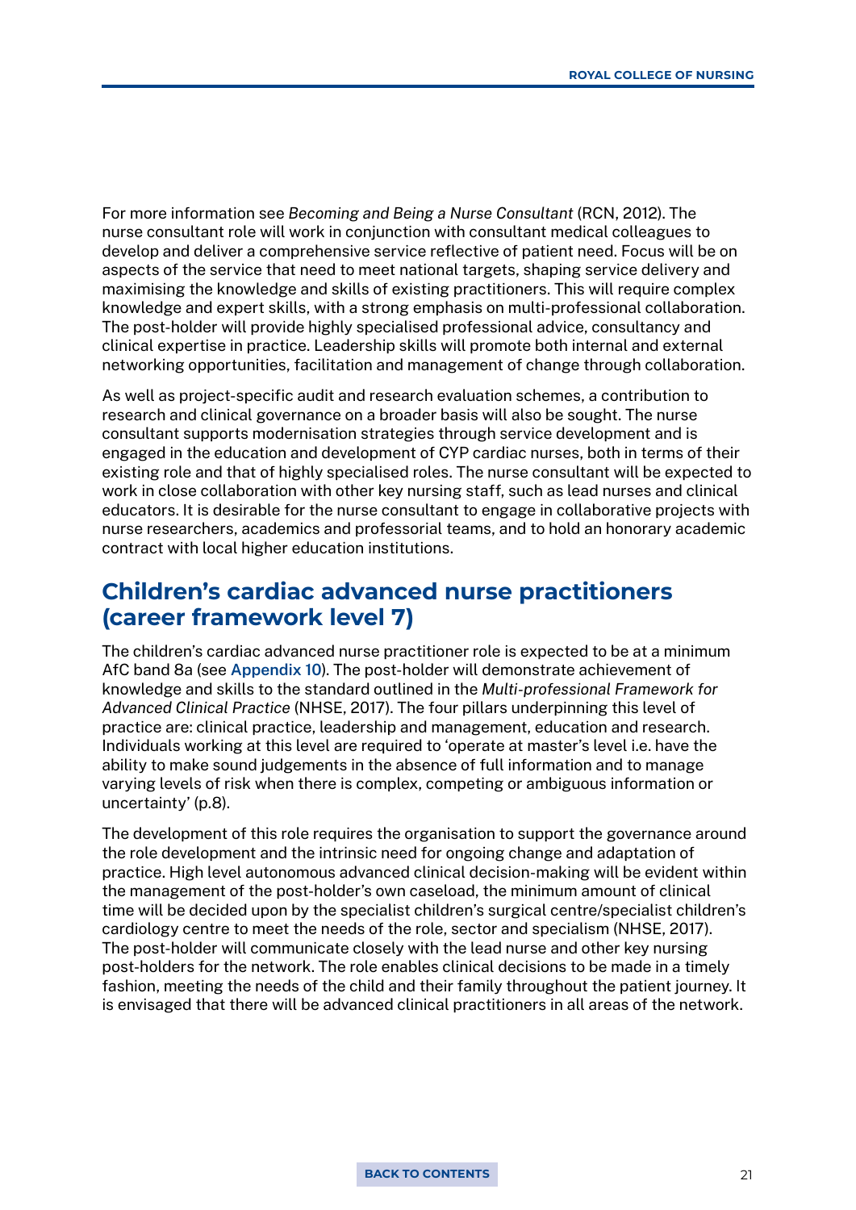For more information see *Becoming and Being a Nurse Consultant* (RCN, 2012). The nurse consultant role will work in conjunction with consultant medical colleagues to develop and deliver a comprehensive service reflective of patient need. Focus will be on aspects of the service that need to meet national targets, shaping service delivery and maximising the knowledge and skills of existing practitioners. This will require complex knowledge and expert skills, with a strong emphasis on multi-professional collaboration. The post-holder will provide highly specialised professional advice, consultancy and clinical expertise in practice. Leadership skills will promote both internal and external networking opportunities, facilitation and management of change through collaboration.

As well as project-specific audit and research evaluation schemes, a contribution to research and clinical governance on a broader basis will also be sought. The nurse consultant supports modernisation strategies through service development and is engaged in the education and development of CYP cardiac nurses, both in terms of their existing role and that of highly specialised roles. The nurse consultant will be expected to work in close collaboration with other key nursing staff, such as lead nurses and clinical educators. It is desirable for the nurse consultant to engage in collaborative projects with nurse researchers, academics and professorial teams, and to hold an honorary academic contract with local higher education institutions.

## Children's cardiac advanced nurse practitioners (career framework level 7)

The children's cardiac advanced nurse practitioner role is expected to be at a minimum AfC band 8a (see Appendix 10). The post-holder will demonstrate achievement of knowledge and skills to the standard outlined in the *Multi-professional Framework for Advanced Clinical Practice* (NHSE, 2017). The four pillars underpinning this level of practice are: clinical practice, leadership and management, education and research. Individuals working at this level are required to 'operate at master's level i.e. have the ability to make sound judgements in the absence of full information and to manage varying levels of risk when there is complex, competing or ambiguous information or uncertainty' (p.8).

The development of this role requires the organisation to support the governance around the role development and the intrinsic need for ongoing change and adaptation of practice. High level autonomous advanced clinical decision-making will be evident within the management of the post-holder's own caseload, the minimum amount of clinical time will be decided upon by the specialist children's surgical centre/specialist children's cardiology centre to meet the needs of the role, sector and specialism (NHSE, 2017). The post-holder will communicate closely with the lead nurse and other key nursing post-holders for the network. The role enables clinical decisions to be made in a timely fashion, meeting the needs of the child and their family throughout the patient journey. It is envisaged that there will be advanced clinical practitioners in all areas of the network.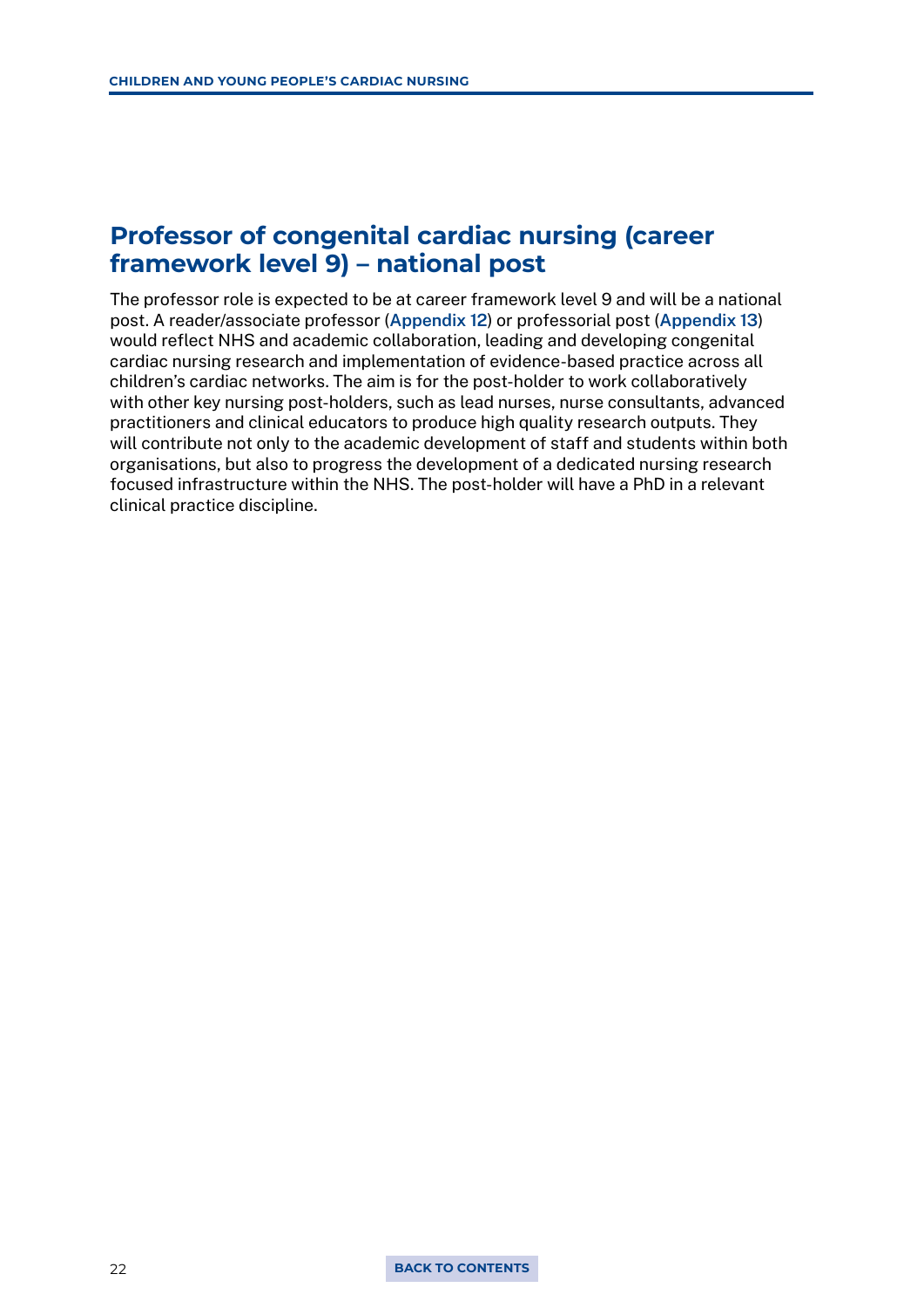## Professor of congenital cardiac nursing (career framework level 9) – national post

The professor role is expected to be at career framework level 9 and will be a national post. A reader/associate professor (Appendix 12) or professorial post (Appendix 13) would reflect NHS and academic collaboration, leading and developing congenital cardiac nursing research and implementation of evidence-based practice across all children's cardiac networks. The aim is for the post-holder to work collaboratively with other key nursing post-holders, such as lead nurses, nurse consultants, advanced practitioners and clinical educators to produce high quality research outputs. They will contribute not only to the academic development of staff and students within both organisations, but also to progress the development of a dedicated nursing research focused infrastructure within the NHS. The post-holder will have a PhD in a relevant clinical practice discipline.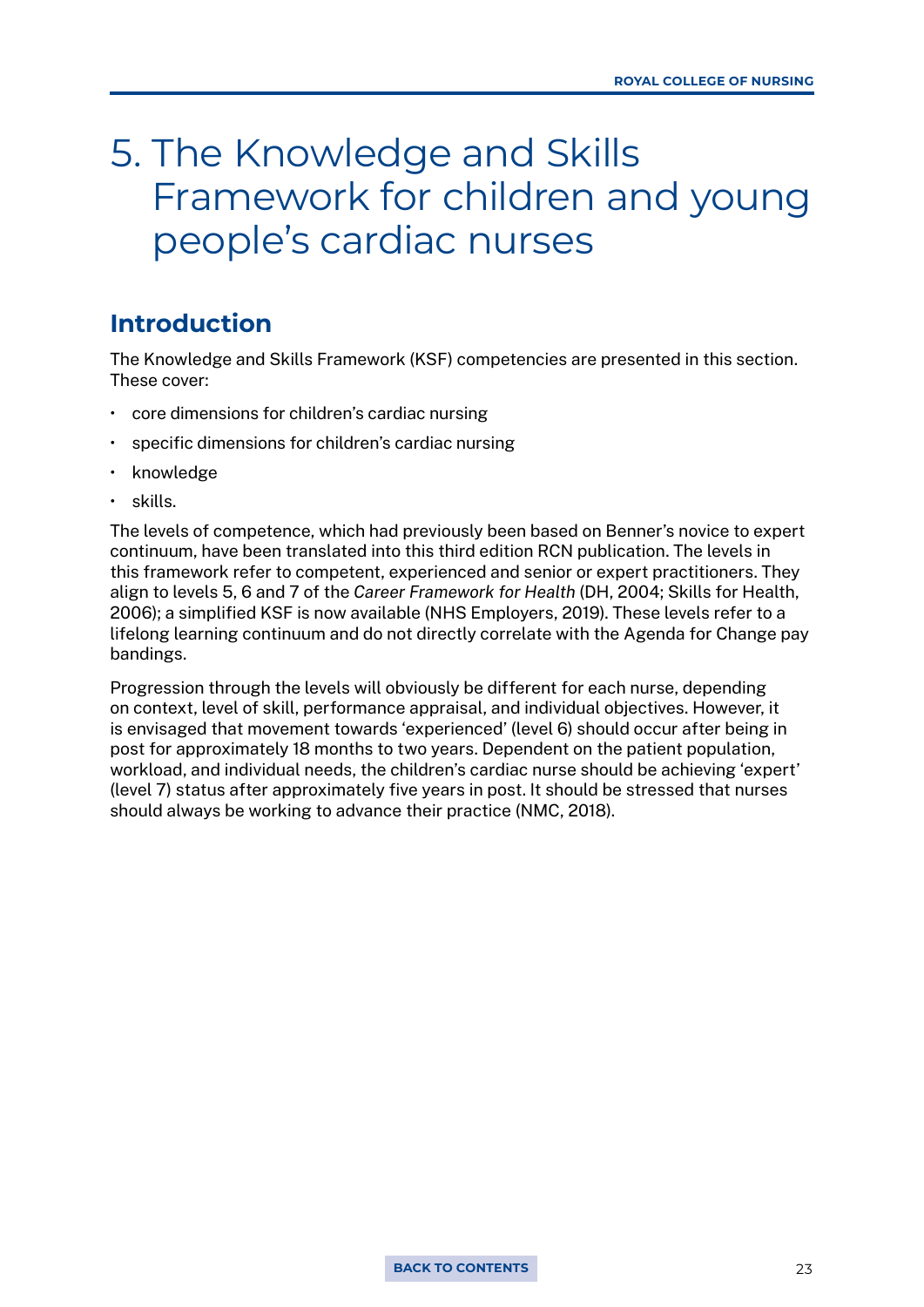# 5. The Knowledge and Skills Framework for children and young people's cardiac nurses

## Introduction

The Knowledge and Skills Framework (KSF) competencies are presented in this section. These cover:

- core dimensions for children's cardiac nursing
- specific dimensions for children's cardiac nursing
- knowledge
- skills.

The levels of competence, which had previously been based on Benner's novice to expert continuum, have been translated into this third edition RCN publication. The levels in this framework refer to competent, experienced and senior or expert practitioners. They align to levels 5, 6 and 7 of the *Career Framework for Health* (DH, 2004; Skills for Health, 2006); a simplified KSF is now available (NHS Employers, 2019). These levels refer to a lifelong learning continuum and do not directly correlate with the Agenda for Change pay bandings.

Progression through the levels will obviously be different for each nurse, depending on context, level of skill, performance appraisal, and individual objectives. However, it is envisaged that movement towards 'experienced' (level 6) should occur after being in post for approximately 18 months to two years. Dependent on the patient population, workload, and individual needs, the children's cardiac nurse should be achieving 'expert' (level 7) status after approximately five years in post. It should be stressed that nurses should always be working to advance their practice (NMC, 2018).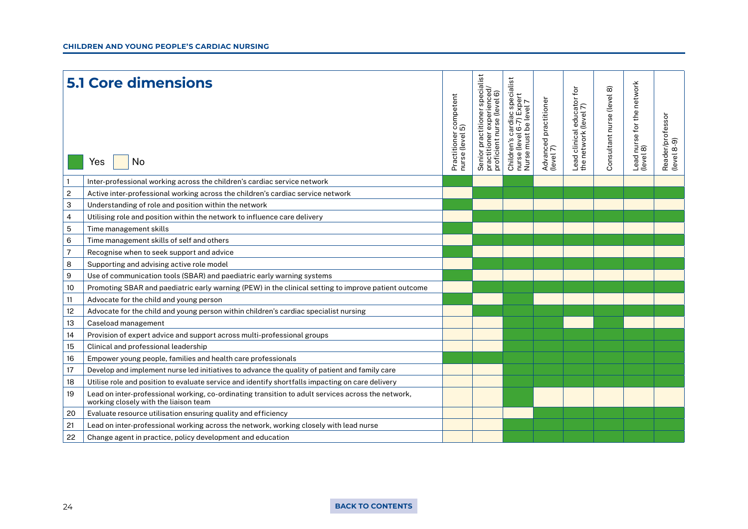## 5.1 Core dimensions

Key: Yes (green) / No (cream)

| # | Core dimension | Practitioner competent nurse (level 5) | Senior practitioner specialist practitioner experienced/ proficient nurse (level 6) | Children's cardiac specialist nurse (level 6-7) Expert Nurse must be level 7 | Advanced practitioner (level 7) | Lead clinical educator for the network (level 7) | Consultant nurse (level 8) | Lead nurse for the network (level 8) | Reader/professor (level 8-9) |
|---|---|---|---|---|---|---|---|---|---|
| 1 | Inter-professional working across the children's cardiac service network | Yes | No | No | No | No | No | No | No |
| 2 | Active inter-professional working across the children's cardiac service network | No | Yes | Yes | Yes | Yes | Yes | Yes | Yes |
| 3 | Understanding of role and position within the network | Yes | No | No | No | No | No | No | No |
| 4 | Utilising role and position within the network to influence care delivery | No | Yes | Yes | Yes | Yes | Yes | Yes | Yes |
| 5 | Time management skills | Yes | No | No | No | No | No | No | No |
| 6 | Time management skills of self and others | No | Yes | Yes | Yes | Yes | Yes | Yes | Yes |
| 7 | Recognise when to seek support and advice | Yes | No | No | No | No | No | No | No |
| 8 | Supporting and advising active role model | No | Yes | Yes | Yes | Yes | Yes | Yes | Yes |
| 9 | Use of communication tools (SBAR) and paediatric early warning systems | Yes | No | No | No | No | No | No | No |
| 10 | Promoting SBAR and paediatric early warning (PEW) in the clinical setting to improve patient outcome | No | Yes | Yes | Yes | Yes | Yes | Yes | Yes |
| 11 | Advocate for the child and young person | Yes | No | Yes | No | No | No | No | No |
| 12 | Advocate for the child and young person within children's cardiac specialist nursing | No | Yes | Yes | Yes | Yes | Yes | Yes | Yes |
| 13 | Caseload management | No | No | Yes | Yes | No | Yes | No | No |
| 14 | Provision of expert advice and support across multi-professional groups | No | No | Yes | Yes | Yes | Yes | Yes | Yes |
| 15 | Clinical and professional leadership | No | No | Yes | Yes | Yes | Yes | Yes | Yes |
| 16 | Empower young people, families and health care professionals | Yes | Yes | Yes | Yes | Yes | Yes | Yes | Yes |
| 17 | Develop and implement nurse led initiatives to advance the quality of patient and family care | No | No | Yes | Yes | Yes | Yes | Yes | Yes |
| 18 | Utilise role and position to evaluate service and identify shortfalls impacting on care delivery | No | No | Yes | Yes | Yes | Yes | Yes | Yes |
| 19 | Lead on inter-professional working, co-ordinating transition to adult services across the network, working closely with the liaison team | No | No | Yes | No | No | No | No | No |
| 20 | Evaluate resource utilisation ensuring quality and efficiency | No | No | No | Yes | Yes | Yes | Yes | Yes |
| 21 | Lead on inter-professional working across the network, working closely with lead nurse | No | No | Yes | Yes | Yes | Yes | Yes | Yes |
| 22 | Change agent in practice, policy development and education | No | No | Yes | Yes | Yes | Yes | Yes | Yes |

BACK TO CONTENTS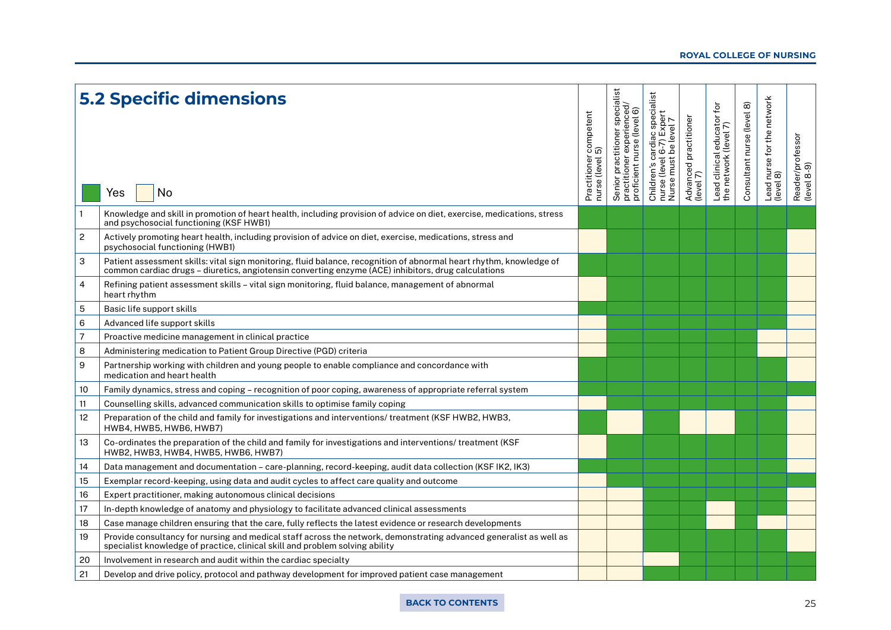## 5.2 Specific dimensions

Yes / No

| | | Practitioner competent nurse (level 5) | Senior practitioner specialist practitioner experienced/ proficient nurse (level 6) | Children's cardiac specialist nurse (level 6-7) Expert Nurse must be level 7 | Advanced practitioner (level 7) | Lead clinical educator for the network (level 7) | Consultant nurse (level 8) | Lead nurse for the network (level 8) | Reader/professor (level 8-9) |
|---|---|---|---|---|---|---|---|---|---|
| 1 | Knowledge and skill in promotion of heart health, including provision of advice on diet, exercise, medications, stress and psychosocial functioning (KSF HWB1) | Yes | Yes | Yes | Yes | Yes | Yes | Yes | Yes |
| 2 | Actively promoting heart health, including provision of advice on diet, exercise, medications, stress and psychosocial functioning (HWB1) | No | Yes | Yes | Yes | Yes | Yes | Yes | No |
| 3 | Patient assessment skills: vital sign monitoring, fluid balance, recognition of abnormal heart rhythm, knowledge of common cardiac drugs – diuretics, angiotensin converting enzyme (ACE) inhibitors, drug calculations | Yes | Yes | Yes | Yes | Yes | Yes | Yes | No |
| 4 | Refining patient assessment skills – vital sign monitoring, fluid balance, management of abnormal heart rhythm | No | Yes | Yes | Yes | Yes | Yes | Yes | No |
| 5 | Basic life support skills | Yes | Yes | Yes | Yes | Yes | Yes | Yes | No |
| 6 | Advanced life support skills | No | Yes | Yes | Yes | Yes | Yes | Yes | No |
| 7 | Proactive medicine management in clinical practice | No | Yes | Yes | Yes | Yes | Yes | No | No |
| 8 | Administering medication to Patient Group Directive (PGD) criteria | No | Yes | Yes | Yes | Yes | Yes | No | No |
| 9 | Partnership working with children and young people to enable compliance and concordance with medication and heart health | Yes | Yes | Yes | Yes | Yes | Yes | Yes | No |
| 10 | Family dynamics, stress and coping – recognition of poor coping, awareness of appropriate referral system | Yes | Yes | Yes | Yes | Yes | Yes | Yes | Yes |
| 11 | Counselling skills, advanced communication skills to optimise family coping | No | Yes | Yes | Yes | Yes | Yes | Yes | No |
| 12 | Preparation of the child and family for investigations and interventions/ treatment (KSF HWB2, HWB3, HWB4, HWB5, HWB6, HWB7) | Yes | No | Yes | No | No | Yes | Yes | No |
| 13 | Co-ordinates the preparation of the child and family for investigations and interventions/ treatment (KSF HWB2, HWB3, HWB4, HWB5, HWB6, HWB7) | No | Yes | Yes | Yes | Yes | Yes | Yes | No |
| 14 | Data management and documentation – care-planning, record-keeping, audit data collection (KSF IK2, IK3) | Yes | Yes | Yes | Yes | Yes | Yes | Yes | No |
| 15 | Exemplar record-keeping, using data and audit cycles to affect care quality and outcome | No | Yes | Yes | Yes | Yes | Yes | Yes | Yes |
| 16 | Expert practitioner, making autonomous clinical decisions | No | No | Yes | Yes | Yes | Yes | Yes | No |
| 17 | In-depth knowledge of anatomy and physiology to facilitate advanced clinical assessments | No | No | Yes | Yes | No | Yes | Yes | No |
| 18 | Case manage children ensuring that the care, fully reflects the latest evidence or research developments | No | No | Yes | Yes | No | Yes | No | No |
| 19 | Provide consultancy for nursing and medical staff across the network, demonstrating advanced generalist as well as specialist knowledge of practice, clinical skill and problem solving ability | No | No | Yes | Yes | Yes | Yes | Yes | No |
| 20 | Involvement in research and audit within the cardiac specialty | No | No | No | Yes | Yes | Yes | Yes | Yes |
| 21 | Develop and drive policy, protocol and pathway development for improved patient case management | No | No | Yes | Yes | Yes | Yes | Yes | Yes |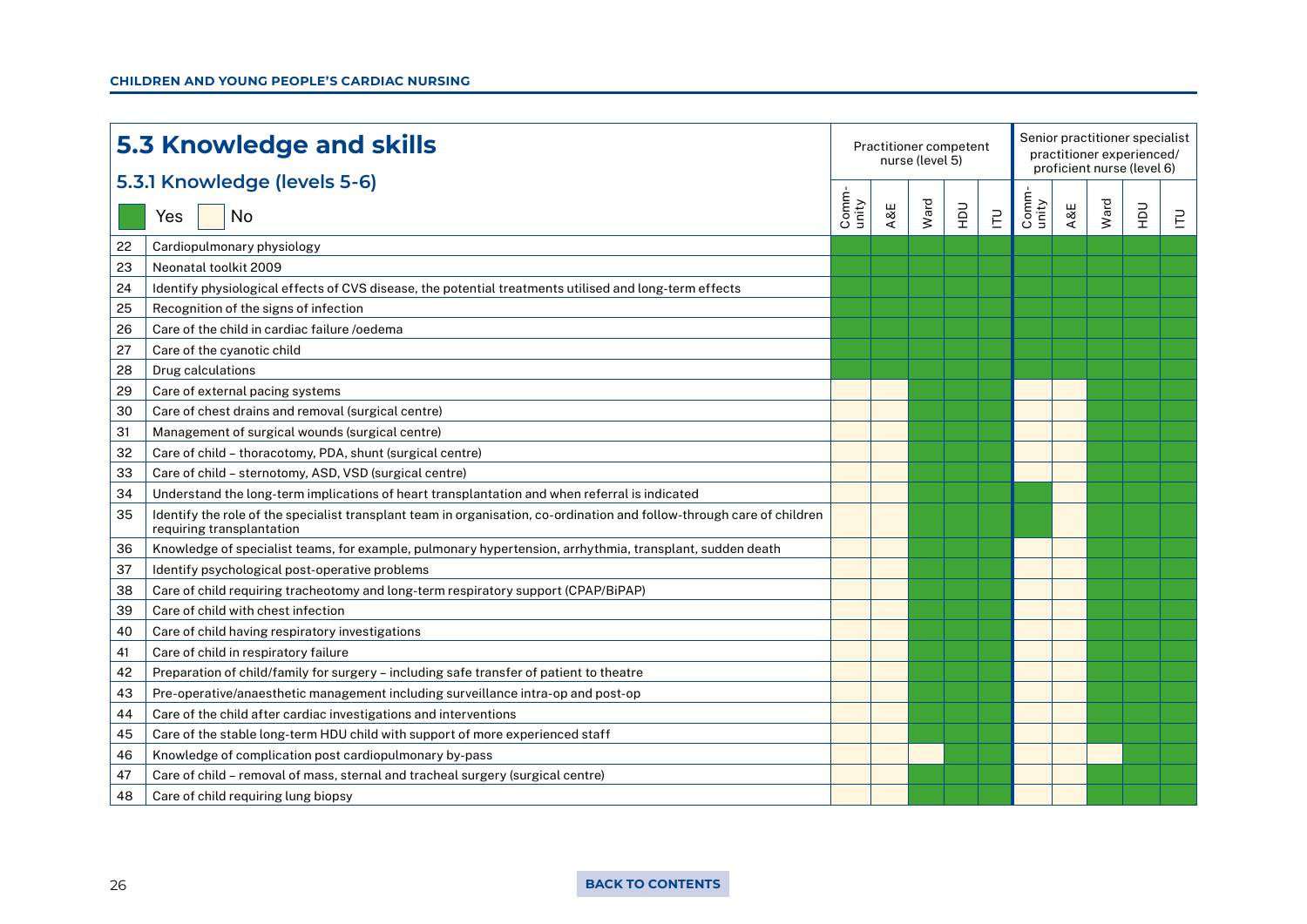## 5.3 Knowledge and skills

### 5.3.1 Knowledge (levels 5-6)

Legend: Yes | No

| No. | Knowledge | Practitioner competent nurse (level 5) | | | | | Senior practitioner specialist practitioner experienced/ proficient nurse (level 6) | | | | |
|---|---|---|---|---|---|---|---|---|---|---|---|
| | | Comm-unity | A&E | Ward | HDU | ITU | Comm-unity | A&E | Ward | HDU | ITU |
| 22 | Cardiopulmonary physiology | Yes | Yes | Yes | Yes | Yes | Yes | Yes | Yes | Yes | Yes |
| 23 | Neonatal toolkit 2009 | Yes | Yes | Yes | Yes | Yes | Yes | Yes | Yes | Yes | Yes |
| 24 | Identify physiological effects of CVS disease, the potential treatments utilised and long-term effects | Yes | Yes | Yes | Yes | Yes | Yes | Yes | Yes | Yes | Yes |
| 25 | Recognition of the signs of infection | Yes | Yes | Yes | Yes | Yes | Yes | Yes | Yes | Yes | Yes |
| 26 | Care of the child in cardiac failure /oedema | Yes | Yes | Yes | Yes | Yes | Yes | Yes | Yes | Yes | Yes |
| 27 | Care of the cyanotic child | Yes | Yes | Yes | Yes | Yes | Yes | Yes | Yes | Yes | Yes |
| 28 | Drug calculations | Yes | Yes | Yes | Yes | Yes | Yes | Yes | Yes | Yes | Yes |
| 29 | Care of external pacing systems | No | No | Yes | Yes | Yes | No | No | Yes | Yes | Yes |
| 30 | Care of chest drains and removal (surgical centre) | No | No | Yes | Yes | Yes | No | No | Yes | Yes | Yes |
| 31 | Management of surgical wounds (surgical centre) | No | No | Yes | Yes | Yes | No | No | Yes | Yes | Yes |
| 32 | Care of child – thoracotomy, PDA, shunt (surgical centre) | No | No | Yes | Yes | Yes | No | No | Yes | Yes | Yes |
| 33 | Care of child – sternotomy, ASD, VSD (surgical centre) | No | No | Yes | Yes | Yes | No | No | Yes | Yes | Yes |
| 34 | Understand the long-term implications of heart transplantation and when referral is indicated | No | No | Yes | Yes | Yes | Yes | No | Yes | Yes | Yes |
| 35 | Identify the role of the specialist transplant team in organisation, co-ordination and follow-through care of children requiring transplantation | No | No | Yes | Yes | Yes | Yes | No | Yes | Yes | Yes |
| 36 | Knowledge of specialist teams, for example, pulmonary hypertension, arrhythmia, transplant, sudden death | No | No | Yes | Yes | Yes | No | No | Yes | Yes | Yes |
| 37 | Identify psychological post-operative problems | No | No | Yes | Yes | Yes | No | No | Yes | Yes | Yes |
| 38 | Care of child requiring tracheotomy and long-term respiratory support (CPAP/BiPAP) | No | No | Yes | Yes | Yes | No | No | Yes | Yes | Yes |
| 39 | Care of child with chest infection | No | No | Yes | Yes | Yes | No | No | Yes | Yes | Yes |
| 40 | Care of child having respiratory investigations | No | No | Yes | Yes | Yes | No | No | Yes | Yes | Yes |
| 41 | Care of child in respiratory failure | No | No | Yes | Yes | Yes | No | No | Yes | Yes | Yes |
| 42 | Preparation of child/family for surgery – including safe transfer of patient to theatre | No | No | Yes | Yes | Yes | No | No | Yes | Yes | Yes |
| 43 | Pre-operative/anaesthetic management including surveillance intra-op and post-op | No | No | Yes | Yes | Yes | No | No | Yes | Yes | Yes |
| 44 | Care of the child after cardiac investigations and interventions | No | No | Yes | Yes | Yes | No | No | Yes | Yes | Yes |
| 45 | Care of the stable long-term HDU child with support of more experienced staff | No | No | Yes | Yes | Yes | No | No | Yes | Yes | Yes |
| 46 | Knowledge of complication post cardiopulmonary by-pass | No | No | No | Yes | Yes | No | No | No | Yes | Yes |
| 47 | Care of child – removal of mass, sternal and tracheal surgery (surgical centre) | No | No | Yes | Yes | Yes | No | No | Yes | Yes | Yes |
| 48 | Care of child requiring lung biopsy | No | No | Yes | Yes | Yes | No | No | Yes | Yes | Yes |

BACK TO CONTENTS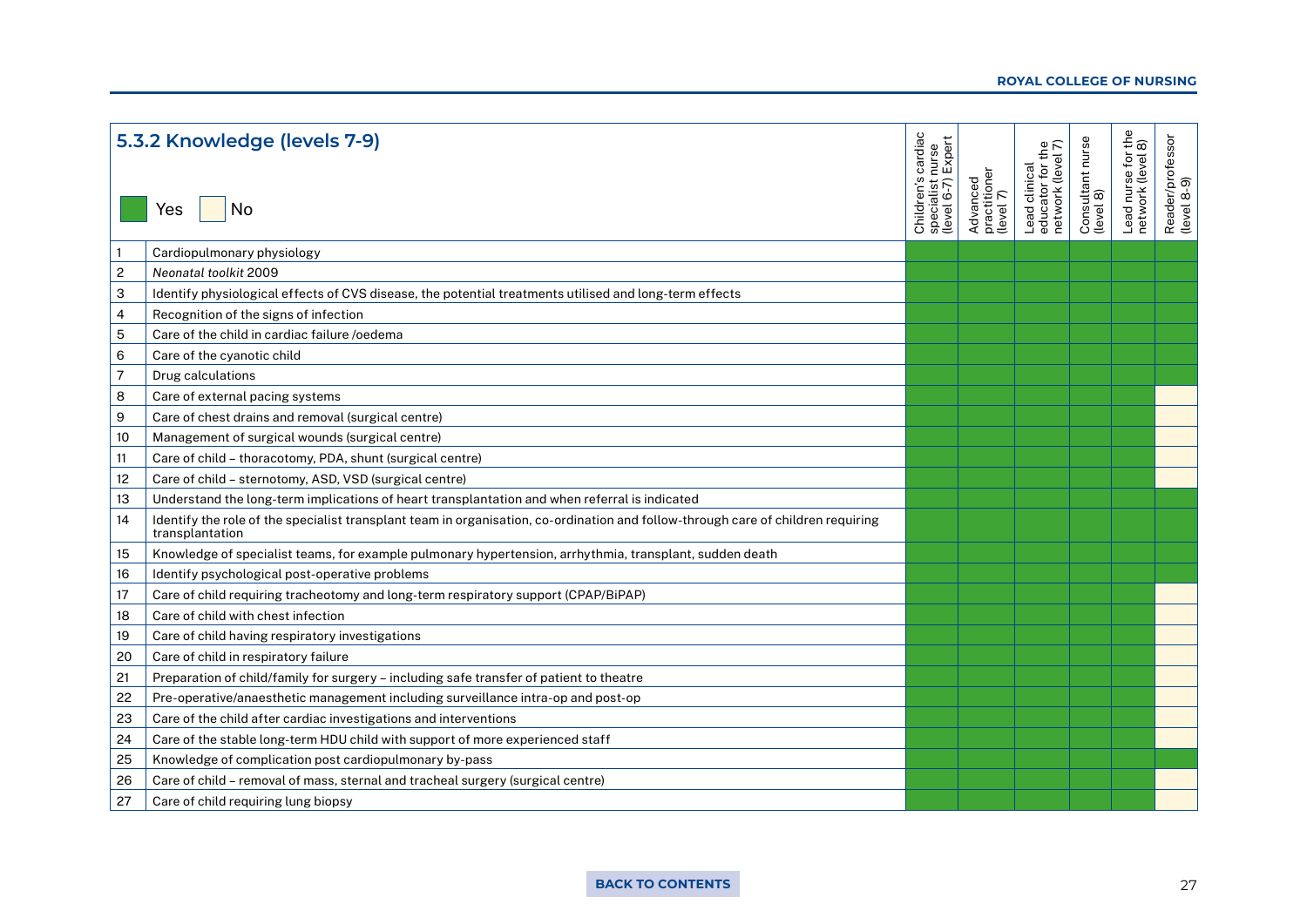## 5.3.2 Knowledge (levels 7-9)

Yes (green) | No (cream)

| | | Children's cardiac specialist nurse (level 6-7) Expert | Advanced practitioner (level 7) | Lead clinical educator for the network (level 7) | Consultant nurse (level 8) | Lead nurse for the network (level 8) | Reader/professor (level 8-9) |
|---|---|---|---|---|---|---|---|
| 1 | Cardiopulmonary physiology | Yes | Yes | Yes | Yes | Yes | Yes |
| 2 | *Neonatal toolkit* 2009 | Yes | Yes | Yes | Yes | Yes | Yes |
| 3 | Identify physiological effects of CVS disease, the potential treatments utilised and long-term effects | Yes | Yes | Yes | Yes | Yes | Yes |
| 4 | Recognition of the signs of infection | Yes | Yes | Yes | Yes | Yes | Yes |
| 5 | Care of the child in cardiac failure /oedema | Yes | Yes | Yes | Yes | Yes | Yes |
| 6 | Care of the cyanotic child | Yes | Yes | Yes | Yes | Yes | Yes |
| 7 | Drug calculations | Yes | Yes | Yes | Yes | Yes | Yes |
| 8 | Care of external pacing systems | Yes | Yes | Yes | Yes | Yes | No |
| 9 | Care of chest drains and removal (surgical centre) | Yes | Yes | Yes | Yes | Yes | No |
| 10 | Management of surgical wounds (surgical centre) | Yes | Yes | Yes | Yes | Yes | No |
| 11 | Care of child – thoracotomy, PDA, shunt (surgical centre) | Yes | Yes | Yes | Yes | Yes | No |
| 12 | Care of child – sternotomy, ASD, VSD (surgical centre) | Yes | Yes | Yes | Yes | Yes | No |
| 13 | Understand the long-term implications of heart transplantation and when referral is indicated | Yes | Yes | Yes | Yes | Yes | Yes |
| 14 | Identify the role of the specialist transplant team in organisation, co-ordination and follow-through care of children requiring transplantation | Yes | Yes | Yes | Yes | Yes | Yes |
| 15 | Knowledge of specialist teams, for example pulmonary hypertension, arrhythmia, transplant, sudden death | Yes | Yes | Yes | Yes | Yes | Yes |
| 16 | Identify psychological post-operative problems | Yes | Yes | Yes | Yes | Yes | Yes |
| 17 | Care of child requiring tracheotomy and long-term respiratory support (CPAP/BiPAP) | Yes | Yes | Yes | Yes | Yes | No |
| 18 | Care of child with chest infection | Yes | Yes | Yes | Yes | Yes | No |
| 19 | Care of child having respiratory investigations | Yes | Yes | Yes | Yes | Yes | No |
| 20 | Care of child in respiratory failure | Yes | Yes | Yes | Yes | Yes | No |
| 21 | Preparation of child/family for surgery – including safe transfer of patient to theatre | Yes | Yes | Yes | Yes | Yes | No |
| 22 | Pre-operative/anaesthetic management including surveillance intra-op and post-op | Yes | Yes | Yes | Yes | Yes | No |
| 23 | Care of the child after cardiac investigations and interventions | Yes | Yes | Yes | Yes | Yes | No |
| 24 | Care of the stable long-term HDU child with support of more experienced staff | Yes | Yes | Yes | Yes | Yes | No |
| 25 | Knowledge of complication post cardiopulmonary by-pass | Yes | Yes | Yes | Yes | Yes | Yes |
| 26 | Care of child – removal of mass, sternal and tracheal surgery (surgical centre) | Yes | Yes | Yes | Yes | Yes | No |
| 27 | Care of child requiring lung biopsy | Yes | Yes | Yes | Yes | Yes | No |

BACK TO CONTENTS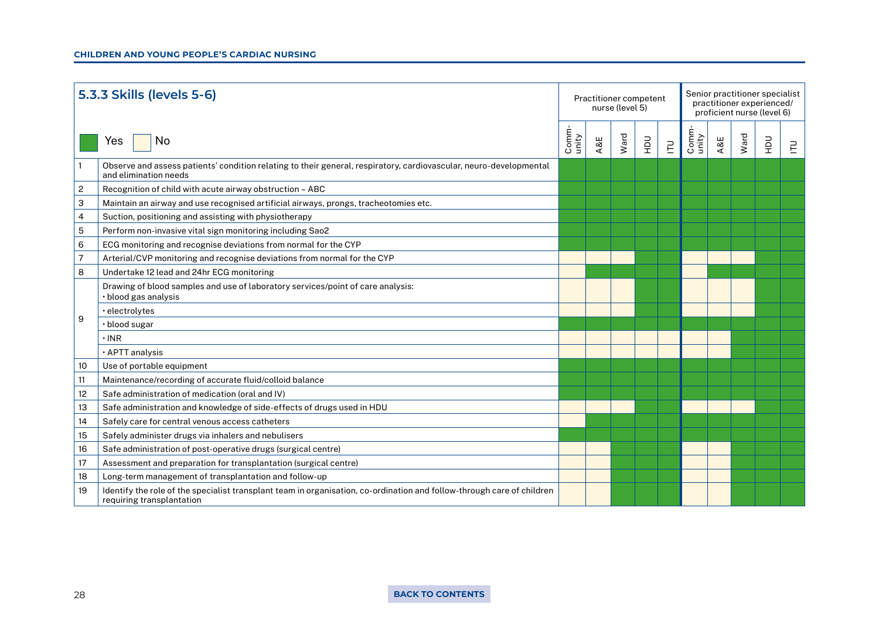## 5.3.3 Skills (levels 5-6)

Yes = green; No = cream

| # | Skill | Practitioner competent nurse (level 5) | | | | | Senior practitioner specialist practitioner experienced/ proficient nurse (level 6) | | | | |
|---|---|---|---|---|---|---|---|---|---|---|---|
| | | Comm-unity | A&E | Ward | HDU | ITU | Comm-unity | A&E | Ward | HDU | ITU |
| 1 | Observe and assess patients' condition relating to their general, respiratory, cardiovascular, neuro-developmental and elimination needs | Yes | Yes | Yes | Yes | Yes | Yes | Yes | Yes | Yes | Yes |
| 2 | Recognition of child with acute airway obstruction – ABC | Yes | Yes | Yes | Yes | Yes | Yes | Yes | Yes | Yes | Yes |
| 3 | Maintain an airway and use recognised artificial airways, prongs, tracheotomies etc. | Yes | Yes | Yes | Yes | Yes | Yes | Yes | Yes | Yes | Yes |
| 4 | Suction, positioning and assisting with physiotherapy | Yes | Yes | Yes | Yes | Yes | Yes | Yes | Yes | Yes | Yes |
| 5 | Perform non-invasive vital sign monitoring including Sao2 | Yes | Yes | Yes | Yes | Yes | Yes | Yes | Yes | Yes | Yes |
| 6 | ECG monitoring and recognise deviations from normal for the CYP | Yes | Yes | Yes | Yes | Yes | Yes | Yes | Yes | Yes | Yes |
| 7 | Arterial/CVP monitoring and recognise deviations from normal for the CYP | No | No | No | Yes | Yes | No | No | No | Yes | Yes |
| 8 | Undertake 12 lead and 24hr ECG monitoring | No | Yes | Yes | Yes | Yes | No | Yes | Yes | Yes | Yes |
| 9 | Drawing of blood samples and use of laboratory services/point of care analysis: • blood gas analysis | No | No | No | Yes | Yes | No | No | No | Yes | Yes |
| | • electrolytes | No | No | No | Yes | Yes | No | No | No | Yes | Yes |
| | • blood sugar | Yes | Yes | Yes | Yes | Yes | Yes | Yes | Yes | Yes | Yes |
| | • INR | No | No | No | No | No | No | No | Yes | Yes | Yes |
| | • APTT analysis | No | No | No | No | No | No | No | Yes | Yes | Yes |
| 10 | Use of portable equipment | Yes | Yes | Yes | Yes | Yes | Yes | Yes | Yes | Yes | Yes |
| 11 | Maintenance/recording of accurate fluid/colloid balance | Yes | Yes | Yes | Yes | Yes | Yes | Yes | Yes | Yes | Yes |
| 12 | Safe administration of medication (oral and IV) | Yes | Yes | Yes | Yes | Yes | Yes | Yes | Yes | Yes | Yes |
| 13 | Safe administration and knowledge of side-effects of drugs used in HDU | No | No | No | Yes | Yes | No | No | No | Yes | Yes |
| 14 | Safely care for central venous access catheters | No | Yes | Yes | Yes | Yes | Yes | Yes | Yes | Yes | Yes |
| 15 | Safely administer drugs via inhalers and nebulisers | Yes | Yes | Yes | Yes | Yes | Yes | Yes | Yes | Yes | Yes |
| 16 | Safe administration of post-operative drugs (surgical centre) | No | No | Yes | Yes | Yes | No | No | Yes | Yes | Yes |
| 17 | Assessment and preparation for transplantation (surgical centre) | No | No | Yes | Yes | Yes | No | No | Yes | Yes | Yes |
| 18 | Long-term management of transplantation and follow-up | No | No | Yes | Yes | Yes | No | No | Yes | Yes | Yes |
| 19 | Identify the role of the specialist transplant team in organisation, co-ordination and follow-through care of children requiring transplantation | No | No | Yes | Yes | Yes | No | No | Yes | Yes | Yes |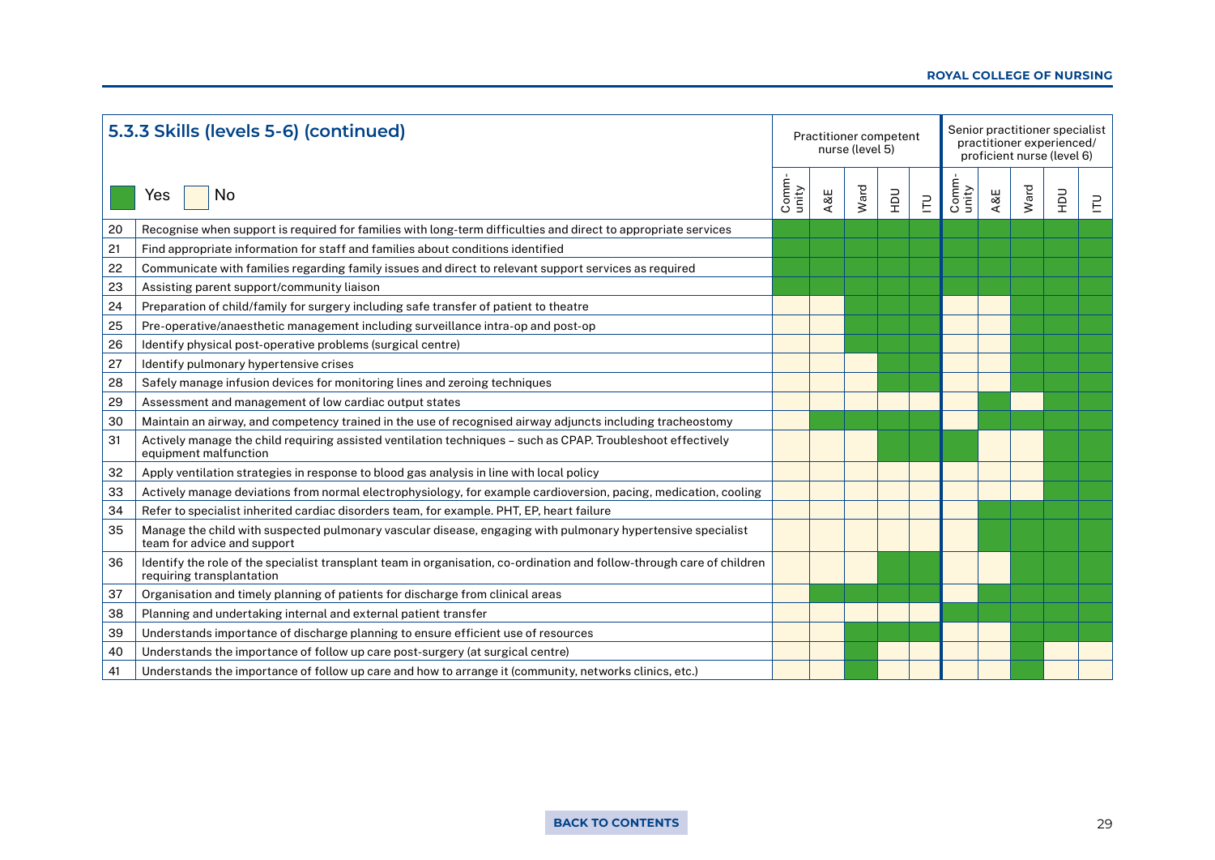## 5.3.3 Skills (levels 5-6) (continued)

Key: Yes (green) / No (cream)

| | | Practitioner competent nurse (level 5) | | | | | Senior practitioner specialist practitioner experienced/ proficient nurse (level 6) | | | | |
|---|---|---|---|---|---|---|---|---|---|---|---|
| | | Comm-unity | A&E | Ward | HDU | ITU | Comm-unity | A&E | Ward | HDU | ITU |
| 20 | Recognise when support is required for families with long-term difficulties and direct to appropriate services | Yes | Yes | Yes | Yes | Yes | Yes | Yes | Yes | Yes | Yes |
| 21 | Find appropriate information for staff and families about conditions identified | Yes | Yes | Yes | Yes | Yes | Yes | Yes | Yes | Yes | Yes |
| 22 | Communicate with families regarding family issues and direct to relevant support services as required | Yes | Yes | Yes | Yes | Yes | Yes | Yes | Yes | Yes | Yes |
| 23 | Assisting parent support/community liaison | Yes | Yes | Yes | Yes | Yes | Yes | Yes | Yes | Yes | Yes |
| 24 | Preparation of child/family for surgery including safe transfer of patient to theatre | No | No | Yes | Yes | Yes | No | No | Yes | Yes | Yes |
| 25 | Pre-operative/anaesthetic management including surveillance intra-op and post-op | No | No | Yes | Yes | Yes | No | No | Yes | Yes | Yes |
| 26 | Identify physical post-operative problems (surgical centre) | No | No | Yes | Yes | Yes | No | No | Yes | Yes | Yes |
| 27 | Identify pulmonary hypertensive crises | No | No | No | Yes | Yes | No | No | Yes | Yes | Yes |
| 28 | Safely manage infusion devices for monitoring lines and zeroing techniques | No | No | No | Yes | Yes | No | No | Yes | Yes | Yes |
| 29 | Assessment and management of low cardiac output states | No | No | No | No | No | No | Yes | No | Yes | Yes |
| 30 | Maintain an airway, and competency trained in the use of recognised airway adjuncts including tracheostomy | No | Yes | Yes | Yes | Yes | No | Yes | Yes | Yes | Yes |
| 31 | Actively manage the child requiring assisted ventilation techniques – such as CPAP. Troubleshoot effectively equipment malfunction | No | No | No | Yes | Yes | Yes | No | No | Yes | Yes |
| 32 | Apply ventilation strategies in response to blood gas analysis in line with local policy | No | No | No | No | No | No | No | No | Yes | Yes |
| 33 | Actively manage deviations from normal electrophysiology, for example cardioversion, pacing, medication, cooling | No | No | No | No | No | No | No | No | Yes | Yes |
| 34 | Refer to specialist inherited cardiac disorders team, for example. PHT, EP, heart failure | No | No | No | No | No | No | Yes | Yes | Yes | Yes |
| 35 | Manage the child with suspected pulmonary vascular disease, engaging with pulmonary hypertensive specialist team for advice and support | No | No | No | No | No | No | Yes | Yes | Yes | Yes |
| 36 | Identify the role of the specialist transplant team in organisation, co-ordination and follow-through care of children requiring transplantation | No | No | No | Yes | Yes | No | No | Yes | Yes | Yes |
| 37 | Organisation and timely planning of patients for discharge from clinical areas | No | Yes | Yes | Yes | Yes | No | Yes | Yes | Yes | Yes |
| 38 | Planning and undertaking internal and external patient transfer | No | No | No | No | No | Yes | Yes | Yes | Yes | Yes |
| 39 | Understands importance of discharge planning to ensure efficient use of resources | No | No | Yes | Yes | Yes | No | No | Yes | Yes | Yes |
| 40 | Understands the importance of follow up care post-surgery (at surgical centre) | No | No | Yes | No | No | No | No | Yes | No | No |
| 41 | Understands the importance of follow up care and how to arrange it (community, networks clinics, etc.) | No | No | Yes | No | No | No | No | Yes | No | No |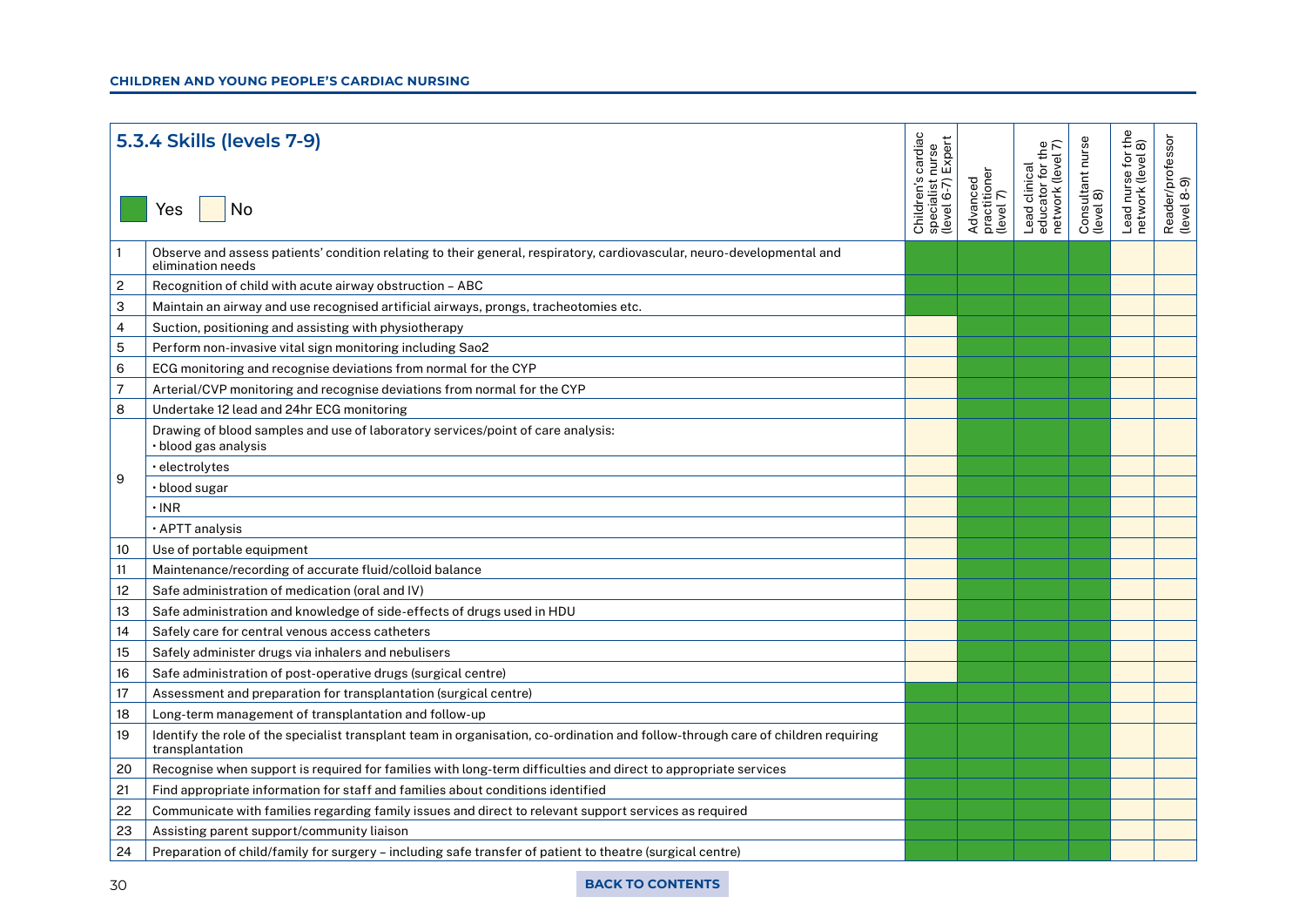## 5.3.4 Skills (levels 7-9)

Yes = green; No = cream

| | Skill | Children's cardiac specialist nurse (level 6-7) Expert | Advanced practitioner (level 7) | Lead clinical educator for the network (level 7) | Consultant nurse (level 8) | Lead nurse for the network (level 8) | Reader/professor (level 8-9) |
|---|---|---|---|---|---|---|---|
| 1 | Observe and assess patients' condition relating to their general, respiratory, cardiovascular, neuro-developmental and elimination needs | Yes | Yes | Yes | Yes | No | No |
| 2 | Recognition of child with acute airway obstruction – ABC | Yes | Yes | Yes | Yes | No | No |
| 3 | Maintain an airway and use recognised artificial airways, prongs, tracheotomies etc. | Yes | Yes | Yes | Yes | No | No |
| 4 | Suction, positioning and assisting with physiotherapy | No | Yes | Yes | Yes | No | No |
| 5 | Perform non-invasive vital sign monitoring including Sao2 | No | Yes | Yes | Yes | No | No |
| 6 | ECG monitoring and recognise deviations from normal for the CYP | No | Yes | Yes | Yes | No | No |
| 7 | Arterial/CVP monitoring and recognise deviations from normal for the CYP | No | Yes | Yes | Yes | No | No |
| 8 | Undertake 12 lead and 24hr ECG monitoring | No | Yes | Yes | Yes | No | No |
| 9 | Drawing of blood samples and use of laboratory services/point of care analysis: • blood gas analysis | No | Yes | Yes | Yes | No | No |
| | • electrolytes | No | Yes | Yes | Yes | No | No |
| | • blood sugar | No | Yes | Yes | Yes | No | No |
| | • INR | No | Yes | Yes | Yes | No | No |
| | • APTT analysis | No | Yes | Yes | Yes | No | No |
| 10 | Use of portable equipment | No | Yes | Yes | Yes | No | No |
| 11 | Maintenance/recording of accurate fluid/colloid balance | No | Yes | Yes | Yes | No | No |
| 12 | Safe administration of medication (oral and IV) | No | Yes | Yes | Yes | No | No |
| 13 | Safe administration and knowledge of side-effects of drugs used in HDU | No | Yes | Yes | Yes | No | No |
| 14 | Safely care for central venous access catheters | No | Yes | Yes | Yes | No | No |
| 15 | Safely administer drugs via inhalers and nebulisers | No | Yes | Yes | Yes | No | No |
| 16 | Safe administration of post-operative drugs (surgical centre) | No | Yes | Yes | Yes | No | No |
| 17 | Assessment and preparation for transplantation (surgical centre) | Yes | Yes | Yes | Yes | No | No |
| 18 | Long-term management of transplantation and follow-up | Yes | Yes | Yes | Yes | No | No |
| 19 | Identify the role of the specialist transplant team in organisation, co-ordination and follow-through care of children requiring transplantation | Yes | Yes | Yes | Yes | No | No |
| 20 | Recognise when support is required for families with long-term difficulties and direct to appropriate services | Yes | Yes | Yes | Yes | No | No |
| 21 | Find appropriate information for staff and families about conditions identified | Yes | Yes | Yes | Yes | No | No |
| 22 | Communicate with families regarding family issues and direct to relevant support services as required | Yes | Yes | Yes | Yes | No | No |
| 23 | Assisting parent support/community liaison | Yes | Yes | Yes | Yes | No | No |
| 24 | Preparation of child/family for surgery – including safe transfer of patient to theatre (surgical centre) | Yes | Yes | Yes | Yes | No | No |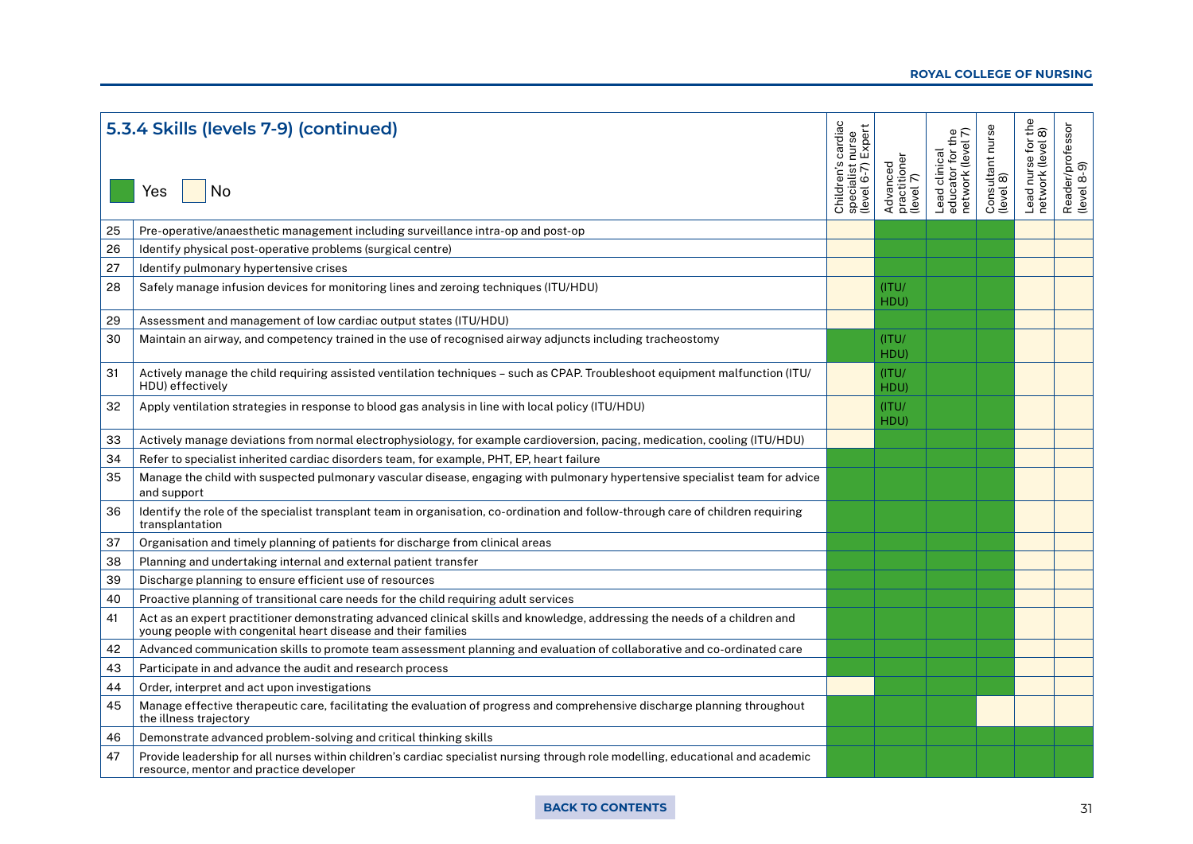## 5.3.4 Skills (levels 7-9) (continued)

Key: Yes / No

| | Skill | Children's cardiac specialist nurse (level 6-7) Expert | Advanced practitioner (level 7) | Lead clinical educator for the network (level 7) | Consultant nurse (level 8) | Lead nurse for the network (level 8) | Reader/professor (level 8-9) |
|---|---|---|---|---|---|---|---|
| 25 | Pre-operative/anaesthetic management including surveillance intra-op and post-op | No | Yes | Yes | Yes | No | No |
| 26 | Identify physical post-operative problems (surgical centre) | No | Yes | Yes | Yes | No | No |
| 27 | Identify pulmonary hypertensive crises | No | Yes | Yes | Yes | No | No |
| 28 | Safely manage infusion devices for monitoring lines and zeroing techniques (ITU/HDU) | No | (ITU/HDU) | Yes | Yes | No | No |
| 29 | Assessment and management of low cardiac output states (ITU/HDU) | No | Yes | Yes | Yes | No | No |
| 30 | Maintain an airway, and competency trained in the use of recognised airway adjuncts including tracheostomy | Yes | (ITU/HDU) | Yes | Yes | No | No |
| 31 | Actively manage the child requiring assisted ventilation techniques – such as CPAP. Troubleshoot equipment malfunction (ITU/HDU) effectively | No | (ITU/HDU) | Yes | Yes | No | No |
| 32 | Apply ventilation strategies in response to blood gas analysis in line with local policy (ITU/HDU) | No | (ITU/HDU) | Yes | Yes | No | No |
| 33 | Actively manage deviations from normal electrophysiology, for example cardioversion, pacing, medication, cooling (ITU/HDU) | No | Yes | Yes | Yes | No | No |
| 34 | Refer to specialist inherited cardiac disorders team, for example, PHT, EP, heart failure | Yes | Yes | Yes | Yes | No | No |
| 35 | Manage the child with suspected pulmonary vascular disease, engaging with pulmonary hypertensive specialist team for advice and support | Yes | Yes | Yes | Yes | No | No |
| 36 | Identify the role of the specialist transplant team in organisation, co-ordination and follow-through care of children requiring transplantation | Yes | Yes | Yes | Yes | No | No |
| 37 | Organisation and timely planning of patients for discharge from clinical areas | Yes | Yes | Yes | Yes | No | No |
| 38 | Planning and undertaking internal and external patient transfer | Yes | Yes | Yes | Yes | No | No |
| 39 | Discharge planning to ensure efficient use of resources | Yes | Yes | Yes | Yes | No | No |
| 40 | Proactive planning of transitional care needs for the child requiring adult services | Yes | Yes | Yes | Yes | No | No |
| 41 | Act as an expert practitioner demonstrating advanced clinical skills and knowledge, addressing the needs of a children and young people with congenital heart disease and their families | Yes | Yes | Yes | Yes | No | No |
| 42 | Advanced communication skills to promote team assessment planning and evaluation of collaborative and co-ordinated care | Yes | Yes | Yes | Yes | No | No |
| 43 | Participate in and advance the audit and research process | Yes | Yes | Yes | Yes | No | No |
| 44 | Order, interpret and act upon investigations | No | Yes | Yes | Yes | No | No |
| 45 | Manage effective therapeutic care, facilitating the evaluation of progress and comprehensive discharge planning throughout the illness trajectory | Yes | Yes | Yes | No | No | No |
| 46 | Demonstrate advanced problem-solving and critical thinking skills | Yes | Yes | Yes | Yes | Yes | Yes |
| 47 | Provide leadership for all nurses within children's cardiac specialist nursing through role modelling, educational and academic resource, mentor and practice developer | Yes | Yes | Yes | Yes | Yes | Yes |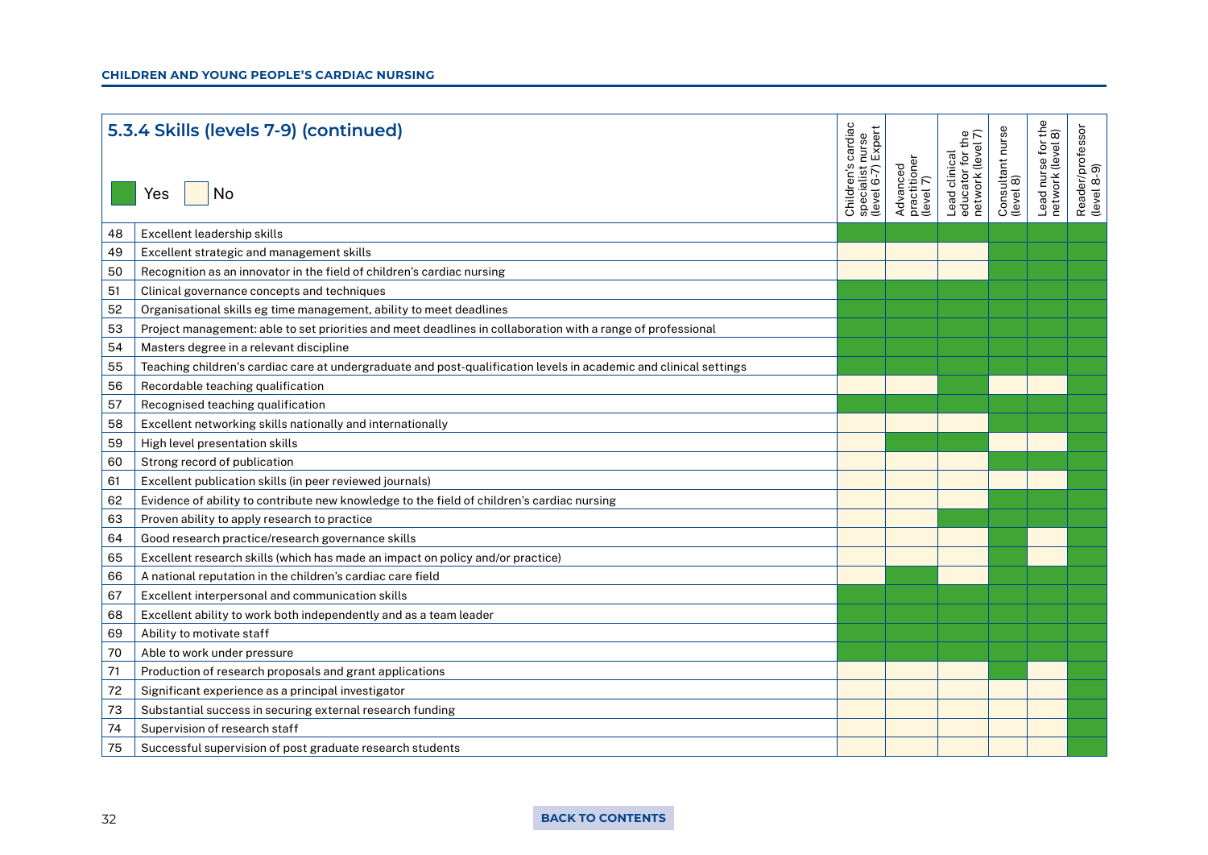### 5.3.4 Skills (levels 7-9) (continued)

Key: Yes / No

| | Skill | Children's cardiac specialist nurse (level 6-7) Expert | Advanced practitioner (level 7) | Lead clinical educator for the network (level 7) | Consultant nurse (level 8) | Lead nurse for the network (level 8) | Reader/professor (level 8-9) |
|---|---|---|---|---|---|---|---|
| 48 | Excellent leadership skills | Yes | Yes | Yes | Yes | Yes | Yes |
| 49 | Excellent strategic and management skills | No | No | No | Yes | Yes | Yes |
| 50 | Recognition as an innovator in the field of children's cardiac nursing | No | No | No | Yes | Yes | Yes |
| 51 | Clinical governance concepts and techniques | Yes | Yes | Yes | Yes | Yes | Yes |
| 52 | Organisational skills eg time management, ability to meet deadlines | Yes | Yes | Yes | Yes | Yes | Yes |
| 53 | Project management: able to set priorities and meet deadlines in collaboration with a range of professional | Yes | Yes | Yes | Yes | Yes | Yes |
| 54 | Masters degree in a relevant discipline | Yes | Yes | Yes | Yes | Yes | Yes |
| 55 | Teaching children's cardiac care at undergraduate and post-qualification levels in academic and clinical settings | Yes | Yes | Yes | Yes | Yes | Yes |
| 56 | Recordable teaching qualification | No | No | Yes | No | No | Yes |
| 57 | Recognised teaching qualification | Yes | Yes | Yes | Yes | Yes | Yes |
| 58 | Excellent networking skills nationally and internationally | No | No | No | Yes | Yes | Yes |
| 59 | High level presentation skills | No | Yes | Yes | No | No | Yes |
| 60 | Strong record of publication | No | No | No | Yes | Yes | Yes |
| 61 | Excellent publication skills (in peer reviewed journals) | No | No | No | No | No | Yes |
| 62 | Evidence of ability to contribute new knowledge to the field of children's cardiac nursing | No | No | No | Yes | Yes | Yes |
| 63 | Proven ability to apply research to practice | No | No | Yes | Yes | Yes | Yes |
| 64 | Good research practice/research governance skills | No | No | No | Yes | No | Yes |
| 65 | Excellent research skills (which has made an impact on policy and/or practice) | No | No | No | Yes | No | Yes |
| 66 | A national reputation in the children's cardiac care field | No | Yes | No | Yes | Yes | Yes |
| 67 | Excellent interpersonal and communication skills | Yes | Yes | Yes | Yes | Yes | Yes |
| 68 | Excellent ability to work both independently and as a team leader | Yes | Yes | Yes | Yes | Yes | Yes |
| 69 | Ability to motivate staff | Yes | Yes | Yes | Yes | Yes | Yes |
| 70 | Able to work under pressure | Yes | Yes | Yes | Yes | Yes | Yes |
| 71 | Production of research proposals and grant applications | No | No | No | Yes | No | Yes |
| 72 | Significant experience as a principal investigator | No | No | No | No | No | Yes |
| 73 | Substantial success in securing external research funding | No | No | No | No | No | Yes |
| 74 | Supervision of research staff | No | No | No | No | No | Yes |
| 75 | Successful supervision of post graduate research students | No | No | No | No | No | Yes |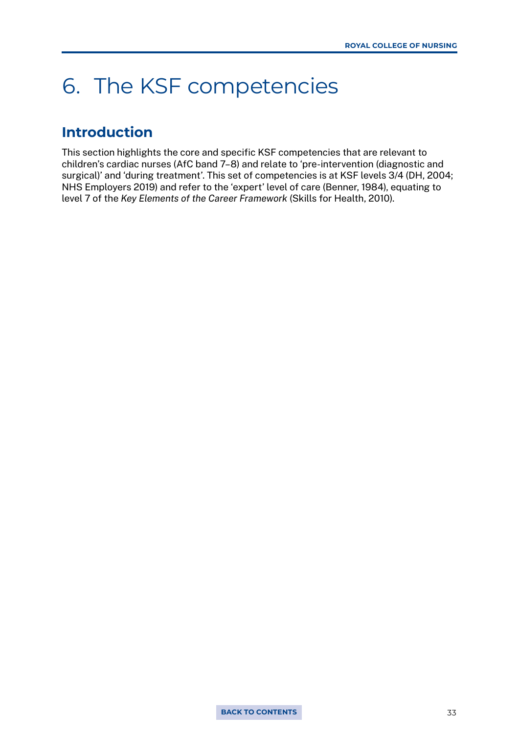# 6. The KSF competencies

## Introduction

This section highlights the core and specific KSF competencies that are relevant to children's cardiac nurses (AfC band 7–8) and relate to 'pre-intervention (diagnostic and surgical)' and 'during treatment'. This set of competencies is at KSF levels 3/4 (DH, 2004; NHS Employers 2019) and refer to the 'expert' level of care (Benner, 1984), equating to level 7 of the *Key Elements of the Career Framework* (Skills for Health, 2010).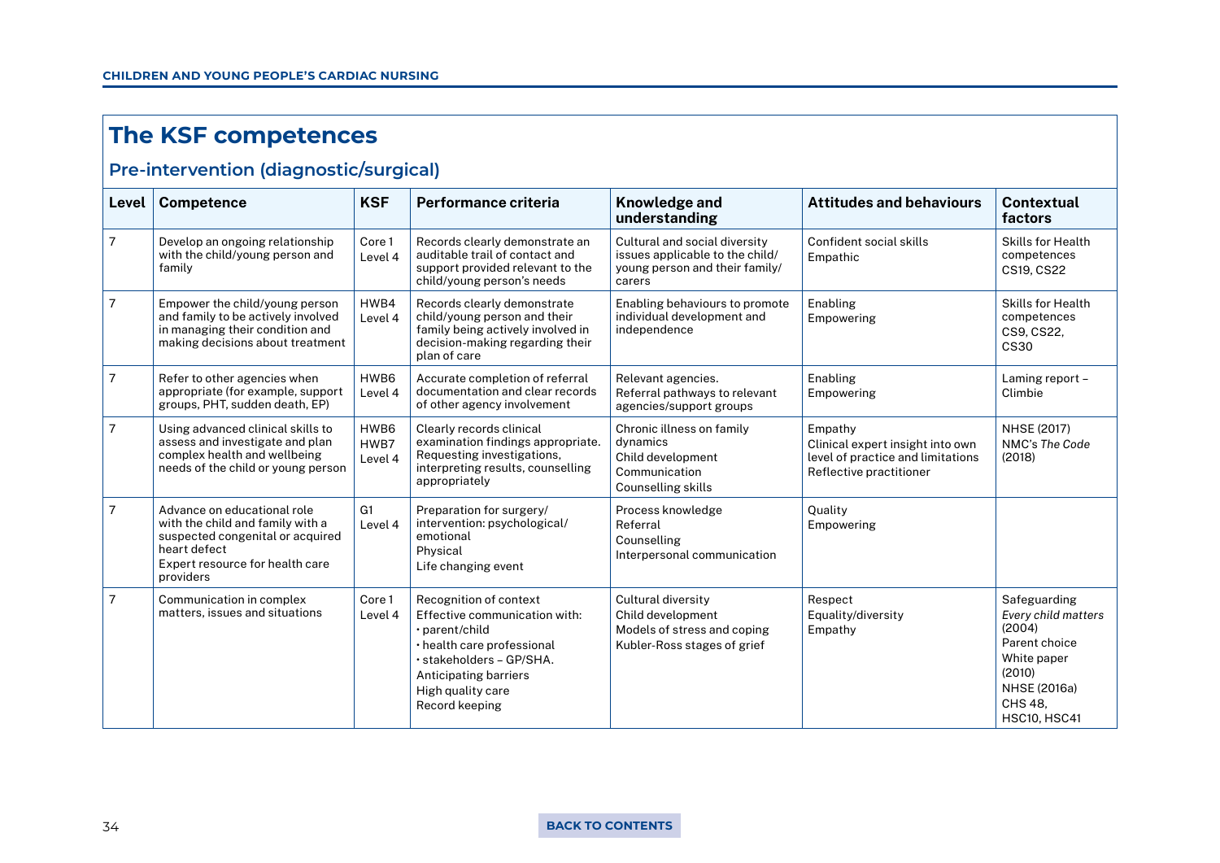## The KSF competences

### Pre-intervention (diagnostic/surgical)

| Level | Competence | KSF | Performance criteria | Knowledge and understanding | Attitudes and behaviours | Contextual factors |
|---|---|---|---|---|---|---|
| 7 | Develop an ongoing relationship with the child/young person and family | Core 1 Level 4 | Records clearly demonstrate an auditable trail of contact and support provided relevant to the child/young person's needs | Cultural and social diversity issues applicable to the child/ young person and their family/ carers | Confident social skills<br>Empathic | Skills for Health competences CS19, CS22 |
| 7 | Empower the child/young person and family to be actively involved in managing their condition and making decisions about treatment | HWB4 Level 4 | Records clearly demonstrate child/young person and their family being actively involved in decision-making regarding their plan of care | Enabling behaviours to promote individual development and independence | Enabling<br>Empowering | Skills for Health competences CS9, CS22, CS30 |
| 7 | Refer to other agencies when appropriate (for example, support groups, PHT, sudden death, EP) | HWB6 Level 4 | Accurate completion of referral documentation and clear records of other agency involvement | Relevant agencies.<br>Referral pathways to relevant agencies/support groups | Enabling<br>Empowering | Laming report – Climbie |
| 7 | Using advanced clinical skills to assess and investigate and plan complex health and wellbeing needs of the child or young person | HWB6<br>HWB7<br>Level 4 | Clearly records clinical examination findings appropriate. Requesting investigations, interpreting results, counselling appropriately | Chronic illness on family dynamics<br>Child development<br>Communication<br>Counselling skills | Empathy<br>Clinical expert insight into own level of practice and limitations<br>Reflective practitioner | NHSE (2017)<br>NMC's *The Code* (2018) |
| 7 | Advance on educational role with the child and family with a suspected congenital or acquired heart defect<br>Expert resource for health care providers | G1 Level 4 | Preparation for surgery/ intervention: psychological/ emotional<br>Physical<br>Life changing event | Process knowledge<br>Referral<br>Counselling<br>Interpersonal communication | Quality<br>Empowering | |
| 7 | Communication in complex matters, issues and situations | Core 1 Level 4 | Recognition of context<br>Effective communication with:<br>· parent/child<br>· health care professional<br>· stakeholders – GP/SHA.<br>Anticipating barriers<br>High quality care<br>Record keeping | Cultural diversity<br>Child development<br>Models of stress and coping<br>Kubler-Ross stages of grief | Respect<br>Equality/diversity<br>Empathy | Safeguarding<br>*Every child matters* (2004)<br>Parent choice<br>White paper (2010)<br>NHSE (2016a)<br>CHS 48, HSC10, HSC41 |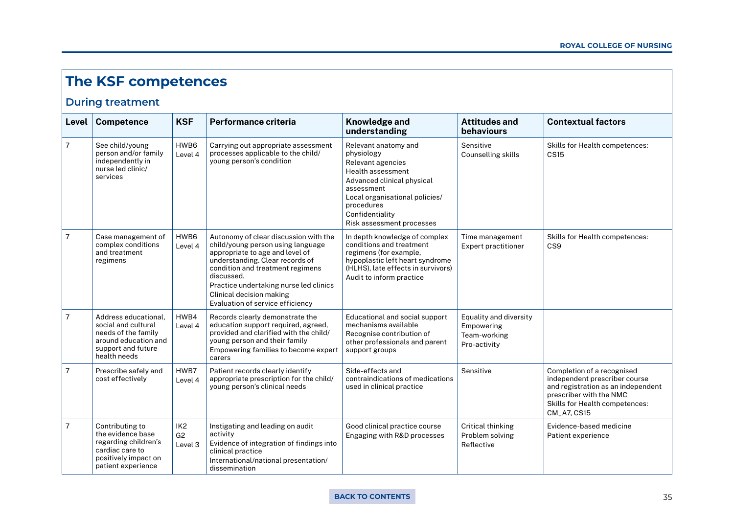## The KSF competences

### During treatment

| Level | Competence | KSF | Performance criteria | Knowledge and understanding | Attitudes and behaviours | Contextual factors |
|---|---|---|---|---|---|---|
| 7 | See child/young person and/or family independently in nurse led clinic/ services | HWB6 Level 4 | Carrying out appropriate assessment processes applicable to the child/ young person's condition | Relevant anatomy and physiology<br>Relevant agencies<br>Health assessment<br>Advanced clinical physical assessment<br>Local organisational policies/ procedures<br>Confidentiality<br>Risk assessment processes | Sensitive<br>Counselling skills | Skills for Health competences: CS15 |
| 7 | Case management of complex conditions and treatment regimens | HWB6 Level 4 | Autonomy of clear discussion with the child/young person using language appropriate to age and level of understanding. Clear records of condition and treatment regimens discussed.<br>Practice undertaking nurse led clinics<br>Clinical decision making<br>Evaluation of service efficiency | In depth knowledge of complex conditions and treatment regimens (for example, hypoplastic left heart syndrome (HLHS), late effects in survivors)<br>Audit to inform practice | Time management<br>Expert practitioner | Skills for Health competences: CS9 |
| 7 | Address educational, social and cultural needs of the family around education and support and future health needs | HWB4 Level 4 | Records clearly demonstrate the education support required, agreed, provided and clarified with the child/ young person and their family<br>Empowering families to become expert carers | Educational and social support mechanisms available<br>Recognise contribution of other professionals and parent support groups | Equality and diversity<br>Empowering<br>Team-working<br>Pro-activity | |
| 7 | Prescribe safely and cost effectively | HWB7 Level 4 | Patient records clearly identify appropriate prescription for the child/ young person's clinical needs | Side-effects and contraindications of medications used in clinical practice | Sensitive | Completion of a recognised independent prescriber course and registration as an independent prescriber with the NMC<br>Skills for Health competences: CM_A7, CS15 |
| 7 | Contributing to the evidence base regarding children's cardiac care to positively impact on patient experience | IK2<br>G2<br>Level 3 | Instigating and leading on audit activity<br>Evidence of integration of findings into clinical practice<br>International/national presentation/ dissemination | Good clinical practice course<br>Engaging with R&D processes | Critical thinking<br>Problem solving<br>Reflective | Evidence-based medicine<br>Patient experience |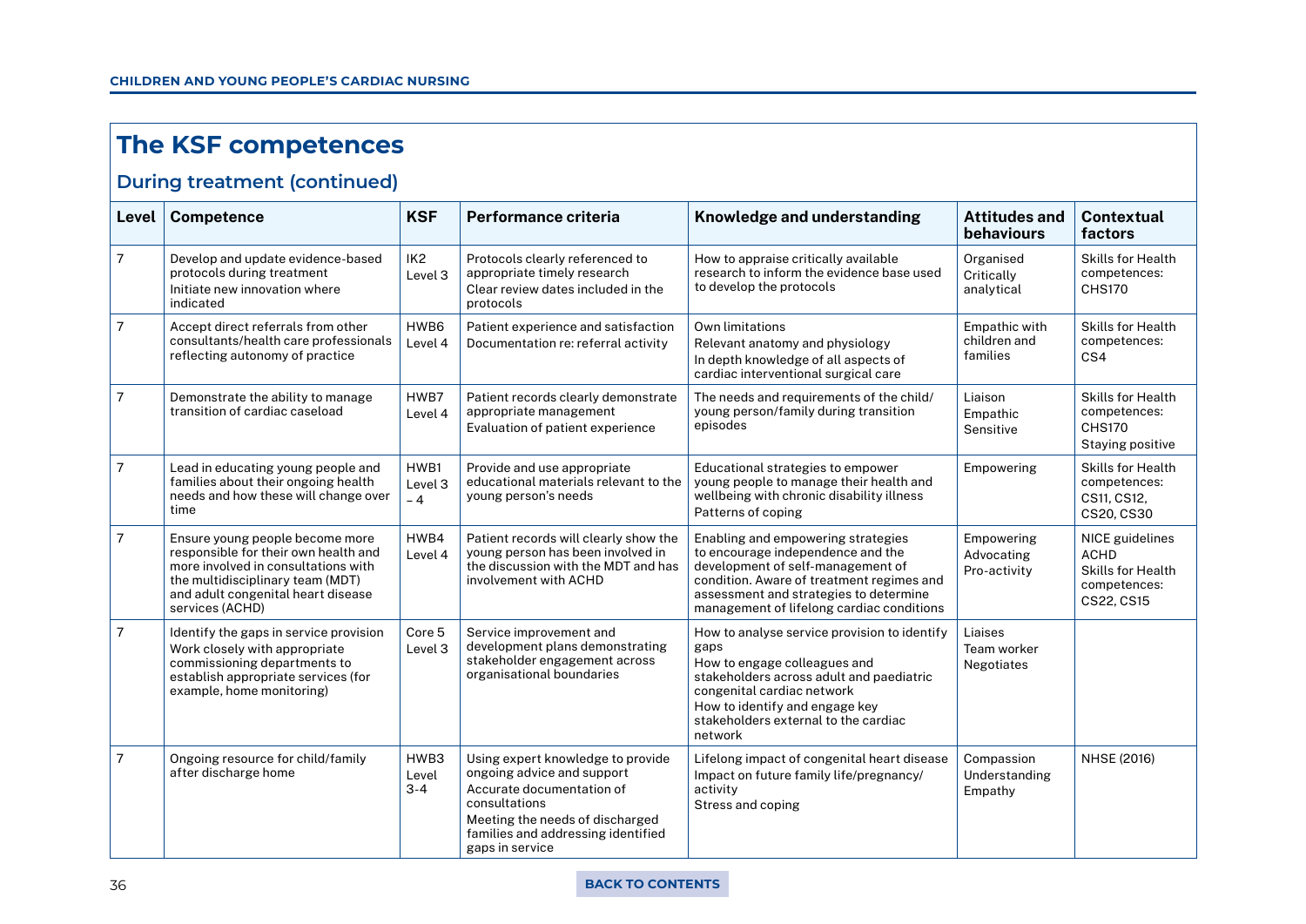# The KSF competences

## During treatment (continued)

| Level | Competence | KSF | Performance criteria | Knowledge and understanding | Attitudes and behaviours | Contextual factors |
|---|---|---|---|---|---|---|
| 7 | Develop and update evidence-based protocols during treatment<br>Initiate new innovation where indicated | IK2 Level 3 | Protocols clearly referenced to appropriate timely research<br>Clear review dates included in the protocols | How to appraise critically available research to inform the evidence base used to develop the protocols | Organised<br>Critically analytical | Skills for Health competences: CHS170 |
| 7 | Accept direct referrals from other consultants/health care professionals reflecting autonomy of practice | HWB6 Level 4 | Patient experience and satisfaction<br>Documentation re: referral activity | Own limitations<br>Relevant anatomy and physiology<br>In depth knowledge of all aspects of cardiac interventional surgical care | Empathic with children and families | Skills for Health competences: CS4 |
| 7 | Demonstrate the ability to manage transition of cardiac caseload | HWB7 Level 4 | Patient records clearly demonstrate appropriate management<br>Evaluation of patient experience | The needs and requirements of the child/young person/family during transition episodes | Liaison<br>Empathic<br>Sensitive | Skills for Health competences: CHS170<br>Staying positive |
| 7 | Lead in educating young people and families about their ongoing health needs and how these will change over time | HWB1 Level 3 – 4 | Provide and use appropriate educational materials relevant to the young person's needs | Educational strategies to empower young people to manage their health and wellbeing with chronic disability illness<br>Patterns of coping | Empowering | Skills for Health competences: CS11, CS12, CS20, CS30 |
| 7 | Ensure young people become more responsible for their own health and more involved in consultations with the multidisciplinary team (MDT) and adult congenital heart disease services (ACHD) | HWB4 Level 4 | Patient records will clearly show the young person has been involved in the discussion with the MDT and has involvement with ACHD | Enabling and empowering strategies to encourage independence and the development of self-management of condition. Aware of treatment regimes and assessment and strategies to determine management of lifelong cardiac conditions | Empowering<br>Advocating<br>Pro-activity | NICE guidelines ACHD<br>Skills for Health competences: CS22, CS15 |
| 7 | Identify the gaps in service provision<br>Work closely with appropriate commissioning departments to establish appropriate services (for example, home monitoring) | Core 5 Level 3 | Service improvement and development plans demonstrating stakeholder engagement across organisational boundaries | How to analyse service provision to identify gaps<br>How to engage colleagues and stakeholders across adult and paediatric congenital cardiac network<br>How to identify and engage key stakeholders external to the cardiac network | Liaises<br>Team worker<br>Negotiates | |
| 7 | Ongoing resource for child/family after discharge home | HWB3 Level 3-4 | Using expert knowledge to provide ongoing advice and support<br>Accurate documentation of consultations<br>Meeting the needs of discharged families and addressing identified gaps in service | Lifelong impact of congenital heart disease<br>Impact on future family life/pregnancy/activity<br>Stress and coping | Compassion<br>Understanding<br>Empathy | NHSE (2016) |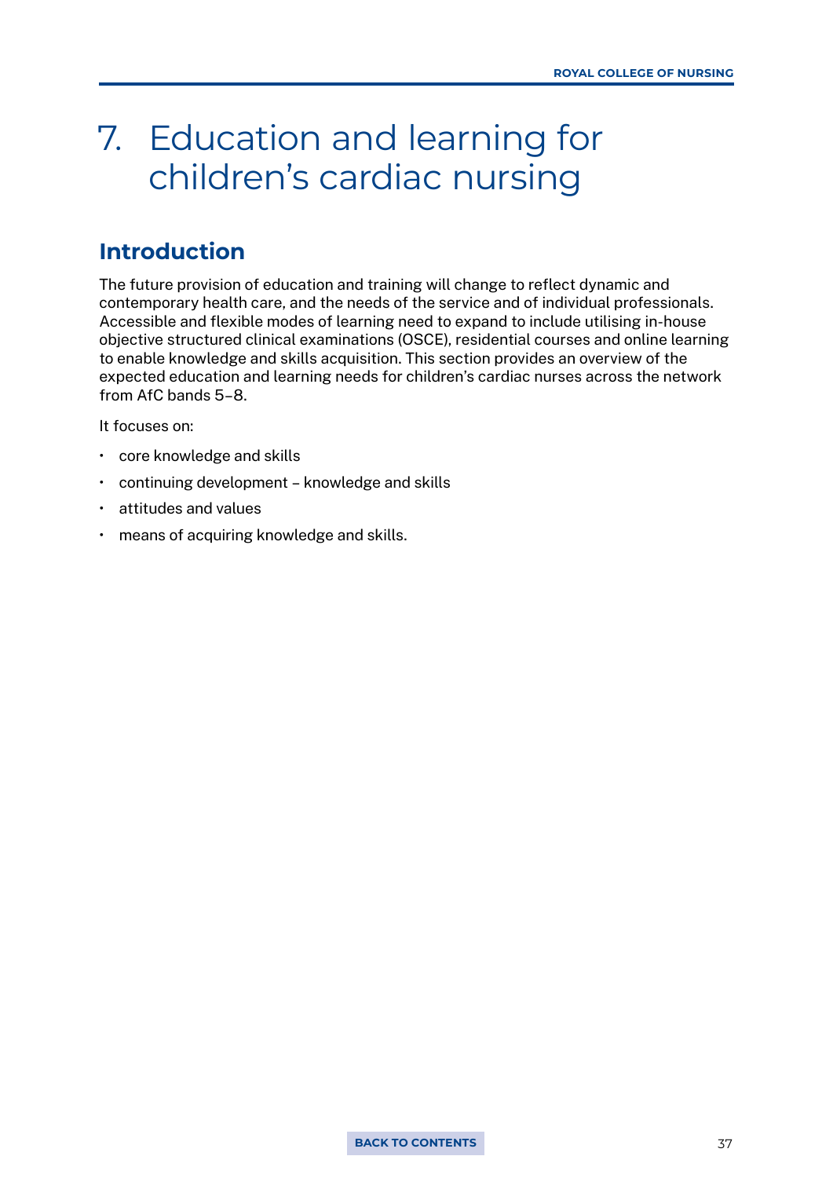# 7. Education and learning for children's cardiac nursing

## Introduction

The future provision of education and training will change to reflect dynamic and contemporary health care, and the needs of the service and of individual professionals. Accessible and flexible modes of learning need to expand to include utilising in-house objective structured clinical examinations (OSCE), residential courses and online learning to enable knowledge and skills acquisition. This section provides an overview of the expected education and learning needs for children's cardiac nurses across the network from AfC bands 5–8.

It focuses on:

- core knowledge and skills
- continuing development – knowledge and skills
- attitudes and values
- means of acquiring knowledge and skills.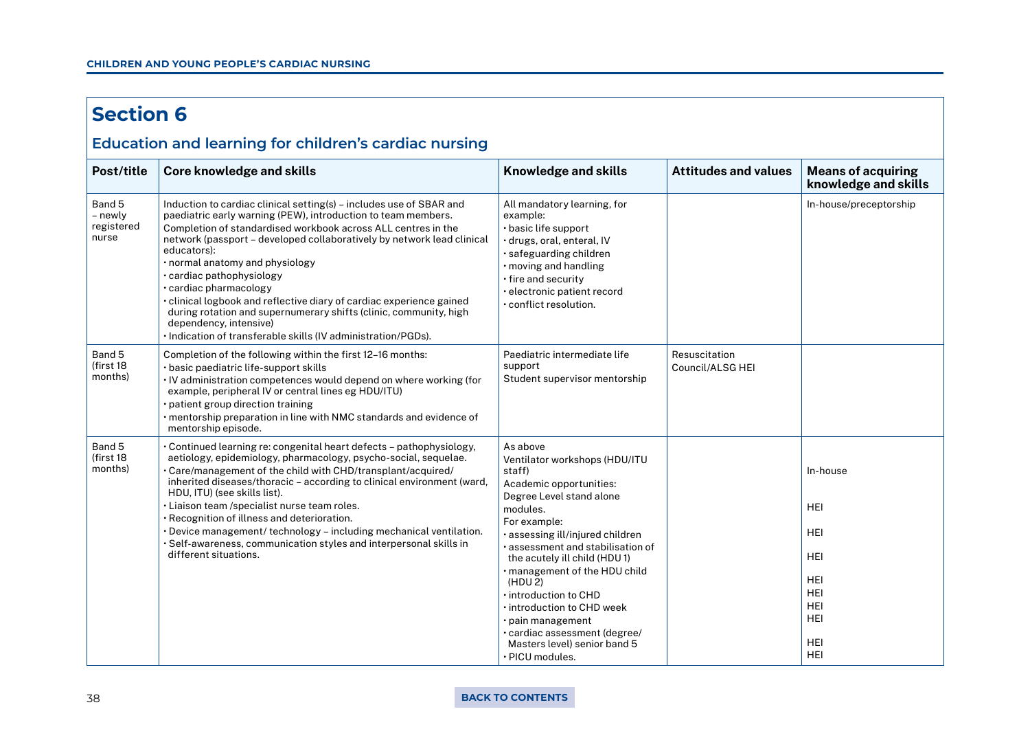# Section 6

## Education and learning for children's cardiac nursing

| Post/title | Core knowledge and skills | Knowledge and skills | Attitudes and values | Means of acquiring knowledge and skills |
|---|---|---|---|---|
| Band 5 – newly registered nurse | Induction to cardiac clinical setting(s) – includes use of SBAR and paediatric early warning (PEW), introduction to team members.<br>Completion of standardised workbook across ALL centres in the network (passport – developed collaboratively by network lead clinical educators):<br>• normal anatomy and physiology<br>• cardiac pathophysiology<br>• cardiac pharmacology<br>• clinical logbook and reflective diary of cardiac experience gained during rotation and supernumerary shifts (clinic, community, high dependency, intensive)<br>• Indication of transferable skills (IV administration/PGDs). | All mandatory learning, for example:<br>• basic life support<br>• drugs, oral, enteral, IV<br>• safeguarding children<br>• moving and handling<br>• fire and security<br>• electronic patient record<br>• conflict resolution. | | In-house/preceptorship |
| Band 5 (first 18 months) | Completion of the following within the first 12–16 months:<br>• basic paediatric life-support skills<br>• IV administration competences would depend on where working (for example, peripheral IV or central lines eg HDU/ITU)<br>• patient group direction training<br>• mentorship preparation in line with NMC standards and evidence of mentorship episode. | Paediatric intermediate life support<br>Student supervisor mentorship | Resuscitation Council/ALSG HEI | |
| Band 5 (first 18 months) | • Continued learning re: congenital heart defects – pathophysiology, aetiology, epidemiology, pharmacology, psycho-social, sequelae.<br>• Care/management of the child with CHD/transplant/acquired/inherited diseases/thoracic – according to clinical environment (ward, HDU, ITU) (see skills list).<br>• Liaison team /specialist nurse team roles.<br>• Recognition of illness and deterioration.<br>• Device management/ technology – including mechanical ventilation.<br>• Self-awareness, communication styles and interpersonal skills in different situations. | As above<br>Ventilator workshops (HDU/ITU staff)<br>Academic opportunities:<br>Degree Level stand alone modules.<br>For example:<br>• assessing ill/injured children<br>• assessment and stabilisation of the acutely ill child (HDU 1)<br>• management of the HDU child (HDU 2)<br>• introduction to CHD<br>• introduction to CHD week<br>• pain management<br>• cardiac assessment (degree/ Masters level) senior band 5<br>• PICU modules. | | In-house<br>HEI<br>HEI<br>HEI<br>HEI<br>HEI<br>HEI<br>HEI<br>HEI<br>HEI |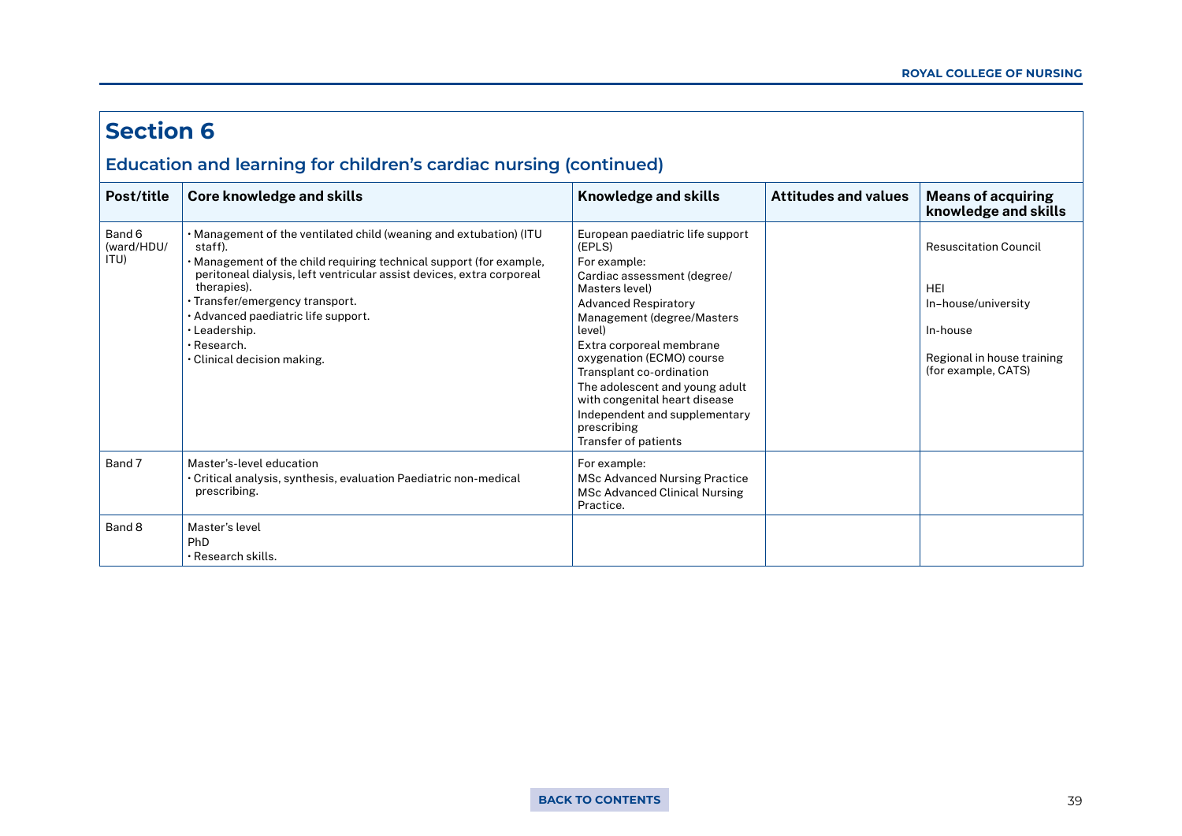## Section 6

### Education and learning for children's cardiac nursing (continued)

| Post/title | Core knowledge and skills | Knowledge and skills | Attitudes and values | Means of acquiring knowledge and skills |
|---|---|---|---|---|
| Band 6 (ward/HDU/ ITU) | • Management of the ventilated child (weaning and extubation) (ITU staff).<br>• Management of the child requiring technical support (for example, peritoneal dialysis, left ventricular assist devices, extra corporeal therapies).<br>• Transfer/emergency transport.<br>• Advanced paediatric life support.<br>• Leadership.<br>• Research.<br>• Clinical decision making. | European paediatric life support (EPLS)<br>For example:<br>Cardiac assessment (degree/ Masters level)<br>Advanced Respiratory Management (degree/Masters level)<br>Extra corporeal membrane oxygenation (ECMO) course<br>Transplant co-ordination<br>The adolescent and young adult with congenital heart disease<br>Independent and supplementary prescribing<br>Transfer of patients | | Resuscitation Council<br><br>HEI<br>In-house/university<br><br>In-house<br><br>Regional in house training (for example, CATS) |
| Band 7 | Master's-level education<br>• Critical analysis, synthesis, evaluation Paediatric non-medical prescribing. | For example:<br>MSc Advanced Nursing Practice<br>MSc Advanced Clinical Nursing Practice. | | |
| Band 8 | Master's level<br>PhD<br>• Research skills. | | | |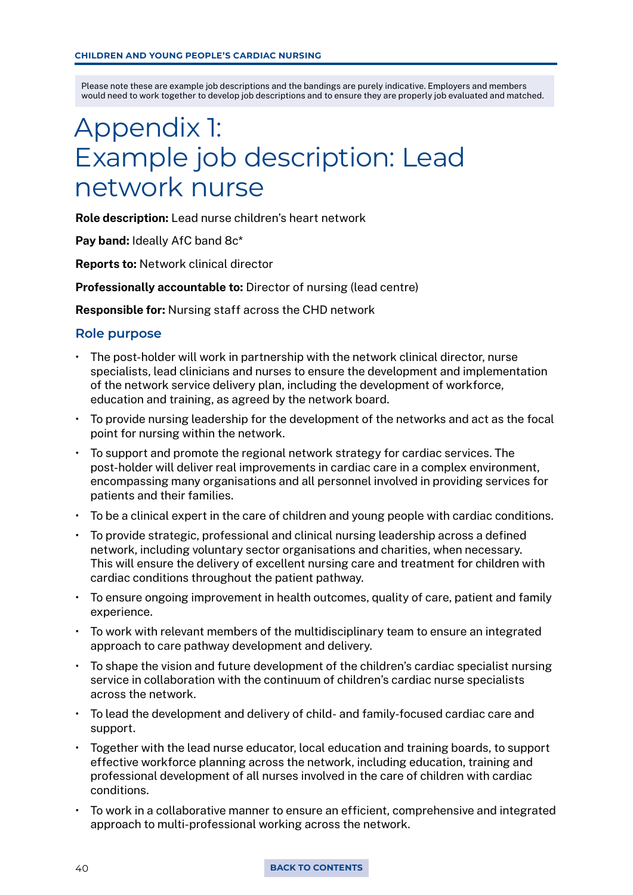Please note these are example job descriptions and the bandings are purely indicative. Employers and members would need to work together to develop job descriptions and to ensure they are properly job evaluated and matched.

# Appendix 1: Example job description: Lead network nurse

**Role description:** Lead nurse children's heart network

**Pay band:** Ideally AfC band 8c*

**Reports to:** Network clinical director

**Professionally accountable to:** Director of nursing (lead centre)

**Responsible for:** Nursing staff across the CHD network

## Role purpose

- The post-holder will work in partnership with the network clinical director, nurse specialists, lead clinicians and nurses to ensure the development and implementation of the network service delivery plan, including the development of workforce, education and training, as agreed by the network board.
- To provide nursing leadership for the development of the networks and act as the focal point for nursing within the network.
- To support and promote the regional network strategy for cardiac services. The post-holder will deliver real improvements in cardiac care in a complex environment, encompassing many organisations and all personnel involved in providing services for patients and their families.
- To be a clinical expert in the care of children and young people with cardiac conditions.
- To provide strategic, professional and clinical nursing leadership across a defined network, including voluntary sector organisations and charities, when necessary. This will ensure the delivery of excellent nursing care and treatment for children with cardiac conditions throughout the patient pathway.
- To ensure ongoing improvement in health outcomes, quality of care, patient and family experience.
- To work with relevant members of the multidisciplinary team to ensure an integrated approach to care pathway development and delivery.
- To shape the vision and future development of the children's cardiac specialist nursing service in collaboration with the continuum of children's cardiac nurse specialists across the network.
- To lead the development and delivery of child- and family-focused cardiac care and support.
- Together with the lead nurse educator, local education and training boards, to support effective workforce planning across the network, including education, training and professional development of all nurses involved in the care of children with cardiac conditions.
- To work in a collaborative manner to ensure an efficient, comprehensive and integrated approach to multi-professional working across the network.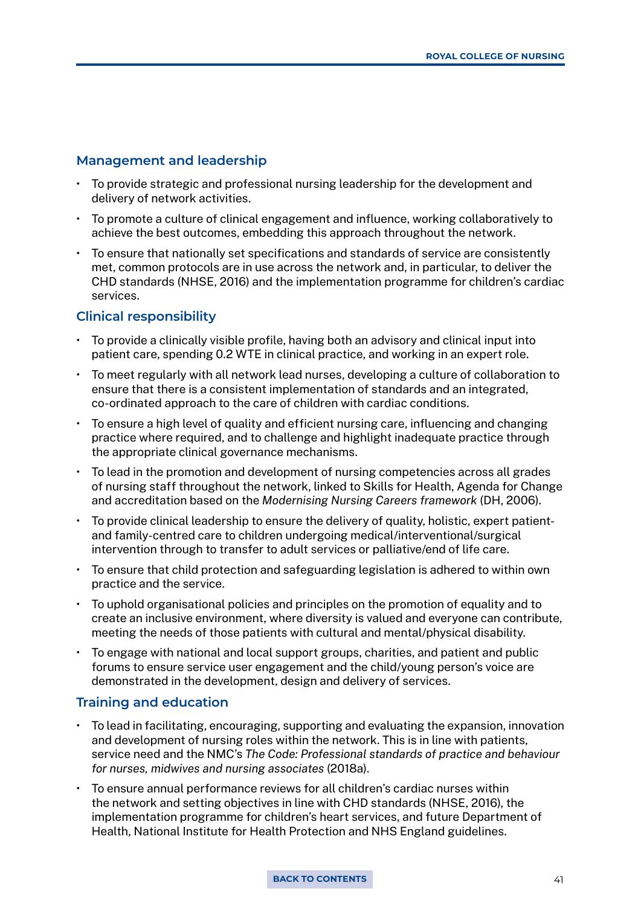### Management and leadership

- To provide strategic and professional nursing leadership for the development and delivery of network activities.
- To promote a culture of clinical engagement and influence, working collaboratively to achieve the best outcomes, embedding this approach throughout the network.
- To ensure that nationally set specifications and standards of service are consistently met, common protocols are in use across the network and, in particular, to deliver the CHD standards (NHSE, 2016) and the implementation programme for children's cardiac services.

### Clinical responsibility

- To provide a clinically visible profile, having both an advisory and clinical input into patient care, spending 0.2 WTE in clinical practice, and working in an expert role.
- To meet regularly with all network lead nurses, developing a culture of collaboration to ensure that there is a consistent implementation of standards and an integrated, co-ordinated approach to the care of children with cardiac conditions.
- To ensure a high level of quality and efficient nursing care, influencing and changing practice where required, and to challenge and highlight inadequate practice through the appropriate clinical governance mechanisms.
- To lead in the promotion and development of nursing competencies across all grades of nursing staff throughout the network, linked to Skills for Health, Agenda for Change and accreditation based on the *Modernising Nursing Careers framework* (DH, 2006).
- To provide clinical leadership to ensure the delivery of quality, holistic, expert patient- and family-centred care to children undergoing medical/interventional/surgical intervention through to transfer to adult services or palliative/end of life care.
- To ensure that child protection and safeguarding legislation is adhered to within own practice and the service.
- To uphold organisational policies and principles on the promotion of equality and to create an inclusive environment, where diversity is valued and everyone can contribute, meeting the needs of those patients with cultural and mental/physical disability.
- To engage with national and local support groups, charities, and patient and public forums to ensure service user engagement and the child/young person's voice are demonstrated in the development, design and delivery of services.

### Training and education

- To lead in facilitating, encouraging, supporting and evaluating the expansion, innovation and development of nursing roles within the network. This is in line with patients, service need and the NMC's *The Code: Professional standards of practice and behaviour for nurses, midwives and nursing associates* (2018a).
- To ensure annual performance reviews for all children's cardiac nurses within the network and setting objectives in line with CHD standards (NHSE, 2016), the implementation programme for children's heart services, and future Department of Health, National Institute for Health Protection and NHS England guidelines.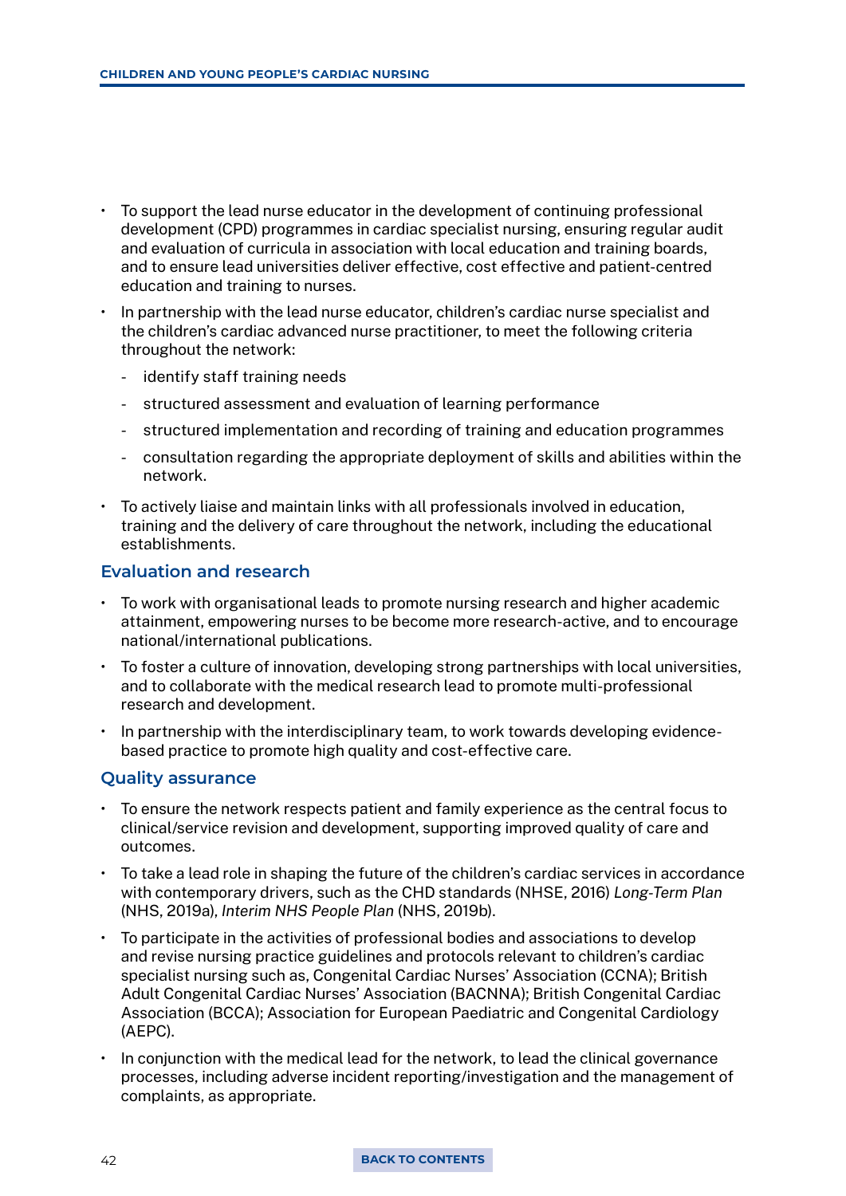- To support the lead nurse educator in the development of continuing professional development (CPD) programmes in cardiac specialist nursing, ensuring regular audit and evaluation of curricula in association with local education and training boards, and to ensure lead universities deliver effective, cost effective and patient-centred education and training to nurses.
- In partnership with the lead nurse educator, children's cardiac nurse specialist and the children's cardiac advanced nurse practitioner, to meet the following criteria throughout the network:
  - identify staff training needs
  - structured assessment and evaluation of learning performance
  - structured implementation and recording of training and education programmes
  - consultation regarding the appropriate deployment of skills and abilities within the network.
- To actively liaise and maintain links with all professionals involved in education, training and the delivery of care throughout the network, including the educational establishments.

### Evaluation and research

- To work with organisational leads to promote nursing research and higher academic attainment, empowering nurses to be become more research-active, and to encourage national/international publications.
- To foster a culture of innovation, developing strong partnerships with local universities, and to collaborate with the medical research lead to promote multi-professional research and development.
- In partnership with the interdisciplinary team, to work towards developing evidence-based practice to promote high quality and cost-effective care.

### Quality assurance

- To ensure the network respects patient and family experience as the central focus to clinical/service revision and development, supporting improved quality of care and outcomes.
- To take a lead role in shaping the future of the children's cardiac services in accordance with contemporary drivers, such as the CHD standards (NHSE, 2016) *Long-Term Plan* (NHS, 2019a), *Interim NHS People Plan* (NHS, 2019b).
- To participate in the activities of professional bodies and associations to develop and revise nursing practice guidelines and protocols relevant to children's cardiac specialist nursing such as, Congenital Cardiac Nurses' Association (CCNA); British Adult Congenital Cardiac Nurses' Association (BACNNA); British Congenital Cardiac Association (BCCA); Association for European Paediatric and Congenital Cardiology (AEPC).
- In conjunction with the medical lead for the network, to lead the clinical governance processes, including adverse incident reporting/investigation and the management of complaints, as appropriate.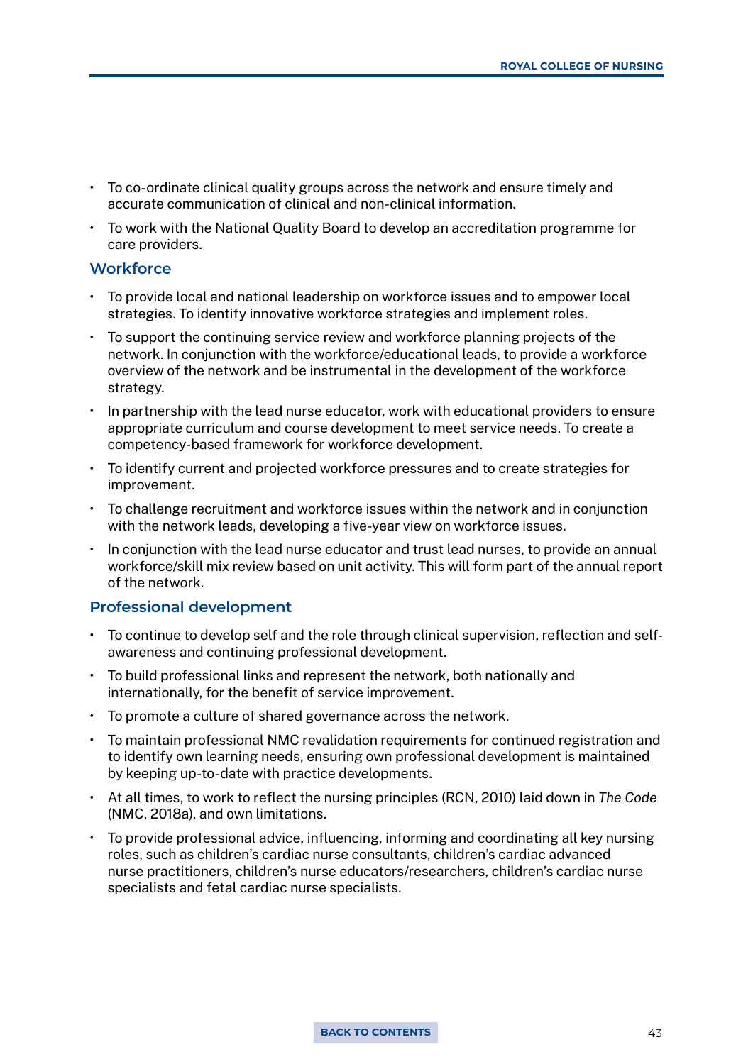- To co-ordinate clinical quality groups across the network and ensure timely and accurate communication of clinical and non-clinical information.
- To work with the National Quality Board to develop an accreditation programme for care providers.

### Workforce

- To provide local and national leadership on workforce issues and to empower local strategies. To identify innovative workforce strategies and implement roles.
- To support the continuing service review and workforce planning projects of the network. In conjunction with the workforce/educational leads, to provide a workforce overview of the network and be instrumental in the development of the workforce strategy.
- In partnership with the lead nurse educator, work with educational providers to ensure appropriate curriculum and course development to meet service needs. To create a competency-based framework for workforce development.
- To identify current and projected workforce pressures and to create strategies for improvement.
- To challenge recruitment and workforce issues within the network and in conjunction with the network leads, developing a five-year view on workforce issues.
- In conjunction with the lead nurse educator and trust lead nurses, to provide an annual workforce/skill mix review based on unit activity. This will form part of the annual report of the network.

### Professional development

- To continue to develop self and the role through clinical supervision, reflection and self-awareness and continuing professional development.
- To build professional links and represent the network, both nationally and internationally, for the benefit of service improvement.
- To promote a culture of shared governance across the network.
- To maintain professional NMC revalidation requirements for continued registration and to identify own learning needs, ensuring own professional development is maintained by keeping up-to-date with practice developments.
- At all times, to work to reflect the nursing principles (RCN, 2010) laid down in *The Code* (NMC, 2018a), and own limitations.
- To provide professional advice, influencing, informing and coordinating all key nursing roles, such as children's cardiac nurse consultants, children's cardiac advanced nurse practitioners, children's nurse educators/researchers, children's cardiac nurse specialists and fetal cardiac nurse specialists.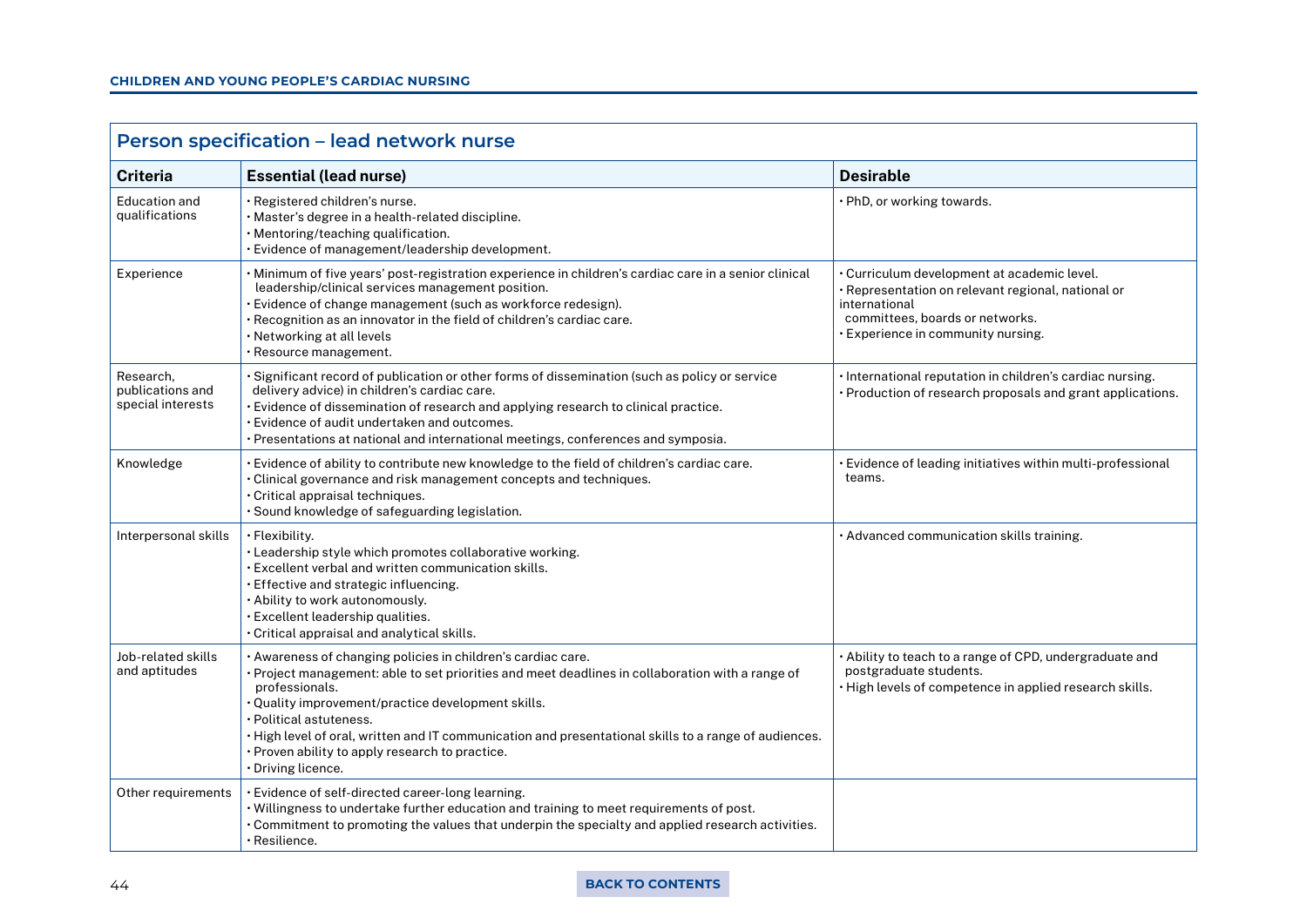## Person specification – lead network nurse

| Criteria | Essential (lead nurse) | Desirable |
|---|---|---|
| Education and qualifications | • Registered children's nurse.<br>• Master's degree in a health-related discipline.<br>• Mentoring/teaching qualification.<br>• Evidence of management/leadership development. | • PhD, or working towards. |
| Experience | • Minimum of five years' post-registration experience in children's cardiac care in a senior clinical leadership/clinical services management position.<br>• Evidence of change management (such as workforce redesign).<br>• Recognition as an innovator in the field of children's cardiac care.<br>• Networking at all levels<br>• Resource management. | • Curriculum development at academic level.<br>• Representation on relevant regional, national or international committees, boards or networks.<br>• Experience in community nursing. |
| Research, publications and special interests | • Significant record of publication or other forms of dissemination (such as policy or service delivery advice) in children's cardiac care.<br>• Evidence of dissemination of research and applying research to clinical practice.<br>• Evidence of audit undertaken and outcomes.<br>• Presentations at national and international meetings, conferences and symposia. | • International reputation in children's cardiac nursing.<br>• Production of research proposals and grant applications. |
| Knowledge | • Evidence of ability to contribute new knowledge to the field of children's cardiac care.<br>• Clinical governance and risk management concepts and techniques.<br>• Critical appraisal techniques.<br>• Sound knowledge of safeguarding legislation. | • Evidence of leading initiatives within multi-professional teams. |
| Interpersonal skills | • Flexibility.<br>• Leadership style which promotes collaborative working.<br>• Excellent verbal and written communication skills.<br>• Effective and strategic influencing.<br>• Ability to work autonomously.<br>• Excellent leadership qualities.<br>• Critical appraisal and analytical skills. | • Advanced communication skills training. |
| Job-related skills and aptitudes | • Awareness of changing policies in children's cardiac care.<br>• Project management: able to set priorities and meet deadlines in collaboration with a range of professionals.<br>• Quality improvement/practice development skills.<br>• Political astuteness.<br>• High level of oral, written and IT communication and presentational skills to a range of audiences.<br>• Proven ability to apply research to practice.<br>• Driving licence. | • Ability to teach to a range of CPD, undergraduate and postgraduate students.<br>• High levels of competence in applied research skills. |
| Other requirements | • Evidence of self-directed career-long learning.<br>• Willingness to undertake further education and training to meet requirements of post.<br>• Commitment to promoting the values that underpin the specialty and applied research activities.<br>• Resilience. | |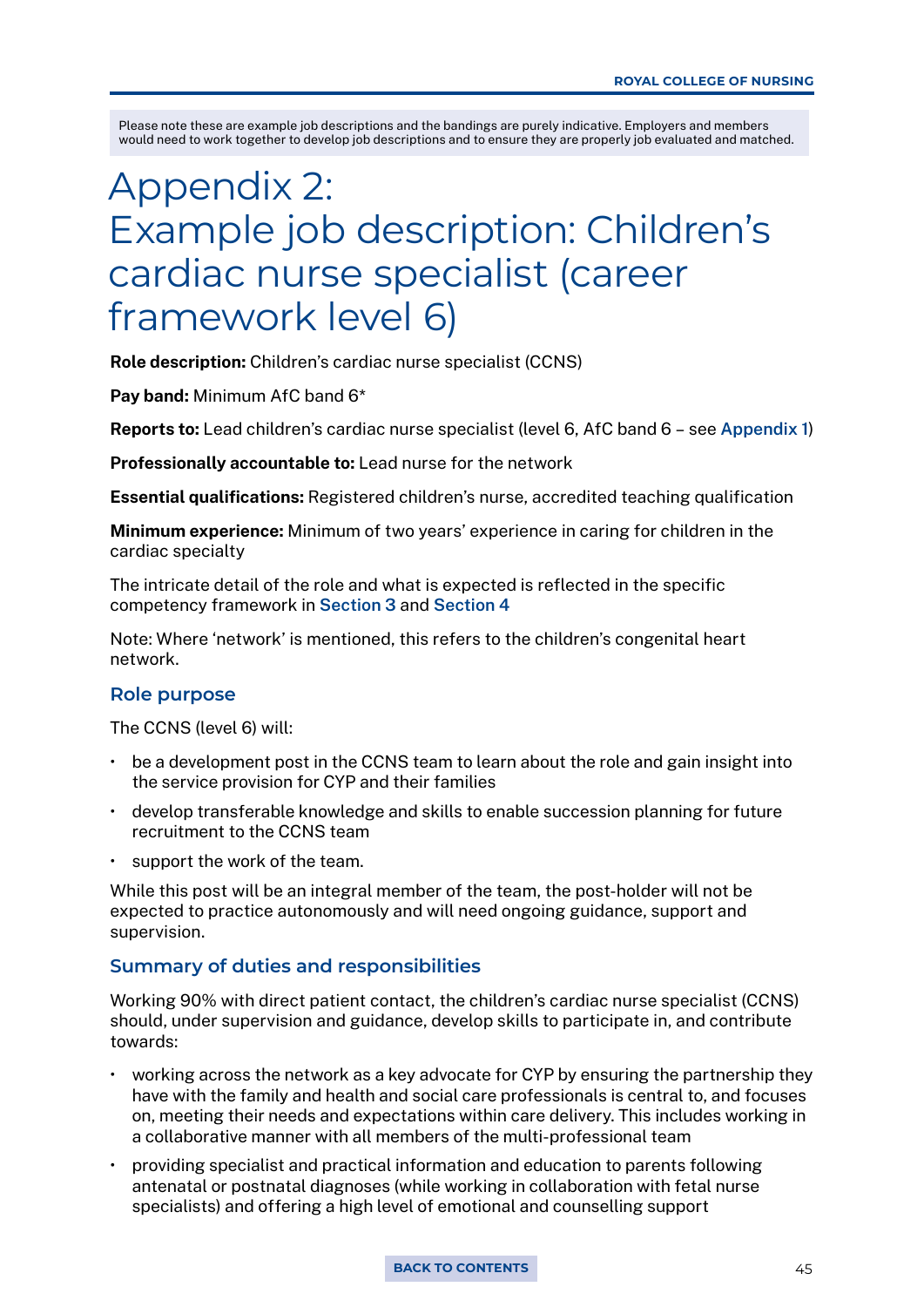Please note these are example job descriptions and the bandings are purely indicative. Employers and members would need to work together to develop job descriptions and to ensure they are properly job evaluated and matched.

# Appendix 2: Example job description: Children's cardiac nurse specialist (career framework level 6)

**Role description:** Children's cardiac nurse specialist (CCNS)

**Pay band:** Minimum AfC band 6*

**Reports to:** Lead children's cardiac nurse specialist (level 6, AfC band 6 – see Appendix 1)

**Professionally accountable to:** Lead nurse for the network

**Essential qualifications:** Registered children's nurse, accredited teaching qualification

**Minimum experience:** Minimum of two years' experience in caring for children in the cardiac specialty

The intricate detail of the role and what is expected is reflected in the specific competency framework in Section 3 and Section 4

Note: Where 'network' is mentioned, this refers to the children's congenital heart network.

## Role purpose

The CCNS (level 6) will:

- be a development post in the CCNS team to learn about the role and gain insight into the service provision for CYP and their families
- develop transferable knowledge and skills to enable succession planning for future recruitment to the CCNS team
- support the work of the team.

While this post will be an integral member of the team, the post-holder will not be expected to practice autonomously and will need ongoing guidance, support and supervision.

## Summary of duties and responsibilities

Working 90% with direct patient contact, the children's cardiac nurse specialist (CCNS) should, under supervision and guidance, develop skills to participate in, and contribute towards:

- working across the network as a key advocate for CYP by ensuring the partnership they have with the family and health and social care professionals is central to, and focuses on, meeting their needs and expectations within care delivery. This includes working in a collaborative manner with all members of the multi-professional team
- providing specialist and practical information and education to parents following antenatal or postnatal diagnoses (while working in collaboration with fetal nurse specialists) and offering a high level of emotional and counselling support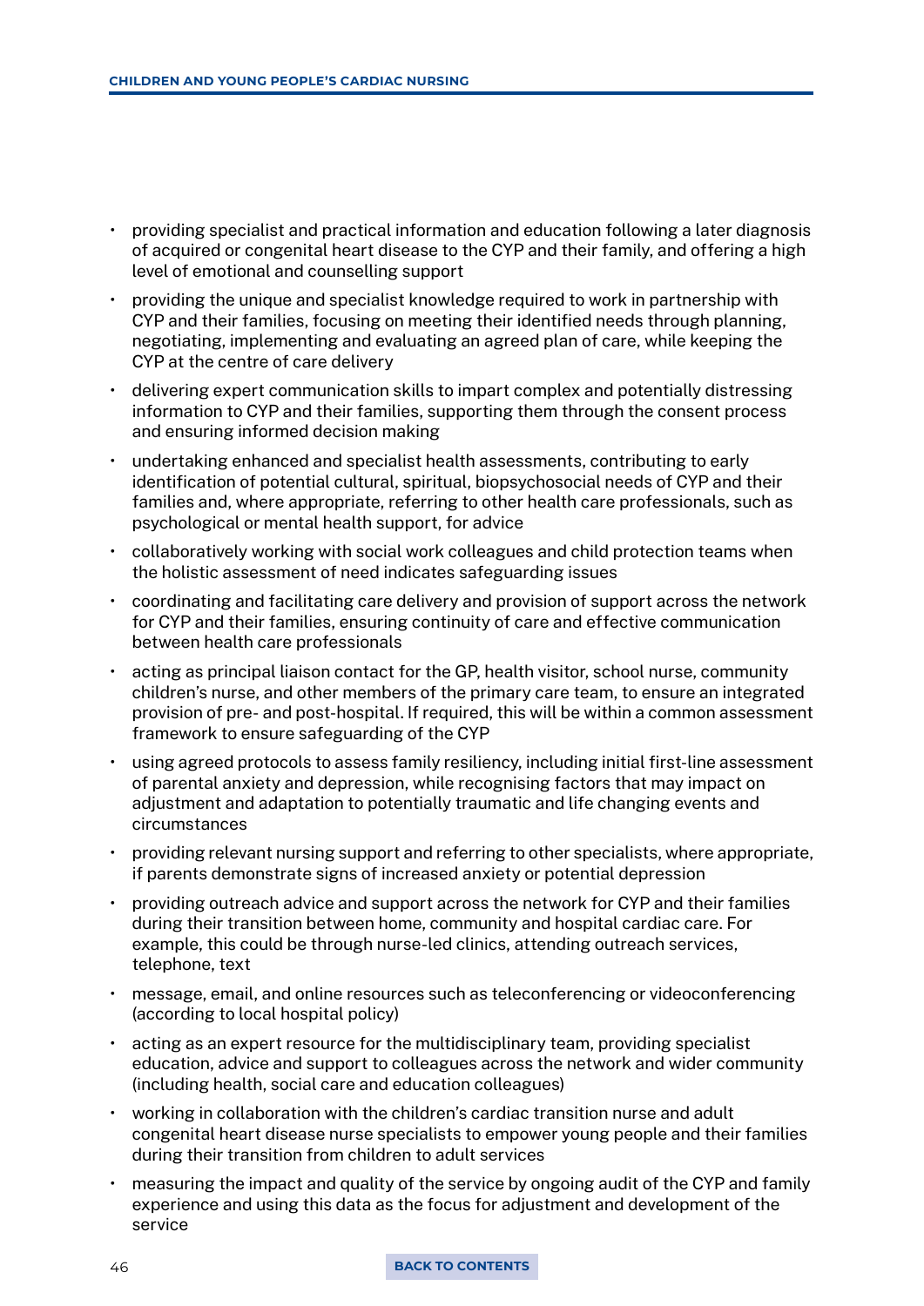- providing specialist and practical information and education following a later diagnosis of acquired or congenital heart disease to the CYP and their family, and offering a high level of emotional and counselling support
- providing the unique and specialist knowledge required to work in partnership with CYP and their families, focusing on meeting their identified needs through planning, negotiating, implementing and evaluating an agreed plan of care, while keeping the CYP at the centre of care delivery
- delivering expert communication skills to impart complex and potentially distressing information to CYP and their families, supporting them through the consent process and ensuring informed decision making
- undertaking enhanced and specialist health assessments, contributing to early identification of potential cultural, spiritual, biopsychosocial needs of CYP and their families and, where appropriate, referring to other health care professionals, such as psychological or mental health support, for advice
- collaboratively working with social work colleagues and child protection teams when the holistic assessment of need indicates safeguarding issues
- coordinating and facilitating care delivery and provision of support across the network for CYP and their families, ensuring continuity of care and effective communication between health care professionals
- acting as principal liaison contact for the GP, health visitor, school nurse, community children's nurse, and other members of the primary care team, to ensure an integrated provision of pre- and post-hospital. If required, this will be within a common assessment framework to ensure safeguarding of the CYP
- using agreed protocols to assess family resiliency, including initial first-line assessment of parental anxiety and depression, while recognising factors that may impact on adjustment and adaptation to potentially traumatic and life changing events and circumstances
- providing relevant nursing support and referring to other specialists, where appropriate, if parents demonstrate signs of increased anxiety or potential depression
- providing outreach advice and support across the network for CYP and their families during their transition between home, community and hospital cardiac care. For example, this could be through nurse-led clinics, attending outreach services, telephone, text
- message, email, and online resources such as teleconferencing or videoconferencing (according to local hospital policy)
- acting as an expert resource for the multidisciplinary team, providing specialist education, advice and support to colleagues across the network and wider community (including health, social care and education colleagues)
- working in collaboration with the children's cardiac transition nurse and adult congenital heart disease nurse specialists to empower young people and their families during their transition from children to adult services
- measuring the impact and quality of the service by ongoing audit of the CYP and family experience and using this data as the focus for adjustment and development of the service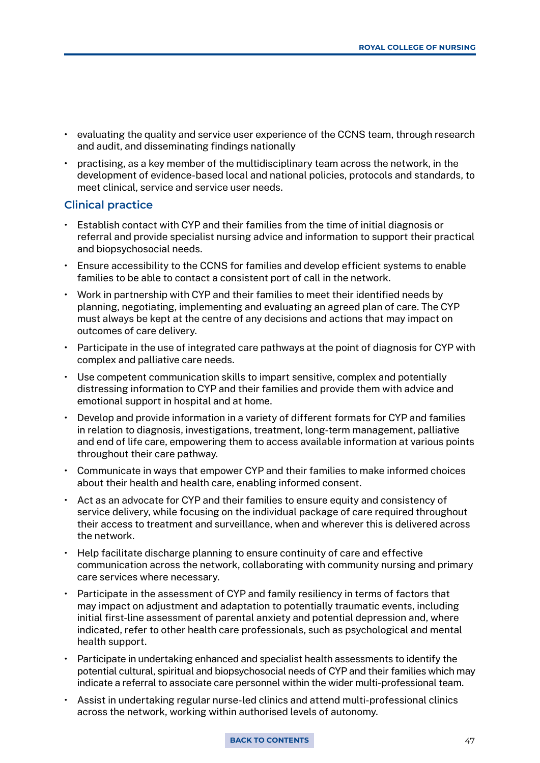- evaluating the quality and service user experience of the CCNS team, through research and audit, and disseminating findings nationally
- practising, as a key member of the multidisciplinary team across the network, in the development of evidence-based local and national policies, protocols and standards, to meet clinical, service and service user needs.

## Clinical practice

- Establish contact with CYP and their families from the time of initial diagnosis or referral and provide specialist nursing advice and information to support their practical and biopsychosocial needs.
- Ensure accessibility to the CCNS for families and develop efficient systems to enable families to be able to contact a consistent port of call in the network.
- Work in partnership with CYP and their families to meet their identified needs by planning, negotiating, implementing and evaluating an agreed plan of care. The CYP must always be kept at the centre of any decisions and actions that may impact on outcomes of care delivery.
- Participate in the use of integrated care pathways at the point of diagnosis for CYP with complex and palliative care needs.
- Use competent communication skills to impart sensitive, complex and potentially distressing information to CYP and their families and provide them with advice and emotional support in hospital and at home.
- Develop and provide information in a variety of different formats for CYP and families in relation to diagnosis, investigations, treatment, long-term management, palliative and end of life care, empowering them to access available information at various points throughout their care pathway.
- Communicate in ways that empower CYP and their families to make informed choices about their health and health care, enabling informed consent.
- Act as an advocate for CYP and their families to ensure equity and consistency of service delivery, while focusing on the individual package of care required throughout their access to treatment and surveillance, when and wherever this is delivered across the network.
- Help facilitate discharge planning to ensure continuity of care and effective communication across the network, collaborating with community nursing and primary care services where necessary.
- Participate in the assessment of CYP and family resiliency in terms of factors that may impact on adjustment and adaptation to potentially traumatic events, including initial first-line assessment of parental anxiety and potential depression and, where indicated, refer to other health care professionals, such as psychological and mental health support.
- Participate in undertaking enhanced and specialist health assessments to identify the potential cultural, spiritual and biopsychosocial needs of CYP and their families which may indicate a referral to associate care personnel within the wider multi-professional team.
- Assist in undertaking regular nurse-led clinics and attend multi-professional clinics across the network, working within authorised levels of autonomy.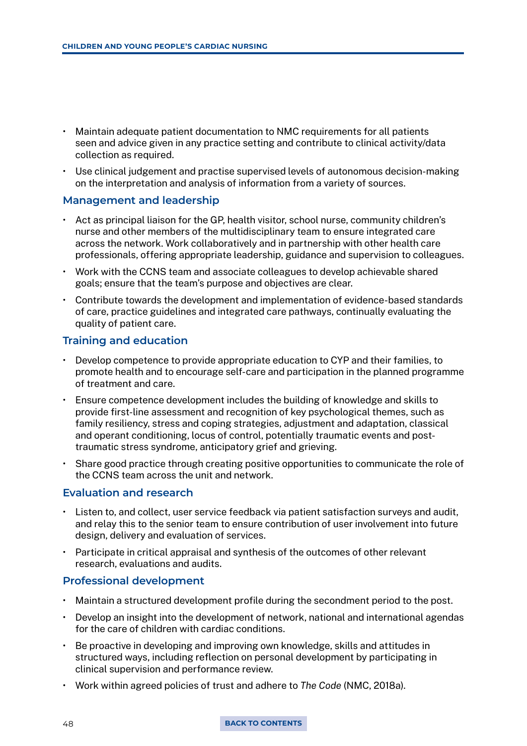- Maintain adequate patient documentation to NMC requirements for all patients seen and advice given in any practice setting and contribute to clinical activity/data collection as required.
- Use clinical judgement and practise supervised levels of autonomous decision-making on the interpretation and analysis of information from a variety of sources.

### Management and leadership

- Act as principal liaison for the GP, health visitor, school nurse, community children's nurse and other members of the multidisciplinary team to ensure integrated care across the network. Work collaboratively and in partnership with other health care professionals, offering appropriate leadership, guidance and supervision to colleagues.
- Work with the CCNS team and associate colleagues to develop achievable shared goals; ensure that the team's purpose and objectives are clear.
- Contribute towards the development and implementation of evidence-based standards of care, practice guidelines and integrated care pathways, continually evaluating the quality of patient care.

### Training and education

- Develop competence to provide appropriate education to CYP and their families, to promote health and to encourage self-care and participation in the planned programme of treatment and care.
- Ensure competence development includes the building of knowledge and skills to provide first-line assessment and recognition of key psychological themes, such as family resiliency, stress and coping strategies, adjustment and adaptation, classical and operant conditioning, locus of control, potentially traumatic events and post-traumatic stress syndrome, anticipatory grief and grieving.
- Share good practice through creating positive opportunities to communicate the role of the CCNS team across the unit and network.

### Evaluation and research

- Listen to, and collect, user service feedback via patient satisfaction surveys and audit, and relay this to the senior team to ensure contribution of user involvement into future design, delivery and evaluation of services.
- Participate in critical appraisal and synthesis of the outcomes of other relevant research, evaluations and audits.

### Professional development

- Maintain a structured development profile during the secondment period to the post.
- Develop an insight into the development of network, national and international agendas for the care of children with cardiac conditions.
- Be proactive in developing and improving own knowledge, skills and attitudes in structured ways, including reflection on personal development by participating in clinical supervision and performance review.
- Work within agreed policies of trust and adhere to *The Code* (NMC, 2018a).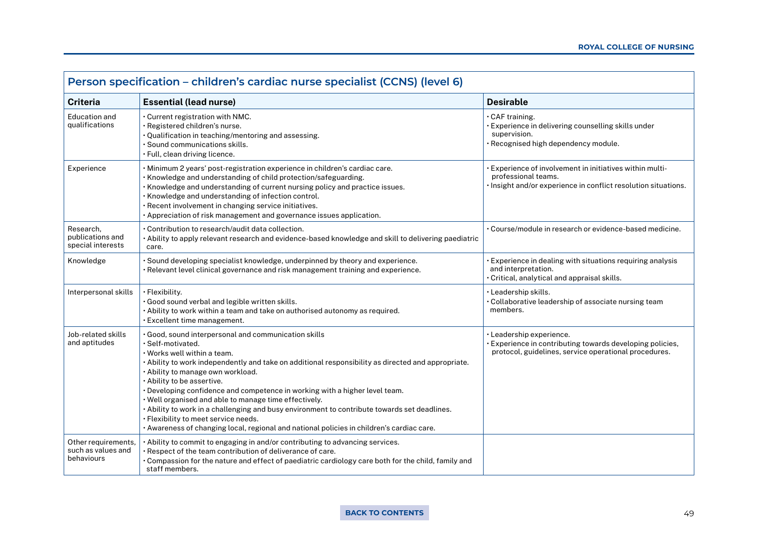## Person specification – children's cardiac nurse specialist (CCNS) (level 6)

| Criteria | Essential (lead nurse) | Desirable |
|---|---|---|
| Education and qualifications | • Current registration with NMC.<br>• Registered children's nurse.<br>• Qualification in teaching/mentoring and assessing.<br>• Sound communications skills.<br>• Full, clean driving licence. | • CAF training.<br>• Experience in delivering counselling skills under supervision.<br>• Recognised high dependency module. |
| Experience | • Minimum 2 years' post-registration experience in children's cardiac care.<br>• Knowledge and understanding of child protection/safeguarding.<br>• Knowledge and understanding of current nursing policy and practice issues.<br>• Knowledge and understanding of infection control.<br>• Recent involvement in changing service initiatives.<br>• Appreciation of risk management and governance issues application. | • Experience of involvement in initiatives within multi-professional teams.<br>• Insight and/or experience in conflict resolution situations. |
| Research, publications and special interests | • Contribution to research/audit data collection.<br>• Ability to apply relevant research and evidence-based knowledge and skill to delivering paediatric care. | • Course/module in research or evidence-based medicine. |
| Knowledge | • Sound developing specialist knowledge, underpinned by theory and experience.<br>• Relevant level clinical governance and risk management training and experience. | • Experience in dealing with situations requiring analysis and interpretation.<br>• Critical, analytical and appraisal skills. |
| Interpersonal skills | • Flexibility.<br>• Good sound verbal and legible written skills.<br>• Ability to work within a team and take on authorised autonomy as required.<br>• Excellent time management. | • Leadership skills.<br>• Collaborative leadership of associate nursing team members. |
| Job-related skills and aptitudes | • Good, sound interpersonal and communication skills<br>• Self-motivated.<br>• Works well within a team.<br>• Ability to work independently and take on additional responsibility as directed and appropriate.<br>• Ability to manage own workload.<br>• Ability to be assertive.<br>• Developing confidence and competence in working with a higher level team.<br>• Well organised and able to manage time effectively.<br>• Ability to work in a challenging and busy environment to contribute towards set deadlines.<br>• Flexibility to meet service needs.<br>• Awareness of changing local, regional and national policies in children's cardiac care. | • Leadership experience.<br>• Experience in contributing towards developing policies, protocol, guidelines, service operational procedures. |
| Other requirements, such as values and behaviours | • Ability to commit to engaging in and/or contributing to advancing services.<br>• Respect of the team contribution of deliverance of care.<br>• Compassion for the nature and effect of paediatric cardiology care both for the child, family and staff members. | |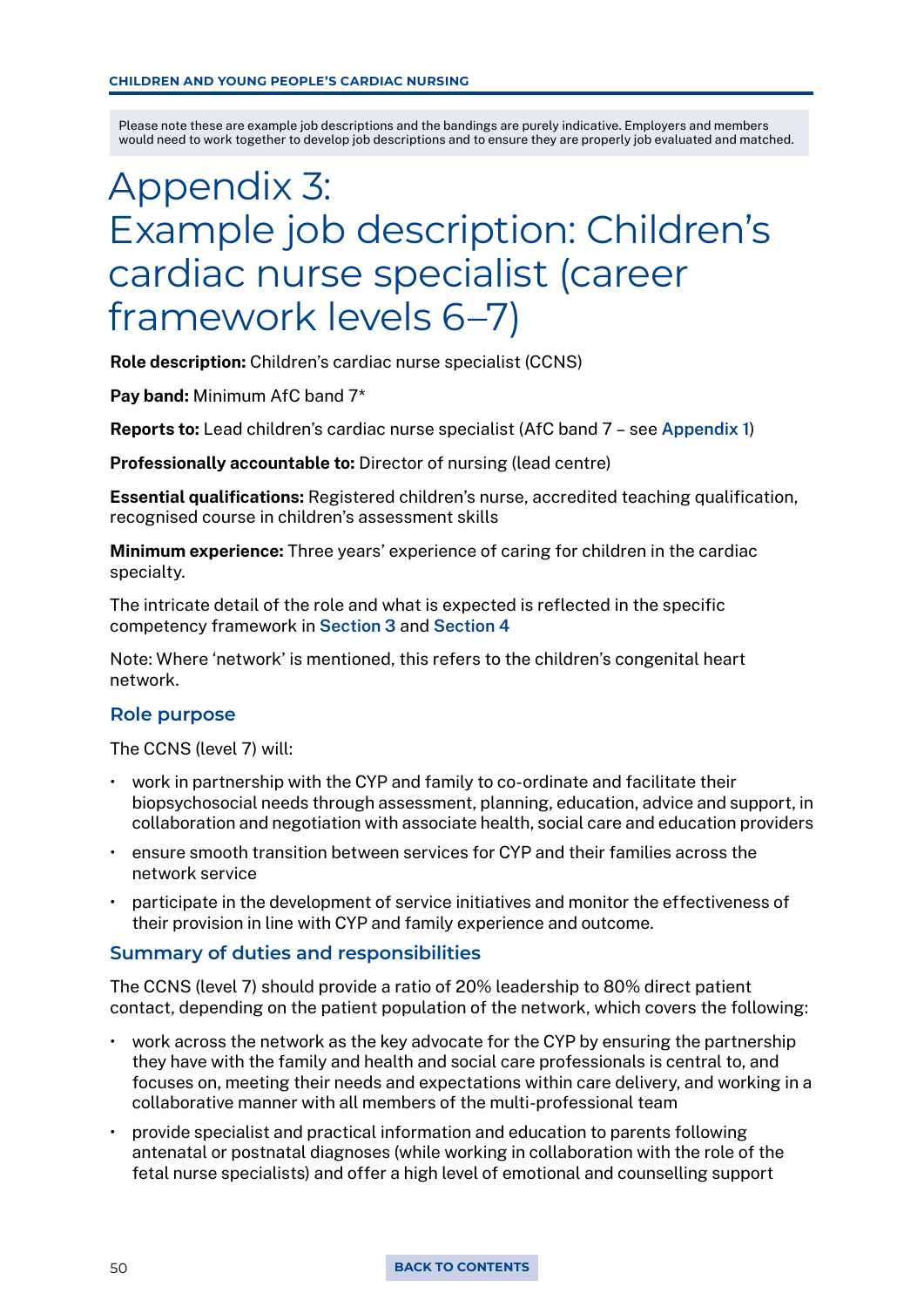Please note these are example job descriptions and the bandings are purely indicative. Employers and members would need to work together to develop job descriptions and to ensure they are properly job evaluated and matched.

# Appendix 3: Example job description: Children's cardiac nurse specialist (career framework levels 6–7)

**Role description:** Children's cardiac nurse specialist (CCNS)

**Pay band:** Minimum AfC band 7*

**Reports to:** Lead children's cardiac nurse specialist (AfC band 7 – see Appendix 1)

**Professionally accountable to:** Director of nursing (lead centre)

**Essential qualifications:** Registered children's nurse, accredited teaching qualification, recognised course in children's assessment skills

**Minimum experience:** Three years' experience of caring for children in the cardiac specialty.

The intricate detail of the role and what is expected is reflected in the specific competency framework in Section 3 and Section 4

Note: Where 'network' is mentioned, this refers to the children's congenital heart network.

## Role purpose

The CCNS (level 7) will:

- work in partnership with the CYP and family to co-ordinate and facilitate their biopsychosocial needs through assessment, planning, education, advice and support, in collaboration and negotiation with associate health, social care and education providers
- ensure smooth transition between services for CYP and their families across the network service
- participate in the development of service initiatives and monitor the effectiveness of their provision in line with CYP and family experience and outcome.

## Summary of duties and responsibilities

The CCNS (level 7) should provide a ratio of 20% leadership to 80% direct patient contact, depending on the patient population of the network, which covers the following:

- work across the network as the key advocate for the CYP by ensuring the partnership they have with the family and health and social care professionals is central to, and focuses on, meeting their needs and expectations within care delivery, and working in a collaborative manner with all members of the multi-professional team
- provide specialist and practical information and education to parents following antenatal or postnatal diagnoses (while working in collaboration with the role of the fetal nurse specialists) and offer a high level of emotional and counselling support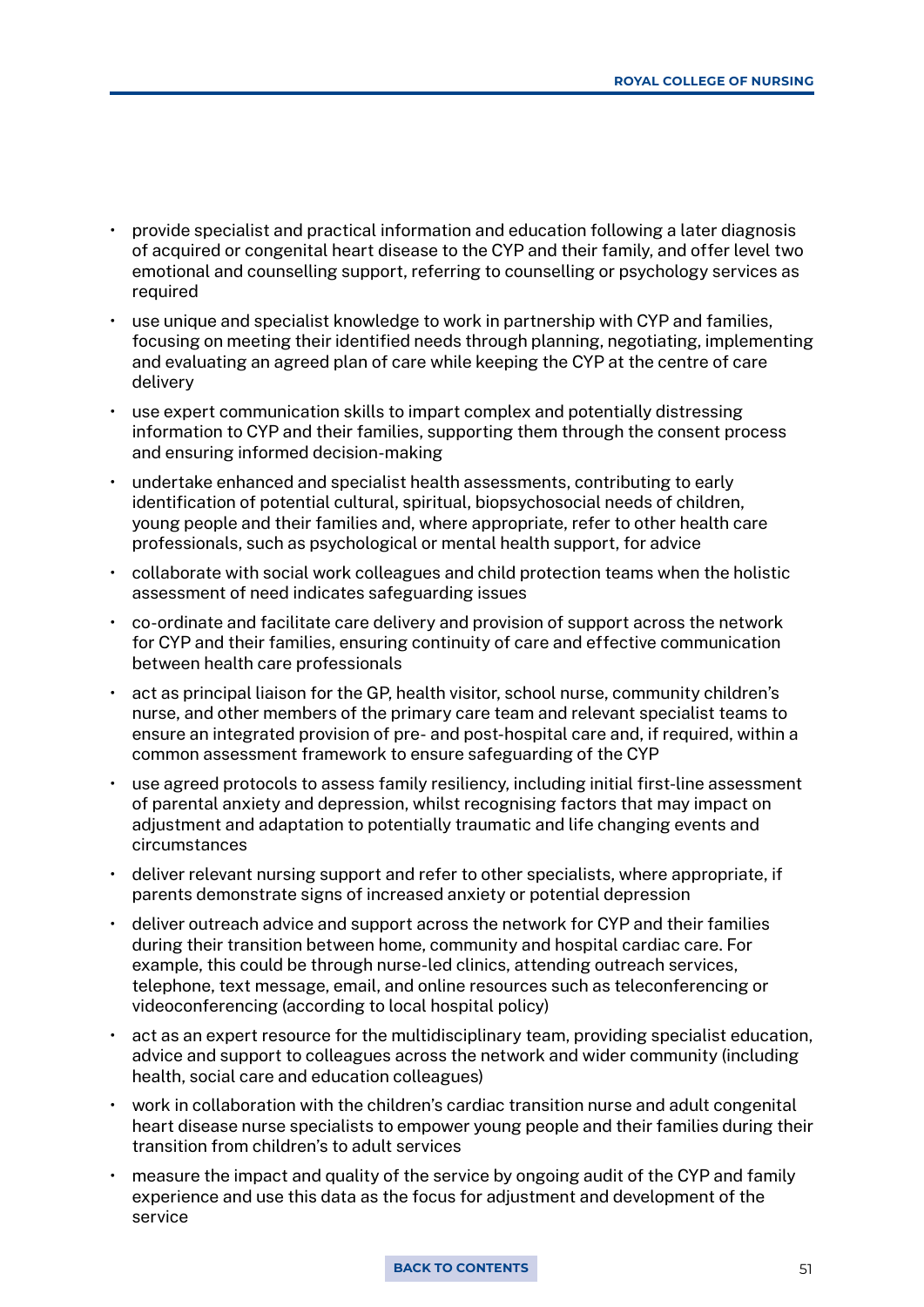- provide specialist and practical information and education following a later diagnosis of acquired or congenital heart disease to the CYP and their family, and offer level two emotional and counselling support, referring to counselling or psychology services as required
- use unique and specialist knowledge to work in partnership with CYP and families, focusing on meeting their identified needs through planning, negotiating, implementing and evaluating an agreed plan of care while keeping the CYP at the centre of care delivery
- use expert communication skills to impart complex and potentially distressing information to CYP and their families, supporting them through the consent process and ensuring informed decision-making
- undertake enhanced and specialist health assessments, contributing to early identification of potential cultural, spiritual, biopsychosocial needs of children, young people and their families and, where appropriate, refer to other health care professionals, such as psychological or mental health support, for advice
- collaborate with social work colleagues and child protection teams when the holistic assessment of need indicates safeguarding issues
- co-ordinate and facilitate care delivery and provision of support across the network for CYP and their families, ensuring continuity of care and effective communication between health care professionals
- act as principal liaison for the GP, health visitor, school nurse, community children's nurse, and other members of the primary care team and relevant specialist teams to ensure an integrated provision of pre- and post-hospital care and, if required, within a common assessment framework to ensure safeguarding of the CYP
- use agreed protocols to assess family resiliency, including initial first-line assessment of parental anxiety and depression, whilst recognising factors that may impact on adjustment and adaptation to potentially traumatic and life changing events and circumstances
- deliver relevant nursing support and refer to other specialists, where appropriate, if parents demonstrate signs of increased anxiety or potential depression
- deliver outreach advice and support across the network for CYP and their families during their transition between home, community and hospital cardiac care. For example, this could be through nurse-led clinics, attending outreach services, telephone, text message, email, and online resources such as teleconferencing or videoconferencing (according to local hospital policy)
- act as an expert resource for the multidisciplinary team, providing specialist education, advice and support to colleagues across the network and wider community (including health, social care and education colleagues)
- work in collaboration with the children's cardiac transition nurse and adult congenital heart disease nurse specialists to empower young people and their families during their transition from children's to adult services
- measure the impact and quality of the service by ongoing audit of the CYP and family experience and use this data as the focus for adjustment and development of the service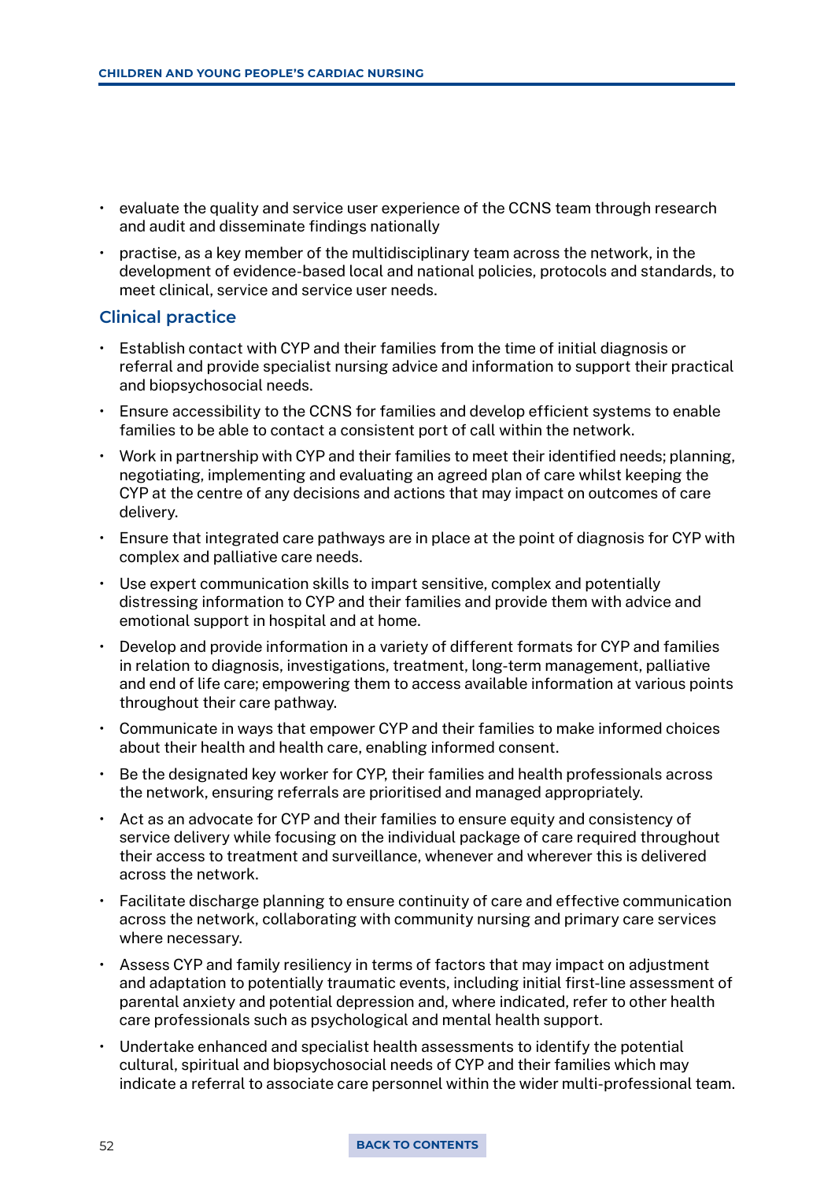- evaluate the quality and service user experience of the CCNS team through research and audit and disseminate findings nationally
- practise, as a key member of the multidisciplinary team across the network, in the development of evidence-based local and national policies, protocols and standards, to meet clinical, service and service user needs.

## Clinical practice

- Establish contact with CYP and their families from the time of initial diagnosis or referral and provide specialist nursing advice and information to support their practical and biopsychosocial needs.
- Ensure accessibility to the CCNS for families and develop efficient systems to enable families to be able to contact a consistent port of call within the network.
- Work in partnership with CYP and their families to meet their identified needs; planning, negotiating, implementing and evaluating an agreed plan of care whilst keeping the CYP at the centre of any decisions and actions that may impact on outcomes of care delivery.
- Ensure that integrated care pathways are in place at the point of diagnosis for CYP with complex and palliative care needs.
- Use expert communication skills to impart sensitive, complex and potentially distressing information to CYP and their families and provide them with advice and emotional support in hospital and at home.
- Develop and provide information in a variety of different formats for CYP and families in relation to diagnosis, investigations, treatment, long-term management, palliative and end of life care; empowering them to access available information at various points throughout their care pathway.
- Communicate in ways that empower CYP and their families to make informed choices about their health and health care, enabling informed consent.
- Be the designated key worker for CYP, their families and health professionals across the network, ensuring referrals are prioritised and managed appropriately.
- Act as an advocate for CYP and their families to ensure equity and consistency of service delivery while focusing on the individual package of care required throughout their access to treatment and surveillance, whenever and wherever this is delivered across the network.
- Facilitate discharge planning to ensure continuity of care and effective communication across the network, collaborating with community nursing and primary care services where necessary.
- Assess CYP and family resiliency in terms of factors that may impact on adjustment and adaptation to potentially traumatic events, including initial first-line assessment of parental anxiety and potential depression and, where indicated, refer to other health care professionals such as psychological and mental health support.
- Undertake enhanced and specialist health assessments to identify the potential cultural, spiritual and biopsychosocial needs of CYP and their families which may indicate a referral to associate care personnel within the wider multi-professional team.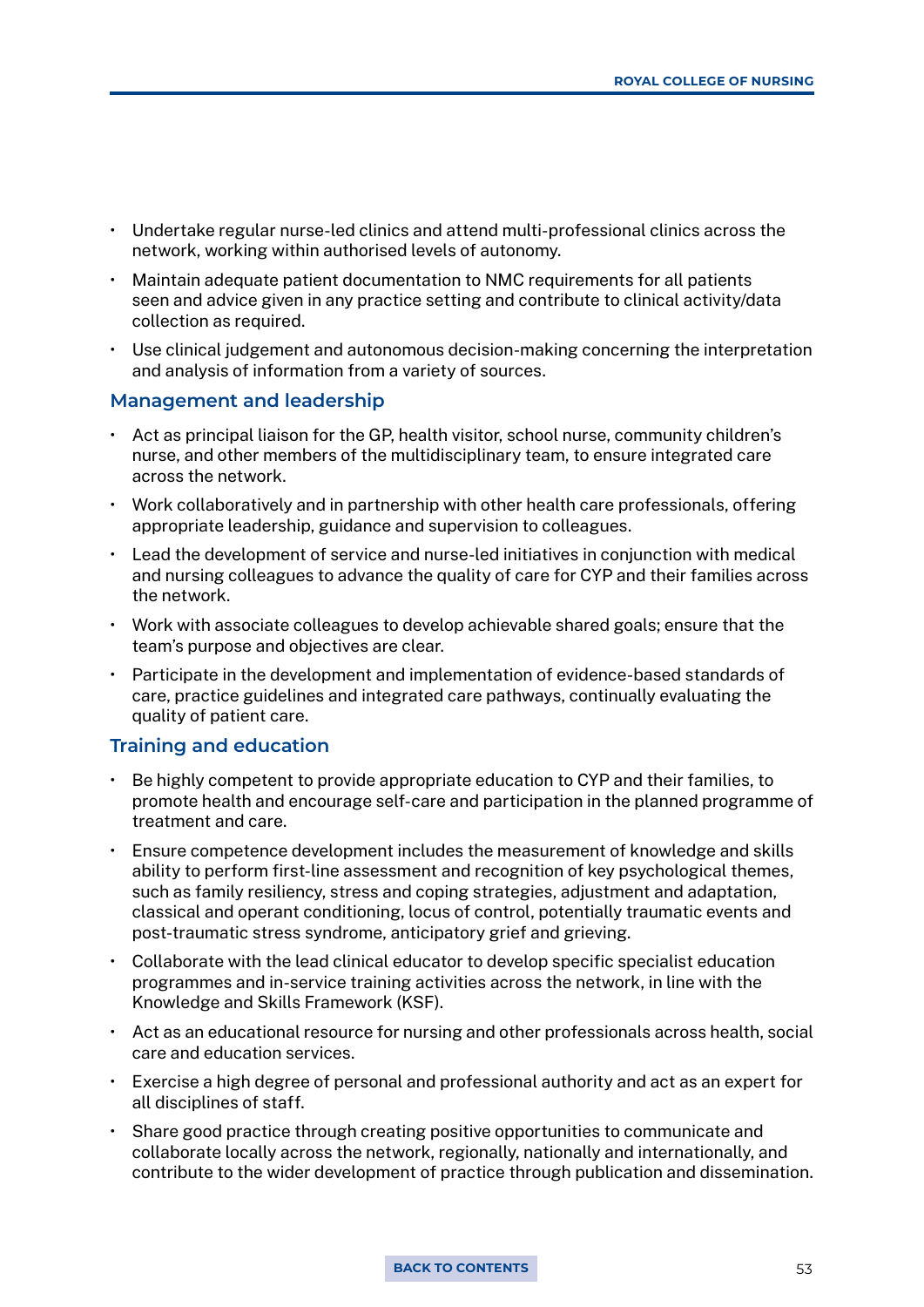- Undertake regular nurse-led clinics and attend multi-professional clinics across the network, working within authorised levels of autonomy.
- Maintain adequate patient documentation to NMC requirements for all patients seen and advice given in any practice setting and contribute to clinical activity/data collection as required.
- Use clinical judgement and autonomous decision-making concerning the interpretation and analysis of information from a variety of sources.

### Management and leadership

- Act as principal liaison for the GP, health visitor, school nurse, community children's nurse, and other members of the multidisciplinary team, to ensure integrated care across the network.
- Work collaboratively and in partnership with other health care professionals, offering appropriate leadership, guidance and supervision to colleagues.
- Lead the development of service and nurse-led initiatives in conjunction with medical and nursing colleagues to advance the quality of care for CYP and their families across the network.
- Work with associate colleagues to develop achievable shared goals; ensure that the team's purpose and objectives are clear.
- Participate in the development and implementation of evidence-based standards of care, practice guidelines and integrated care pathways, continually evaluating the quality of patient care.

### Training and education

- Be highly competent to provide appropriate education to CYP and their families, to promote health and encourage self-care and participation in the planned programme of treatment and care.
- Ensure competence development includes the measurement of knowledge and skills ability to perform first-line assessment and recognition of key psychological themes, such as family resiliency, stress and coping strategies, adjustment and adaptation, classical and operant conditioning, locus of control, potentially traumatic events and post-traumatic stress syndrome, anticipatory grief and grieving.
- Collaborate with the lead clinical educator to develop specific specialist education programmes and in-service training activities across the network, in line with the Knowledge and Skills Framework (KSF).
- Act as an educational resource for nursing and other professionals across health, social care and education services.
- Exercise a high degree of personal and professional authority and act as an expert for all disciplines of staff.
- Share good practice through creating positive opportunities to communicate and collaborate locally across the network, regionally, nationally and internationally, and contribute to the wider development of practice through publication and dissemination.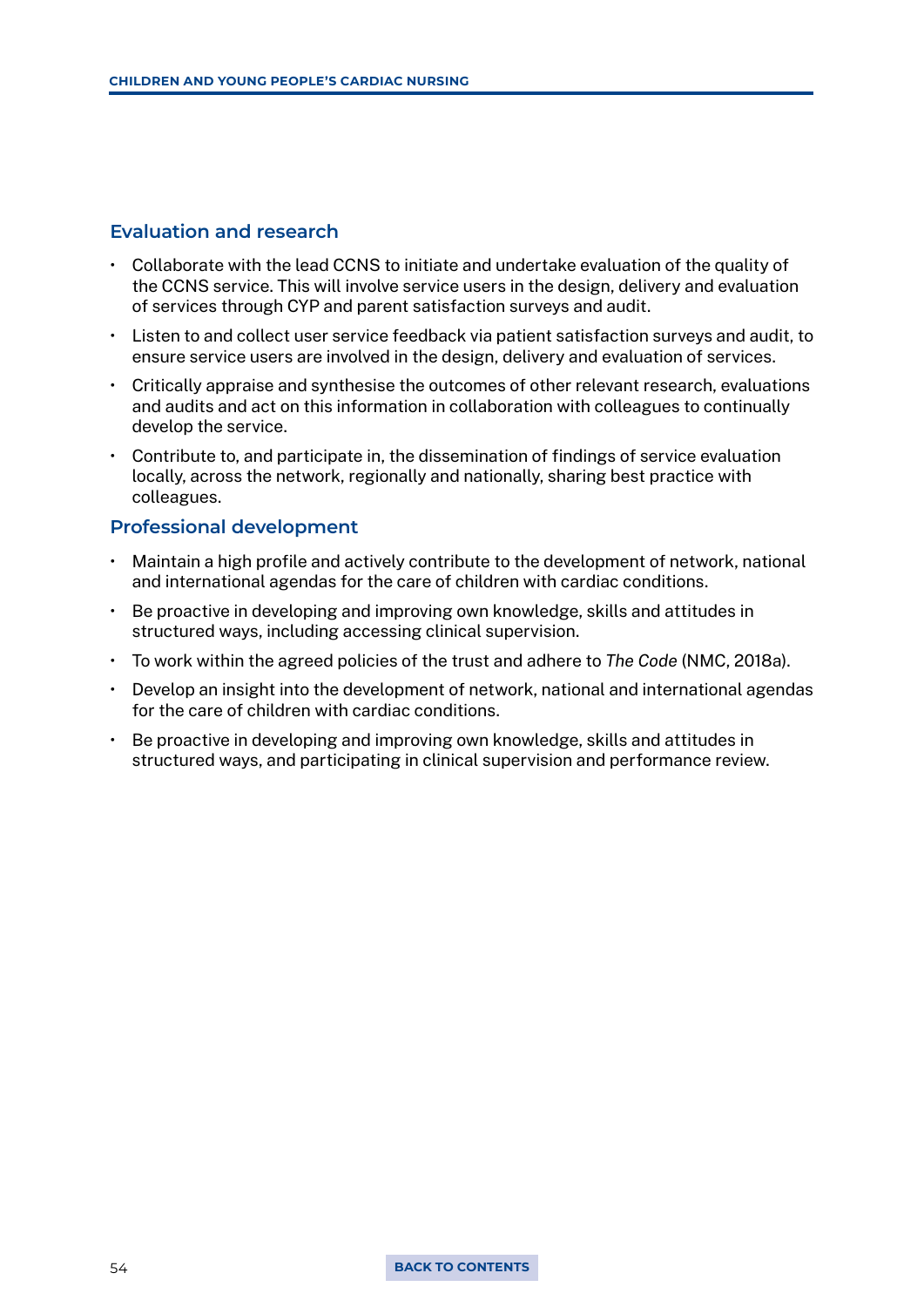## Evaluation and research

- Collaborate with the lead CCNS to initiate and undertake evaluation of the quality of the CCNS service. This will involve service users in the design, delivery and evaluation of services through CYP and parent satisfaction surveys and audit.
- Listen to and collect user service feedback via patient satisfaction surveys and audit, to ensure service users are involved in the design, delivery and evaluation of services.
- Critically appraise and synthesise the outcomes of other relevant research, evaluations and audits and act on this information in collaboration with colleagues to continually develop the service.
- Contribute to, and participate in, the dissemination of findings of service evaluation locally, across the network, regionally and nationally, sharing best practice with colleagues.

## Professional development

- Maintain a high profile and actively contribute to the development of network, national and international agendas for the care of children with cardiac conditions.
- Be proactive in developing and improving own knowledge, skills and attitudes in structured ways, including accessing clinical supervision.
- To work within the agreed policies of the trust and adhere to *The Code* (NMC, 2018a).
- Develop an insight into the development of network, national and international agendas for the care of children with cardiac conditions.
- Be proactive in developing and improving own knowledge, skills and attitudes in structured ways, and participating in clinical supervision and performance review.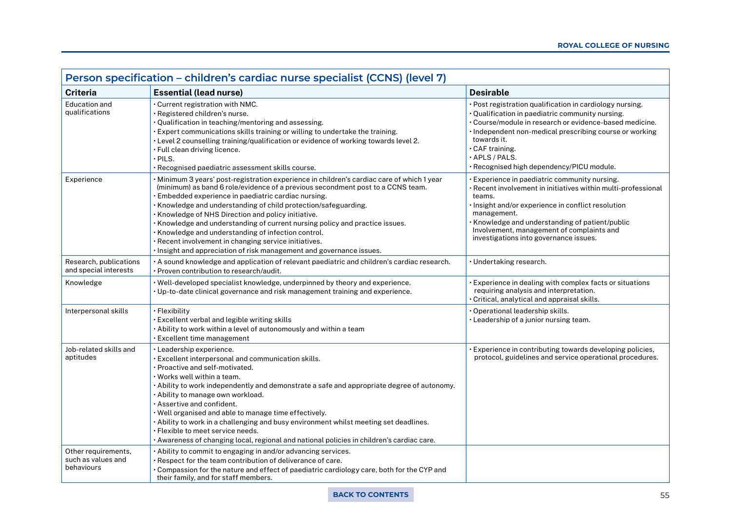## Person specification – children's cardiac nurse specialist (CCNS) (level 7)

| Criteria | Essential (lead nurse) | Desirable |
|---|---|---|
| Education and qualifications | • Current registration with NMC.<br>• Registered children's nurse.<br>• Qualification in teaching/mentoring and assessing.<br>• Expert communications skills training or willing to undertake the training.<br>• Level 2 counselling training/qualification or evidence of working towards level 2.<br>• Full clean driving licence.<br>• PILS.<br>• Recognised paediatric assessment skills course. | • Post registration qualification in cardiology nursing.<br>• Qualification in paediatric community nursing.<br>• Course/module in research or evidence-based medicine.<br>• Independent non-medical prescribing course or working towards it.<br>• CAF training.<br>• APLS / PALS.<br>• Recognised high dependency/PICU module. |
| Experience | • Minimum 3 years' post-registration experience in children's cardiac care of which 1 year (minimum) as band 6 role/evidence of a previous secondment post to a CCNS team.<br>• Embedded experience in paediatric cardiac nursing.<br>• Knowledge and understanding of child protection/safeguarding.<br>• Knowledge of NHS Direction and policy initiative.<br>• Knowledge and understanding of current nursing policy and practice issues.<br>• Knowledge and understanding of infection control.<br>• Recent involvement in changing service initiatives.<br>• Insight and appreciation of risk management and governance issues. | • Experience in paediatric community nursing.<br>• Recent involvement in initiatives within multi-professional teams.<br>• Insight and/or experience in conflict resolution management.<br>• Knowledge and understanding of patient/public Involvement, management of complaints and investigations into governance issues. |
| Research, publications and special interests | • A sound knowledge and application of relevant paediatric and children's cardiac research.<br>• Proven contribution to research/audit. | • Undertaking research. |
| Knowledge | • Well-developed specialist knowledge, underpinned by theory and experience.<br>• Up-to-date clinical governance and risk management training and experience. | • Experience in dealing with complex facts or situations requiring analysis and interpretation.<br>• Critical, analytical and appraisal skills. |
| Interpersonal skills | • Flexibility<br>• Excellent verbal and legible writing skills<br>• Ability to work within a level of autonomously and within a team<br>• Excellent time management | • Operational leadership skills.<br>• Leadership of a junior nursing team. |
| Job-related skills and aptitudes | • Leadership experience.<br>• Excellent interpersonal and communication skills.<br>• Proactive and self-motivated.<br>• Works well within a team.<br>• Ability to work independently and demonstrate a safe and appropriate degree of autonomy.<br>• Ability to manage own workload.<br>• Assertive and confident.<br>• Well organised and able to manage time effectively.<br>• Ability to work in a challenging and busy environment whilst meeting set deadlines.<br>• Flexible to meet service needs.<br>• Awareness of changing local, regional and national policies in children's cardiac care. | • Experience in contributing towards developing policies, protocol, guidelines and service operational procedures. |
| Other requirements, such as values and behaviours | • Ability to commit to engaging in and/or advancing services.<br>• Respect for the team contribution of deliverance of care.<br>• Compassion for the nature and effect of paediatric cardiology care, both for the CYP and their family, and for staff members. | |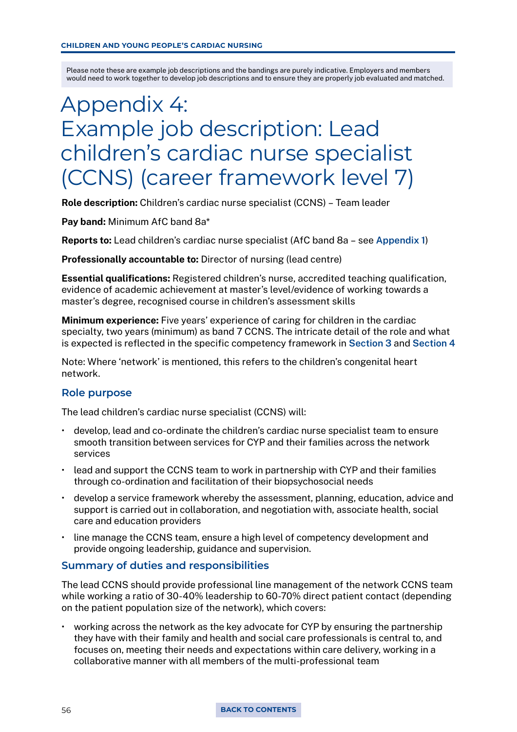Please note these are example job descriptions and the bandings are purely indicative. Employers and members would need to work together to develop job descriptions and to ensure they are properly job evaluated and matched.

# Appendix 4: Example job description: Lead children's cardiac nurse specialist (CCNS) (career framework level 7)

**Role description:** Children's cardiac nurse specialist (CCNS) – Team leader

**Pay band:** Minimum AfC band 8a*

**Reports to:** Lead children's cardiac nurse specialist (AfC band 8a – see Appendix 1)

**Professionally accountable to:** Director of nursing (lead centre)

**Essential qualifications:** Registered children's nurse, accredited teaching qualification, evidence of academic achievement at master's level/evidence of working towards a master's degree, recognised course in children's assessment skills

**Minimum experience:** Five years' experience of caring for children in the cardiac specialty, two years (minimum) as band 7 CCNS. The intricate detail of the role and what is expected is reflected in the specific competency framework in Section 3 and Section 4

Note: Where 'network' is mentioned, this refers to the children's congenital heart network.

## Role purpose

The lead children's cardiac nurse specialist (CCNS) will:

- develop, lead and co-ordinate the children's cardiac nurse specialist team to ensure smooth transition between services for CYP and their families across the network services
- lead and support the CCNS team to work in partnership with CYP and their families through co-ordination and facilitation of their biopsychosocial needs
- develop a service framework whereby the assessment, planning, education, advice and support is carried out in collaboration, and negotiation with, associate health, social care and education providers
- line manage the CCNS team, ensure a high level of competency development and provide ongoing leadership, guidance and supervision.

## Summary of duties and responsibilities

The lead CCNS should provide professional line management of the network CCNS team while working a ratio of 30-40% leadership to 60-70% direct patient contact (depending on the patient population size of the network), which covers:

- working across the network as the key advocate for CYP by ensuring the partnership they have with their family and health and social care professionals is central to, and focuses on, meeting their needs and expectations within care delivery, working in a collaborative manner with all members of the multi-professional team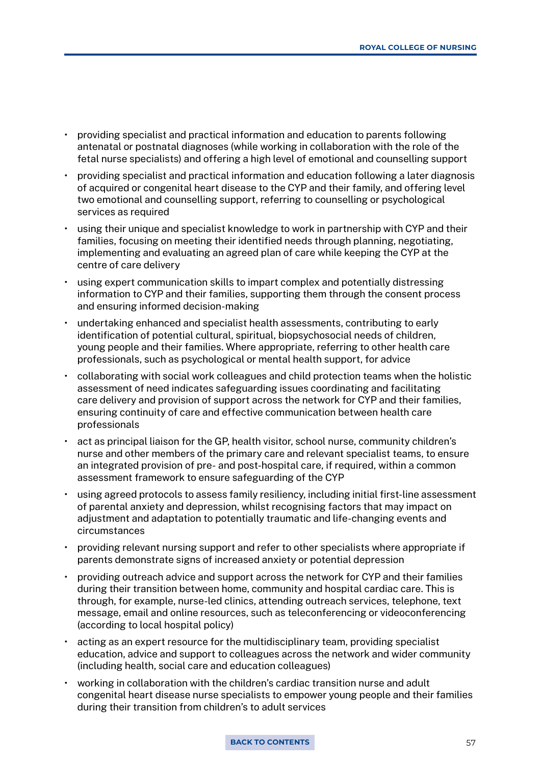- providing specialist and practical information and education to parents following antenatal or postnatal diagnoses (while working in collaboration with the role of the fetal nurse specialists) and offering a high level of emotional and counselling support
- providing specialist and practical information and education following a later diagnosis of acquired or congenital heart disease to the CYP and their family, and offering level two emotional and counselling support, referring to counselling or psychological services as required
- using their unique and specialist knowledge to work in partnership with CYP and their families, focusing on meeting their identified needs through planning, negotiating, implementing and evaluating an agreed plan of care while keeping the CYP at the centre of care delivery
- using expert communication skills to impart complex and potentially distressing information to CYP and their families, supporting them through the consent process and ensuring informed decision-making
- undertaking enhanced and specialist health assessments, contributing to early identification of potential cultural, spiritual, biopsychosocial needs of children, young people and their families. Where appropriate, referring to other health care professionals, such as psychological or mental health support, for advice
- collaborating with social work colleagues and child protection teams when the holistic assessment of need indicates safeguarding issues coordinating and facilitating care delivery and provision of support across the network for CYP and their families, ensuring continuity of care and effective communication between health care professionals
- act as principal liaison for the GP, health visitor, school nurse, community children's nurse and other members of the primary care and relevant specialist teams, to ensure an integrated provision of pre- and post-hospital care, if required, within a common assessment framework to ensure safeguarding of the CYP
- using agreed protocols to assess family resiliency, including initial first-line assessment of parental anxiety and depression, whilst recognising factors that may impact on adjustment and adaptation to potentially traumatic and life-changing events and circumstances
- providing relevant nursing support and refer to other specialists where appropriate if parents demonstrate signs of increased anxiety or potential depression
- providing outreach advice and support across the network for CYP and their families during their transition between home, community and hospital cardiac care. This is through, for example, nurse-led clinics, attending outreach services, telephone, text message, email and online resources, such as teleconferencing or videoconferencing (according to local hospital policy)
- acting as an expert resource for the multidisciplinary team, providing specialist education, advice and support to colleagues across the network and wider community (including health, social care and education colleagues)
- working in collaboration with the children's cardiac transition nurse and adult congenital heart disease nurse specialists to empower young people and their families during their transition from children's to adult services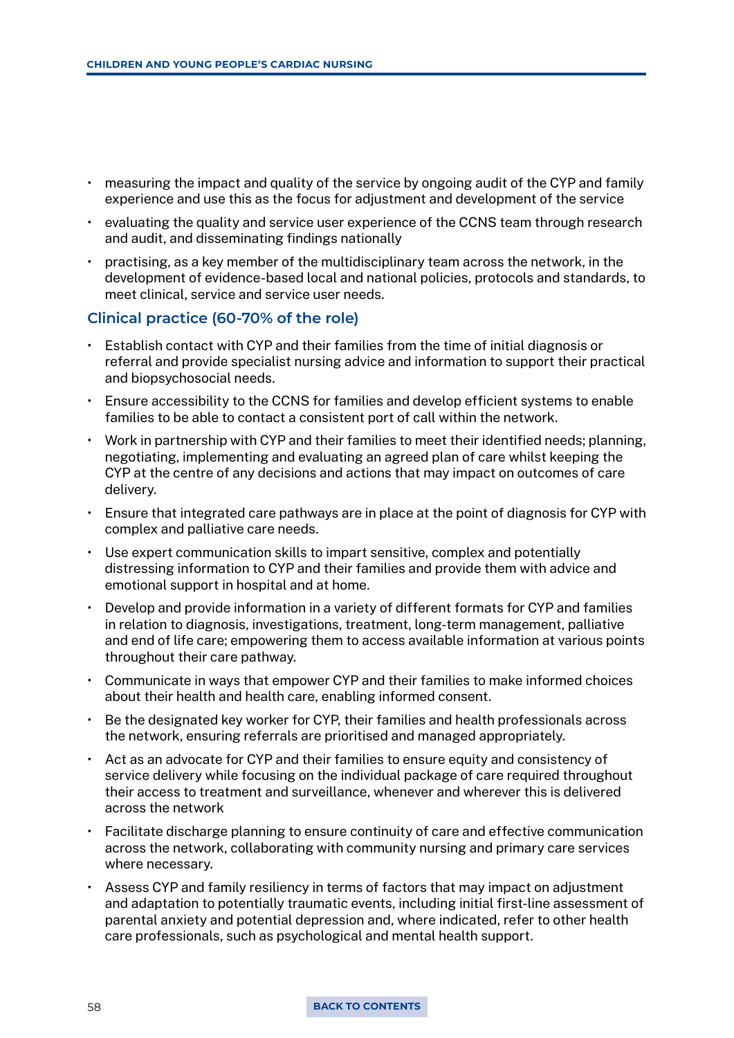- measuring the impact and quality of the service by ongoing audit of the CYP and family experience and use this as the focus for adjustment and development of the service
- evaluating the quality and service user experience of the CCNS team through research and audit, and disseminating findings nationally
- practising, as a key member of the multidisciplinary team across the network, in the development of evidence-based local and national policies, protocols and standards, to meet clinical, service and service user needs.

### Clinical practice (60-70% of the role)

- Establish contact with CYP and their families from the time of initial diagnosis or referral and provide specialist nursing advice and information to support their practical and biopsychosocial needs.
- Ensure accessibility to the CCNS for families and develop efficient systems to enable families to be able to contact a consistent port of call within the network.
- Work in partnership with CYP and their families to meet their identified needs; planning, negotiating, implementing and evaluating an agreed plan of care whilst keeping the CYP at the centre of any decisions and actions that may impact on outcomes of care delivery.
- Ensure that integrated care pathways are in place at the point of diagnosis for CYP with complex and palliative care needs.
- Use expert communication skills to impart sensitive, complex and potentially distressing information to CYP and their families and provide them with advice and emotional support in hospital and at home.
- Develop and provide information in a variety of different formats for CYP and families in relation to diagnosis, investigations, treatment, long-term management, palliative and end of life care; empowering them to access available information at various points throughout their care pathway.
- Communicate in ways that empower CYP and their families to make informed choices about their health and health care, enabling informed consent.
- Be the designated key worker for CYP, their families and health professionals across the network, ensuring referrals are prioritised and managed appropriately.
- Act as an advocate for CYP and their families to ensure equity and consistency of service delivery while focusing on the individual package of care required throughout their access to treatment and surveillance, whenever and wherever this is delivered across the network
- Facilitate discharge planning to ensure continuity of care and effective communication across the network, collaborating with community nursing and primary care services where necessary.
- Assess CYP and family resiliency in terms of factors that may impact on adjustment and adaptation to potentially traumatic events, including initial first-line assessment of parental anxiety and potential depression and, where indicated, refer to other health care professionals, such as psychological and mental health support.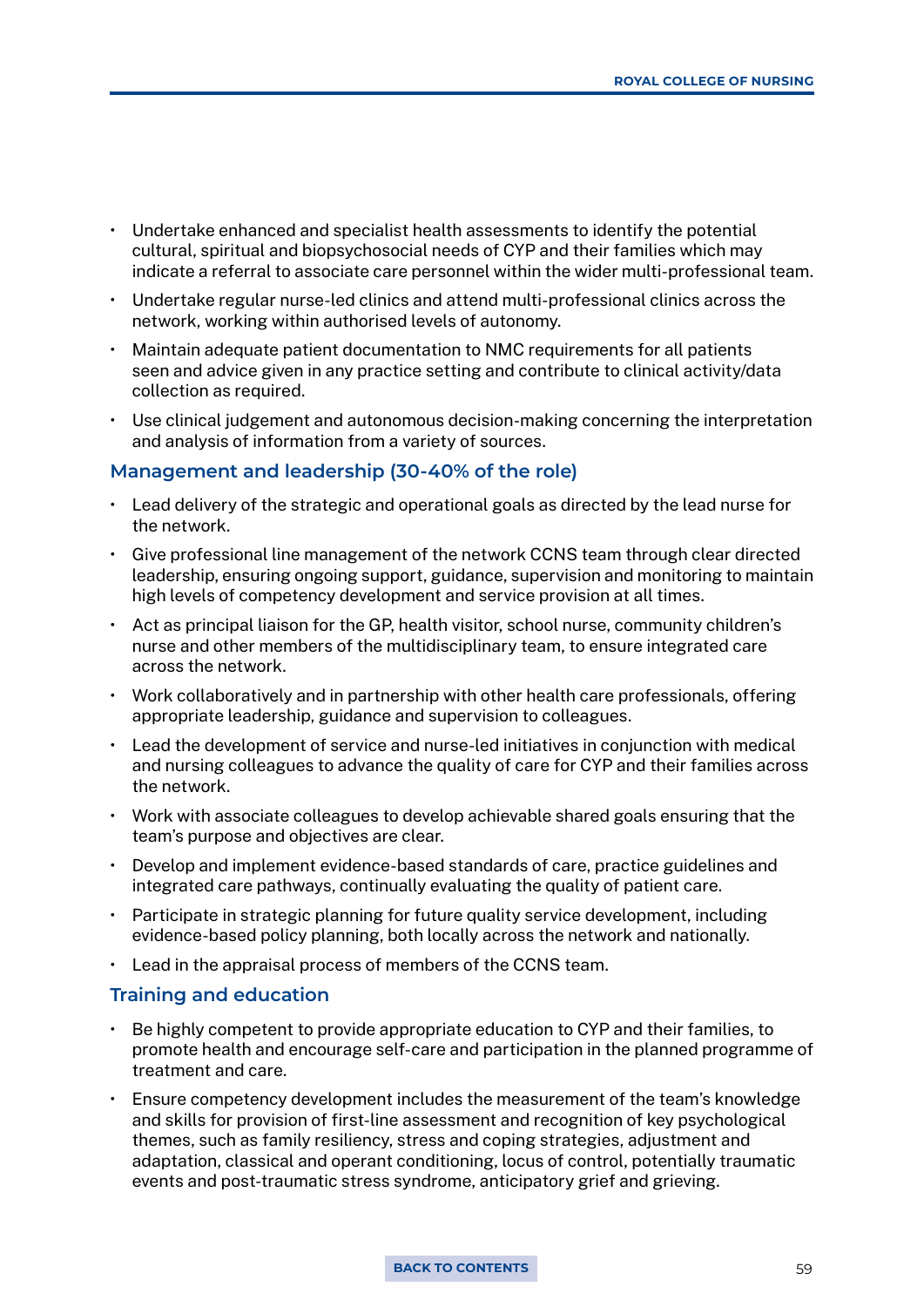- Undertake enhanced and specialist health assessments to identify the potential cultural, spiritual and biopsychosocial needs of CYP and their families which may indicate a referral to associate care personnel within the wider multi-professional team.
- Undertake regular nurse-led clinics and attend multi-professional clinics across the network, working within authorised levels of autonomy.
- Maintain adequate patient documentation to NMC requirements for all patients seen and advice given in any practice setting and contribute to clinical activity/data collection as required.
- Use clinical judgement and autonomous decision-making concerning the interpretation and analysis of information from a variety of sources.

### Management and leadership (30-40% of the role)

- Lead delivery of the strategic and operational goals as directed by the lead nurse for the network.
- Give professional line management of the network CCNS team through clear directed leadership, ensuring ongoing support, guidance, supervision and monitoring to maintain high levels of competency development and service provision at all times.
- Act as principal liaison for the GP, health visitor, school nurse, community children's nurse and other members of the multidisciplinary team, to ensure integrated care across the network.
- Work collaboratively and in partnership with other health care professionals, offering appropriate leadership, guidance and supervision to colleagues.
- Lead the development of service and nurse-led initiatives in conjunction with medical and nursing colleagues to advance the quality of care for CYP and their families across the network.
- Work with associate colleagues to develop achievable shared goals ensuring that the team's purpose and objectives are clear.
- Develop and implement evidence-based standards of care, practice guidelines and integrated care pathways, continually evaluating the quality of patient care.
- Participate in strategic planning for future quality service development, including evidence-based policy planning, both locally across the network and nationally.
- Lead in the appraisal process of members of the CCNS team.

### Training and education

- Be highly competent to provide appropriate education to CYP and their families, to promote health and encourage self-care and participation in the planned programme of treatment and care.
- Ensure competency development includes the measurement of the team's knowledge and skills for provision of first-line assessment and recognition of key psychological themes, such as family resiliency, stress and coping strategies, adjustment and adaptation, classical and operant conditioning, locus of control, potentially traumatic events and post-traumatic stress syndrome, anticipatory grief and grieving.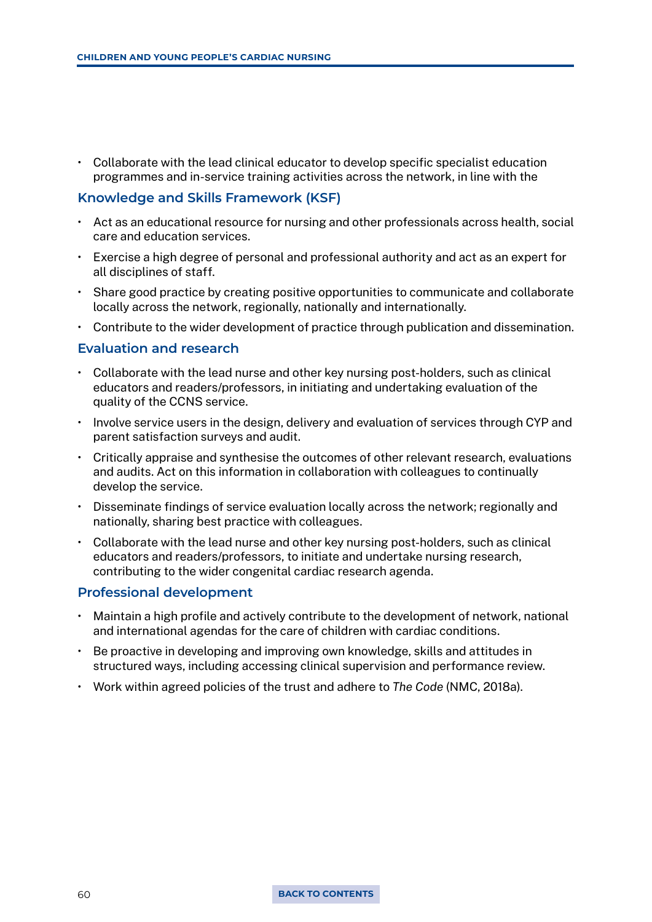- Collaborate with the lead clinical educator to develop specific specialist education programmes and in-service training activities across the network, in line with the

### Knowledge and Skills Framework (KSF)

- Act as an educational resource for nursing and other professionals across health, social care and education services.
- Exercise a high degree of personal and professional authority and act as an expert for all disciplines of staff.
- Share good practice by creating positive opportunities to communicate and collaborate locally across the network, regionally, nationally and internationally.
- Contribute to the wider development of practice through publication and dissemination.

### Evaluation and research

- Collaborate with the lead nurse and other key nursing post-holders, such as clinical educators and readers/professors, in initiating and undertaking evaluation of the quality of the CCNS service.
- Involve service users in the design, delivery and evaluation of services through CYP and parent satisfaction surveys and audit.
- Critically appraise and synthesise the outcomes of other relevant research, evaluations and audits. Act on this information in collaboration with colleagues to continually develop the service.
- Disseminate findings of service evaluation locally across the network; regionally and nationally, sharing best practice with colleagues.
- Collaborate with the lead nurse and other key nursing post-holders, such as clinical educators and readers/professors, to initiate and undertake nursing research, contributing to the wider congenital cardiac research agenda.

### Professional development

- Maintain a high profile and actively contribute to the development of network, national and international agendas for the care of children with cardiac conditions.
- Be proactive in developing and improving own knowledge, skills and attitudes in structured ways, including accessing clinical supervision and performance review.
- Work within agreed policies of the trust and adhere to *The Code* (NMC, 2018a).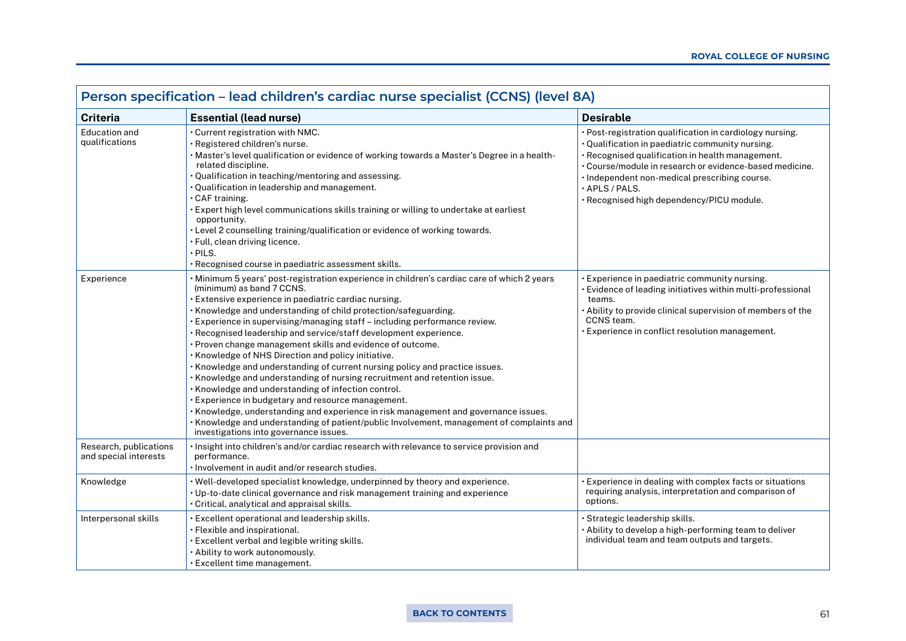## Person specification – lead children's cardiac nurse specialist (CCNS) (level 8A)

| Criteria | Essential (lead nurse) | Desirable |
|---|---|---|
| Education and qualifications | · Current registration with NMC.<br>· Registered children's nurse.<br>· Master's level qualification or evidence of working towards a Master's Degree in a health-related discipline.<br>· Qualification in teaching/mentoring and assessing.<br>· Qualification in leadership and management.<br>· CAF training.<br>· Expert high level communications skills training or willing to undertake at earliest opportunity.<br>· Level 2 counselling training/qualification or evidence of working towards.<br>· Full, clean driving licence.<br>· PILS.<br>· Recognised course in paediatric assessment skills. | · Post-registration qualification in cardiology nursing.<br>· Qualification in paediatric community nursing.<br>· Recognised qualification in health management.<br>· Course/module in research or evidence-based medicine.<br>· Independent non-medical prescribing course.<br>· APLS / PALS.<br>· Recognised high dependency/PICU module. |
| Experience | · Minimum 5 years' post-registration experience in children's cardiac care of which 2 years (minimum) as band 7 CCNS.<br>· Extensive experience in paediatric cardiac nursing.<br>· Knowledge and understanding of child protection/safeguarding.<br>· Experience in supervising/managing staff – including performance review.<br>· Recognised leadership and service/staff development experience.<br>· Proven change management skills and evidence of outcome.<br>· Knowledge of NHS Direction and policy initiative.<br>· Knowledge and understanding of current nursing policy and practice issues.<br>· Knowledge and understanding of nursing recruitment and retention issue.<br>· Knowledge and understanding of infection control.<br>· Experience in budgetary and resource management.<br>· Knowledge, understanding and experience in risk management and governance issues.<br>· Knowledge and understanding of patient/public Involvement, management of complaints and investigations into governance issues. | · Experience in paediatric community nursing.<br>· Evidence of leading initiatives within multi-professional teams.<br>· Ability to provide clinical supervision of members of the CCNS team.<br>· Experience in conflict resolution management. |
| Research, publications and special interests | · Insight into children's and/or cardiac research with relevance to service provision and performance.<br>· Involvement in audit and/or research studies. | |
| Knowledge | · Well-developed specialist knowledge, underpinned by theory and experience.<br>· Up-to-date clinical governance and risk management training and experience<br>· Critical, analytical and appraisal skills. | · Experience in dealing with complex facts or situations requiring analysis, interpretation and comparison of options. |
| Interpersonal skills | · Excellent operational and leadership skills.<br>· Flexible and inspirational.<br>· Excellent verbal and legible writing skills.<br>· Ability to work autonomously.<br>· Excellent time management. | · Strategic leadership skills.<br>· Ability to develop a high-performing team to deliver individual team and team outputs and targets. |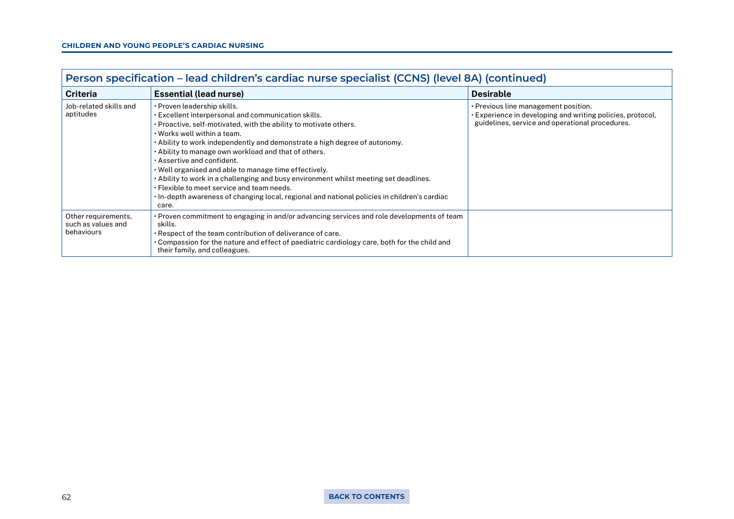## Person specification – lead children's cardiac nurse specialist (CCNS) (level 8A) (continued)

| Criteria | Essential (lead nurse) | Desirable |
|---|---|---|
| Job-related skills and aptitudes | • Proven leadership skills.<br>• Excellent interpersonal and communication skills.<br>• Proactive, self-motivated, with the ability to motivate others.<br>• Works well within a team.<br>• Ability to work independently and demonstrate a high degree of autonomy.<br>• Ability to manage own workload and that of others.<br>• Assertive and confident.<br>• Well organised and able to manage time effectively.<br>• Ability to work in a challenging and busy environment whilst meeting set deadlines.<br>• Flexible to meet service and team needs.<br>• In-depth awareness of changing local, regional and national policies in children's cardiac care. | • Previous line management position.<br>• Experience in developing and writing policies, protocol, guidelines, service and operational procedures. |
| Other requirements, such as values and behaviours | • Proven commitment to engaging in and/or advancing services and role developments of team skills.<br>• Respect of the team contribution of deliverance of care.<br>• Compassion for the nature and effect of paediatric cardiology care, both for the child and their family, and colleagues. | |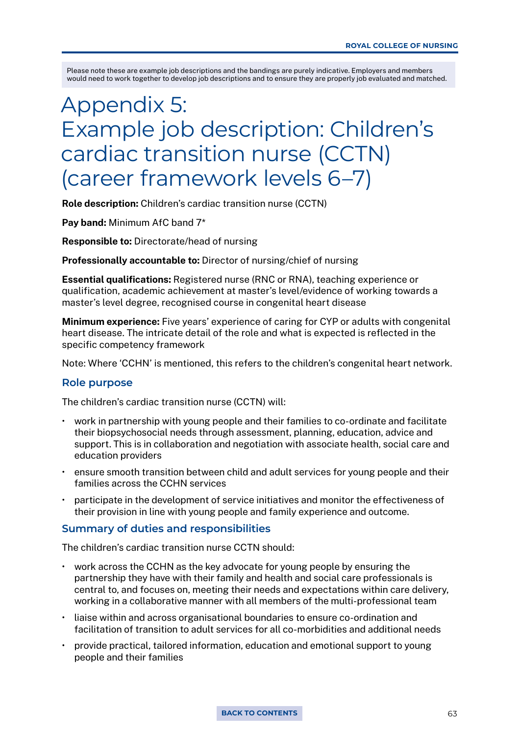Please note these are example job descriptions and the bandings are purely indicative. Employers and members would need to work together to develop job descriptions and to ensure they are properly job evaluated and matched.

# Appendix 5: Example job description: Children's cardiac transition nurse (CCTN) (career framework levels 6–7)

**Role description:** Children's cardiac transition nurse (CCTN)

**Pay band:** Minimum AfC band 7*

**Responsible to:** Directorate/head of nursing

**Professionally accountable to:** Director of nursing/chief of nursing

**Essential qualifications:** Registered nurse (RNC or RNA), teaching experience or qualification, academic achievement at master's level/evidence of working towards a master's level degree, recognised course in congenital heart disease

**Minimum experience:** Five years' experience of caring for CYP or adults with congenital heart disease. The intricate detail of the role and what is expected is reflected in the specific competency framework

Note: Where 'CCHN' is mentioned, this refers to the children's congenital heart network.

## Role purpose

The children's cardiac transition nurse (CCTN) will:

- work in partnership with young people and their families to co-ordinate and facilitate their biopsychosocial needs through assessment, planning, education, advice and support. This is in collaboration and negotiation with associate health, social care and education providers
- ensure smooth transition between child and adult services for young people and their families across the CCHN services
- participate in the development of service initiatives and monitor the effectiveness of their provision in line with young people and family experience and outcome.

## Summary of duties and responsibilities

The children's cardiac transition nurse CCTN should:

- work across the CCHN as the key advocate for young people by ensuring the partnership they have with their family and health and social care professionals is central to, and focuses on, meeting their needs and expectations within care delivery, working in a collaborative manner with all members of the multi-professional team
- liaise within and across organisational boundaries to ensure co-ordination and facilitation of transition to adult services for all co-morbidities and additional needs
- provide practical, tailored information, education and emotional support to young people and their families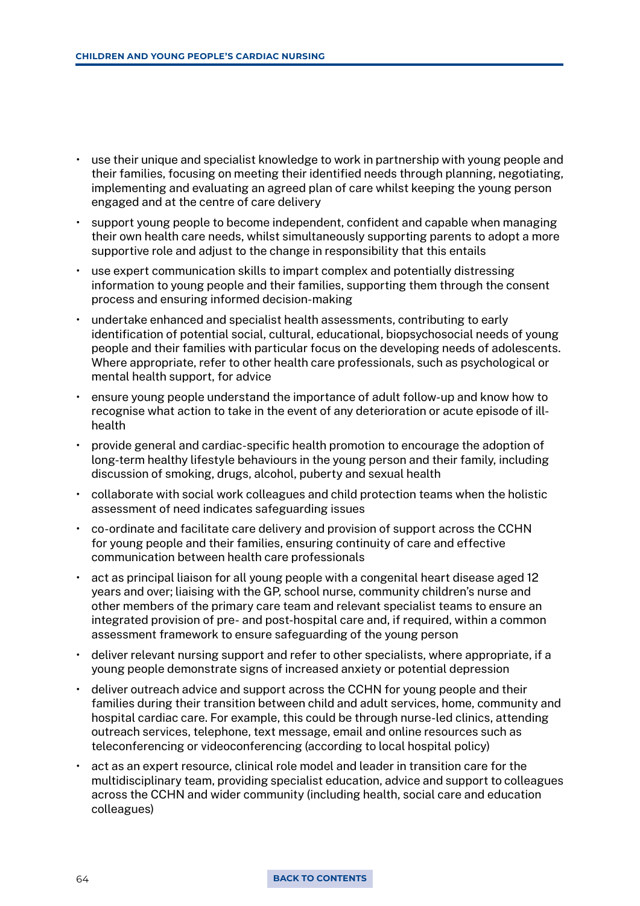- use their unique and specialist knowledge to work in partnership with young people and their families, focusing on meeting their identified needs through planning, negotiating, implementing and evaluating an agreed plan of care whilst keeping the young person engaged and at the centre of care delivery
- support young people to become independent, confident and capable when managing their own health care needs, whilst simultaneously supporting parents to adopt a more supportive role and adjust to the change in responsibility that this entails
- use expert communication skills to impart complex and potentially distressing information to young people and their families, supporting them through the consent process and ensuring informed decision-making
- undertake enhanced and specialist health assessments, contributing to early identification of potential social, cultural, educational, biopsychosocial needs of young people and their families with particular focus on the developing needs of adolescents. Where appropriate, refer to other health care professionals, such as psychological or mental health support, for advice
- ensure young people understand the importance of adult follow-up and know how to recognise what action to take in the event of any deterioration or acute episode of ill-health
- provide general and cardiac-specific health promotion to encourage the adoption of long-term healthy lifestyle behaviours in the young person and their family, including discussion of smoking, drugs, alcohol, puberty and sexual health
- collaborate with social work colleagues and child protection teams when the holistic assessment of need indicates safeguarding issues
- co-ordinate and facilitate care delivery and provision of support across the CCHN for young people and their families, ensuring continuity of care and effective communication between health care professionals
- act as principal liaison for all young people with a congenital heart disease aged 12 years and over; liaising with the GP, school nurse, community children's nurse and other members of the primary care team and relevant specialist teams to ensure an integrated provision of pre- and post-hospital care and, if required, within a common assessment framework to ensure safeguarding of the young person
- deliver relevant nursing support and refer to other specialists, where appropriate, if a young people demonstrate signs of increased anxiety or potential depression
- deliver outreach advice and support across the CCHN for young people and their families during their transition between child and adult services, home, community and hospital cardiac care. For example, this could be through nurse-led clinics, attending outreach services, telephone, text message, email and online resources such as teleconferencing or videoconferencing (according to local hospital policy)
- act as an expert resource, clinical role model and leader in transition care for the multidisciplinary team, providing specialist education, advice and support to colleagues across the CCHN and wider community (including health, social care and education colleagues)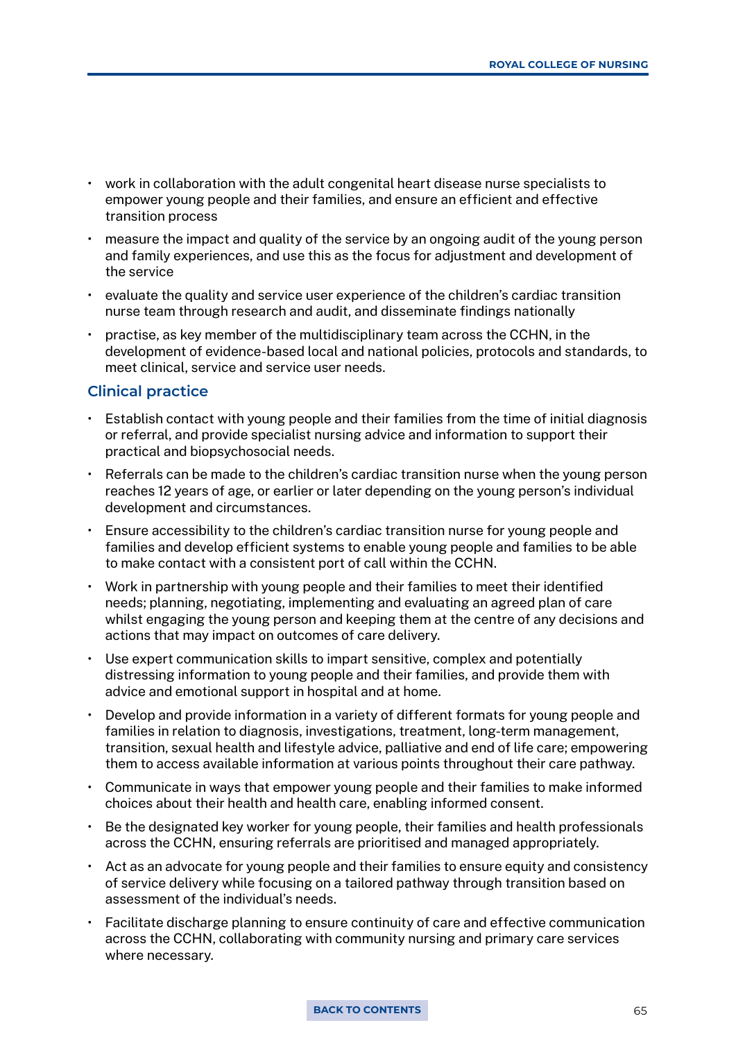- work in collaboration with the adult congenital heart disease nurse specialists to empower young people and their families, and ensure an efficient and effective transition process
- measure the impact and quality of the service by an ongoing audit of the young person and family experiences, and use this as the focus for adjustment and development of the service
- evaluate the quality and service user experience of the children's cardiac transition nurse team through research and audit, and disseminate findings nationally
- practise, as key member of the multidisciplinary team across the CCHN, in the development of evidence-based local and national policies, protocols and standards, to meet clinical, service and service user needs.

### Clinical practice

- Establish contact with young people and their families from the time of initial diagnosis or referral, and provide specialist nursing advice and information to support their practical and biopsychosocial needs.
- Referrals can be made to the children's cardiac transition nurse when the young person reaches 12 years of age, or earlier or later depending on the young person's individual development and circumstances.
- Ensure accessibility to the children's cardiac transition nurse for young people and families and develop efficient systems to enable young people and families to be able to make contact with a consistent port of call within the CCHN.
- Work in partnership with young people and their families to meet their identified needs; planning, negotiating, implementing and evaluating an agreed plan of care whilst engaging the young person and keeping them at the centre of any decisions and actions that may impact on outcomes of care delivery.
- Use expert communication skills to impart sensitive, complex and potentially distressing information to young people and their families, and provide them with advice and emotional support in hospital and at home.
- Develop and provide information in a variety of different formats for young people and families in relation to diagnosis, investigations, treatment, long-term management, transition, sexual health and lifestyle advice, palliative and end of life care; empowering them to access available information at various points throughout their care pathway.
- Communicate in ways that empower young people and their families to make informed choices about their health and health care, enabling informed consent.
- Be the designated key worker for young people, their families and health professionals across the CCHN, ensuring referrals are prioritised and managed appropriately.
- Act as an advocate for young people and their families to ensure equity and consistency of service delivery while focusing on a tailored pathway through transition based on assessment of the individual's needs.
- Facilitate discharge planning to ensure continuity of care and effective communication across the CCHN, collaborating with community nursing and primary care services where necessary.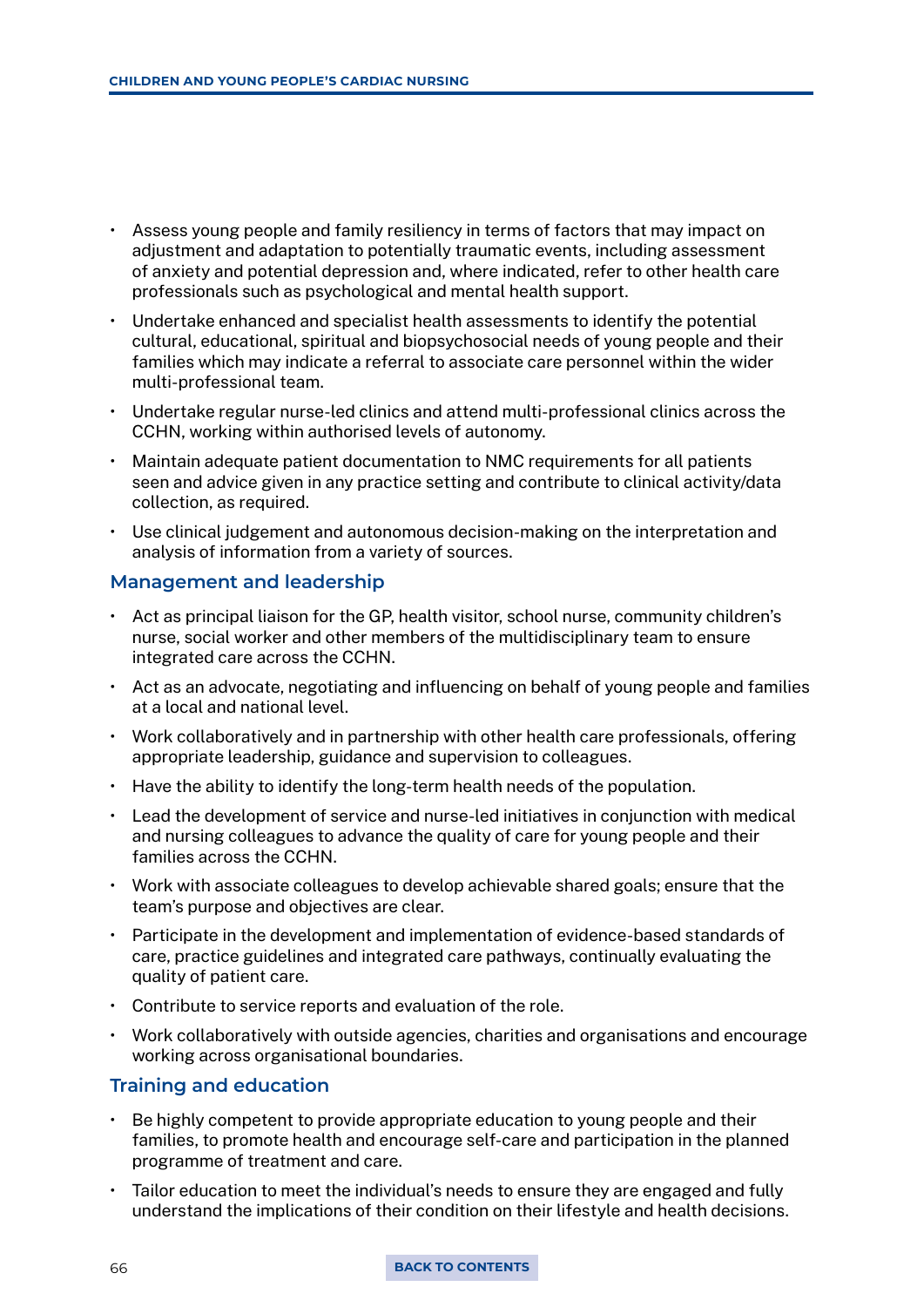- Assess young people and family resiliency in terms of factors that may impact on adjustment and adaptation to potentially traumatic events, including assessment of anxiety and potential depression and, where indicated, refer to other health care professionals such as psychological and mental health support.
- Undertake enhanced and specialist health assessments to identify the potential cultural, educational, spiritual and biopsychosocial needs of young people and their families which may indicate a referral to associate care personnel within the wider multi-professional team.
- Undertake regular nurse-led clinics and attend multi-professional clinics across the CCHN, working within authorised levels of autonomy.
- Maintain adequate patient documentation to NMC requirements for all patients seen and advice given in any practice setting and contribute to clinical activity/data collection, as required.
- Use clinical judgement and autonomous decision-making on the interpretation and analysis of information from a variety of sources.

### Management and leadership

- Act as principal liaison for the GP, health visitor, school nurse, community children's nurse, social worker and other members of the multidisciplinary team to ensure integrated care across the CCHN.
- Act as an advocate, negotiating and influencing on behalf of young people and families at a local and national level.
- Work collaboratively and in partnership with other health care professionals, offering appropriate leadership, guidance and supervision to colleagues.
- Have the ability to identify the long-term health needs of the population.
- Lead the development of service and nurse-led initiatives in conjunction with medical and nursing colleagues to advance the quality of care for young people and their families across the CCHN.
- Work with associate colleagues to develop achievable shared goals; ensure that the team's purpose and objectives are clear.
- Participate in the development and implementation of evidence-based standards of care, practice guidelines and integrated care pathways, continually evaluating the quality of patient care.
- Contribute to service reports and evaluation of the role.
- Work collaboratively with outside agencies, charities and organisations and encourage working across organisational boundaries.

### Training and education

- Be highly competent to provide appropriate education to young people and their families, to promote health and encourage self-care and participation in the planned programme of treatment and care.
- Tailor education to meet the individual's needs to ensure they are engaged and fully understand the implications of their condition on their lifestyle and health decisions.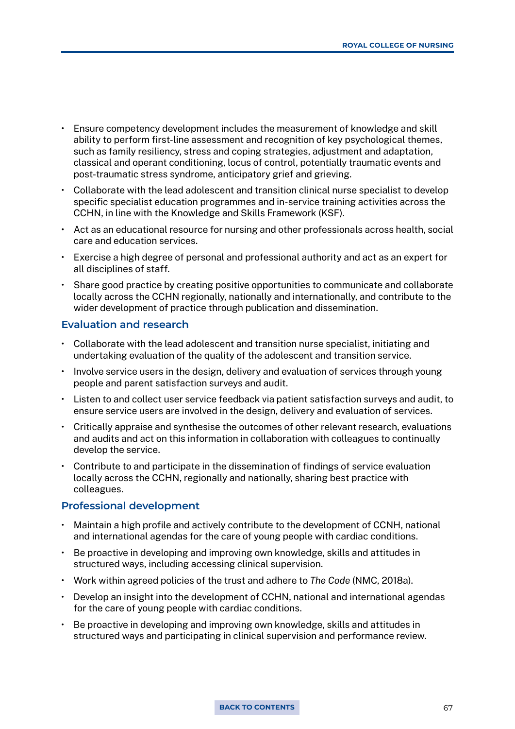- Ensure competency development includes the measurement of knowledge and skill ability to perform first-line assessment and recognition of key psychological themes, such as family resiliency, stress and coping strategies, adjustment and adaptation, classical and operant conditioning, locus of control, potentially traumatic events and post-traumatic stress syndrome, anticipatory grief and grieving.
- Collaborate with the lead adolescent and transition clinical nurse specialist to develop specific specialist education programmes and in-service training activities across the CCHN, in line with the Knowledge and Skills Framework (KSF).
- Act as an educational resource for nursing and other professionals across health, social care and education services.
- Exercise a high degree of personal and professional authority and act as an expert for all disciplines of staff.
- Share good practice by creating positive opportunities to communicate and collaborate locally across the CCHN regionally, nationally and internationally, and contribute to the wider development of practice through publication and dissemination.

## Evaluation and research

- Collaborate with the lead adolescent and transition nurse specialist, initiating and undertaking evaluation of the quality of the adolescent and transition service.
- Involve service users in the design, delivery and evaluation of services through young people and parent satisfaction surveys and audit.
- Listen to and collect user service feedback via patient satisfaction surveys and audit, to ensure service users are involved in the design, delivery and evaluation of services.
- Critically appraise and synthesise the outcomes of other relevant research, evaluations and audits and act on this information in collaboration with colleagues to continually develop the service.
- Contribute to and participate in the dissemination of findings of service evaluation locally across the CCHN, regionally and nationally, sharing best practice with colleagues.

## Professional development

- Maintain a high profile and actively contribute to the development of CCNH, national and international agendas for the care of young people with cardiac conditions.
- Be proactive in developing and improving own knowledge, skills and attitudes in structured ways, including accessing clinical supervision.
- Work within agreed policies of the trust and adhere to *The Code* (NMC, 2018a).
- Develop an insight into the development of CCHN, national and international agendas for the care of young people with cardiac conditions.
- Be proactive in developing and improving own knowledge, skills and attitudes in structured ways and participating in clinical supervision and performance review.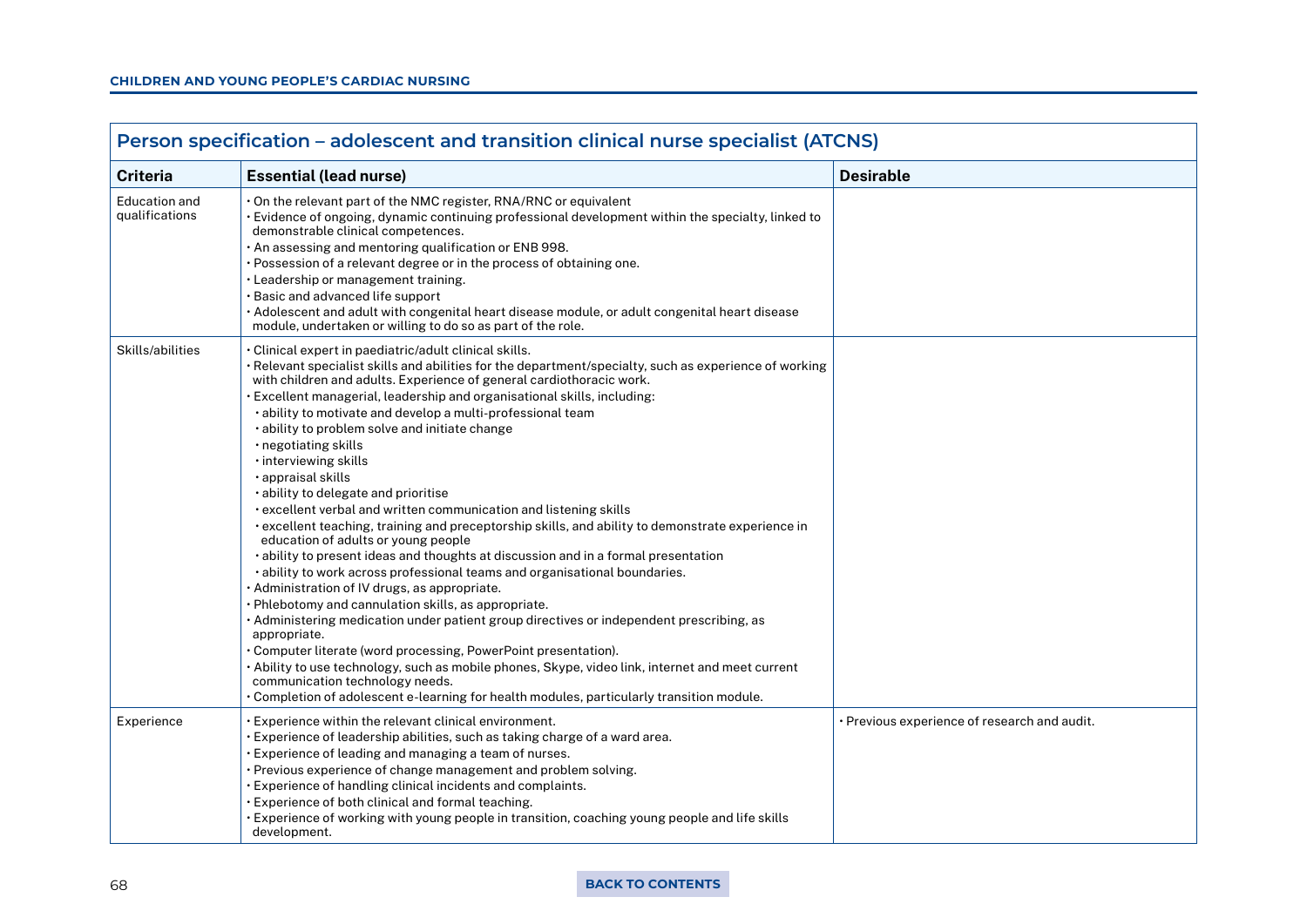## Person specification – adolescent and transition clinical nurse specialist (ATCNS)

| Criteria | Essential (lead nurse) | Desirable |
|---|---|---|
| Education and qualifications | • On the relevant part of the NMC register, RNA/RNC or equivalent<br>• Evidence of ongoing, dynamic continuing professional development within the specialty, linked to demonstrable clinical competences.<br>• An assessing and mentoring qualification or ENB 998.<br>• Possession of a relevant degree or in the process of obtaining one.<br>• Leadership or management training.<br>• Basic and advanced life support<br>• Adolescent and adult with congenital heart disease module, or adult congenital heart disease module, undertaken or willing to do so as part of the role. | |
| Skills/abilities | • Clinical expert in paediatric/adult clinical skills.<br>• Relevant specialist skills and abilities for the department/specialty, such as experience of working with children and adults. Experience of general cardiothoracic work.<br>• Excellent managerial, leadership and organisational skills, including:<br>  • ability to motivate and develop a multi-professional team<br>  • ability to problem solve and initiate change<br>  • negotiating skills<br>  • interviewing skills<br>  • appraisal skills<br>  • ability to delegate and prioritise<br>  • excellent verbal and written communication and listening skills<br>  • excellent teaching, training and preceptorship skills, and ability to demonstrate experience in education of adults or young people<br>  • ability to present ideas and thoughts at discussion and in a formal presentation<br>  • ability to work across professional teams and organisational boundaries.<br>• Administration of IV drugs, as appropriate.<br>• Phlebotomy and cannulation skills, as appropriate.<br>• Administering medication under patient group directives or independent prescribing, as appropriate.<br>• Computer literate (word processing, PowerPoint presentation).<br>• Ability to use technology, such as mobile phones, Skype, video link, internet and meet current communication technology needs.<br>• Completion of adolescent e-learning for health modules, particularly transition module. | |
| Experience | • Experience within the relevant clinical environment.<br>• Experience of leadership abilities, such as taking charge of a ward area.<br>• Experience of leading and managing a team of nurses.<br>• Previous experience of change management and problem solving.<br>• Experience of handling clinical incidents and complaints.<br>• Experience of both clinical and formal teaching.<br>• Experience of working with young people in transition, coaching young people and life skills development. | • Previous experience of research and audit. |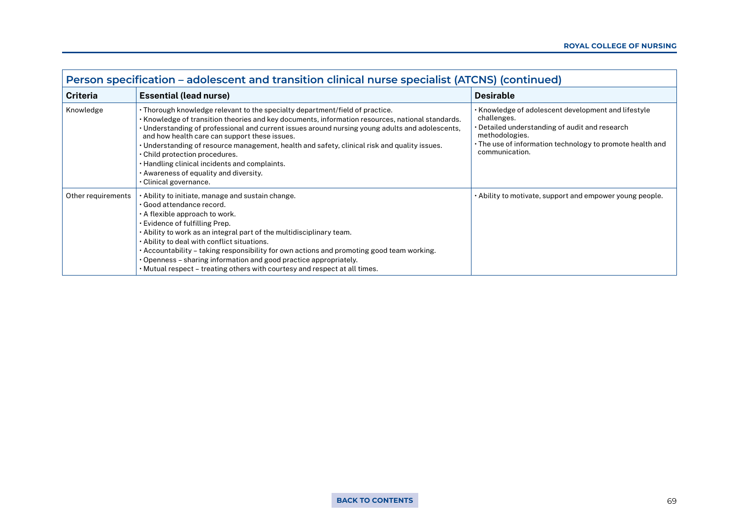| Person specification – adolescent and transition clinical nurse specialist (ATCNS) (continued) | | |
|---|---|---|
| **Criteria** | **Essential (lead nurse)** | **Desirable** |
| Knowledge | • Thorough knowledge relevant to the specialty department/field of practice.<br>• Knowledge of transition theories and key documents, information resources, national standards.<br>• Understanding of professional and current issues around nursing young adults and adolescents, and how health care can support these issues.<br>• Understanding of resource management, health and safety, clinical risk and quality issues.<br>• Child protection procedures.<br>• Handling clinical incidents and complaints.<br>• Awareness of equality and diversity.<br>• Clinical governance. | • Knowledge of adolescent development and lifestyle challenges.<br>• Detailed understanding of audit and research methodologies.<br>• The use of information technology to promote health and communication. |
| Other requirements | • Ability to initiate, manage and sustain change.<br>• Good attendance record.<br>• A flexible approach to work.<br>• Evidence of fulfilling Prep.<br>• Ability to work as an integral part of the multidisciplinary team.<br>• Ability to deal with conflict situations.<br>• Accountability – taking responsibility for own actions and promoting good team working.<br>• Openness – sharing information and good practice appropriately.<br>• Mutual respect – treating others with courtesy and respect at all times. | • Ability to motivate, support and empower young people. |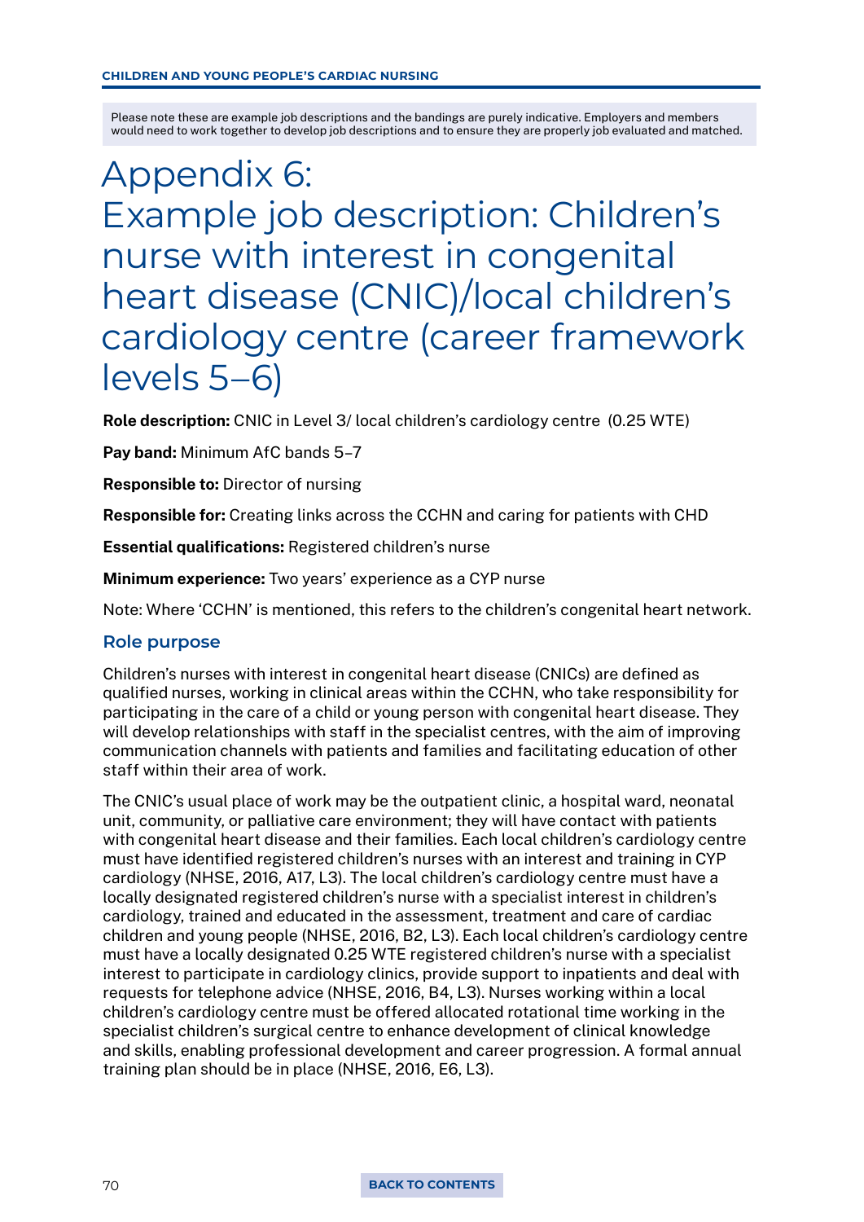Please note these are example job descriptions and the bandings are purely indicative. Employers and members would need to work together to develop job descriptions and to ensure they are properly job evaluated and matched.

# Appendix 6: Example job description: Children's nurse with interest in congenital heart disease (CNIC)/local children's cardiology centre (career framework levels 5–6)

**Role description:** CNIC in Level 3/ local children's cardiology centre (0.25 WTE)

**Pay band:** Minimum AfC bands 5–7

**Responsible to:** Director of nursing

**Responsible for:** Creating links across the CCHN and caring for patients with CHD

**Essential qualifications:** Registered children's nurse

**Minimum experience:** Two years' experience as a CYP nurse

Note: Where 'CCHN' is mentioned, this refers to the children's congenital heart network.

## Role purpose

Children's nurses with interest in congenital heart disease (CNICs) are defined as qualified nurses, working in clinical areas within the CCHN, who take responsibility for participating in the care of a child or young person with congenital heart disease. They will develop relationships with staff in the specialist centres, with the aim of improving communication channels with patients and families and facilitating education of other staff within their area of work.

The CNIC's usual place of work may be the outpatient clinic, a hospital ward, neonatal unit, community, or palliative care environment; they will have contact with patients with congenital heart disease and their families. Each local children's cardiology centre must have identified registered children's nurses with an interest and training in CYP cardiology (NHSE, 2016, A17, L3). The local children's cardiology centre must have a locally designated registered children's nurse with a specialist interest in children's cardiology, trained and educated in the assessment, treatment and care of cardiac children and young people (NHSE, 2016, B2, L3). Each local children's cardiology centre must have a locally designated 0.25 WTE registered children's nurse with a specialist interest to participate in cardiology clinics, provide support to inpatients and deal with requests for telephone advice (NHSE, 2016, B4, L3). Nurses working within a local children's cardiology centre must be offered allocated rotational time working in the specialist children's surgical centre to enhance development of clinical knowledge and skills, enabling professional development and career progression. A formal annual training plan should be in place (NHSE, 2016, E6, L3).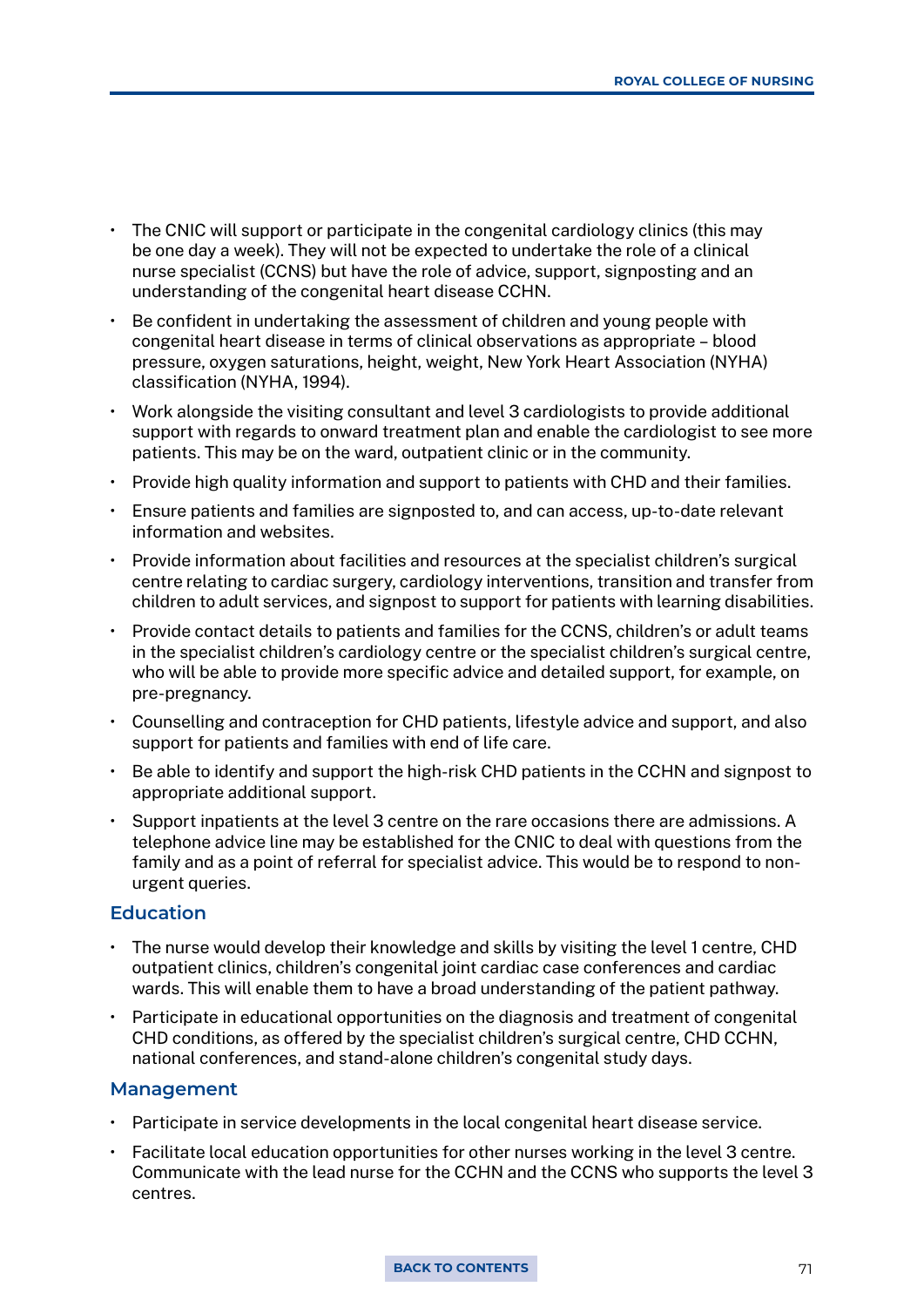- The CNIC will support or participate in the congenital cardiology clinics (this may be one day a week). They will not be expected to undertake the role of a clinical nurse specialist (CCNS) but have the role of advice, support, signposting and an understanding of the congenital heart disease CCHN.
- Be confident in undertaking the assessment of children and young people with congenital heart disease in terms of clinical observations as appropriate – blood pressure, oxygen saturations, height, weight, New York Heart Association (NYHA) classification (NYHA, 1994).
- Work alongside the visiting consultant and level 3 cardiologists to provide additional support with regards to onward treatment plan and enable the cardiologist to see more patients. This may be on the ward, outpatient clinic or in the community.
- Provide high quality information and support to patients with CHD and their families.
- Ensure patients and families are signposted to, and can access, up-to-date relevant information and websites.
- Provide information about facilities and resources at the specialist children's surgical centre relating to cardiac surgery, cardiology interventions, transition and transfer from children to adult services, and signpost to support for patients with learning disabilities.
- Provide contact details to patients and families for the CCNS, children's or adult teams in the specialist children's cardiology centre or the specialist children's surgical centre, who will be able to provide more specific advice and detailed support, for example, on pre-pregnancy.
- Counselling and contraception for CHD patients, lifestyle advice and support, and also support for patients and families with end of life care.
- Be able to identify and support the high-risk CHD patients in the CCHN and signpost to appropriate additional support.
- Support inpatients at the level 3 centre on the rare occasions there are admissions. A telephone advice line may be established for the CNIC to deal with questions from the family and as a point of referral for specialist advice. This would be to respond to non-urgent queries.

### Education

- The nurse would develop their knowledge and skills by visiting the level 1 centre, CHD outpatient clinics, children's congenital joint cardiac case conferences and cardiac wards. This will enable them to have a broad understanding of the patient pathway.
- Participate in educational opportunities on the diagnosis and treatment of congenital CHD conditions, as offered by the specialist children's surgical centre, CHD CCHN, national conferences, and stand-alone children's congenital study days.

### Management

- Participate in service developments in the local congenital heart disease service.
- Facilitate local education opportunities for other nurses working in the level 3 centre. Communicate with the lead nurse for the CCHN and the CCNS who supports the level 3 centres.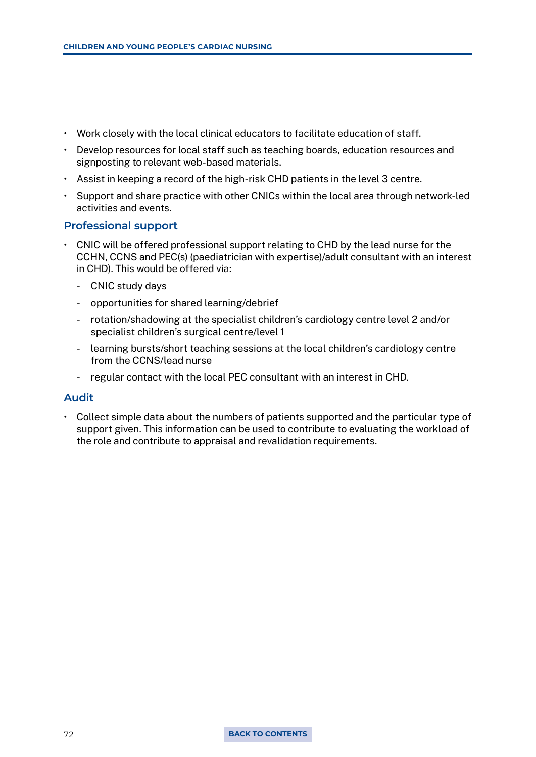- Work closely with the local clinical educators to facilitate education of staff.
- Develop resources for local staff such as teaching boards, education resources and signposting to relevant web-based materials.
- Assist in keeping a record of the high-risk CHD patients in the level 3 centre.
- Support and share practice with other CNICs within the local area through network-led activities and events.

## Professional support

- CNIC will be offered professional support relating to CHD by the lead nurse for the CCHN, CCNS and PEC(s) (paediatrician with expertise)/adult consultant with an interest in CHD). This would be offered via:
  - CNIC study days
  - opportunities for shared learning/debrief
  - rotation/shadowing at the specialist children's cardiology centre level 2 and/or specialist children's surgical centre/level 1
  - learning bursts/short teaching sessions at the local children's cardiology centre from the CCNS/lead nurse
  - regular contact with the local PEC consultant with an interest in CHD.

## Audit

- Collect simple data about the numbers of patients supported and the particular type of support given. This information can be used to contribute to evaluating the workload of the role and contribute to appraisal and revalidation requirements.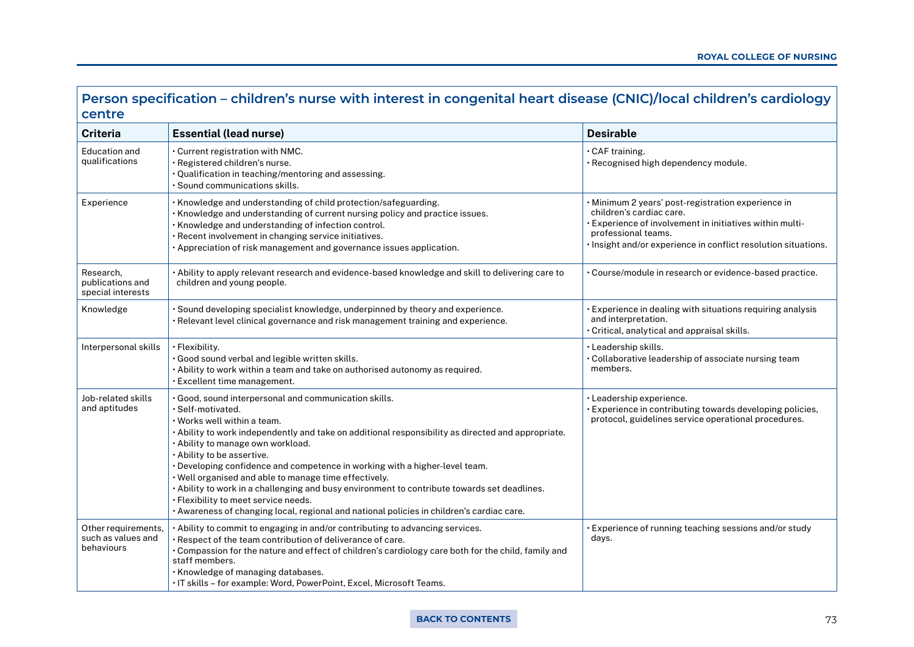## Person specification – children's nurse with interest in congenital heart disease (CNIC)/local children's cardiology centre

| Criteria | Essential (lead nurse) | Desirable |
|---|---|---|
| Education and qualifications | • Current registration with NMC.<br>• Registered children's nurse.<br>• Qualification in teaching/mentoring and assessing.<br>• Sound communications skills. | • CAF training.<br>• Recognised high dependency module. |
| Experience | • Knowledge and understanding of child protection/safeguarding.<br>• Knowledge and understanding of current nursing policy and practice issues.<br>• Knowledge and understanding of infection control.<br>• Recent involvement in changing service initiatives.<br>• Appreciation of risk management and governance issues application. | • Minimum 2 years' post-registration experience in children's cardiac care.<br>• Experience of involvement in initiatives within multi-professional teams.<br>• Insight and/or experience in conflict resolution situations. |
| Research, publications and special interests | • Ability to apply relevant research and evidence-based knowledge and skill to delivering care to children and young people. | • Course/module in research or evidence-based practice. |
| Knowledge | • Sound developing specialist knowledge, underpinned by theory and experience.<br>• Relevant level clinical governance and risk management training and experience. | • Experience in dealing with situations requiring analysis and interpretation.<br>• Critical, analytical and appraisal skills. |
| Interpersonal skills | • Flexibility.<br>• Good sound verbal and legible written skills.<br>• Ability to work within a team and take on authorised autonomy as required.<br>• Excellent time management. | • Leadership skills.<br>• Collaborative leadership of associate nursing team members. |
| Job-related skills and aptitudes | • Good, sound interpersonal and communication skills.<br>• Self-motivated.<br>• Works well within a team.<br>• Ability to work independently and take on additional responsibility as directed and appropriate.<br>• Ability to manage own workload.<br>• Ability to be assertive.<br>• Developing confidence and competence in working with a higher-level team.<br>• Well organised and able to manage time effectively.<br>• Ability to work in a challenging and busy environment to contribute towards set deadlines.<br>• Flexibility to meet service needs.<br>• Awareness of changing local, regional and national policies in children's cardiac care. | • Leadership experience.<br>• Experience in contributing towards developing policies, protocol, guidelines service operational procedures. |
| Other requirements, such as values and behaviours | • Ability to commit to engaging in and/or contributing to advancing services.<br>• Respect of the team contribution of deliverance of care.<br>• Compassion for the nature and effect of children's cardiology care both for the child, family and staff members.<br>• Knowledge of managing databases.<br>• IT skills – for example: Word, PowerPoint, Excel, Microsoft Teams. | • Experience of running teaching sessions and/or study days. |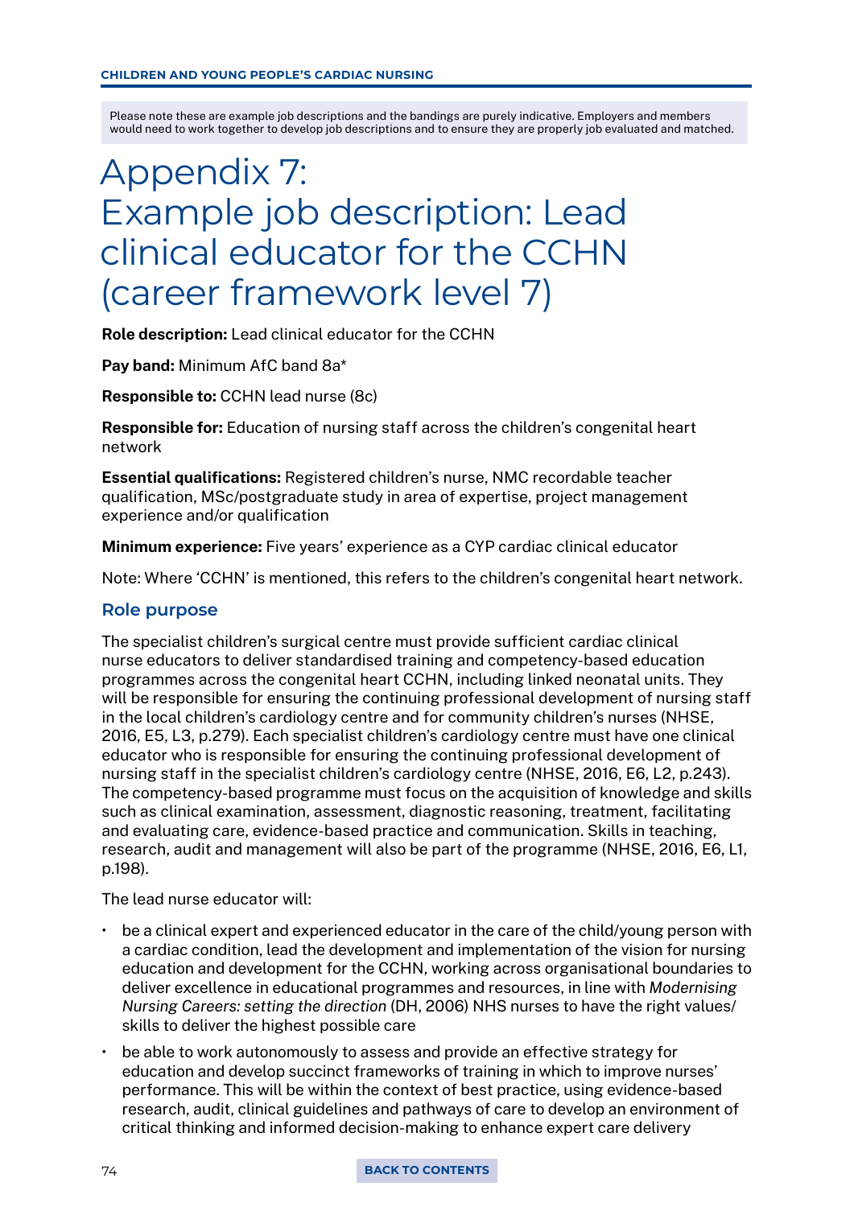Please note these are example job descriptions and the bandings are purely indicative. Employers and members would need to work together to develop job descriptions and to ensure they are properly job evaluated and matched.

# Appendix 7: Example job description: Lead clinical educator for the CCHN (career framework level 7)

**Role description:** Lead clinical educator for the CCHN

**Pay band:** Minimum AfC band 8a*

**Responsible to:** CCHN lead nurse (8c)

**Responsible for:** Education of nursing staff across the children's congenital heart network

**Essential qualifications:** Registered children's nurse, NMC recordable teacher qualification, MSc/postgraduate study in area of expertise, project management experience and/or qualification

**Minimum experience:** Five years' experience as a CYP cardiac clinical educator

Note: Where 'CCHN' is mentioned, this refers to the children's congenital heart network.

## Role purpose

The specialist children's surgical centre must provide sufficient cardiac clinical nurse educators to deliver standardised training and competency-based education programmes across the congenital heart CCHN, including linked neonatal units. They will be responsible for ensuring the continuing professional development of nursing staff in the local children's cardiology centre and for community children's nurses (NHSE, 2016, E5, L3, p.279). Each specialist children's cardiology centre must have one clinical educator who is responsible for ensuring the continuing professional development of nursing staff in the specialist children's cardiology centre (NHSE, 2016, E6, L2, p.243). The competency-based programme must focus on the acquisition of knowledge and skills such as clinical examination, assessment, diagnostic reasoning, treatment, facilitating and evaluating care, evidence-based practice and communication. Skills in teaching, research, audit and management will also be part of the programme (NHSE, 2016, E6, L1, p.198).

The lead nurse educator will:

- be a clinical expert and experienced educator in the care of the child/young person with a cardiac condition, lead the development and implementation of the vision for nursing education and development for the CCHN, working across organisational boundaries to deliver excellence in educational programmes and resources, in line with *Modernising Nursing Careers: setting the direction* (DH, 2006) NHS nurses to have the right values/ skills to deliver the highest possible care
- be able to work autonomously to assess and provide an effective strategy for education and develop succinct frameworks of training in which to improve nurses' performance. This will be within the context of best practice, using evidence-based research, audit, clinical guidelines and pathways of care to develop an environment of critical thinking and informed decision-making to enhance expert care delivery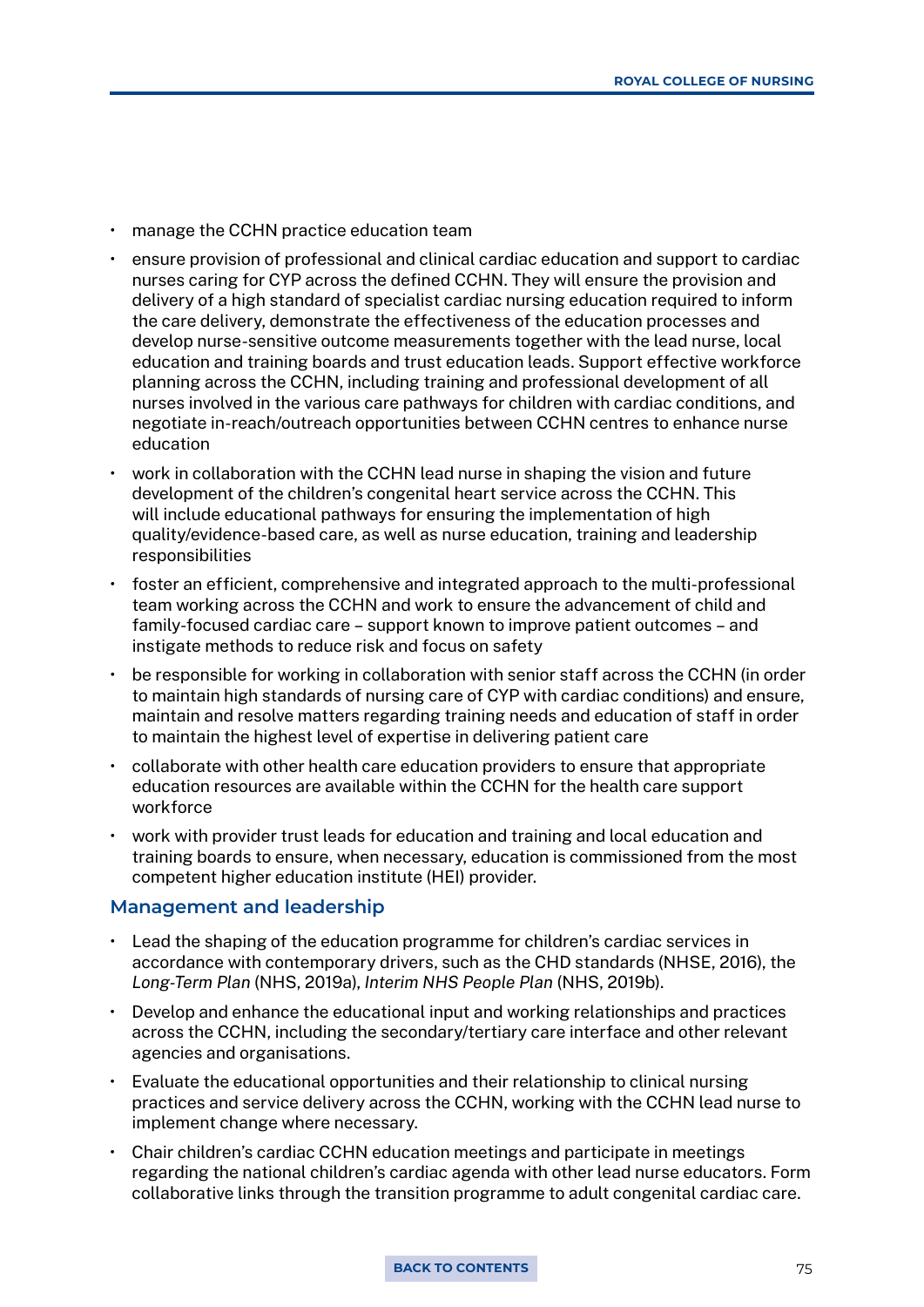- manage the CCHN practice education team
- ensure provision of professional and clinical cardiac education and support to cardiac nurses caring for CYP across the defined CCHN. They will ensure the provision and delivery of a high standard of specialist cardiac nursing education required to inform the care delivery, demonstrate the effectiveness of the education processes and develop nurse-sensitive outcome measurements together with the lead nurse, local education and training boards and trust education leads. Support effective workforce planning across the CCHN, including training and professional development of all nurses involved in the various care pathways for children with cardiac conditions, and negotiate in-reach/outreach opportunities between CCHN centres to enhance nurse education
- work in collaboration with the CCHN lead nurse in shaping the vision and future development of the children's congenital heart service across the CCHN. This will include educational pathways for ensuring the implementation of high quality/evidence-based care, as well as nurse education, training and leadership responsibilities
- foster an efficient, comprehensive and integrated approach to the multi-professional team working across the CCHN and work to ensure the advancement of child and family-focused cardiac care – support known to improve patient outcomes – and instigate methods to reduce risk and focus on safety
- be responsible for working in collaboration with senior staff across the CCHN (in order to maintain high standards of nursing care of CYP with cardiac conditions) and ensure, maintain and resolve matters regarding training needs and education of staff in order to maintain the highest level of expertise in delivering patient care
- collaborate with other health care education providers to ensure that appropriate education resources are available within the CCHN for the health care support workforce
- work with provider trust leads for education and training and local education and training boards to ensure, when necessary, education is commissioned from the most competent higher education institute (HEI) provider.

## Management and leadership

- Lead the shaping of the education programme for children's cardiac services in accordance with contemporary drivers, such as the CHD standards (NHSE, 2016), the *Long-Term Plan* (NHS, 2019a), *Interim NHS People Plan* (NHS, 2019b).
- Develop and enhance the educational input and working relationships and practices across the CCHN, including the secondary/tertiary care interface and other relevant agencies and organisations.
- Evaluate the educational opportunities and their relationship to clinical nursing practices and service delivery across the CCHN, working with the CCHN lead nurse to implement change where necessary.
- Chair children's cardiac CCHN education meetings and participate in meetings regarding the national children's cardiac agenda with other lead nurse educators. Form collaborative links through the transition programme to adult congenital cardiac care.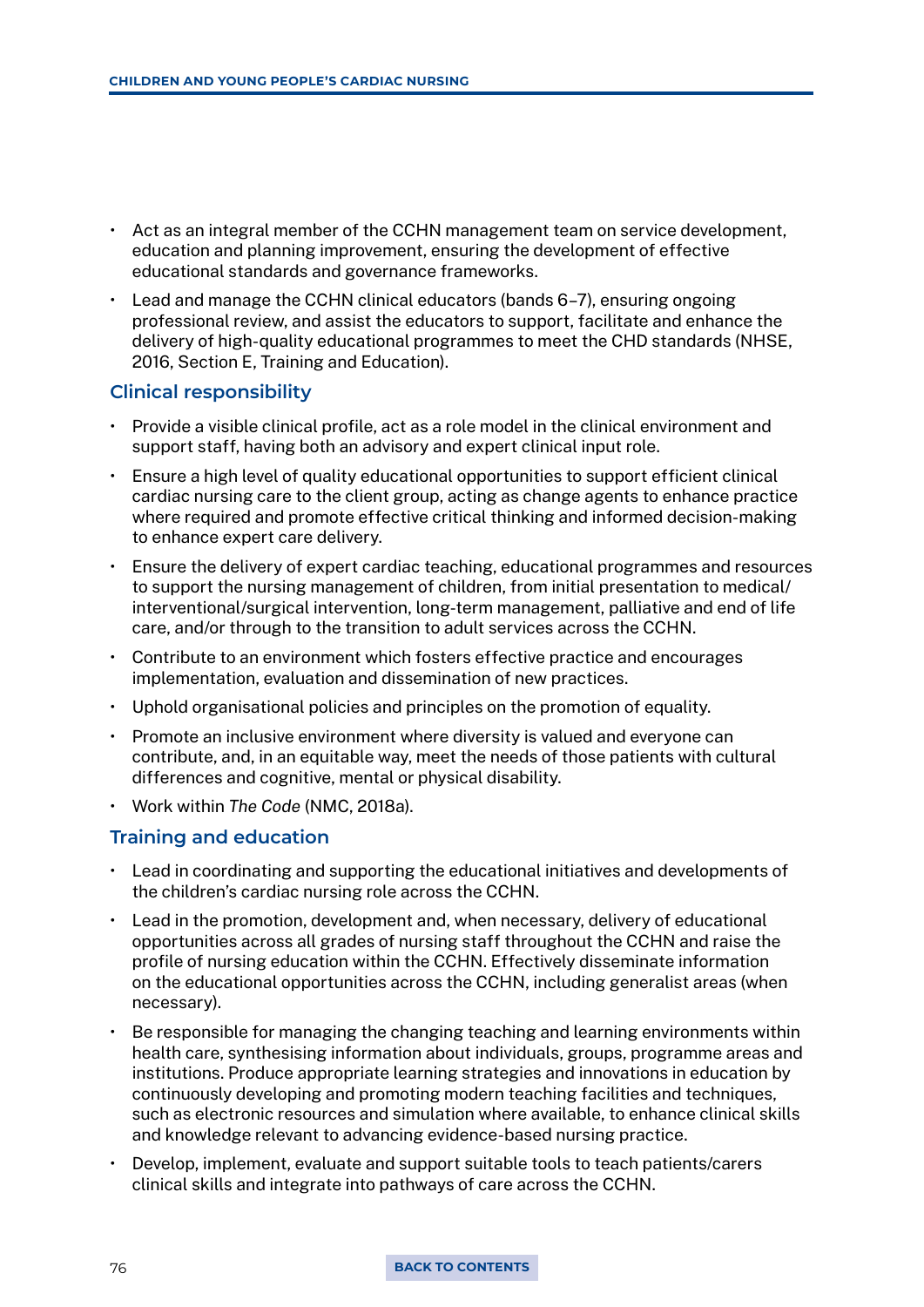- Act as an integral member of the CCHN management team on service development, education and planning improvement, ensuring the development of effective educational standards and governance frameworks.
- Lead and manage the CCHN clinical educators (bands 6–7), ensuring ongoing professional review, and assist the educators to support, facilitate and enhance the delivery of high-quality educational programmes to meet the CHD standards (NHSE, 2016, Section E, Training and Education).

### Clinical responsibility

- Provide a visible clinical profile, act as a role model in the clinical environment and support staff, having both an advisory and expert clinical input role.
- Ensure a high level of quality educational opportunities to support efficient clinical cardiac nursing care to the client group, acting as change agents to enhance practice where required and promote effective critical thinking and informed decision-making to enhance expert care delivery.
- Ensure the delivery of expert cardiac teaching, educational programmes and resources to support the nursing management of children, from initial presentation to medical/interventional/surgical intervention, long-term management, palliative and end of life care, and/or through to the transition to adult services across the CCHN.
- Contribute to an environment which fosters effective practice and encourages implementation, evaluation and dissemination of new practices.
- Uphold organisational policies and principles on the promotion of equality.
- Promote an inclusive environment where diversity is valued and everyone can contribute, and, in an equitable way, meet the needs of those patients with cultural differences and cognitive, mental or physical disability.
- Work within *The Code* (NMC, 2018a).

### Training and education

- Lead in coordinating and supporting the educational initiatives and developments of the children's cardiac nursing role across the CCHN.
- Lead in the promotion, development and, when necessary, delivery of educational opportunities across all grades of nursing staff throughout the CCHN and raise the profile of nursing education within the CCHN. Effectively disseminate information on the educational opportunities across the CCHN, including generalist areas (when necessary).
- Be responsible for managing the changing teaching and learning environments within health care, synthesising information about individuals, groups, programme areas and institutions. Produce appropriate learning strategies and innovations in education by continuously developing and promoting modern teaching facilities and techniques, such as electronic resources and simulation where available, to enhance clinical skills and knowledge relevant to advancing evidence-based nursing practice.
- Develop, implement, evaluate and support suitable tools to teach patients/carers clinical skills and integrate into pathways of care across the CCHN.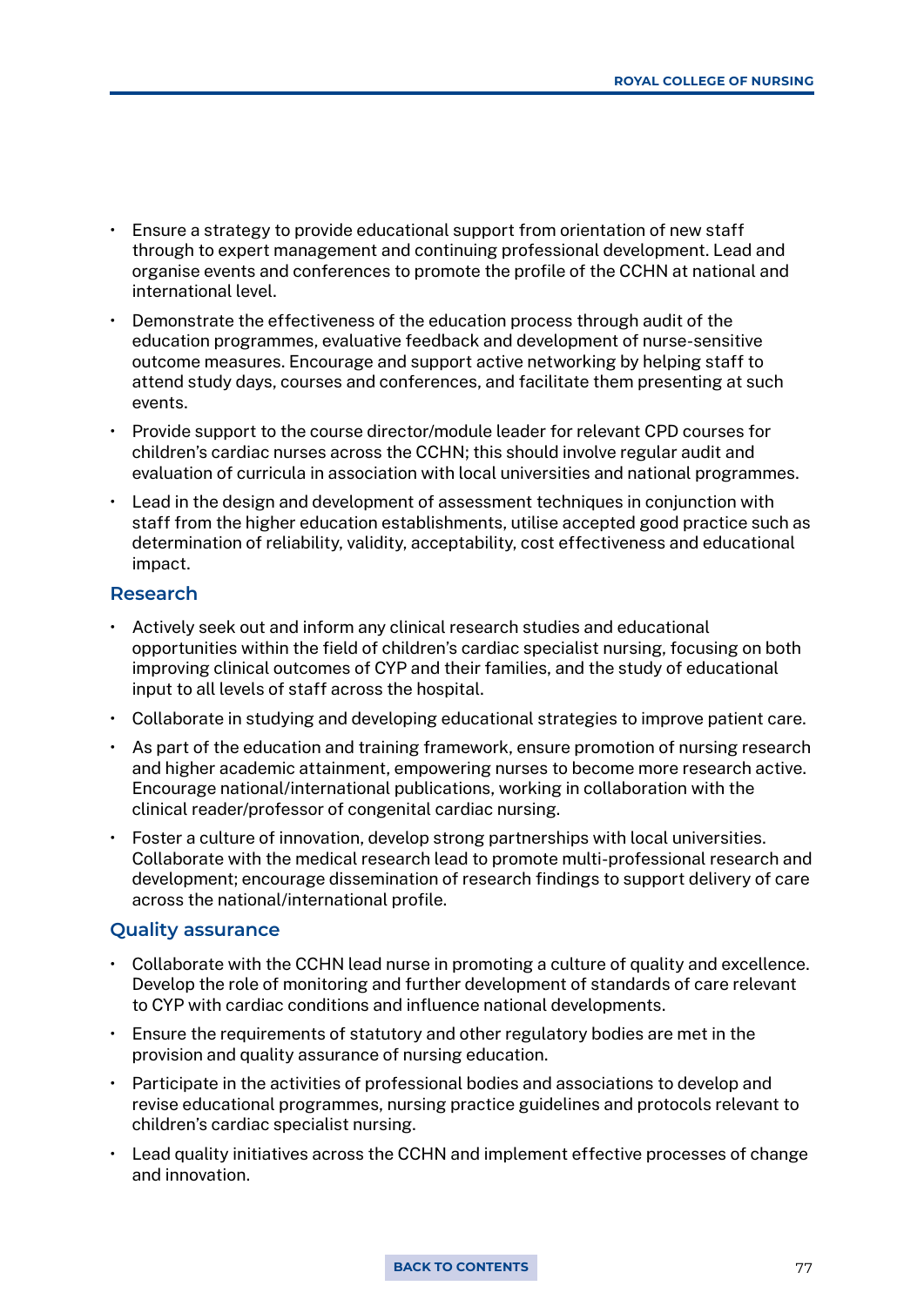- Ensure a strategy to provide educational support from orientation of new staff through to expert management and continuing professional development. Lead and organise events and conferences to promote the profile of the CCHN at national and international level.
- Demonstrate the effectiveness of the education process through audit of the education programmes, evaluative feedback and development of nurse-sensitive outcome measures. Encourage and support active networking by helping staff to attend study days, courses and conferences, and facilitate them presenting at such events.
- Provide support to the course director/module leader for relevant CPD courses for children's cardiac nurses across the CCHN; this should involve regular audit and evaluation of curricula in association with local universities and national programmes.
- Lead in the design and development of assessment techniques in conjunction with staff from the higher education establishments, utilise accepted good practice such as determination of reliability, validity, acceptability, cost effectiveness and educational impact.

## Research

- Actively seek out and inform any clinical research studies and educational opportunities within the field of children's cardiac specialist nursing, focusing on both improving clinical outcomes of CYP and their families, and the study of educational input to all levels of staff across the hospital.
- Collaborate in studying and developing educational strategies to improve patient care.
- As part of the education and training framework, ensure promotion of nursing research and higher academic attainment, empowering nurses to become more research active. Encourage national/international publications, working in collaboration with the clinical reader/professor of congenital cardiac nursing.
- Foster a culture of innovation, develop strong partnerships with local universities. Collaborate with the medical research lead to promote multi-professional research and development; encourage dissemination of research findings to support delivery of care across the national/international profile.

## Quality assurance

- Collaborate with the CCHN lead nurse in promoting a culture of quality and excellence. Develop the role of monitoring and further development of standards of care relevant to CYP with cardiac conditions and influence national developments.
- Ensure the requirements of statutory and other regulatory bodies are met in the provision and quality assurance of nursing education.
- Participate in the activities of professional bodies and associations to develop and revise educational programmes, nursing practice guidelines and protocols relevant to children's cardiac specialist nursing.
- Lead quality initiatives across the CCHN and implement effective processes of change and innovation.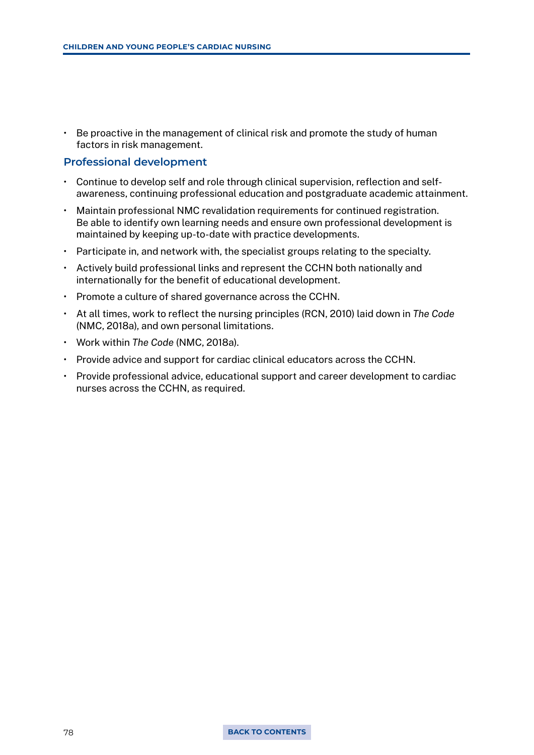- Be proactive in the management of clinical risk and promote the study of human factors in risk management.

### Professional development

- Continue to develop self and role through clinical supervision, reflection and self-awareness, continuing professional education and postgraduate academic attainment.
- Maintain professional NMC revalidation requirements for continued registration. Be able to identify own learning needs and ensure own professional development is maintained by keeping up-to-date with practice developments.
- Participate in, and network with, the specialist groups relating to the specialty.
- Actively build professional links and represent the CCHN both nationally and internationally for the benefit of educational development.
- Promote a culture of shared governance across the CCHN.
- At all times, work to reflect the nursing principles (RCN, 2010) laid down in *The Code* (NMC, 2018a), and own personal limitations.
- Work within *The Code* (NMC, 2018a).
- Provide advice and support for cardiac clinical educators across the CCHN.
- Provide professional advice, educational support and career development to cardiac nurses across the CCHN, as required.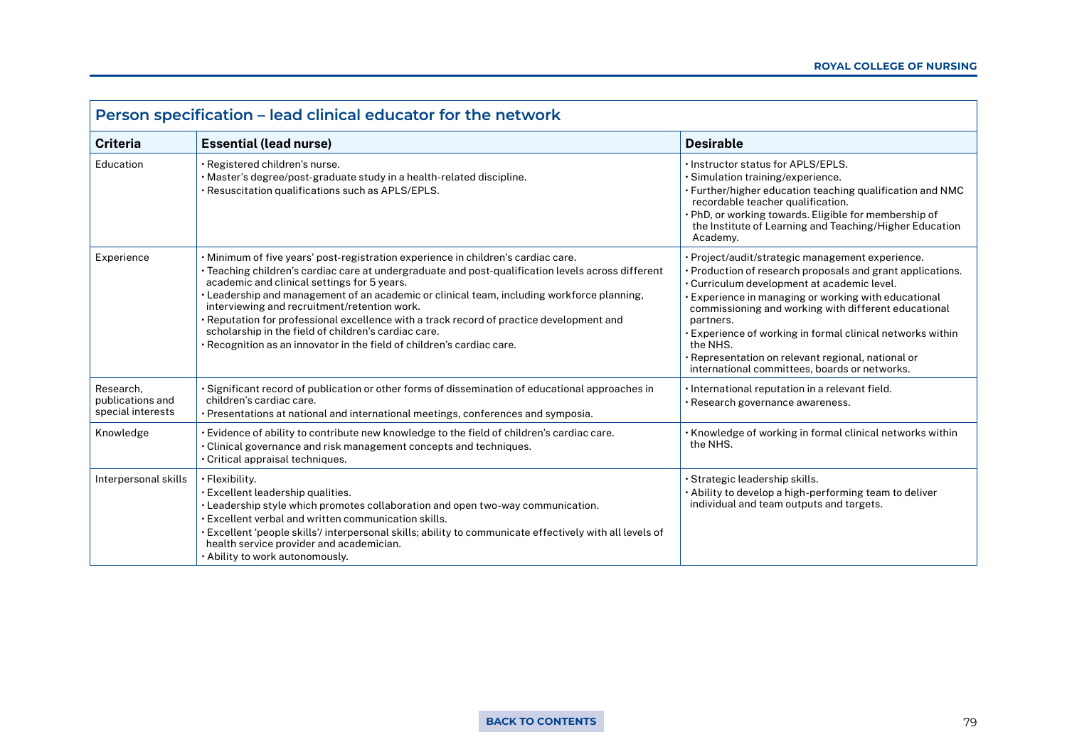## Person specification – lead clinical educator for the network

| Criteria | Essential (lead nurse) | Desirable |
|---|---|---|
| Education | • Registered children's nurse.<br>• Master's degree/post-graduate study in a health-related discipline.<br>• Resuscitation qualifications such as APLS/EPLS. | • Instructor status for APLS/EPLS.<br>• Simulation training/experience.<br>• Further/higher education teaching qualification and NMC recordable teacher qualification.<br>• PhD, or working towards. Eligible for membership of the Institute of Learning and Teaching/Higher Education Academy. |
| Experience | • Minimum of five years' post-registration experience in children's cardiac care.<br>• Teaching children's cardiac care at undergraduate and post-qualification levels across different academic and clinical settings for 5 years.<br>• Leadership and management of an academic or clinical team, including workforce planning, interviewing and recruitment/retention work.<br>• Reputation for professional excellence with a track record of practice development and scholarship in the field of children's cardiac care.<br>• Recognition as an innovator in the field of children's cardiac care. | • Project/audit/strategic management experience.<br>• Production of research proposals and grant applications.<br>• Curriculum development at academic level.<br>• Experience in managing or working with educational commissioning and working with different educational partners.<br>• Experience of working in formal clinical networks within the NHS.<br>• Representation on relevant regional, national or international committees, boards or networks. |
| Research, publications and special interests | • Significant record of publication or other forms of dissemination of educational approaches in children's cardiac care.<br>• Presentations at national and international meetings, conferences and symposia. | • International reputation in a relevant field.<br>• Research governance awareness. |
| Knowledge | • Evidence of ability to contribute new knowledge to the field of children's cardiac care.<br>• Clinical governance and risk management concepts and techniques.<br>• Critical appraisal techniques. | • Knowledge of working in formal clinical networks within the NHS. |
| Interpersonal skills | • Flexibility.<br>• Excellent leadership qualities.<br>• Leadership style which promotes collaboration and open two-way communication.<br>• Excellent verbal and written communication skills.<br>• Excellent 'people skills'/ interpersonal skills; ability to communicate effectively with all levels of health service provider and academician.<br>• Ability to work autonomously. | • Strategic leadership skills.<br>• Ability to develop a high-performing team to deliver individual and team outputs and targets. |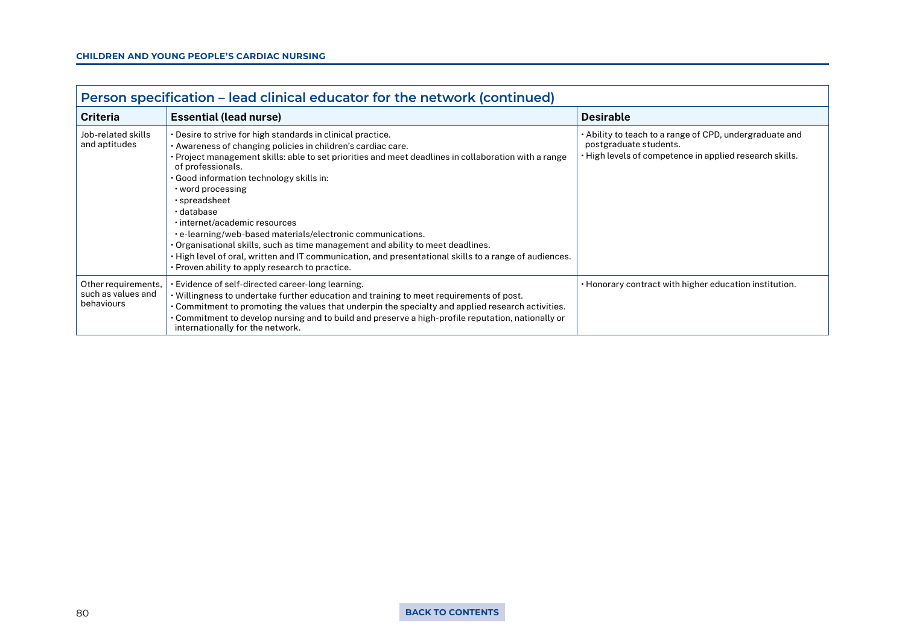## Person specification – lead clinical educator for the network (continued)

| Criteria | Essential (lead nurse) | Desirable |
|---|---|---|
| Job-related skills and aptitudes | • Desire to strive for high standards in clinical practice.<br>• Awareness of changing policies in children's cardiac care.<br>• Project management skills: able to set priorities and meet deadlines in collaboration with a range of professionals.<br>• Good information technology skills in:<br>&nbsp;&nbsp;• word processing<br>&nbsp;&nbsp;• spreadsheet<br>&nbsp;&nbsp;• database<br>&nbsp;&nbsp;• internet/academic resources<br>&nbsp;&nbsp;• e-learning/web-based materials/electronic communications.<br>• Organisational skills, such as time management and ability to meet deadlines.<br>• High level of oral, written and IT communication, and presentational skills to a range of audiences.<br>• Proven ability to apply research to practice. | • Ability to teach to a range of CPD, undergraduate and postgraduate students.<br>• High levels of competence in applied research skills. |
| Other requirements, such as values and behaviours | • Evidence of self-directed career-long learning.<br>• Willingness to undertake further education and training to meet requirements of post.<br>• Commitment to promoting the values that underpin the specialty and applied research activities.<br>• Commitment to develop nursing and to build and preserve a high-profile reputation, nationally or internationally for the network. | • Honorary contract with higher education institution. |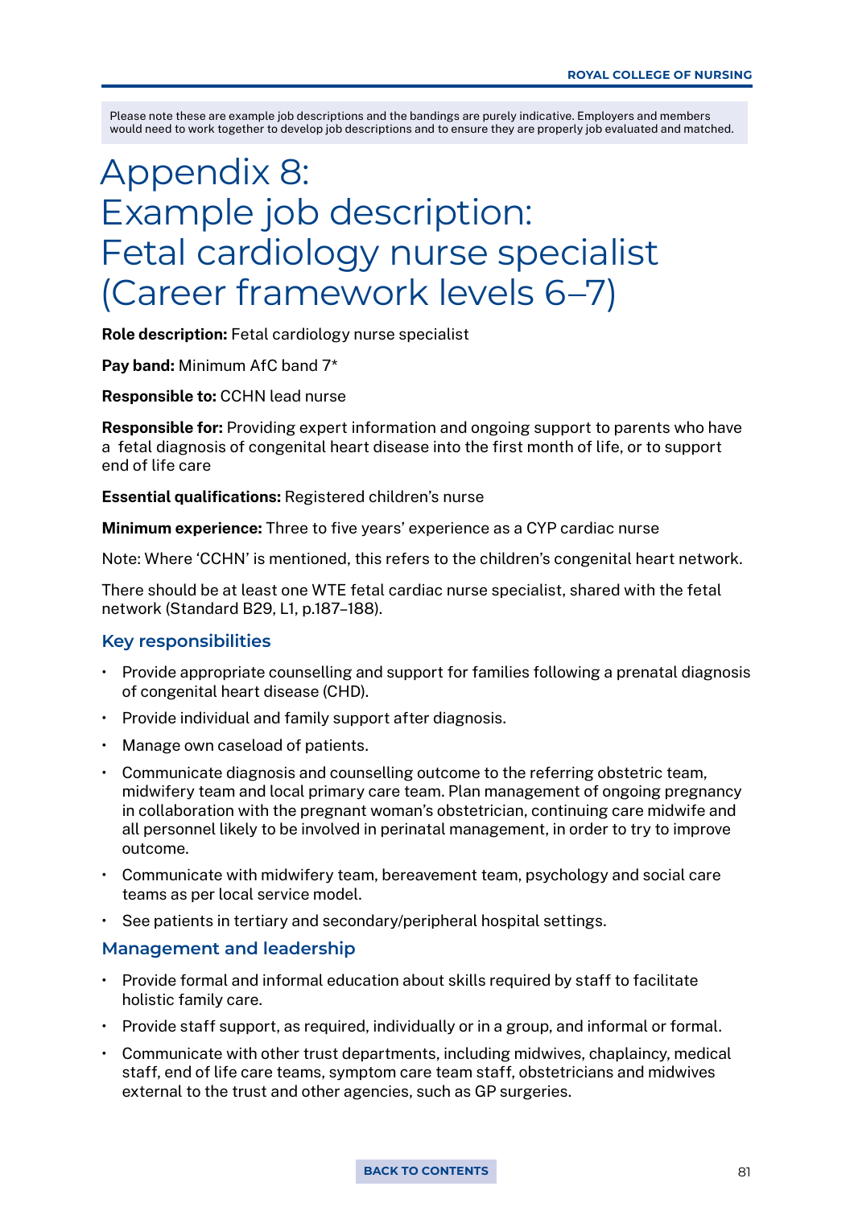Please note these are example job descriptions and the bandings are purely indicative. Employers and members would need to work together to develop job descriptions and to ensure they are properly job evaluated and matched.

# Appendix 8: Example job description: Fetal cardiology nurse specialist (Career framework levels 6–7)

**Role description:** Fetal cardiology nurse specialist

**Pay band:** Minimum AfC band 7*

**Responsible to:** CCHN lead nurse

**Responsible for:** Providing expert information and ongoing support to parents who have a fetal diagnosis of congenital heart disease into the first month of life, or to support end of life care

**Essential qualifications:** Registered children's nurse

**Minimum experience:** Three to five years' experience as a CYP cardiac nurse

Note: Where 'CCHN' is mentioned, this refers to the children's congenital heart network.

There should be at least one WTE fetal cardiac nurse specialist, shared with the fetal network (Standard B29, L1, p.187–188).

## Key responsibilities

- Provide appropriate counselling and support for families following a prenatal diagnosis of congenital heart disease (CHD).
- Provide individual and family support after diagnosis.
- Manage own caseload of patients.
- Communicate diagnosis and counselling outcome to the referring obstetric team, midwifery team and local primary care team. Plan management of ongoing pregnancy in collaboration with the pregnant woman's obstetrician, continuing care midwife and all personnel likely to be involved in perinatal management, in order to try to improve outcome.
- Communicate with midwifery team, bereavement team, psychology and social care teams as per local service model.
- See patients in tertiary and secondary/peripheral hospital settings.

## Management and leadership

- Provide formal and informal education about skills required by staff to facilitate holistic family care.
- Provide staff support, as required, individually or in a group, and informal or formal.
- Communicate with other trust departments, including midwives, chaplaincy, medical staff, end of life care teams, symptom care team staff, obstetricians and midwives external to the trust and other agencies, such as GP surgeries.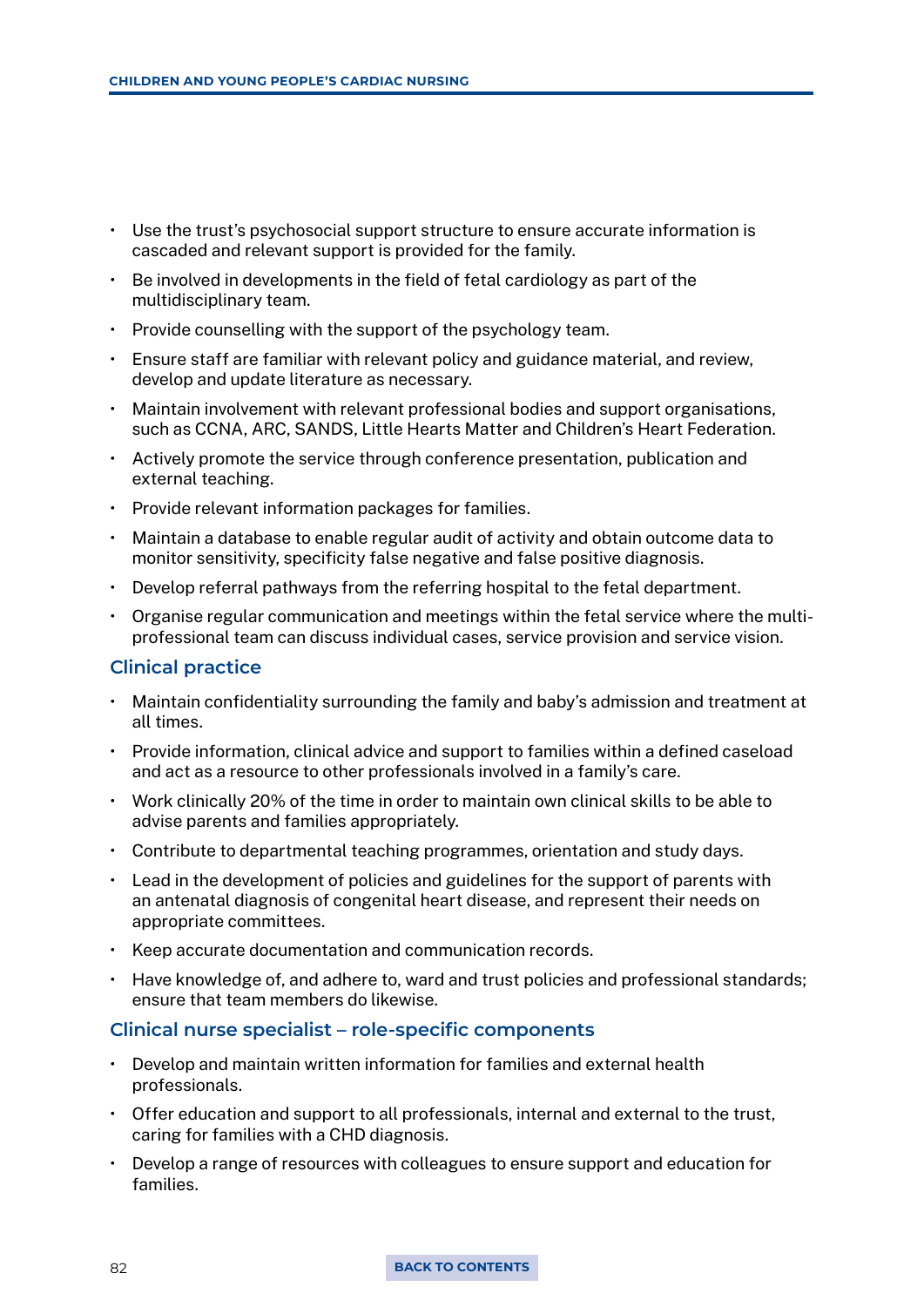- Use the trust's psychosocial support structure to ensure accurate information is cascaded and relevant support is provided for the family.
- Be involved in developments in the field of fetal cardiology as part of the multidisciplinary team.
- Provide counselling with the support of the psychology team.
- Ensure staff are familiar with relevant policy and guidance material, and review, develop and update literature as necessary.
- Maintain involvement with relevant professional bodies and support organisations, such as CCNA, ARC, SANDS, Little Hearts Matter and Children's Heart Federation.
- Actively promote the service through conference presentation, publication and external teaching.
- Provide relevant information packages for families.
- Maintain a database to enable regular audit of activity and obtain outcome data to monitor sensitivity, specificity false negative and false positive diagnosis.
- Develop referral pathways from the referring hospital to the fetal department.
- Organise regular communication and meetings within the fetal service where the multi-professional team can discuss individual cases, service provision and service vision.

### Clinical practice

- Maintain confidentiality surrounding the family and baby's admission and treatment at all times.
- Provide information, clinical advice and support to families within a defined caseload and act as a resource to other professionals involved in a family's care.
- Work clinically 20% of the time in order to maintain own clinical skills to be able to advise parents and families appropriately.
- Contribute to departmental teaching programmes, orientation and study days.
- Lead in the development of policies and guidelines for the support of parents with an antenatal diagnosis of congenital heart disease, and represent their needs on appropriate committees.
- Keep accurate documentation and communication records.
- Have knowledge of, and adhere to, ward and trust policies and professional standards; ensure that team members do likewise.

### Clinical nurse specialist – role-specific components

- Develop and maintain written information for families and external health professionals.
- Offer education and support to all professionals, internal and external to the trust, caring for families with a CHD diagnosis.
- Develop a range of resources with colleagues to ensure support and education for families.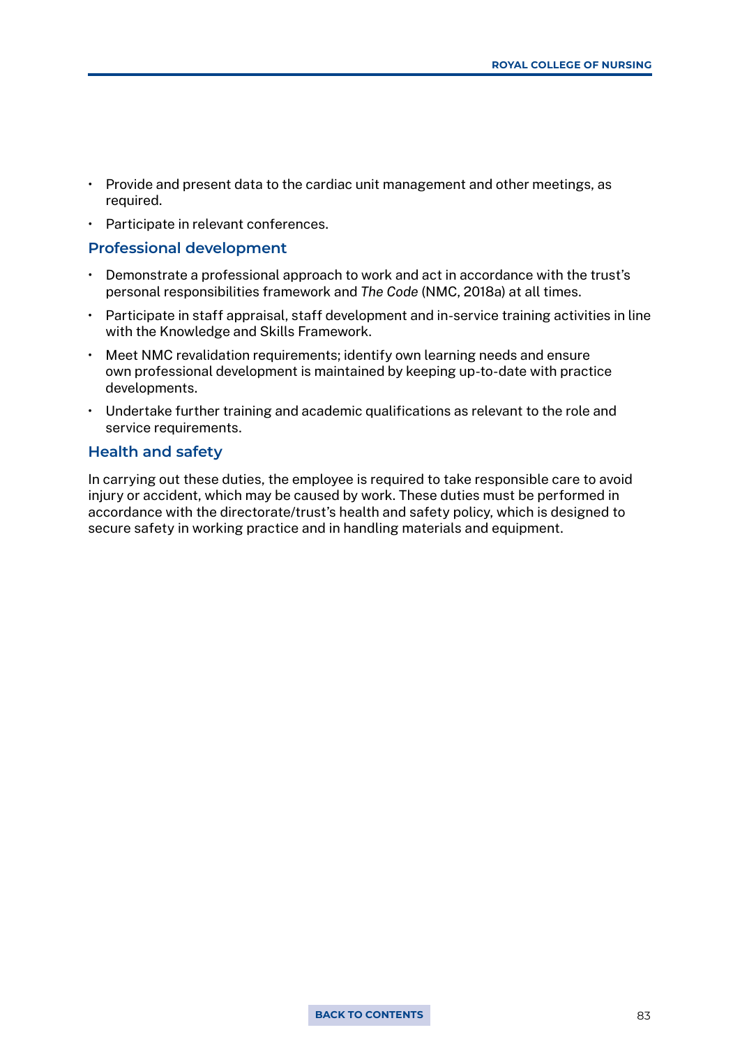- Provide and present data to the cardiac unit management and other meetings, as required.
- Participate in relevant conferences.

### Professional development

- Demonstrate a professional approach to work and act in accordance with the trust's personal responsibilities framework and *The Code* (NMC, 2018a) at all times.
- Participate in staff appraisal, staff development and in-service training activities in line with the Knowledge and Skills Framework.
- Meet NMC revalidation requirements; identify own learning needs and ensure own professional development is maintained by keeping up-to-date with practice developments.
- Undertake further training and academic qualifications as relevant to the role and service requirements.

### Health and safety

In carrying out these duties, the employee is required to take responsible care to avoid injury or accident, which may be caused by work. These duties must be performed in accordance with the directorate/trust's health and safety policy, which is designed to secure safety in working practice and in handling materials and equipment.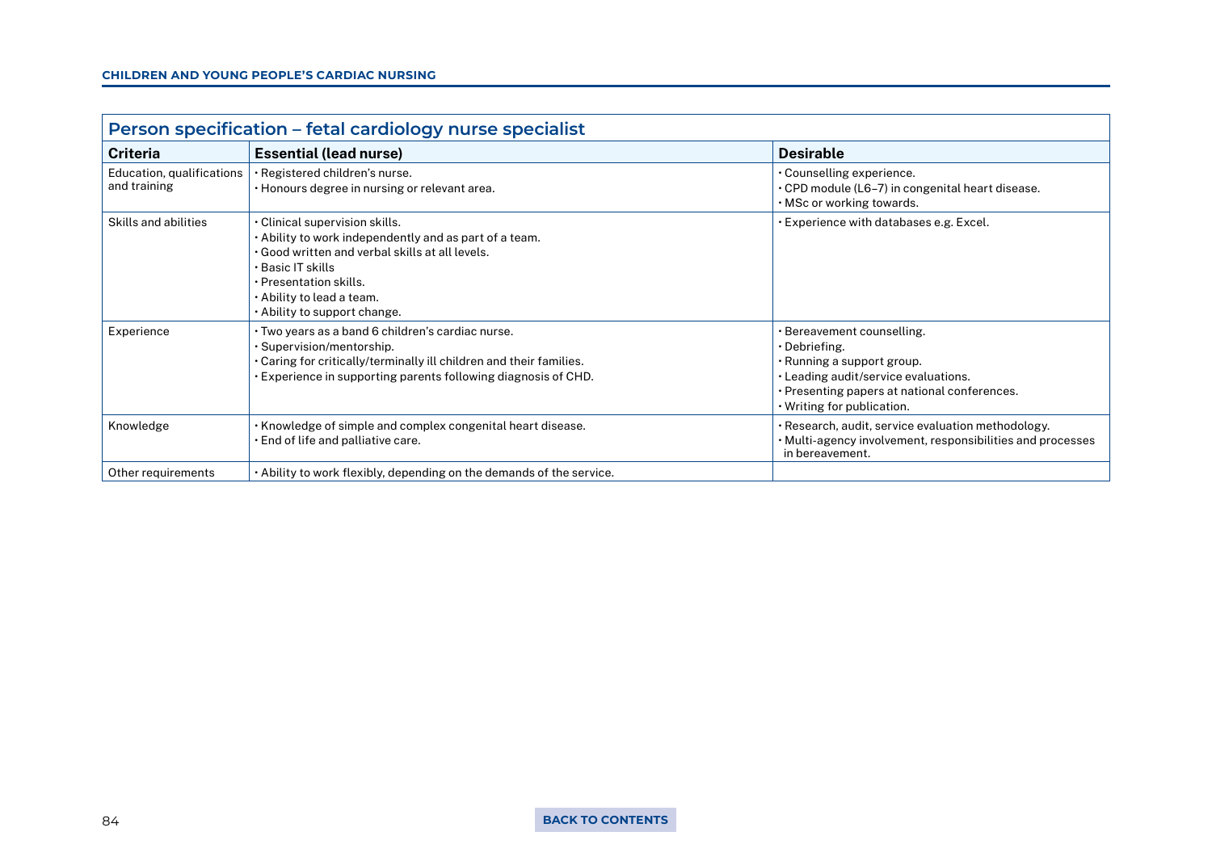## Person specification – fetal cardiology nurse specialist

| Criteria | Essential (lead nurse) | Desirable |
|---|---|---|
| Education, qualifications and training | • Registered children's nurse.<br>• Honours degree in nursing or relevant area. | • Counselling experience.<br>• CPD module (L6–7) in congenital heart disease.<br>• MSc or working towards. |
| Skills and abilities | • Clinical supervision skills.<br>• Ability to work independently and as part of a team.<br>• Good written and verbal skills at all levels.<br>• Basic IT skills<br>• Presentation skills.<br>• Ability to lead a team.<br>• Ability to support change. | • Experience with databases e.g. Excel. |
| Experience | • Two years as a band 6 children's cardiac nurse.<br>• Supervision/mentorship.<br>• Caring for critically/terminally ill children and their families.<br>• Experience in supporting parents following diagnosis of CHD. | • Bereavement counselling.<br>• Debriefing.<br>• Running a support group.<br>• Leading audit/service evaluations.<br>• Presenting papers at national conferences.<br>• Writing for publication. |
| Knowledge | • Knowledge of simple and complex congenital heart disease.<br>• End of life and palliative care. | • Research, audit, service evaluation methodology.<br>• Multi-agency involvement, responsibilities and processes in bereavement. |
| Other requirements | • Ability to work flexibly, depending on the demands of the service. | |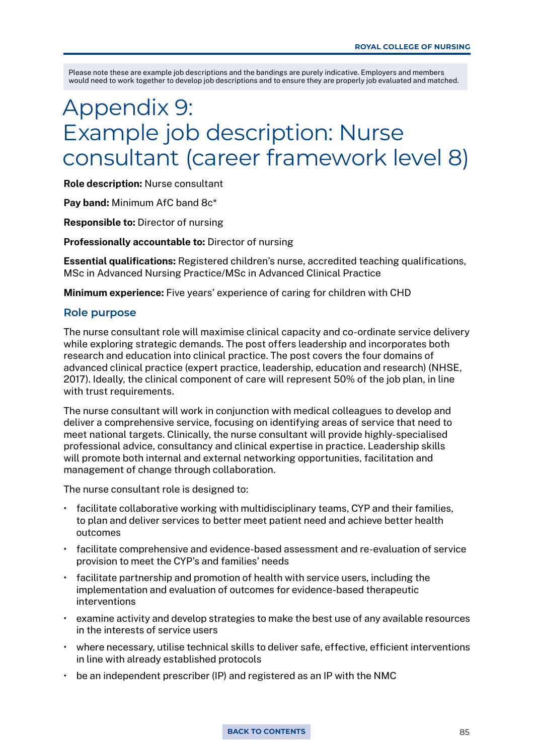Please note these are example job descriptions and the bandings are purely indicative. Employers and members would need to work together to develop job descriptions and to ensure they are properly job evaluated and matched.

# Appendix 9: Example job description: Nurse consultant (career framework level 8)

**Role description:** Nurse consultant

**Pay band:** Minimum AfC band 8c*

**Responsible to:** Director of nursing

**Professionally accountable to:** Director of nursing

**Essential qualifications:** Registered children's nurse, accredited teaching qualifications, MSc in Advanced Nursing Practice/MSc in Advanced Clinical Practice

**Minimum experience:** Five years' experience of caring for children with CHD

## Role purpose

The nurse consultant role will maximise clinical capacity and co-ordinate service delivery while exploring strategic demands. The post offers leadership and incorporates both research and education into clinical practice. The post covers the four domains of advanced clinical practice (expert practice, leadership, education and research) (NHSE, 2017). Ideally, the clinical component of care will represent 50% of the job plan, in line with trust requirements.

The nurse consultant will work in conjunction with medical colleagues to develop and deliver a comprehensive service, focusing on identifying areas of service that need to meet national targets. Clinically, the nurse consultant will provide highly-specialised professional advice, consultancy and clinical expertise in practice. Leadership skills will promote both internal and external networking opportunities, facilitation and management of change through collaboration.

The nurse consultant role is designed to:

- facilitate collaborative working with multidisciplinary teams, CYP and their families, to plan and deliver services to better meet patient need and achieve better health outcomes
- facilitate comprehensive and evidence-based assessment and re-evaluation of service provision to meet the CYP's and families' needs
- facilitate partnership and promotion of health with service users, including the implementation and evaluation of outcomes for evidence-based therapeutic interventions
- examine activity and develop strategies to make the best use of any available resources in the interests of service users
- where necessary, utilise technical skills to deliver safe, effective, efficient interventions in line with already established protocols
- be an independent prescriber (IP) and registered as an IP with the NMC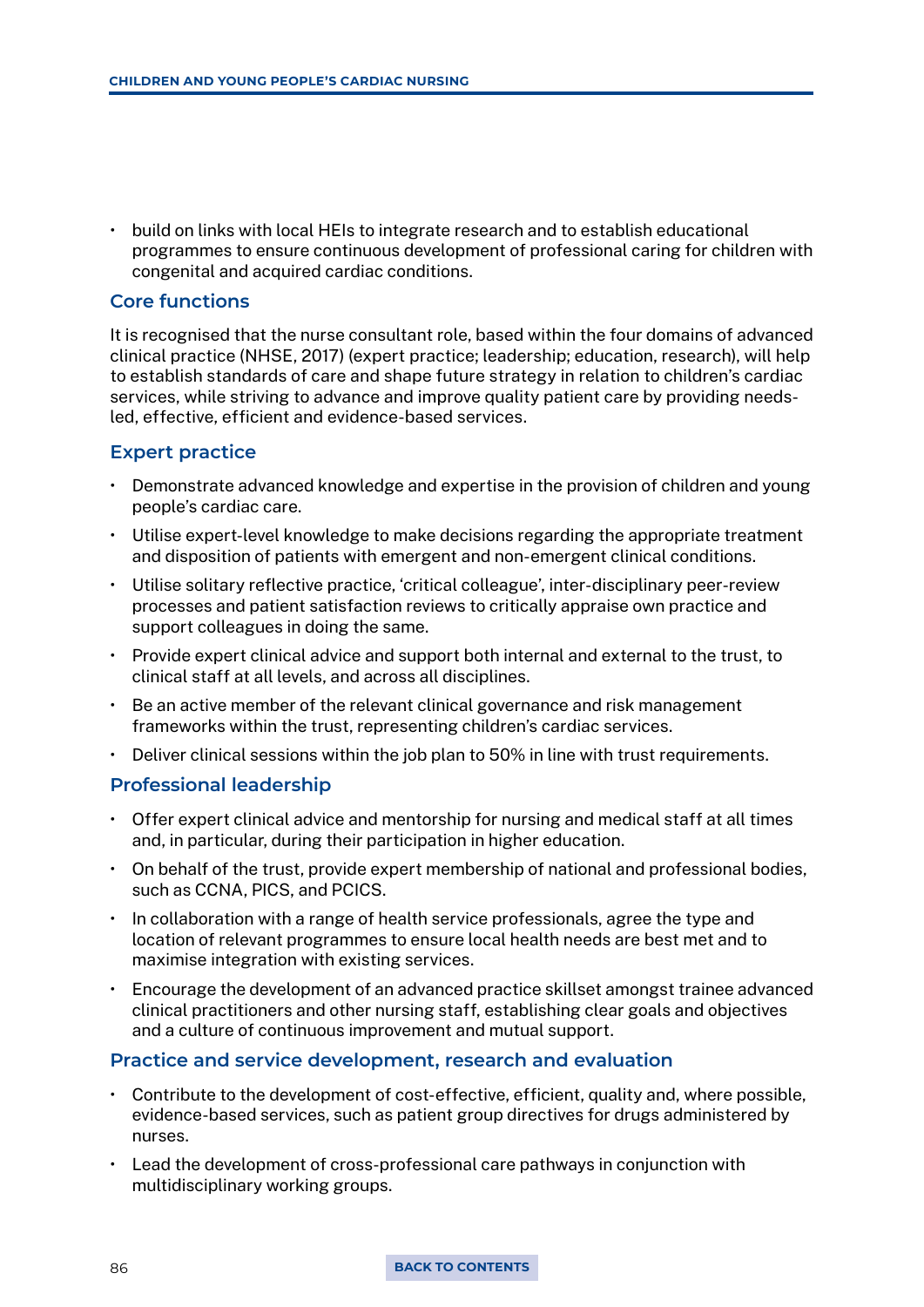- build on links with local HEIs to integrate research and to establish educational programmes to ensure continuous development of professional caring for children with congenital and acquired cardiac conditions.

## Core functions

It is recognised that the nurse consultant role, based within the four domains of advanced clinical practice (NHSE, 2017) (expert practice; leadership; education, research), will help to establish standards of care and shape future strategy in relation to children's cardiac services, while striving to advance and improve quality patient care by providing needs-led, effective, efficient and evidence-based services.

## Expert practice

- Demonstrate advanced knowledge and expertise in the provision of children and young people's cardiac care.
- Utilise expert-level knowledge to make decisions regarding the appropriate treatment and disposition of patients with emergent and non-emergent clinical conditions.
- Utilise solitary reflective practice, 'critical colleague', inter-disciplinary peer-review processes and patient satisfaction reviews to critically appraise own practice and support colleagues in doing the same.
- Provide expert clinical advice and support both internal and external to the trust, to clinical staff at all levels, and across all disciplines.
- Be an active member of the relevant clinical governance and risk management frameworks within the trust, representing children's cardiac services.
- Deliver clinical sessions within the job plan to 50% in line with trust requirements.

## Professional leadership

- Offer expert clinical advice and mentorship for nursing and medical staff at all times and, in particular, during their participation in higher education.
- On behalf of the trust, provide expert membership of national and professional bodies, such as CCNA, PICS, and PCICS.
- In collaboration with a range of health service professionals, agree the type and location of relevant programmes to ensure local health needs are best met and to maximise integration with existing services.
- Encourage the development of an advanced practice skillset amongst trainee advanced clinical practitioners and other nursing staff, establishing clear goals and objectives and a culture of continuous improvement and mutual support.

## Practice and service development, research and evaluation

- Contribute to the development of cost-effective, efficient, quality and, where possible, evidence-based services, such as patient group directives for drugs administered by nurses.
- Lead the development of cross-professional care pathways in conjunction with multidisciplinary working groups.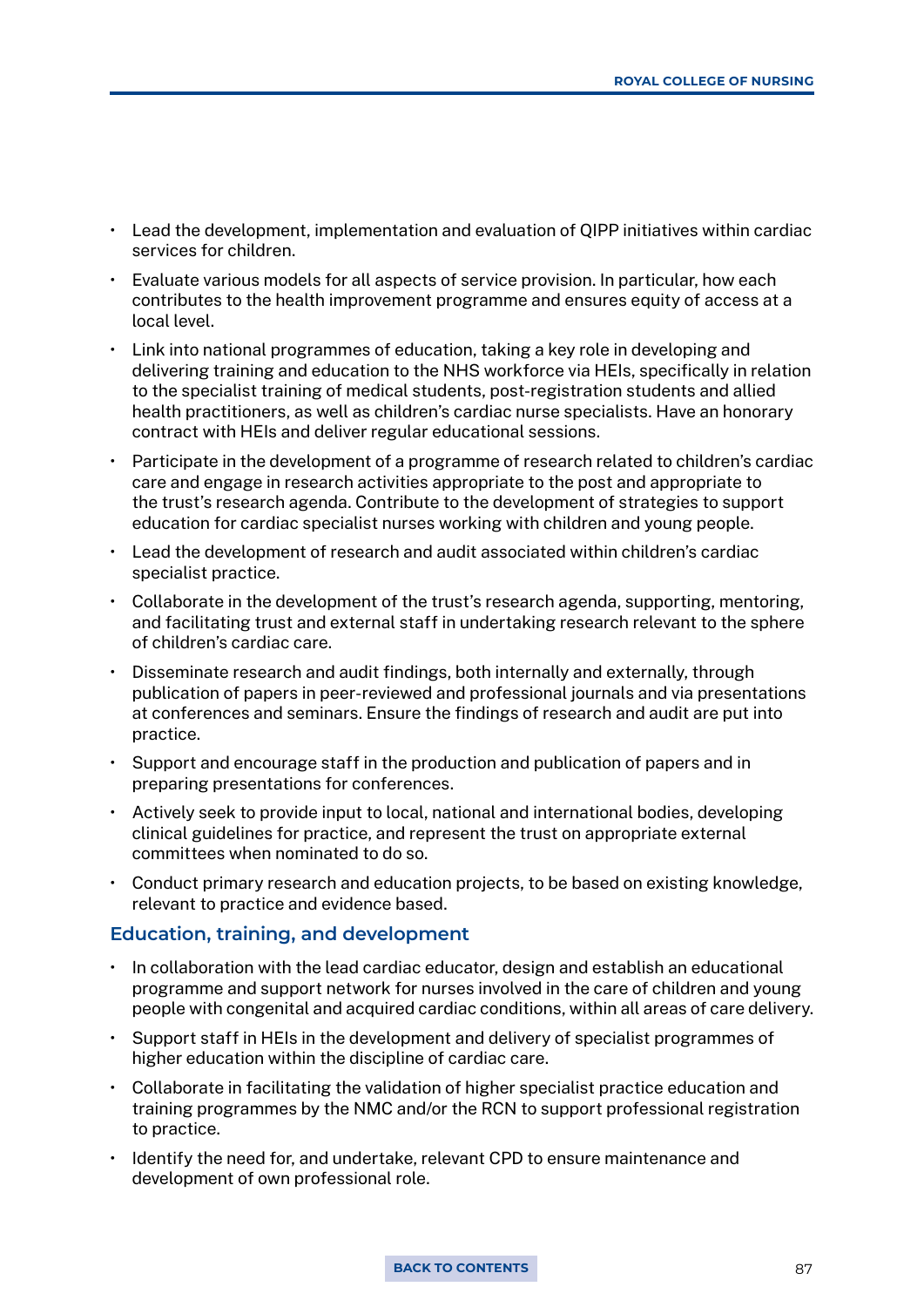- Lead the development, implementation and evaluation of QIPP initiatives within cardiac services for children.
- Evaluate various models for all aspects of service provision. In particular, how each contributes to the health improvement programme and ensures equity of access at a local level.
- Link into national programmes of education, taking a key role in developing and delivering training and education to the NHS workforce via HEIs, specifically in relation to the specialist training of medical students, post-registration students and allied health practitioners, as well as children's cardiac nurse specialists. Have an honorary contract with HEIs and deliver regular educational sessions.
- Participate in the development of a programme of research related to children's cardiac care and engage in research activities appropriate to the post and appropriate to the trust's research agenda. Contribute to the development of strategies to support education for cardiac specialist nurses working with children and young people.
- Lead the development of research and audit associated within children's cardiac specialist practice.
- Collaborate in the development of the trust's research agenda, supporting, mentoring, and facilitating trust and external staff in undertaking research relevant to the sphere of children's cardiac care.
- Disseminate research and audit findings, both internally and externally, through publication of papers in peer-reviewed and professional journals and via presentations at conferences and seminars. Ensure the findings of research and audit are put into practice.
- Support and encourage staff in the production and publication of papers and in preparing presentations for conferences.
- Actively seek to provide input to local, national and international bodies, developing clinical guidelines for practice, and represent the trust on appropriate external committees when nominated to do so.
- Conduct primary research and education projects, to be based on existing knowledge, relevant to practice and evidence based.

### Education, training, and development

- In collaboration with the lead cardiac educator, design and establish an educational programme and support network for nurses involved in the care of children and young people with congenital and acquired cardiac conditions, within all areas of care delivery.
- Support staff in HEIs in the development and delivery of specialist programmes of higher education within the discipline of cardiac care.
- Collaborate in facilitating the validation of higher specialist practice education and training programmes by the NMC and/or the RCN to support professional registration to practice.
- Identify the need for, and undertake, relevant CPD to ensure maintenance and development of own professional role.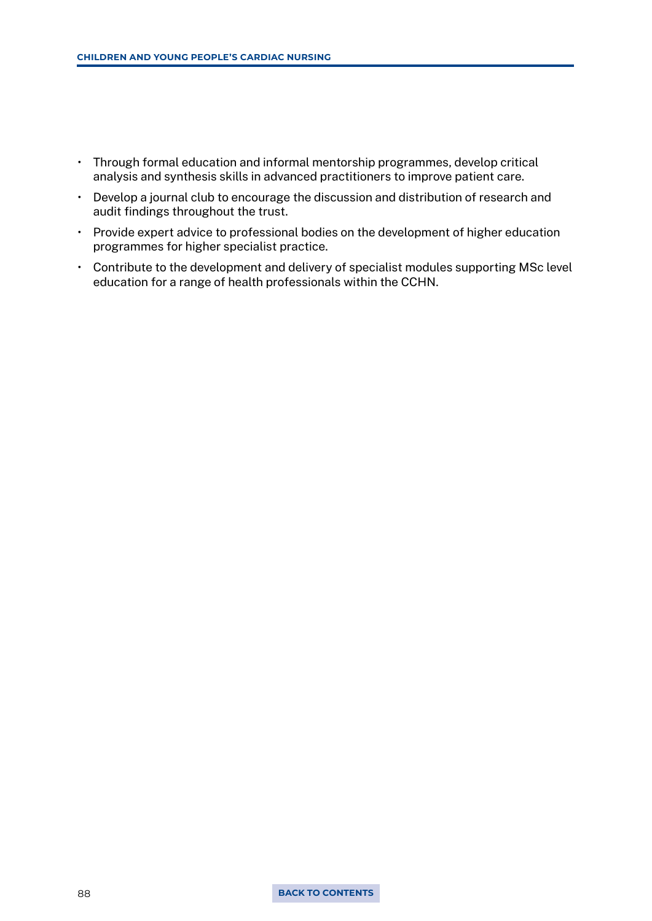- Through formal education and informal mentorship programmes, develop critical analysis and synthesis skills in advanced practitioners to improve patient care.
- Develop a journal club to encourage the discussion and distribution of research and audit findings throughout the trust.
- Provide expert advice to professional bodies on the development of higher education programmes for higher specialist practice.
- Contribute to the development and delivery of specialist modules supporting MSc level education for a range of health professionals within the CCHN.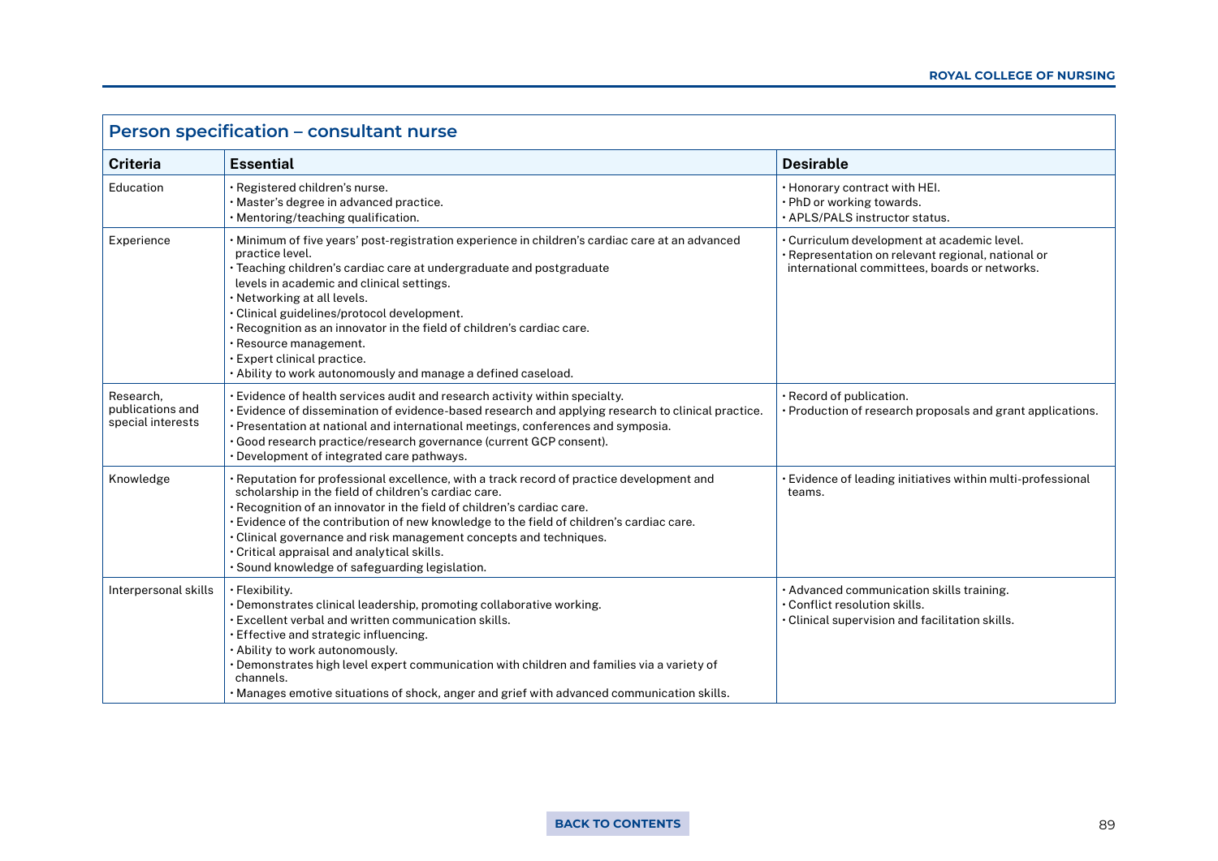| Person specification – consultant nurse | | |
|---|---|---|
| **Criteria** | **Essential** | **Desirable** |
| Education | • Registered children's nurse.<br>• Master's degree in advanced practice.<br>• Mentoring/teaching qualification. | • Honorary contract with HEI.<br>• PhD or working towards.<br>• APLS/PALS instructor status. |
| Experience | • Minimum of five years' post-registration experience in children's cardiac care at an advanced practice level.<br>• Teaching children's cardiac care at undergraduate and postgraduate levels in academic and clinical settings.<br>• Networking at all levels.<br>• Clinical guidelines/protocol development.<br>• Recognition as an innovator in the field of children's cardiac care.<br>• Resource management.<br>• Expert clinical practice.<br>• Ability to work autonomously and manage a defined caseload. | • Curriculum development at academic level.<br>• Representation on relevant regional, national or international committees, boards or networks. |
| Research, publications and special interests | • Evidence of health services audit and research activity within specialty.<br>• Evidence of dissemination of evidence-based research and applying research to clinical practice.<br>• Presentation at national and international meetings, conferences and symposia.<br>• Good research practice/research governance (current GCP consent).<br>• Development of integrated care pathways. | • Record of publication.<br>• Production of research proposals and grant applications. |
| Knowledge | • Reputation for professional excellence, with a track record of practice development and scholarship in the field of children's cardiac care.<br>• Recognition of an innovator in the field of children's cardiac care.<br>• Evidence of the contribution of new knowledge to the field of children's cardiac care.<br>• Clinical governance and risk management concepts and techniques.<br>• Critical appraisal and analytical skills.<br>• Sound knowledge of safeguarding legislation. | • Evidence of leading initiatives within multi-professional teams. |
| Interpersonal skills | • Flexibility.<br>• Demonstrates clinical leadership, promoting collaborative working.<br>• Excellent verbal and written communication skills.<br>• Effective and strategic influencing.<br>• Ability to work autonomously.<br>• Demonstrates high level expert communication with children and families via a variety of channels.<br>• Manages emotive situations of shock, anger and grief with advanced communication skills. | • Advanced communication skills training.<br>• Conflict resolution skills.<br>• Clinical supervision and facilitation skills. |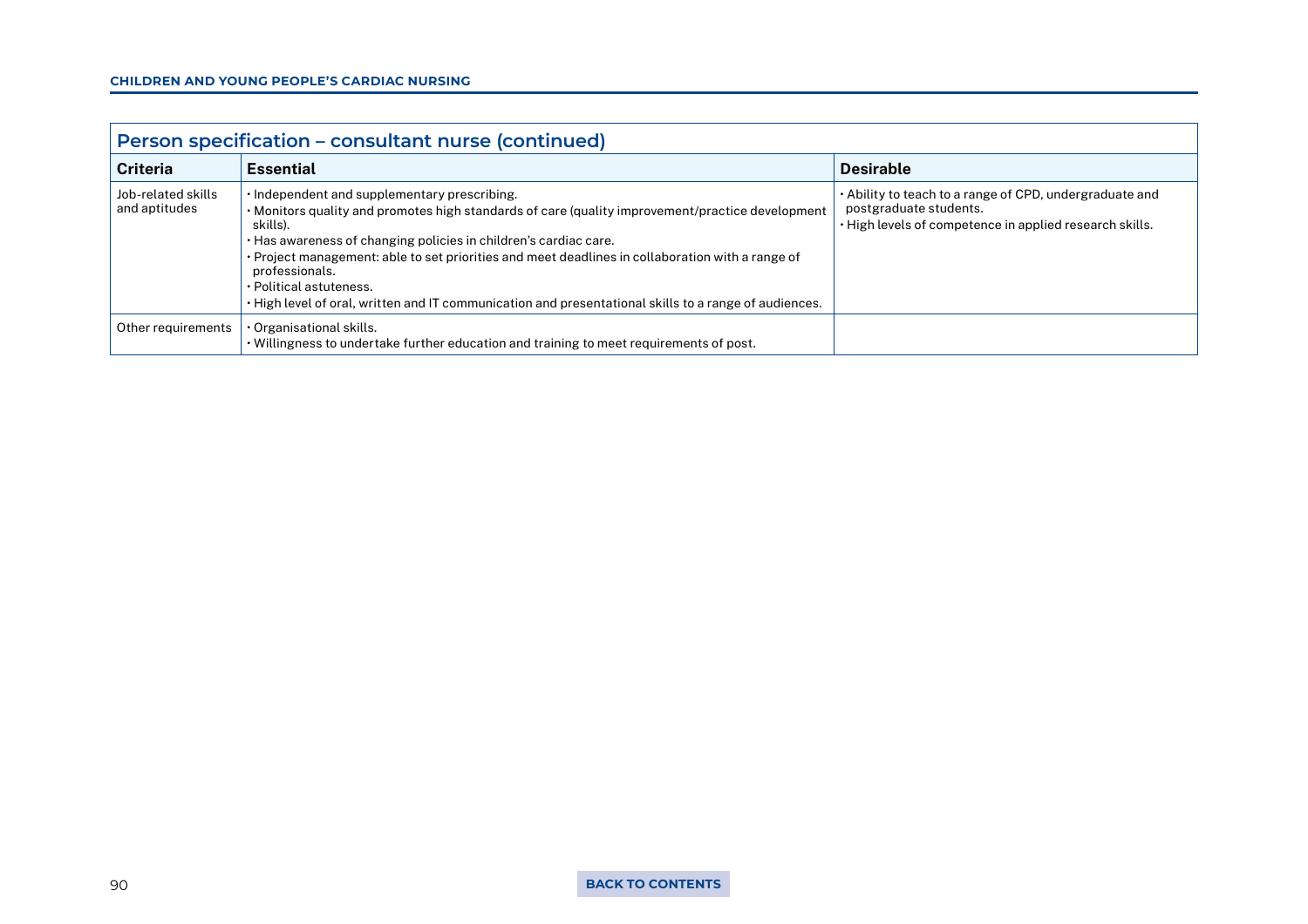| Person specification – consultant nurse (continued) | | |
|---|---|---|
| **Criteria** | **Essential** | **Desirable** |
| Job-related skills and aptitudes | • Independent and supplementary prescribing.<br>• Monitors quality and promotes high standards of care (quality improvement/practice development skills).<br>• Has awareness of changing policies in children's cardiac care.<br>• Project management: able to set priorities and meet deadlines in collaboration with a range of professionals.<br>• Political astuteness.<br>• High level of oral, written and IT communication and presentational skills to a range of audiences. | • Ability to teach to a range of CPD, undergraduate and postgraduate students.<br>• High levels of competence in applied research skills. |
| Other requirements | • Organisational skills.<br>• Willingness to undertake further education and training to meet requirements of post. | |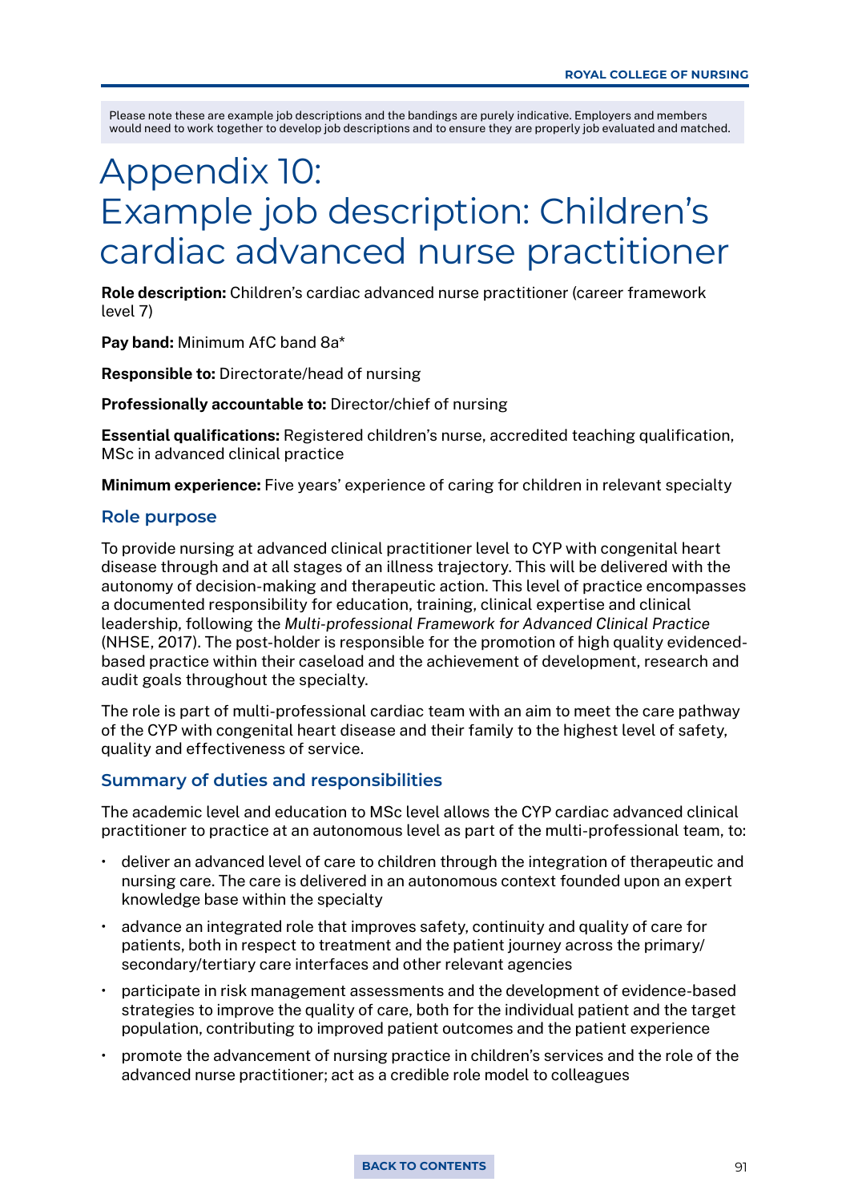Please note these are example job descriptions and the bandings are purely indicative. Employers and members would need to work together to develop job descriptions and to ensure they are properly job evaluated and matched.

# Appendix 10: Example job description: Children's cardiac advanced nurse practitioner

**Role description:** Children's cardiac advanced nurse practitioner (career framework level 7)

**Pay band:** Minimum AfC band 8a*

**Responsible to:** Directorate/head of nursing

**Professionally accountable to:** Director/chief of nursing

**Essential qualifications:** Registered children's nurse, accredited teaching qualification, MSc in advanced clinical practice

**Minimum experience:** Five years' experience of caring for children in relevant specialty

## Role purpose

To provide nursing at advanced clinical practitioner level to CYP with congenital heart disease through and at all stages of an illness trajectory. This will be delivered with the autonomy of decision-making and therapeutic action. This level of practice encompasses a documented responsibility for education, training, clinical expertise and clinical leadership, following the *Multi-professional Framework for Advanced Clinical Practice* (NHSE, 2017). The post-holder is responsible for the promotion of high quality evidenced-based practice within their caseload and the achievement of development, research and audit goals throughout the specialty.

The role is part of multi-professional cardiac team with an aim to meet the care pathway of the CYP with congenital heart disease and their family to the highest level of safety, quality and effectiveness of service.

## Summary of duties and responsibilities

The academic level and education to MSc level allows the CYP cardiac advanced clinical practitioner to practice at an autonomous level as part of the multi-professional team, to:

- deliver an advanced level of care to children through the integration of therapeutic and nursing care. The care is delivered in an autonomous context founded upon an expert knowledge base within the specialty
- advance an integrated role that improves safety, continuity and quality of care for patients, both in respect to treatment and the patient journey across the primary/secondary/tertiary care interfaces and other relevant agencies
- participate in risk management assessments and the development of evidence-based strategies to improve the quality of care, both for the individual patient and the target population, contributing to improved patient outcomes and the patient experience
- promote the advancement of nursing practice in children's services and the role of the advanced nurse practitioner; act as a credible role model to colleagues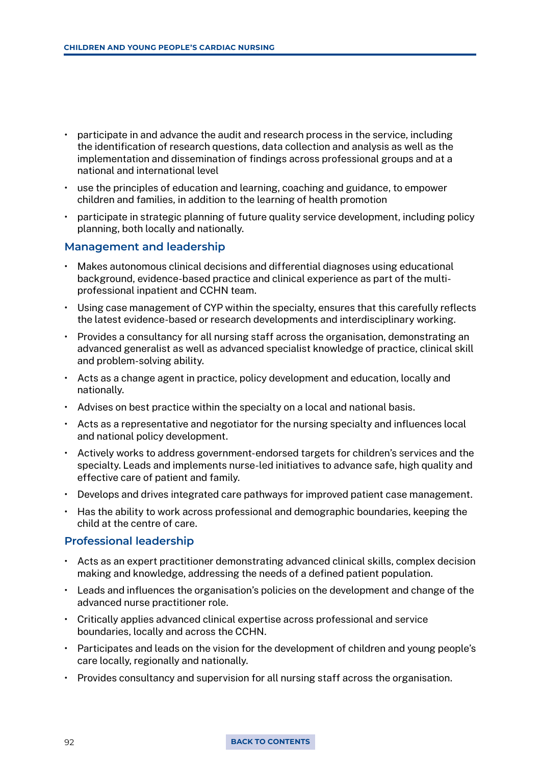- participate in and advance the audit and research process in the service, including the identification of research questions, data collection and analysis as well as the implementation and dissemination of findings across professional groups and at a national and international level
- use the principles of education and learning, coaching and guidance, to empower children and families, in addition to the learning of health promotion
- participate in strategic planning of future quality service development, including policy planning, both locally and nationally.

### Management and leadership

- Makes autonomous clinical decisions and differential diagnoses using educational background, evidence-based practice and clinical experience as part of the multi-professional inpatient and CCHN team.
- Using case management of CYP within the specialty, ensures that this carefully reflects the latest evidence-based or research developments and interdisciplinary working.
- Provides a consultancy for all nursing staff across the organisation, demonstrating an advanced generalist as well as advanced specialist knowledge of practice, clinical skill and problem-solving ability.
- Acts as a change agent in practice, policy development and education, locally and nationally.
- Advises on best practice within the specialty on a local and national basis.
- Acts as a representative and negotiator for the nursing specialty and influences local and national policy development.
- Actively works to address government-endorsed targets for children's services and the specialty. Leads and implements nurse-led initiatives to advance safe, high quality and effective care of patient and family.
- Develops and drives integrated care pathways for improved patient case management.
- Has the ability to work across professional and demographic boundaries, keeping the child at the centre of care.

### Professional leadership

- Acts as an expert practitioner demonstrating advanced clinical skills, complex decision making and knowledge, addressing the needs of a defined patient population.
- Leads and influences the organisation's policies on the development and change of the advanced nurse practitioner role.
- Critically applies advanced clinical expertise across professional and service boundaries, locally and across the CCHN.
- Participates and leads on the vision for the development of children and young people's care locally, regionally and nationally.
- Provides consultancy and supervision for all nursing staff across the organisation.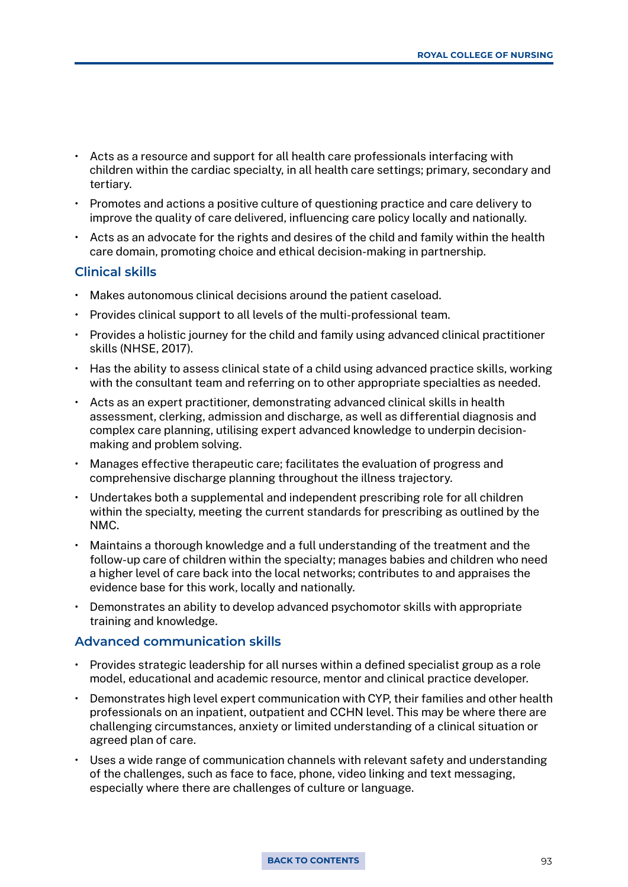- Acts as a resource and support for all health care professionals interfacing with children within the cardiac specialty, in all health care settings; primary, secondary and tertiary.
- Promotes and actions a positive culture of questioning practice and care delivery to improve the quality of care delivered, influencing care policy locally and nationally.
- Acts as an advocate for the rights and desires of the child and family within the health care domain, promoting choice and ethical decision-making in partnership.

### Clinical skills

- Makes autonomous clinical decisions around the patient caseload.
- Provides clinical support to all levels of the multi-professional team.
- Provides a holistic journey for the child and family using advanced clinical practitioner skills (NHSE, 2017).
- Has the ability to assess clinical state of a child using advanced practice skills, working with the consultant team and referring on to other appropriate specialties as needed.
- Acts as an expert practitioner, demonstrating advanced clinical skills in health assessment, clerking, admission and discharge, as well as differential diagnosis and complex care planning, utilising expert advanced knowledge to underpin decision-making and problem solving.
- Manages effective therapeutic care; facilitates the evaluation of progress and comprehensive discharge planning throughout the illness trajectory.
- Undertakes both a supplemental and independent prescribing role for all children within the specialty, meeting the current standards for prescribing as outlined by the NMC.
- Maintains a thorough knowledge and a full understanding of the treatment and the follow-up care of children within the specialty; manages babies and children who need a higher level of care back into the local networks; contributes to and appraises the evidence base for this work, locally and nationally.
- Demonstrates an ability to develop advanced psychomotor skills with appropriate training and knowledge.

### Advanced communication skills

- Provides strategic leadership for all nurses within a defined specialist group as a role model, educational and academic resource, mentor and clinical practice developer.
- Demonstrates high level expert communication with CYP, their families and other health professionals on an inpatient, outpatient and CCHN level. This may be where there are challenging circumstances, anxiety or limited understanding of a clinical situation or agreed plan of care.
- Uses a wide range of communication channels with relevant safety and understanding of the challenges, such as face to face, phone, video linking and text messaging, especially where there are challenges of culture or language.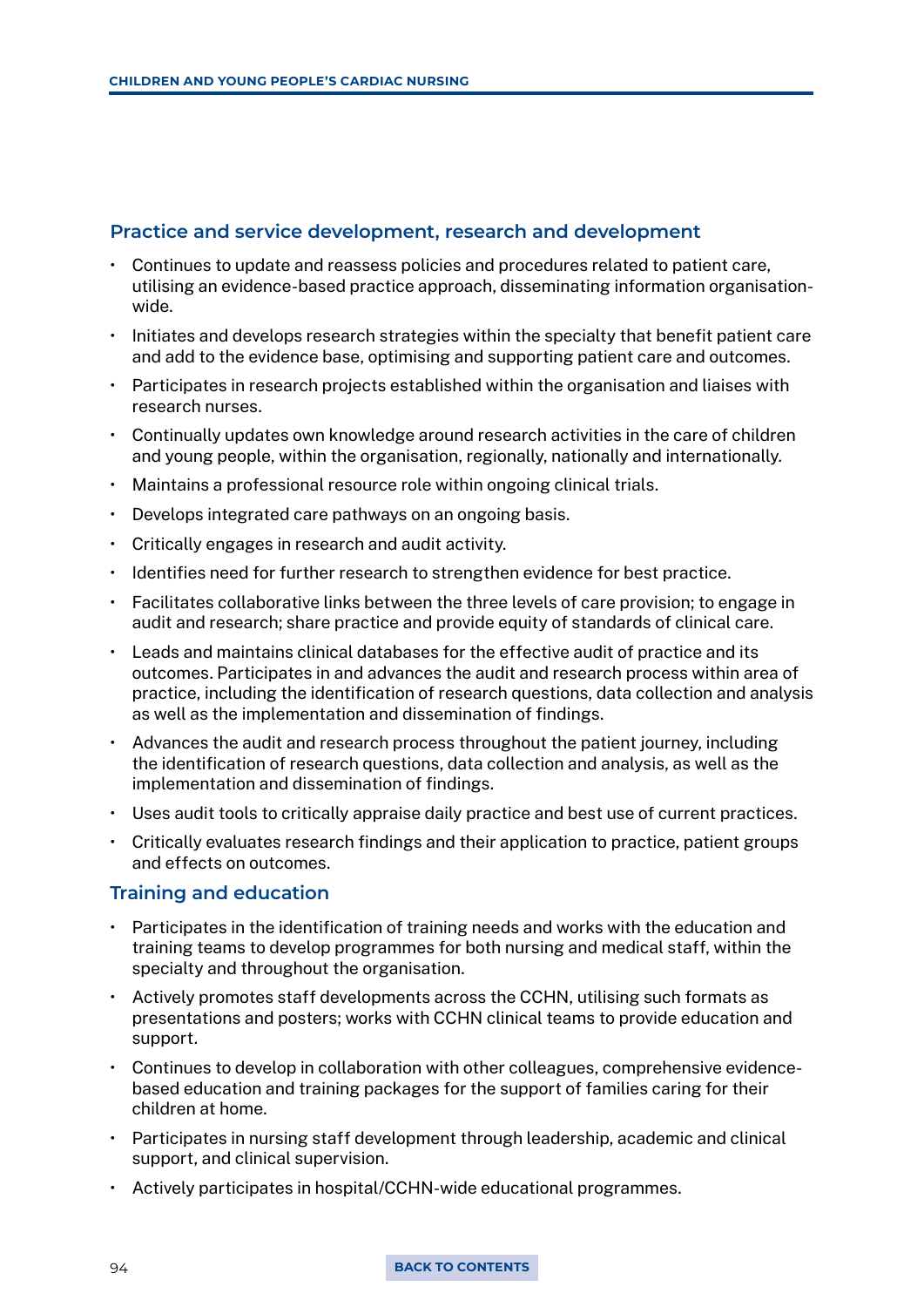## Practice and service development, research and development

- Continues to update and reassess policies and procedures related to patient care, utilising an evidence-based practice approach, disseminating information organisation-wide.
- Initiates and develops research strategies within the specialty that benefit patient care and add to the evidence base, optimising and supporting patient care and outcomes.
- Participates in research projects established within the organisation and liaises with research nurses.
- Continually updates own knowledge around research activities in the care of children and young people, within the organisation, regionally, nationally and internationally.
- Maintains a professional resource role within ongoing clinical trials.
- Develops integrated care pathways on an ongoing basis.
- Critically engages in research and audit activity.
- Identifies need for further research to strengthen evidence for best practice.
- Facilitates collaborative links between the three levels of care provision; to engage in audit and research; share practice and provide equity of standards of clinical care.
- Leads and maintains clinical databases for the effective audit of practice and its outcomes. Participates in and advances the audit and research process within area of practice, including the identification of research questions, data collection and analysis as well as the implementation and dissemination of findings.
- Advances the audit and research process throughout the patient journey, including the identification of research questions, data collection and analysis, as well as the implementation and dissemination of findings.
- Uses audit tools to critically appraise daily practice and best use of current practices.
- Critically evaluates research findings and their application to practice, patient groups and effects on outcomes.

## Training and education

- Participates in the identification of training needs and works with the education and training teams to develop programmes for both nursing and medical staff, within the specialty and throughout the organisation.
- Actively promotes staff developments across the CCHN, utilising such formats as presentations and posters; works with CCHN clinical teams to provide education and support.
- Continues to develop in collaboration with other colleagues, comprehensive evidence-based education and training packages for the support of families caring for their children at home.
- Participates in nursing staff development through leadership, academic and clinical support, and clinical supervision.
- Actively participates in hospital/CCHN-wide educational programmes.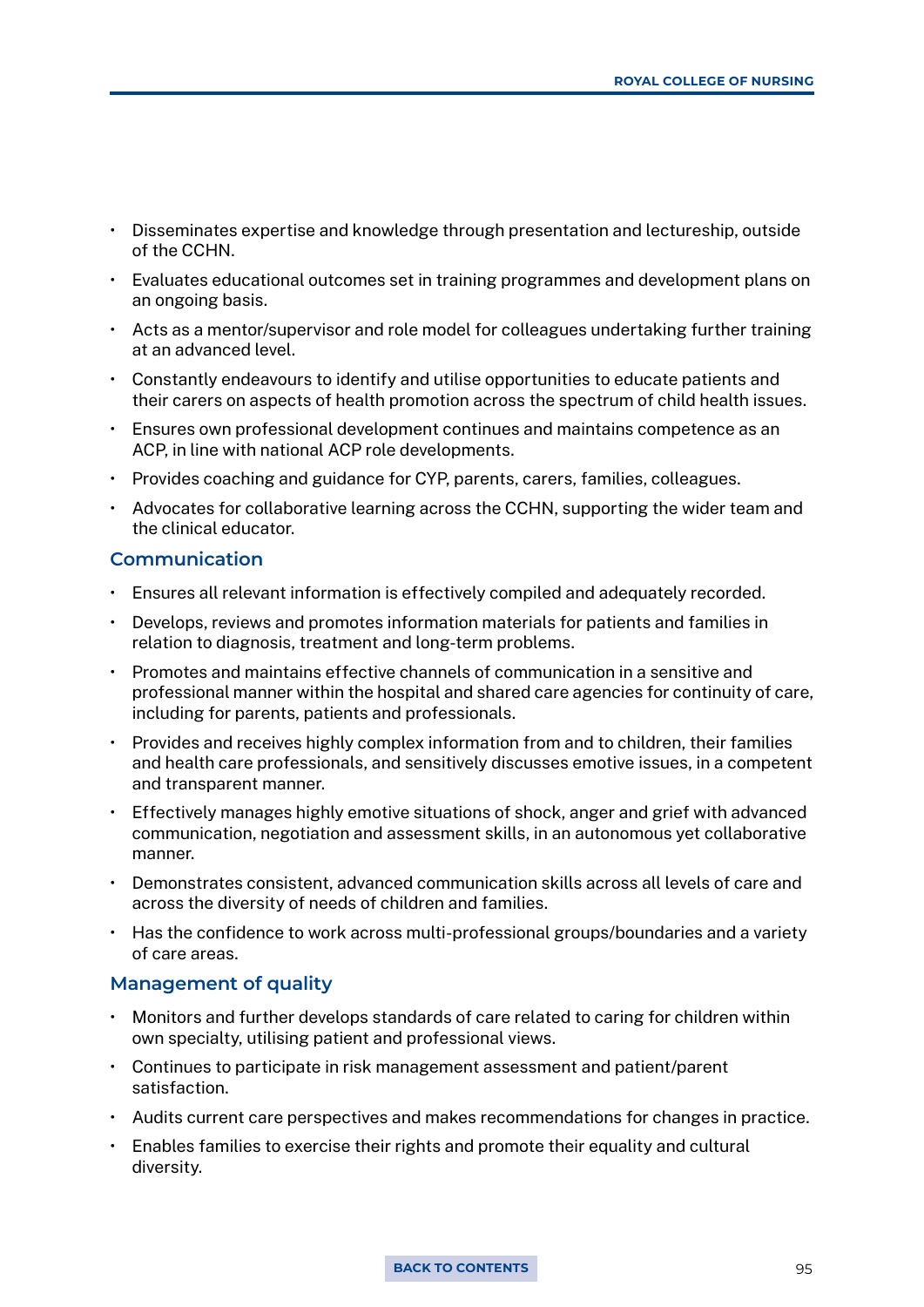- Disseminates expertise and knowledge through presentation and lectureship, outside of the CCHN.
- Evaluates educational outcomes set in training programmes and development plans on an ongoing basis.
- Acts as a mentor/supervisor and role model for colleagues undertaking further training at an advanced level.
- Constantly endeavours to identify and utilise opportunities to educate patients and their carers on aspects of health promotion across the spectrum of child health issues.
- Ensures own professional development continues and maintains competence as an ACP, in line with national ACP role developments.
- Provides coaching and guidance for CYP, parents, carers, families, colleagues.
- Advocates for collaborative learning across the CCHN, supporting the wider team and the clinical educator.

## Communication

- Ensures all relevant information is effectively compiled and adequately recorded.
- Develops, reviews and promotes information materials for patients and families in relation to diagnosis, treatment and long-term problems.
- Promotes and maintains effective channels of communication in a sensitive and professional manner within the hospital and shared care agencies for continuity of care, including for parents, patients and professionals.
- Provides and receives highly complex information from and to children, their families and health care professionals, and sensitively discusses emotive issues, in a competent and transparent manner.
- Effectively manages highly emotive situations of shock, anger and grief with advanced communication, negotiation and assessment skills, in an autonomous yet collaborative manner.
- Demonstrates consistent, advanced communication skills across all levels of care and across the diversity of needs of children and families.
- Has the confidence to work across multi-professional groups/boundaries and a variety of care areas.

## Management of quality

- Monitors and further develops standards of care related to caring for children within own specialty, utilising patient and professional views.
- Continues to participate in risk management assessment and patient/parent satisfaction.
- Audits current care perspectives and makes recommendations for changes in practice.
- Enables families to exercise their rights and promote their equality and cultural diversity.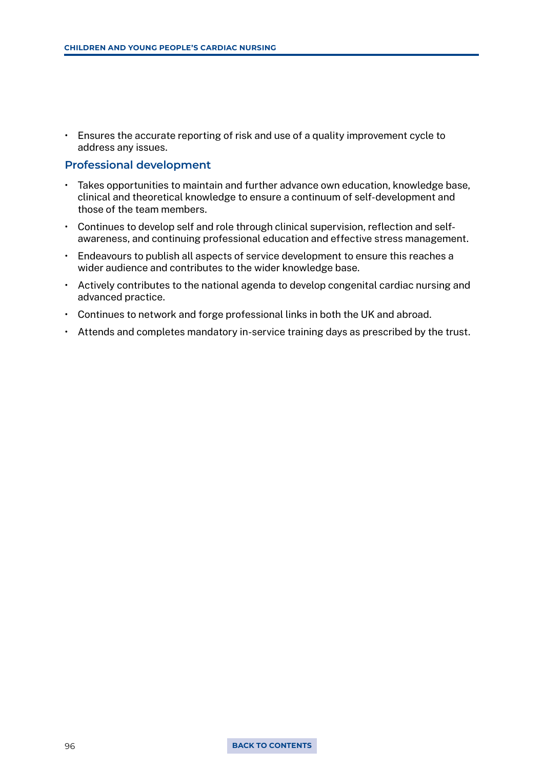- Ensures the accurate reporting of risk and use of a quality improvement cycle to address any issues.

### Professional development

- Takes opportunities to maintain and further advance own education, knowledge base, clinical and theoretical knowledge to ensure a continuum of self-development and those of the team members.
- Continues to develop self and role through clinical supervision, reflection and self-awareness, and continuing professional education and effective stress management.
- Endeavours to publish all aspects of service development to ensure this reaches a wider audience and contributes to the wider knowledge base.
- Actively contributes to the national agenda to develop congenital cardiac nursing and advanced practice.
- Continues to network and forge professional links in both the UK and abroad.
- Attends and completes mandatory in-service training days as prescribed by the trust.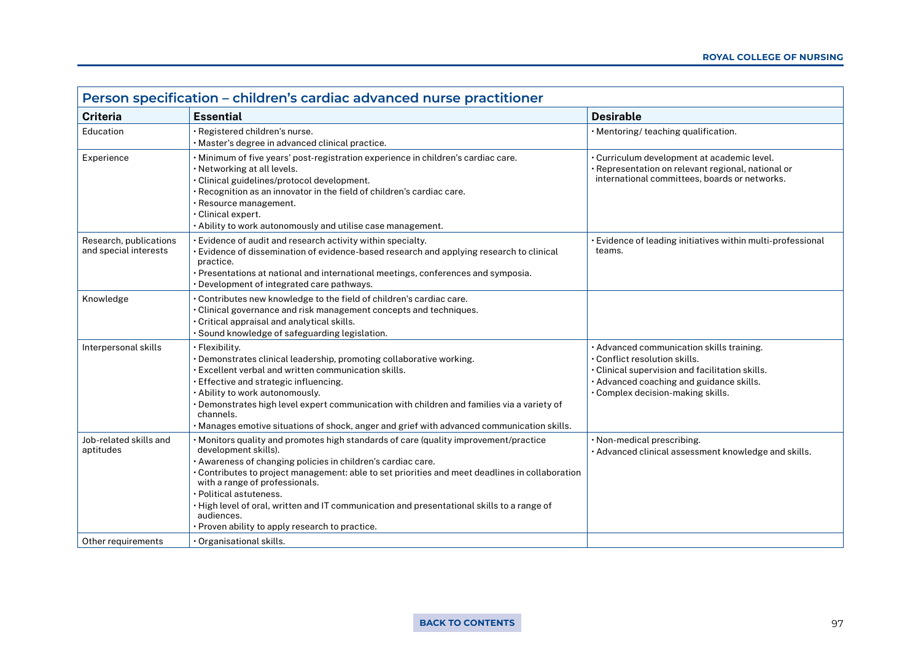## Person specification – children's cardiac advanced nurse practitioner

| Criteria | Essential | Desirable |
|---|---|---|
| Education | • Registered children's nurse.<br>• Master's degree in advanced clinical practice. | • Mentoring/ teaching qualification. |
| Experience | • Minimum of five years' post-registration experience in children's cardiac care.<br>• Networking at all levels.<br>• Clinical guidelines/protocol development.<br>• Recognition as an innovator in the field of children's cardiac care.<br>• Resource management.<br>• Clinical expert.<br>• Ability to work autonomously and utilise case management. | • Curriculum development at academic level.<br>• Representation on relevant regional, national or international committees, boards or networks. |
| Research, publications and special interests | • Evidence of audit and research activity within specialty.<br>• Evidence of dissemination of evidence-based research and applying research to clinical practice.<br>• Presentations at national and international meetings, conferences and symposia.<br>• Development of integrated care pathways. | • Evidence of leading initiatives within multi-professional teams. |
| Knowledge | • Contributes new knowledge to the field of children's cardiac care.<br>• Clinical governance and risk management concepts and techniques.<br>• Critical appraisal and analytical skills.<br>• Sound knowledge of safeguarding legislation. | |
| Interpersonal skills | • Flexibility.<br>• Demonstrates clinical leadership, promoting collaborative working.<br>• Excellent verbal and written communication skills.<br>• Effective and strategic influencing.<br>• Ability to work autonomously.<br>• Demonstrates high level expert communication with children and families via a variety of channels.<br>• Manages emotive situations of shock, anger and grief with advanced communication skills. | • Advanced communication skills training.<br>• Conflict resolution skills.<br>• Clinical supervision and facilitation skills.<br>• Advanced coaching and guidance skills.<br>• Complex decision-making skills. |
| Job-related skills and aptitudes | • Monitors quality and promotes high standards of care (quality improvement/practice development skills).<br>• Awareness of changing policies in children's cardiac care.<br>• Contributes to project management: able to set priorities and meet deadlines in collaboration with a range of professionals.<br>• Political astuteness.<br>• High level of oral, written and IT communication and presentational skills to a range of audiences.<br>• Proven ability to apply research to practice. | • Non-medical prescribing.<br>• Advanced clinical assessment knowledge and skills. |
| Other requirements | • Organisational skills. | |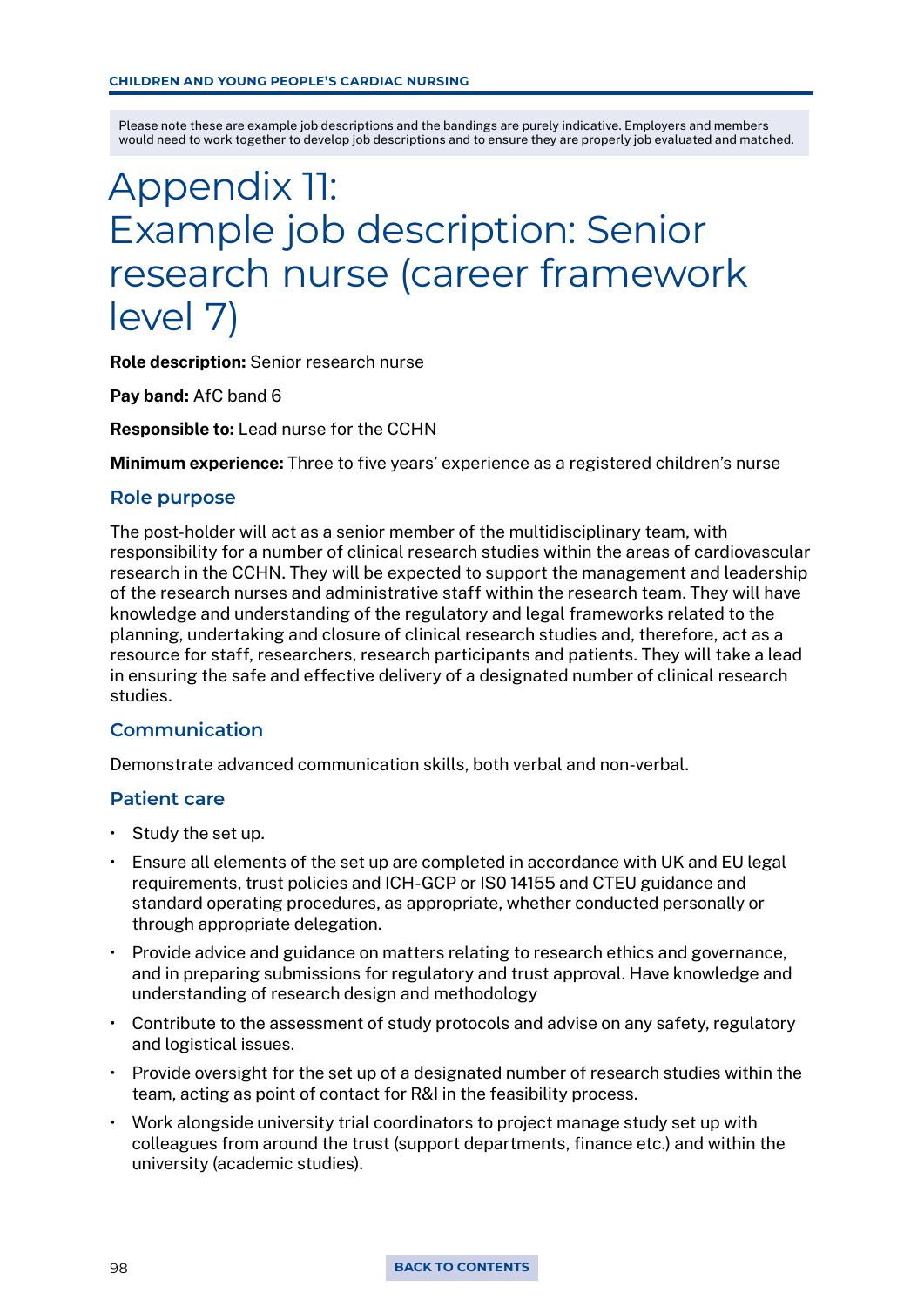Please note these are example job descriptions and the bandings are purely indicative. Employers and members would need to work together to develop job descriptions and to ensure they are properly job evaluated and matched.

# Appendix 11: Example job description: Senior research nurse (career framework level 7)

**Role description:** Senior research nurse

**Pay band:** AfC band 6

**Responsible to:** Lead nurse for the CCHN

**Minimum experience:** Three to five years' experience as a registered children's nurse

## Role purpose

The post-holder will act as a senior member of the multidisciplinary team, with responsibility for a number of clinical research studies within the areas of cardiovascular research in the CCHN. They will be expected to support the management and leadership of the research nurses and administrative staff within the research team. They will have knowledge and understanding of the regulatory and legal frameworks related to the planning, undertaking and closure of clinical research studies and, therefore, act as a resource for staff, researchers, research participants and patients. They will take a lead in ensuring the safe and effective delivery of a designated number of clinical research studies.

## Communication

Demonstrate advanced communication skills, both verbal and non-verbal.

## Patient care

- Study the set up.
- Ensure all elements of the set up are completed in accordance with UK and EU legal requirements, trust policies and ICH-GCP or IS0 14155 and CTEU guidance and standard operating procedures, as appropriate, whether conducted personally or through appropriate delegation.
- Provide advice and guidance on matters relating to research ethics and governance, and in preparing submissions for regulatory and trust approval. Have knowledge and understanding of research design and methodology
- Contribute to the assessment of study protocols and advise on any safety, regulatory and logistical issues.
- Provide oversight for the set up of a designated number of research studies within the team, acting as point of contact for R&I in the feasibility process.
- Work alongside university trial coordinators to project manage study set up with colleagues from around the trust (support departments, finance etc.) and within the university (academic studies).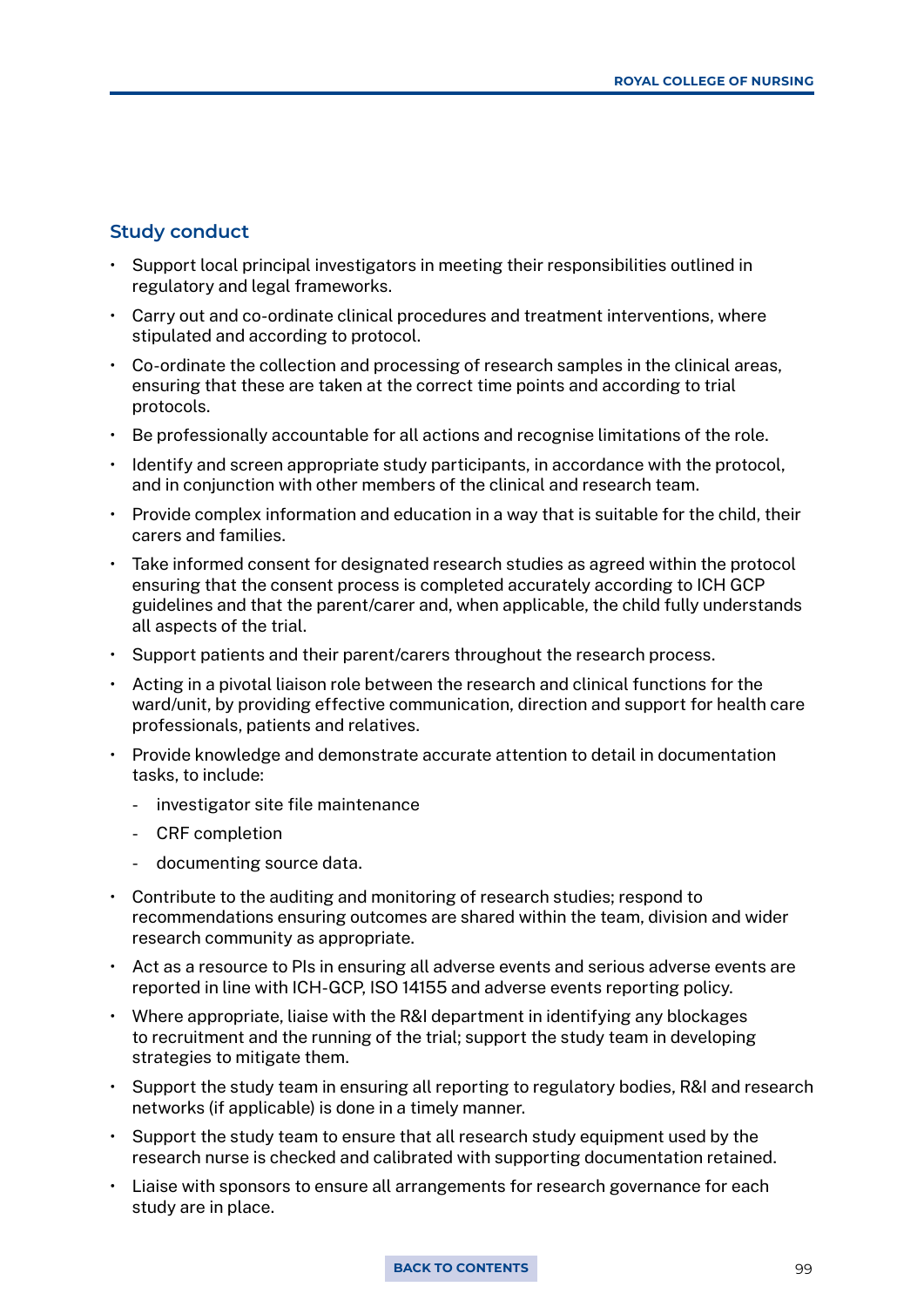## Study conduct

- Support local principal investigators in meeting their responsibilities outlined in regulatory and legal frameworks.
- Carry out and co-ordinate clinical procedures and treatment interventions, where stipulated and according to protocol.
- Co-ordinate the collection and processing of research samples in the clinical areas, ensuring that these are taken at the correct time points and according to trial protocols.
- Be professionally accountable for all actions and recognise limitations of the role.
- Identify and screen appropriate study participants, in accordance with the protocol, and in conjunction with other members of the clinical and research team.
- Provide complex information and education in a way that is suitable for the child, their carers and families.
- Take informed consent for designated research studies as agreed within the protocol ensuring that the consent process is completed accurately according to ICH GCP guidelines and that the parent/carer and, when applicable, the child fully understands all aspects of the trial.
- Support patients and their parent/carers throughout the research process.
- Acting in a pivotal liaison role between the research and clinical functions for the ward/unit, by providing effective communication, direction and support for health care professionals, patients and relatives.
- Provide knowledge and demonstrate accurate attention to detail in documentation tasks, to include:
    - investigator site file maintenance
    - CRF completion
    - documenting source data.
- Contribute to the auditing and monitoring of research studies; respond to recommendations ensuring outcomes are shared within the team, division and wider research community as appropriate.
- Act as a resource to PIs in ensuring all adverse events and serious adverse events are reported in line with ICH-GCP, ISO 14155 and adverse events reporting policy.
- Where appropriate, liaise with the R&I department in identifying any blockages to recruitment and the running of the trial; support the study team in developing strategies to mitigate them.
- Support the study team in ensuring all reporting to regulatory bodies, R&I and research networks (if applicable) is done in a timely manner.
- Support the study team to ensure that all research study equipment used by the research nurse is checked and calibrated with supporting documentation retained.
- Liaise with sponsors to ensure all arrangements for research governance for each study are in place.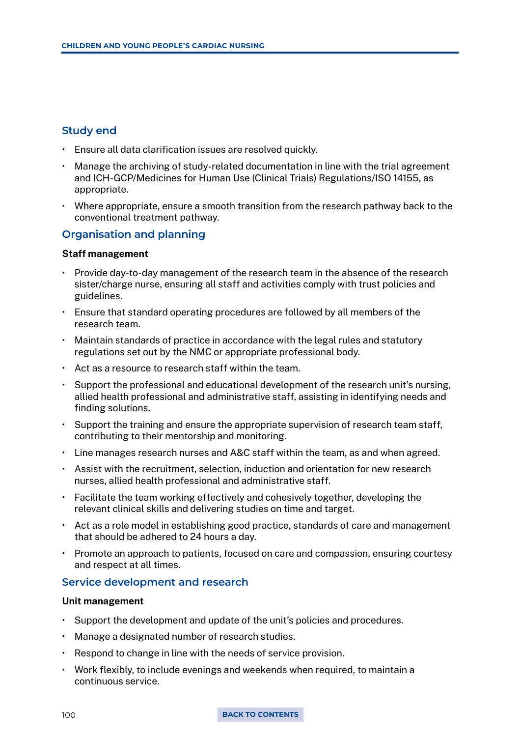## Study end

- Ensure all data clarification issues are resolved quickly.
- Manage the archiving of study-related documentation in line with the trial agreement and ICH-GCP/Medicines for Human Use (Clinical Trials) Regulations/ISO 14155, as appropriate.
- Where appropriate, ensure a smooth transition from the research pathway back to the conventional treatment pathway.

## Organisation and planning

**Staff management**

- Provide day-to-day management of the research team in the absence of the research sister/charge nurse, ensuring all staff and activities comply with trust policies and guidelines.
- Ensure that standard operating procedures are followed by all members of the research team.
- Maintain standards of practice in accordance with the legal rules and statutory regulations set out by the NMC or appropriate professional body.
- Act as a resource to research staff within the team.
- Support the professional and educational development of the research unit's nursing, allied health professional and administrative staff, assisting in identifying needs and finding solutions.
- Support the training and ensure the appropriate supervision of research team staff, contributing to their mentorship and monitoring.
- Line manages research nurses and A&C staff within the team, as and when agreed.
- Assist with the recruitment, selection, induction and orientation for new research nurses, allied health professional and administrative staff.
- Facilitate the team working effectively and cohesively together, developing the relevant clinical skills and delivering studies on time and target.
- Act as a role model in establishing good practice, standards of care and management that should be adhered to 24 hours a day.
- Promote an approach to patients, focused on care and compassion, ensuring courtesy and respect at all times.

## Service development and research

**Unit management**

- Support the development and update of the unit's policies and procedures.
- Manage a designated number of research studies.
- Respond to change in line with the needs of service provision.
- Work flexibly, to include evenings and weekends when required, to maintain a continuous service.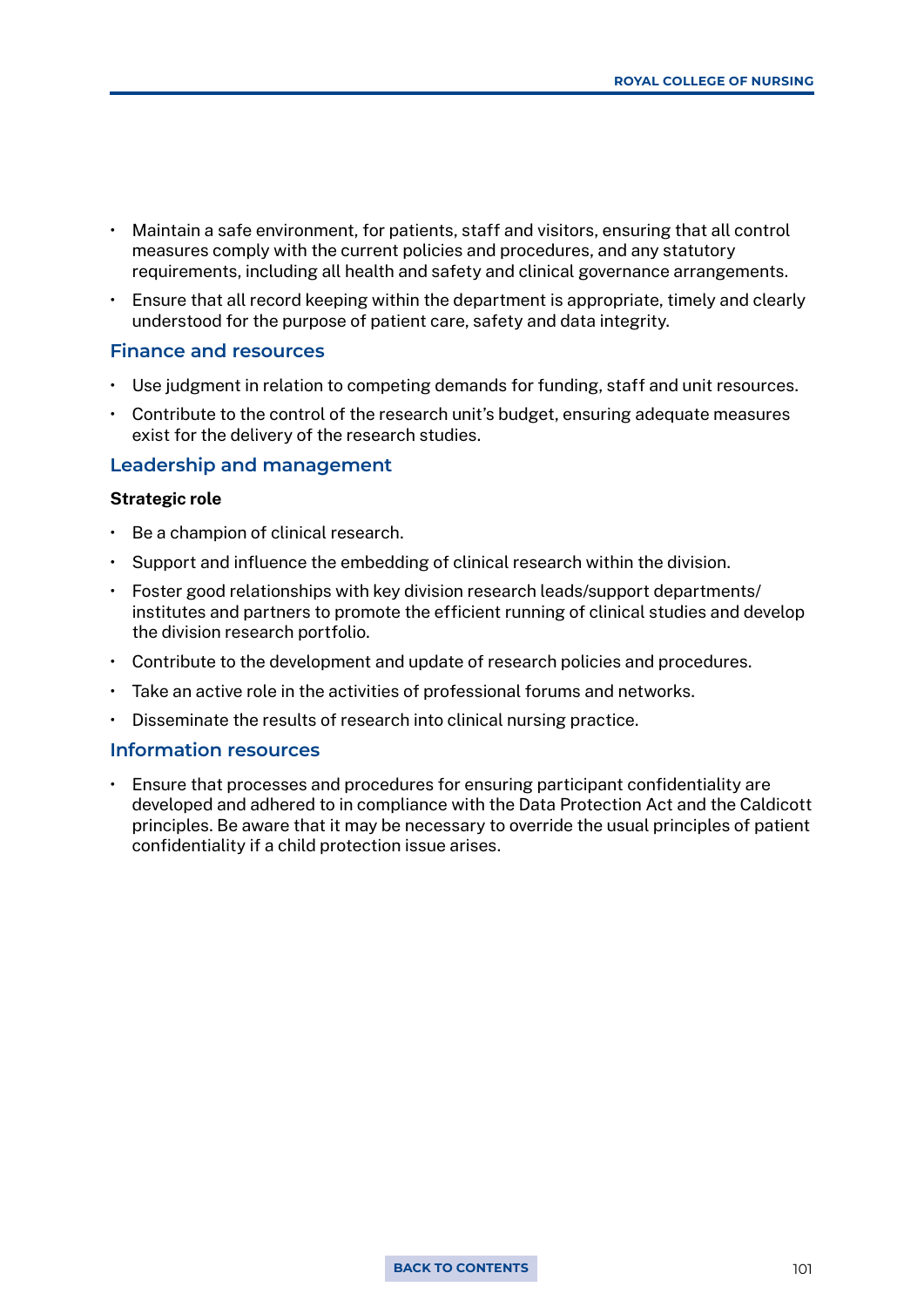- Maintain a safe environment, for patients, staff and visitors, ensuring that all control measures comply with the current policies and procedures, and any statutory requirements, including all health and safety and clinical governance arrangements.
- Ensure that all record keeping within the department is appropriate, timely and clearly understood for the purpose of patient care, safety and data integrity.

## Finance and resources

- Use judgment in relation to competing demands for funding, staff and unit resources.
- Contribute to the control of the research unit's budget, ensuring adequate measures exist for the delivery of the research studies.

## Leadership and management

**Strategic role**

- Be a champion of clinical research.
- Support and influence the embedding of clinical research within the division.
- Foster good relationships with key division research leads/support departments/institutes and partners to promote the efficient running of clinical studies and develop the division research portfolio.
- Contribute to the development and update of research policies and procedures.
- Take an active role in the activities of professional forums and networks.
- Disseminate the results of research into clinical nursing practice.

## Information resources

- Ensure that processes and procedures for ensuring participant confidentiality are developed and adhered to in compliance with the Data Protection Act and the Caldicott principles. Be aware that it may be necessary to override the usual principles of patient confidentiality if a child protection issue arises.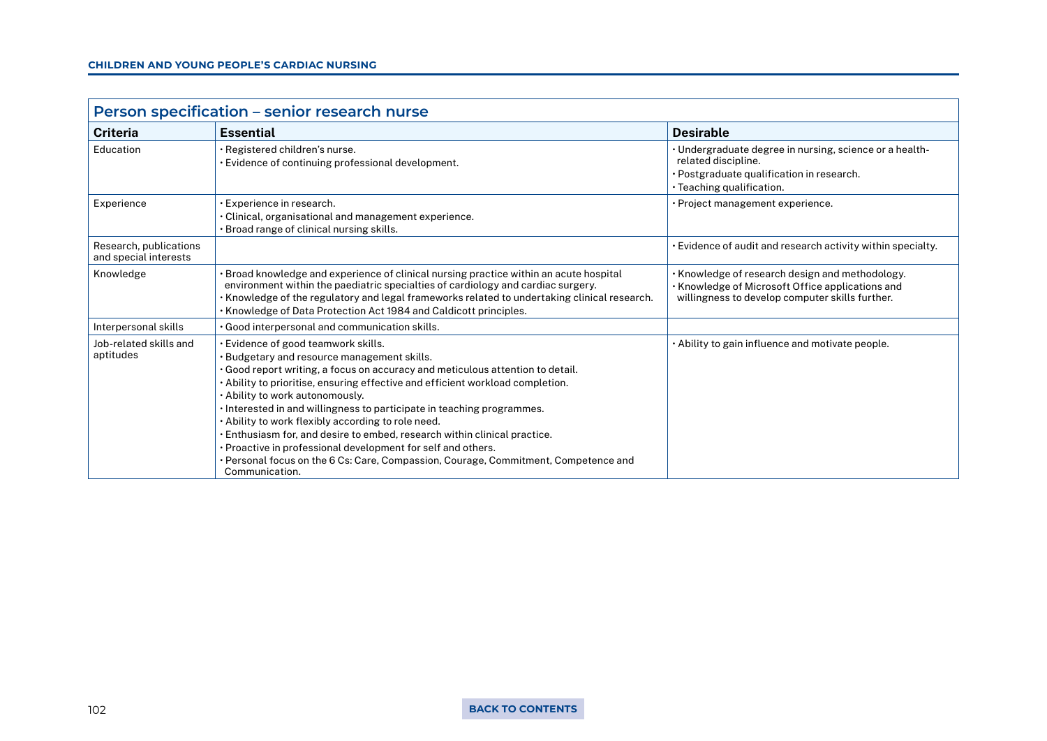## Person specification – senior research nurse

| Criteria | Essential | Desirable |
|---|---|---|
| Education | • Registered children's nurse.<br>• Evidence of continuing professional development. | • Undergraduate degree in nursing, science or a health-related discipline.<br>• Postgraduate qualification in research.<br>• Teaching qualification. |
| Experience | • Experience in research.<br>• Clinical, organisational and management experience.<br>• Broad range of clinical nursing skills. | • Project management experience. |
| Research, publications and special interests | | • Evidence of audit and research activity within specialty. |
| Knowledge | • Broad knowledge and experience of clinical nursing practice within an acute hospital environment within the paediatric specialties of cardiology and cardiac surgery.<br>• Knowledge of the regulatory and legal frameworks related to undertaking clinical research.<br>• Knowledge of Data Protection Act 1984 and Caldicott principles. | • Knowledge of research design and methodology.<br>• Knowledge of Microsoft Office applications and willingness to develop computer skills further. |
| Interpersonal skills | • Good interpersonal and communication skills. | |
| Job-related skills and aptitudes | • Evidence of good teamwork skills.<br>• Budgetary and resource management skills.<br>• Good report writing, a focus on accuracy and meticulous attention to detail.<br>• Ability to prioritise, ensuring effective and efficient workload completion.<br>• Ability to work autonomously.<br>• Interested in and willingness to participate in teaching programmes.<br>• Ability to work flexibly according to role need.<br>• Enthusiasm for, and desire to embed, research within clinical practice.<br>• Proactive in professional development for self and others.<br>• Personal focus on the 6 Cs: Care, Compassion, Courage, Commitment, Competence and Communication. | • Ability to gain influence and motivate people. |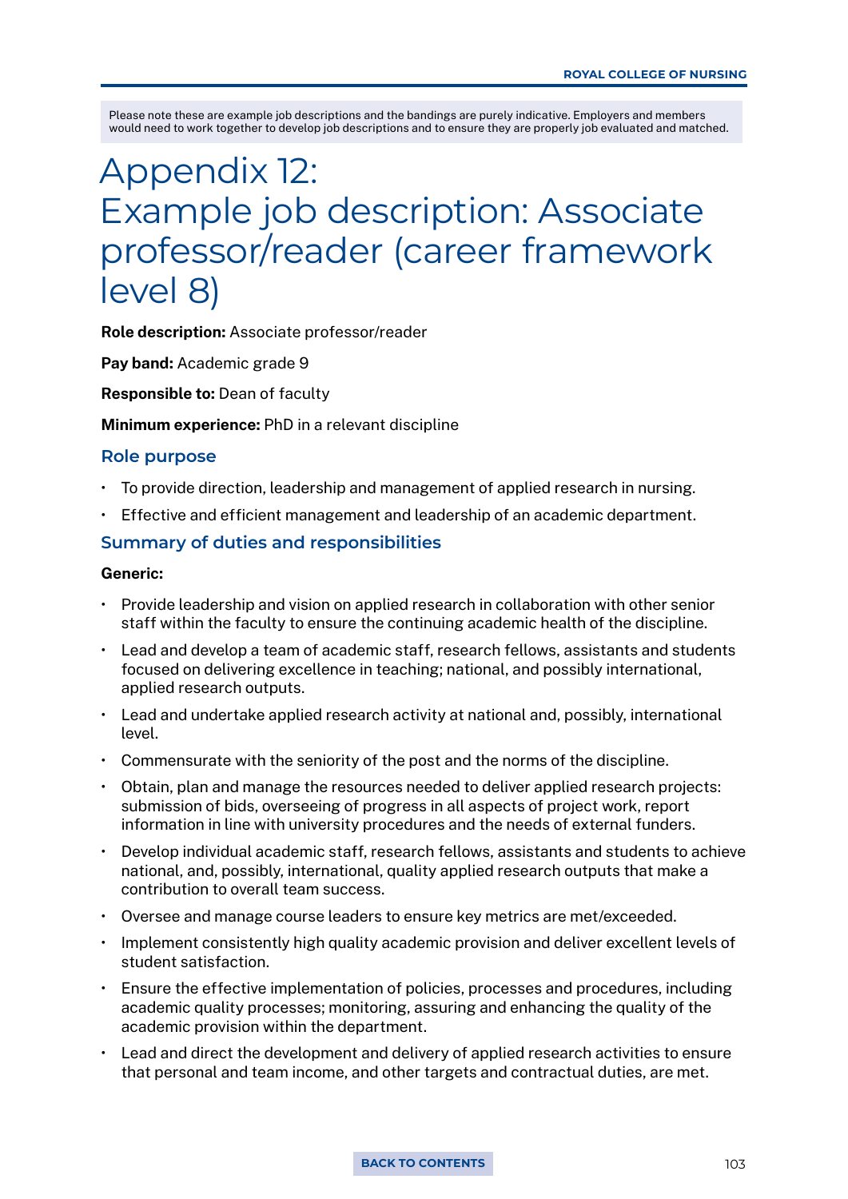Please note these are example job descriptions and the bandings are purely indicative. Employers and members would need to work together to develop job descriptions and to ensure they are properly job evaluated and matched.

# Appendix 12: Example job description: Associate professor/reader (career framework level 8)

**Role description:** Associate professor/reader

**Pay band:** Academic grade 9

**Responsible to:** Dean of faculty

**Minimum experience:** PhD in a relevant discipline

## Role purpose

- To provide direction, leadership and management of applied research in nursing.
- Effective and efficient management and leadership of an academic department.

## Summary of duties and responsibilities

**Generic:**

- Provide leadership and vision on applied research in collaboration with other senior staff within the faculty to ensure the continuing academic health of the discipline.
- Lead and develop a team of academic staff, research fellows, assistants and students focused on delivering excellence in teaching; national, and possibly international, applied research outputs.
- Lead and undertake applied research activity at national and, possibly, international level.
- Commensurate with the seniority of the post and the norms of the discipline.
- Obtain, plan and manage the resources needed to deliver applied research projects: submission of bids, overseeing of progress in all aspects of project work, report information in line with university procedures and the needs of external funders.
- Develop individual academic staff, research fellows, assistants and students to achieve national, and, possibly, international, quality applied research outputs that make a contribution to overall team success.
- Oversee and manage course leaders to ensure key metrics are met/exceeded.
- Implement consistently high quality academic provision and deliver excellent levels of student satisfaction.
- Ensure the effective implementation of policies, processes and procedures, including academic quality processes; monitoring, assuring and enhancing the quality of the academic provision within the department.
- Lead and direct the development and delivery of applied research activities to ensure that personal and team income, and other targets and contractual duties, are met.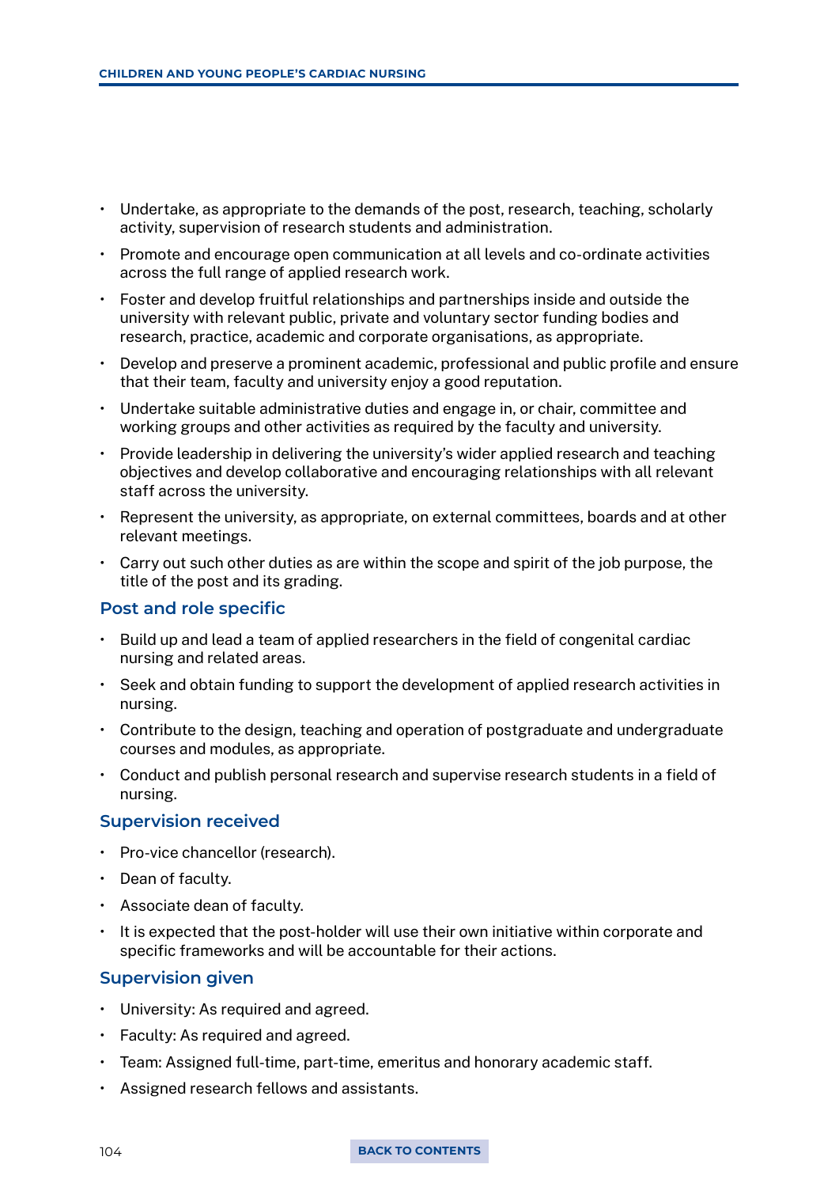- Undertake, as appropriate to the demands of the post, research, teaching, scholarly activity, supervision of research students and administration.
- Promote and encourage open communication at all levels and co-ordinate activities across the full range of applied research work.
- Foster and develop fruitful relationships and partnerships inside and outside the university with relevant public, private and voluntary sector funding bodies and research, practice, academic and corporate organisations, as appropriate.
- Develop and preserve a prominent academic, professional and public profile and ensure that their team, faculty and university enjoy a good reputation.
- Undertake suitable administrative duties and engage in, or chair, committee and working groups and other activities as required by the faculty and university.
- Provide leadership in delivering the university's wider applied research and teaching objectives and develop collaborative and encouraging relationships with all relevant staff across the university.
- Represent the university, as appropriate, on external committees, boards and at other relevant meetings.
- Carry out such other duties as are within the scope and spirit of the job purpose, the title of the post and its grading.

### Post and role specific

- Build up and lead a team of applied researchers in the field of congenital cardiac nursing and related areas.
- Seek and obtain funding to support the development of applied research activities in nursing.
- Contribute to the design, teaching and operation of postgraduate and undergraduate courses and modules, as appropriate.
- Conduct and publish personal research and supervise research students in a field of nursing.

### Supervision received

- Pro-vice chancellor (research).
- Dean of faculty.
- Associate dean of faculty.
- It is expected that the post-holder will use their own initiative within corporate and specific frameworks and will be accountable for their actions.

### Supervision given

- University: As required and agreed.
- Faculty: As required and agreed.
- Team: Assigned full-time, part-time, emeritus and honorary academic staff.
- Assigned research fellows and assistants.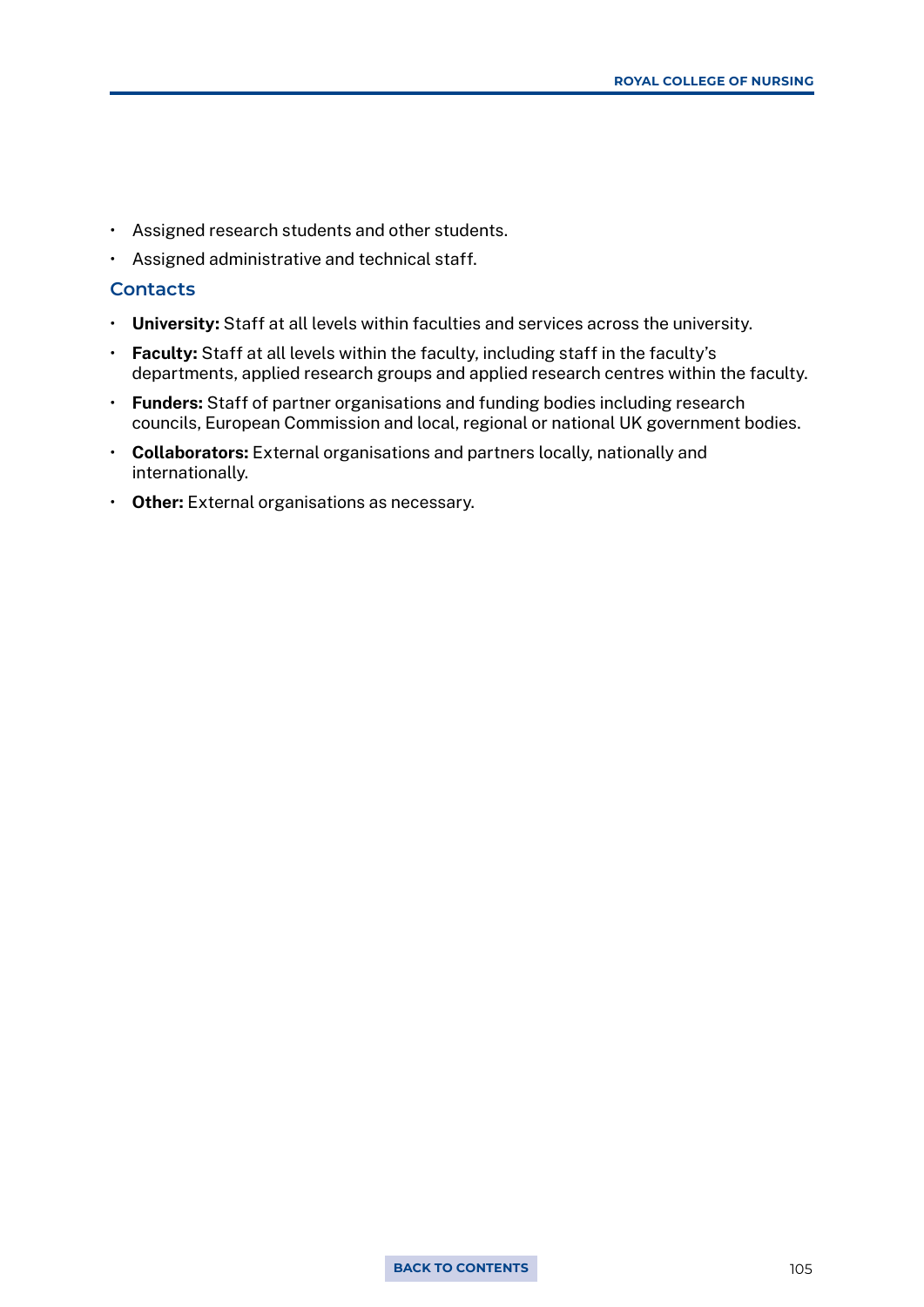- Assigned research students and other students.
- Assigned administrative and technical staff.

### Contacts

- **University:** Staff at all levels within faculties and services across the university.
- **Faculty:** Staff at all levels within the faculty, including staff in the faculty's departments, applied research groups and applied research centres within the faculty.
- **Funders:** Staff of partner organisations and funding bodies including research councils, European Commission and local, regional or national UK government bodies.
- **Collaborators:** External organisations and partners locally, nationally and internationally.
- **Other:** External organisations as necessary.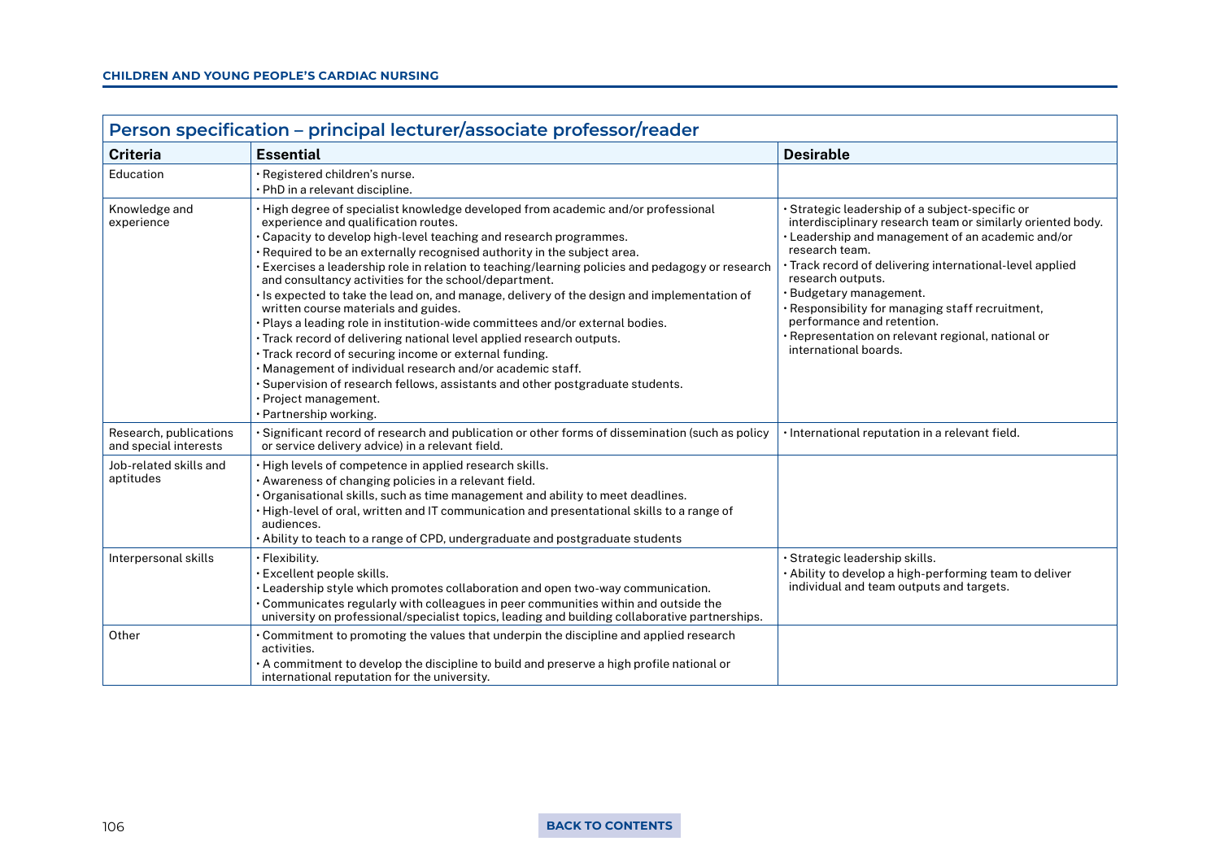## Person specification – principal lecturer/associate professor/reader

| Criteria | Essential | Desirable |
|---|---|---|
| Education | • Registered children's nurse.<br>• PhD in a relevant discipline. | |
| Knowledge and experience | • High degree of specialist knowledge developed from academic and/or professional experience and qualification routes.<br>• Capacity to develop high-level teaching and research programmes.<br>• Required to be an externally recognised authority in the subject area.<br>• Exercises a leadership role in relation to teaching/learning policies and pedagogy or research and consultancy activities for the school/department.<br>• Is expected to take the lead on, and manage, delivery of the design and implementation of written course materials and guides.<br>• Plays a leading role in institution-wide committees and/or external bodies.<br>• Track record of delivering national level applied research outputs.<br>• Track record of securing income or external funding.<br>• Management of individual research and/or academic staff.<br>• Supervision of research fellows, assistants and other postgraduate students.<br>• Project management.<br>• Partnership working. | • Strategic leadership of a subject-specific or interdisciplinary research team or similarly oriented body.<br>• Leadership and management of an academic and/or research team.<br>• Track record of delivering international-level applied research outputs.<br>• Budgetary management.<br>• Responsibility for managing staff recruitment, performance and retention.<br>• Representation on relevant regional, national or international boards. |
| Research, publications and special interests | • Significant record of research and publication or other forms of dissemination (such as policy or service delivery advice) in a relevant field. | • International reputation in a relevant field. |
| Job-related skills and aptitudes | • High levels of competence in applied research skills.<br>• Awareness of changing policies in a relevant field.<br>• Organisational skills, such as time management and ability to meet deadlines.<br>• High-level of oral, written and IT communication and presentational skills to a range of audiences.<br>• Ability to teach to a range of CPD, undergraduate and postgraduate students | |
| Interpersonal skills | • Flexibility.<br>• Excellent people skills.<br>• Leadership style which promotes collaboration and open two-way communication.<br>• Communicates regularly with colleagues in peer communities within and outside the university on professional/specialist topics, leading and building collaborative partnerships. | • Strategic leadership skills.<br>• Ability to develop a high-performing team to deliver individual and team outputs and targets. |
| Other | • Commitment to promoting the values that underpin the discipline and applied research activities.<br>• A commitment to develop the discipline to build and preserve a high profile national or international reputation for the university. | |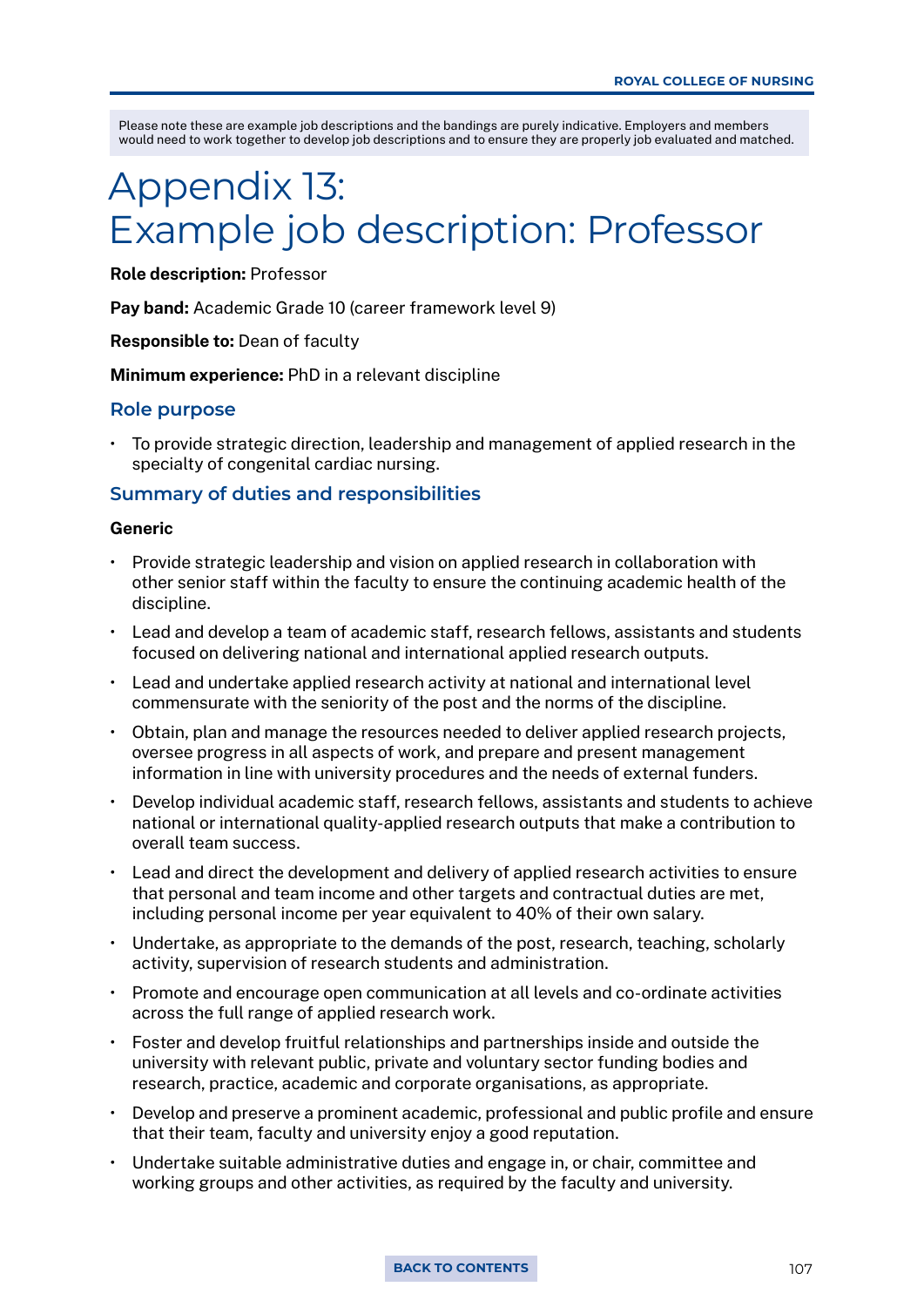Please note these are example job descriptions and the bandings are purely indicative. Employers and members would need to work together to develop job descriptions and to ensure they are properly job evaluated and matched.

# Appendix 13: Example job description: Professor

**Role description:** Professor

**Pay band:** Academic Grade 10 (career framework level 9)

**Responsible to:** Dean of faculty

**Minimum experience:** PhD in a relevant discipline

## Role purpose

- To provide strategic direction, leadership and management of applied research in the specialty of congenital cardiac nursing.

## Summary of duties and responsibilities

**Generic**

- Provide strategic leadership and vision on applied research in collaboration with other senior staff within the faculty to ensure the continuing academic health of the discipline.
- Lead and develop a team of academic staff, research fellows, assistants and students focused on delivering national and international applied research outputs.
- Lead and undertake applied research activity at national and international level commensurate with the seniority of the post and the norms of the discipline.
- Obtain, plan and manage the resources needed to deliver applied research projects, oversee progress in all aspects of work, and prepare and present management information in line with university procedures and the needs of external funders.
- Develop individual academic staff, research fellows, assistants and students to achieve national or international quality-applied research outputs that make a contribution to overall team success.
- Lead and direct the development and delivery of applied research activities to ensure that personal and team income and other targets and contractual duties are met, including personal income per year equivalent to 40% of their own salary.
- Undertake, as appropriate to the demands of the post, research, teaching, scholarly activity, supervision of research students and administration.
- Promote and encourage open communication at all levels and co-ordinate activities across the full range of applied research work.
- Foster and develop fruitful relationships and partnerships inside and outside the university with relevant public, private and voluntary sector funding bodies and research, practice, academic and corporate organisations, as appropriate.
- Develop and preserve a prominent academic, professional and public profile and ensure that their team, faculty and university enjoy a good reputation.
- Undertake suitable administrative duties and engage in, or chair, committee and working groups and other activities, as required by the faculty and university.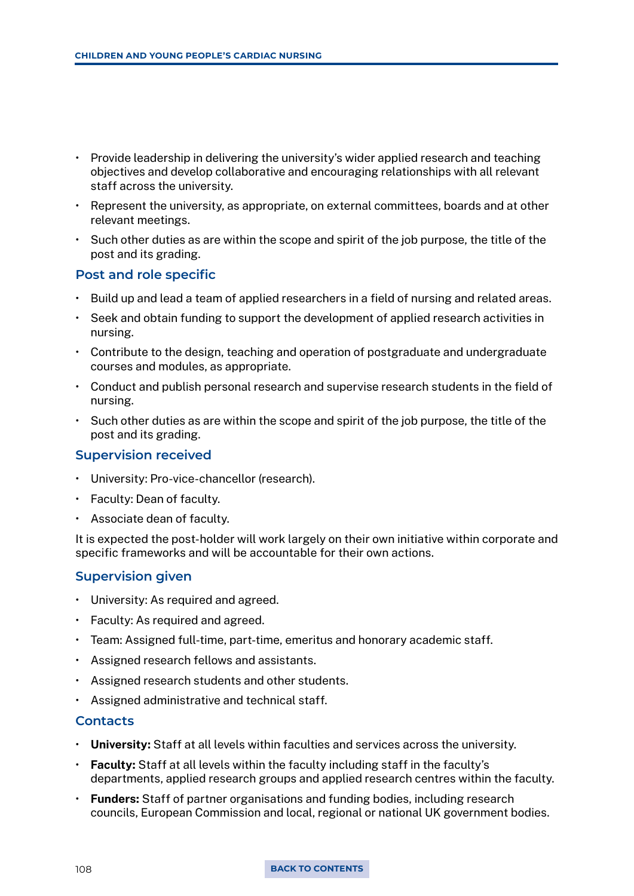- Provide leadership in delivering the university's wider applied research and teaching objectives and develop collaborative and encouraging relationships with all relevant staff across the university.
- Represent the university, as appropriate, on external committees, boards and at other relevant meetings.
- Such other duties as are within the scope and spirit of the job purpose, the title of the post and its grading.

### Post and role specific

- Build up and lead a team of applied researchers in a field of nursing and related areas.
- Seek and obtain funding to support the development of applied research activities in nursing.
- Contribute to the design, teaching and operation of postgraduate and undergraduate courses and modules, as appropriate.
- Conduct and publish personal research and supervise research students in the field of nursing.
- Such other duties as are within the scope and spirit of the job purpose, the title of the post and its grading.

### Supervision received

- University: Pro-vice-chancellor (research).
- Faculty: Dean of faculty.
- Associate dean of faculty.

It is expected the post-holder will work largely on their own initiative within corporate and specific frameworks and will be accountable for their own actions.

### Supervision given

- University: As required and agreed.
- Faculty: As required and agreed.
- Team: Assigned full-time, part-time, emeritus and honorary academic staff.
- Assigned research fellows and assistants.
- Assigned research students and other students.
- Assigned administrative and technical staff.

### Contacts

- **University:** Staff at all levels within faculties and services across the university.
- **Faculty:** Staff at all levels within the faculty including staff in the faculty's departments, applied research groups and applied research centres within the faculty.
- **Funders:** Staff of partner organisations and funding bodies, including research councils, European Commission and local, regional or national UK government bodies.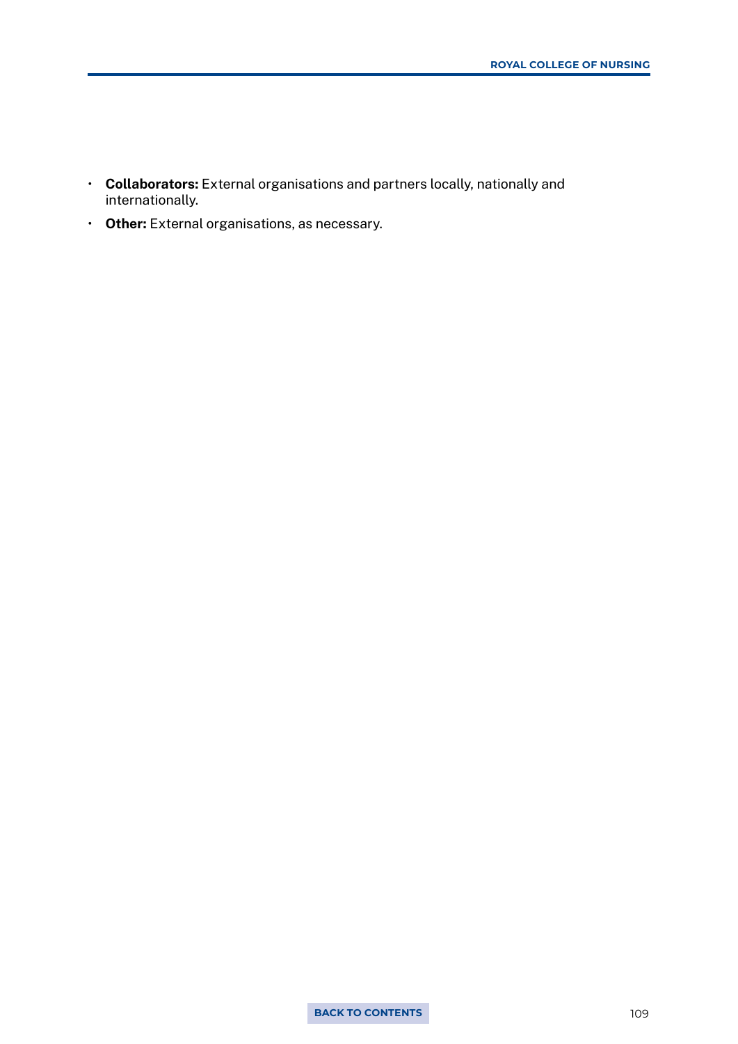- **Collaborators:** External organisations and partners locally, nationally and internationally.
- **Other:** External organisations, as necessary.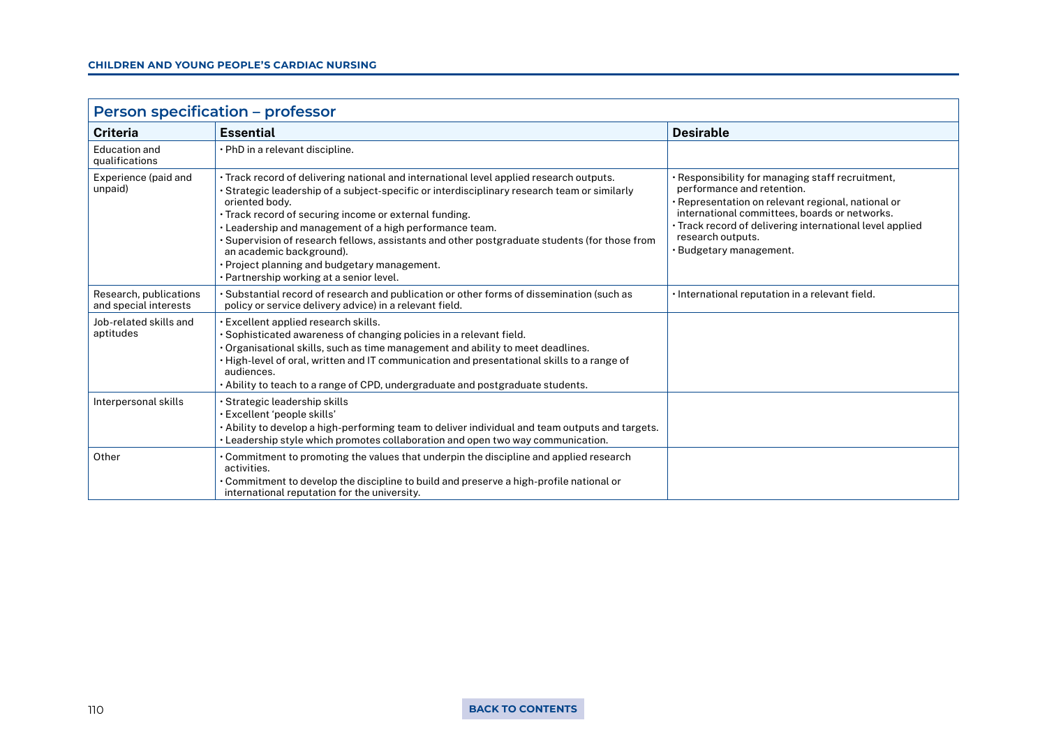## Person specification – professor

| Criteria | Essential | Desirable |
|---|---|---|
| Education and qualifications | • PhD in a relevant discipline. | |
| Experience (paid and unpaid) | • Track record of delivering national and international level applied research outputs.<br>• Strategic leadership of a subject-specific or interdisciplinary research team or similarly oriented body.<br>• Track record of securing income or external funding.<br>• Leadership and management of a high performance team.<br>• Supervision of research fellows, assistants and other postgraduate students (for those from an academic background).<br>• Project planning and budgetary management.<br>• Partnership working at a senior level. | • Responsibility for managing staff recruitment, performance and retention.<br>• Representation on relevant regional, national or international committees, boards or networks.<br>• Track record of delivering international level applied research outputs.<br>• Budgetary management. |
| Research, publications and special interests | • Substantial record of research and publication or other forms of dissemination (such as policy or service delivery advice) in a relevant field. | • International reputation in a relevant field. |
| Job-related skills and aptitudes | • Excellent applied research skills.<br>• Sophisticated awareness of changing policies in a relevant field.<br>• Organisational skills, such as time management and ability to meet deadlines.<br>• High-level of oral, written and IT communication and presentational skills to a range of audiences.<br>• Ability to teach to a range of CPD, undergraduate and postgraduate students. | |
| Interpersonal skills | • Strategic leadership skills<br>• Excellent 'people skills'<br>• Ability to develop a high-performing team to deliver individual and team outputs and targets.<br>• Leadership style which promotes collaboration and open two way communication. | |
| Other | • Commitment to promoting the values that underpin the discipline and applied research activities.<br>• Commitment to develop the discipline to build and preserve a high-profile national or international reputation for the university. | |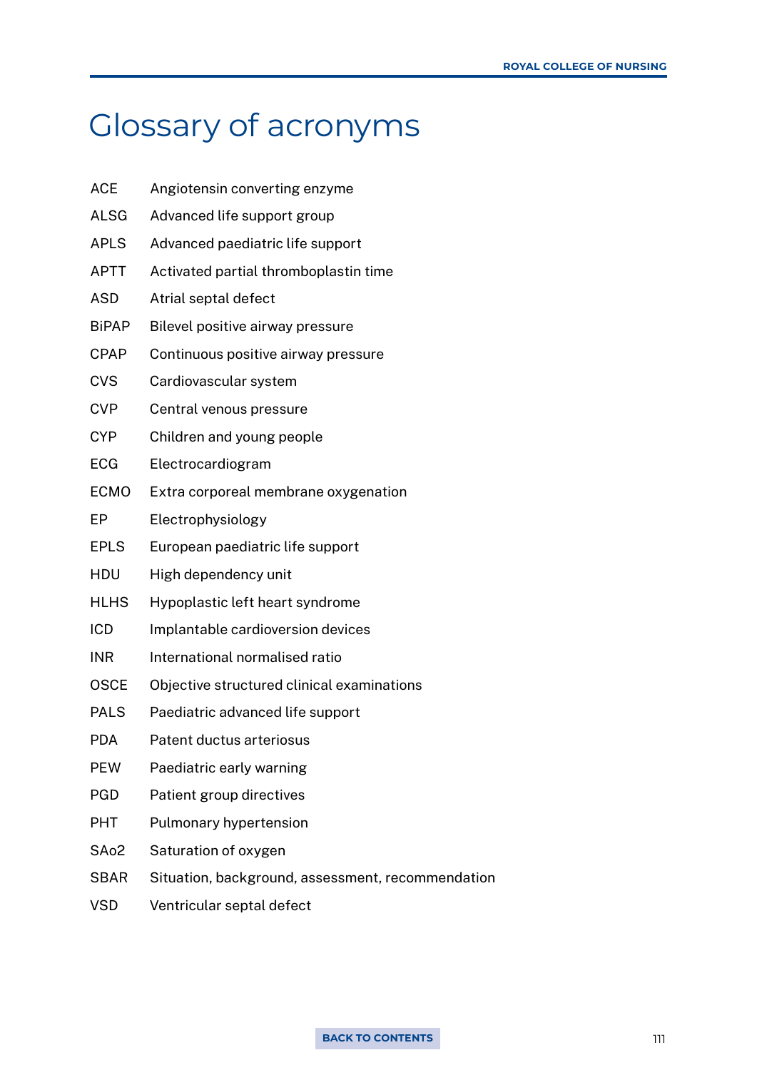# Glossary of acronyms

| | |
|---|---|
| ACE | Angiotensin converting enzyme |
| ALSG | Advanced life support group |
| APLS | Advanced paediatric life support |
| APTT | Activated partial thromboplastin time |
| ASD | Atrial septal defect |
| BiPAP | Bilevel positive airway pressure |
| CPAP | Continuous positive airway pressure |
| CVS | Cardiovascular system |
| CVP | Central venous pressure |
| CYP | Children and young people |
| ECG | Electrocardiogram |
| ECMO | Extra corporeal membrane oxygenation |
| EP | Electrophysiology |
| EPLS | European paediatric life support |
| HDU | High dependency unit |
| HLHS | Hypoplastic left heart syndrome |
| ICD | Implantable cardioversion devices |
| INR | International normalised ratio |
| OSCE | Objective structured clinical examinations |
| PALS | Paediatric advanced life support |
| PDA | Patent ductus arteriosus |
| PEW | Paediatric early warning |
| PGD | Patient group directives |
| PHT | Pulmonary hypertension |
| SAo2 | Saturation of oxygen |
| SBAR | Situation, background, assessment, recommendation |
| VSD | Ventricular septal defect |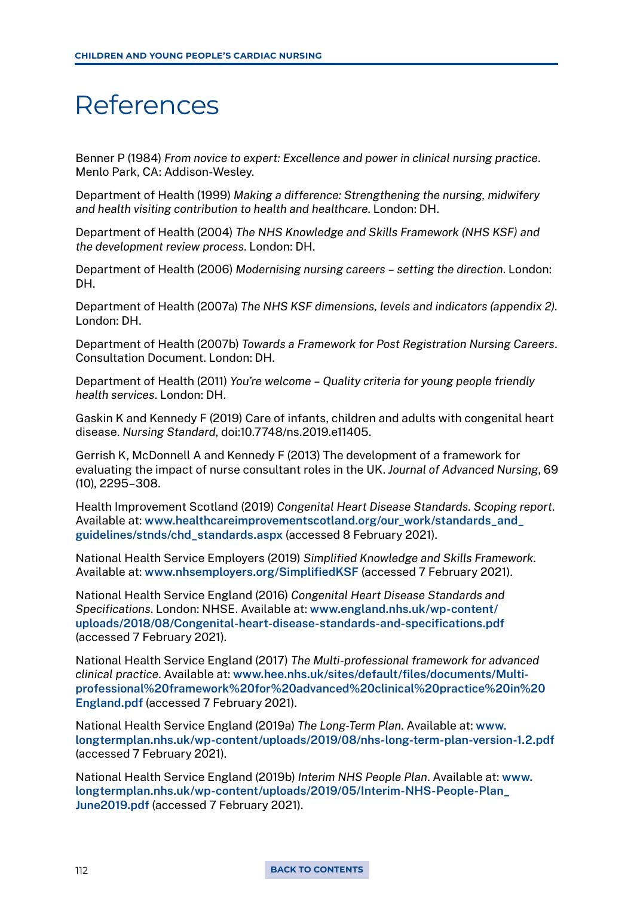# References

Benner P (1984) *From novice to expert: Excellence and power in clinical nursing practice*. Menlo Park, CA: Addison-Wesley.

Department of Health (1999) *Making a difference: Strengthening the nursing, midwifery and health visiting contribution to health and healthcare*. London: DH.

Department of Health (2004) *The NHS Knowledge and Skills Framework (NHS KSF) and the development review process*. London: DH.

Department of Health (2006) *Modernising nursing careers – setting the direction*. London: DH.

Department of Health (2007a) *The NHS KSF dimensions, levels and indicators (appendix 2)*. London: DH.

Department of Health (2007b) *Towards a Framework for Post Registration Nursing Careers*. Consultation Document. London: DH.

Department of Health (2011) *You're welcome – Quality criteria for young people friendly health services*. London: DH.

Gaskin K and Kennedy F (2019) Care of infants, children and adults with congenital heart disease. *Nursing Standard*, doi:10.7748/ns.2019.e11405.

Gerrish K, McDonnell A and Kennedy F (2013) The development of a framework for evaluating the impact of nurse consultant roles in the UK. *Journal of Advanced Nursing*, 69 (10), 2295–308.

Health Improvement Scotland (2019) *Congenital Heart Disease Standards. Scoping report*. Available at: www.healthcareimprovementscotland.org/our_work/standards_and_guidelines/stnds/chd_standards.aspx (accessed 8 February 2021).

National Health Service Employers (2019) *Simplified Knowledge and Skills Framework*. Available at: www.nhsemployers.org/SimplifiedKSF (accessed 7 February 2021).

National Health Service England (2016) *Congenital Heart Disease Standards and Specifications*. London: NHSE. Available at: www.england.nhs.uk/wp-content/uploads/2018/08/Congenital-heart-disease-standards-and-specifications.pdf (accessed 7 February 2021).

National Health Service England (2017) *The Multi-professional framework for advanced clinical practice*. Available at: www.hee.nhs.uk/sites/default/files/documents/Multi-professional%20framework%20for%20advanced%20clinical%20practice%20in%20England.pdf (accessed 7 February 2021).

National Health Service England (2019a) *The Long-Term Plan*. Available at: www.longtermplan.nhs.uk/wp-content/uploads/2019/08/nhs-long-term-plan-version-1.2.pdf (accessed 7 February 2021).

National Health Service England (2019b) *Interim NHS People Plan*. Available at: www.longtermplan.nhs.uk/wp-content/uploads/2019/05/Interim-NHS-People-Plan_June2019.pdf (accessed 7 February 2021).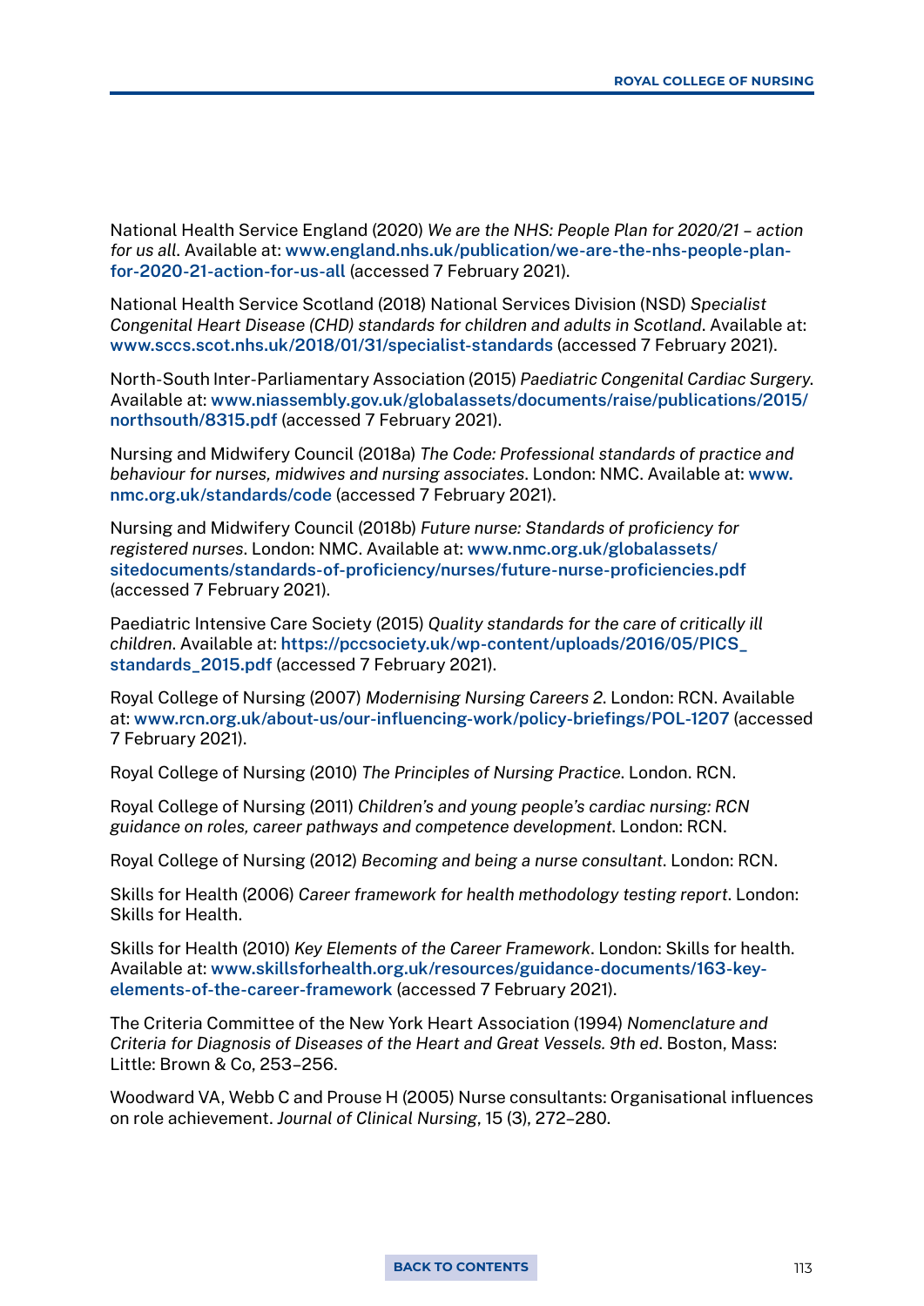National Health Service England (2020) *We are the NHS: People Plan for 2020/21 – action for us all*. Available at: www.england.nhs.uk/publication/we-are-the-nhs-people-plan-for-2020-21-action-for-us-all (accessed 7 February 2021).

National Health Service Scotland (2018) National Services Division (NSD) *Specialist Congenital Heart Disease (CHD) standards for children and adults in Scotland*. Available at: www.sccs.scot.nhs.uk/2018/01/31/specialist-standards (accessed 7 February 2021).

North-South Inter-Parliamentary Association (2015) *Paediatric Congenital Cardiac Surgery*. Available at: www.niassembly.gov.uk/globalassets/documents/raise/publications/2015/northsouth/8315.pdf (accessed 7 February 2021).

Nursing and Midwifery Council (2018a) *The Code: Professional standards of practice and behaviour for nurses, midwives and nursing associates*. London: NMC. Available at: www.nmc.org.uk/standards/code (accessed 7 February 2021).

Nursing and Midwifery Council (2018b) *Future nurse: Standards of proficiency for registered nurses*. London: NMC. Available at: www.nmc.org.uk/globalassets/sitedocuments/standards-of-proficiency/nurses/future-nurse-proficiencies.pdf (accessed 7 February 2021).

Paediatric Intensive Care Society (2015) *Quality standards for the care of critically ill children*. Available at: https://pccsociety.uk/wp-content/uploads/2016/05/PICS_standards_2015.pdf (accessed 7 February 2021).

Royal College of Nursing (2007) *Modernising Nursing Careers 2*. London: RCN. Available at: www.rcn.org.uk/about-us/our-influencing-work/policy-briefings/POL-1207 (accessed 7 February 2021).

Royal College of Nursing (2010) *The Principles of Nursing Practice*. London. RCN.

Royal College of Nursing (2011) *Children's and young people's cardiac nursing: RCN guidance on roles, career pathways and competence development*. London: RCN.

Royal College of Nursing (2012) *Becoming and being a nurse consultant*. London: RCN.

Skills for Health (2006) *Career framework for health methodology testing report*. London: Skills for Health.

Skills for Health (2010) *Key Elements of the Career Framework*. London: Skills for health. Available at: www.skillsforhealth.org.uk/resources/guidance-documents/163-key-elements-of-the-career-framework (accessed 7 February 2021).

The Criteria Committee of the New York Heart Association (1994) *Nomenclature and Criteria for Diagnosis of Diseases of the Heart and Great Vessels. 9th ed*. Boston, Mass: Little: Brown & Co, 253–256.

Woodward VA, Webb C and Prouse H (2005) Nurse consultants: Organisational influences on role achievement. *Journal of Clinical Nursing*, 15 (3), 272–280.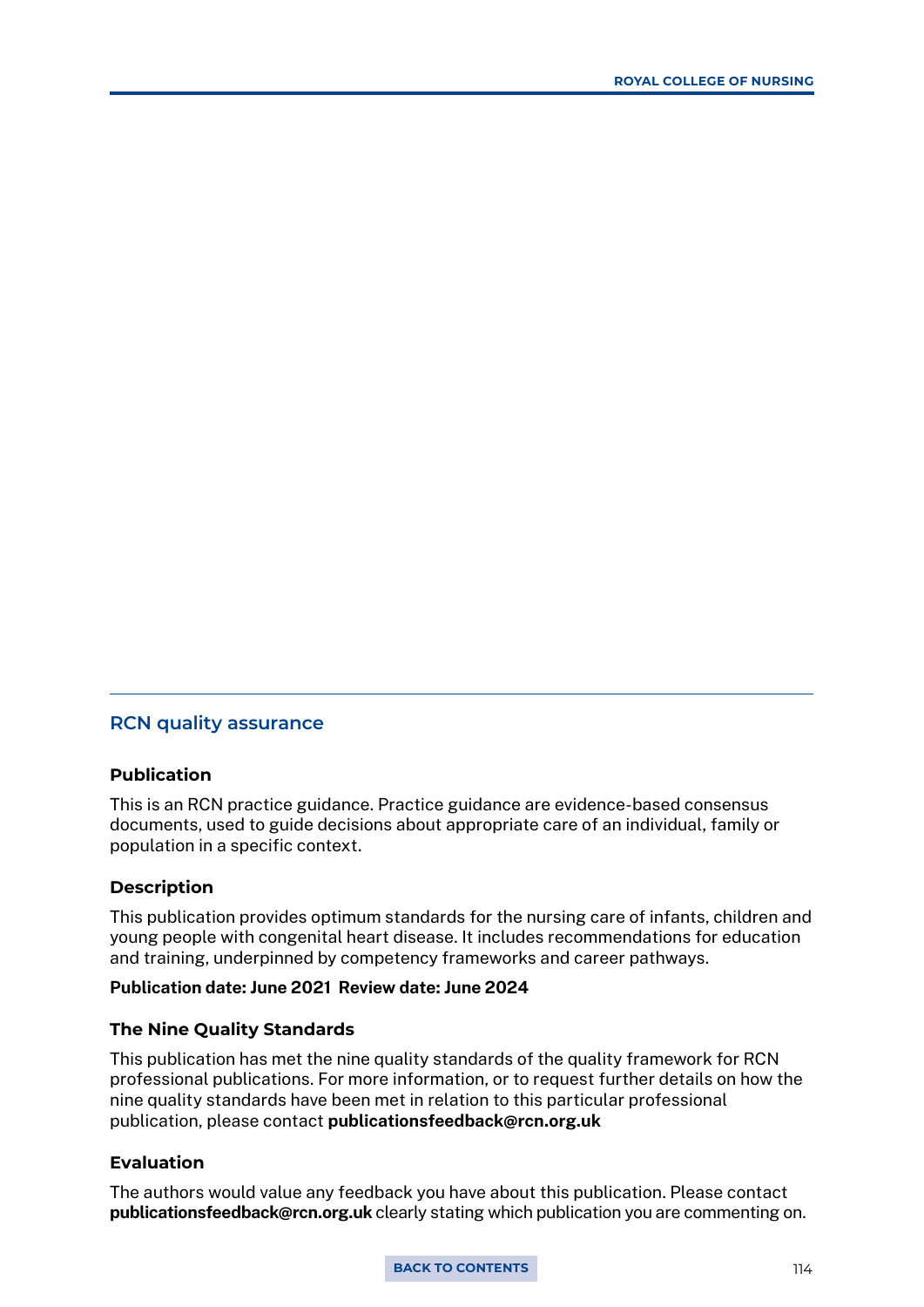## RCN quality assurance

### Publication

This is an RCN practice guidance. Practice guidance are evidence-based consensus documents, used to guide decisions about appropriate care of an individual, family or population in a specific context.

### Description

This publication provides optimum standards for the nursing care of infants, children and young people with congenital heart disease. It includes recommendations for education and training, underpinned by competency frameworks and career pathways.

**Publication date: June 2021 Review date: June 2024**

### The Nine Quality Standards

This publication has met the nine quality standards of the quality framework for RCN professional publications. For more information, or to request further details on how the nine quality standards have been met in relation to this particular professional publication, please contact **publicationsfeedback@rcn.org.uk**

### Evaluation

The authors would value any feedback you have about this publication. Please contact **publicationsfeedback@rcn.org.uk** clearly stating which publication you are commenting on.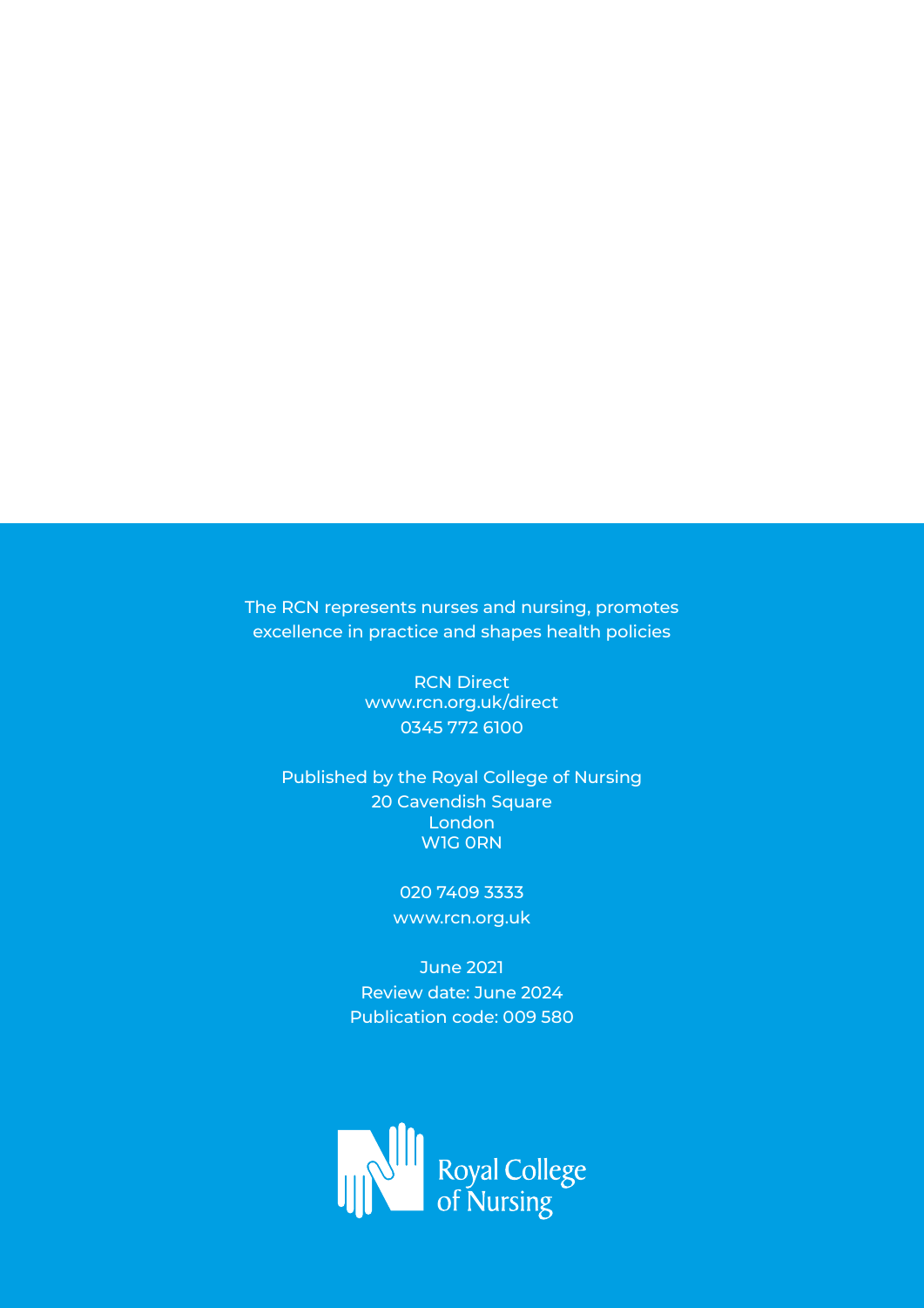The RCN represents nurses and nursing, promotes excellence in practice and shapes health policies

RCN Direct
www.rcn.org.uk/direct
0345 772 6100

Published by the Royal College of Nursing
20 Cavendish Square
London
W1G 0RN

020 7409 3333
www.rcn.org.uk

June 2021
Review date: June 2024
Publication code: 009 580

Royal College of Nursing